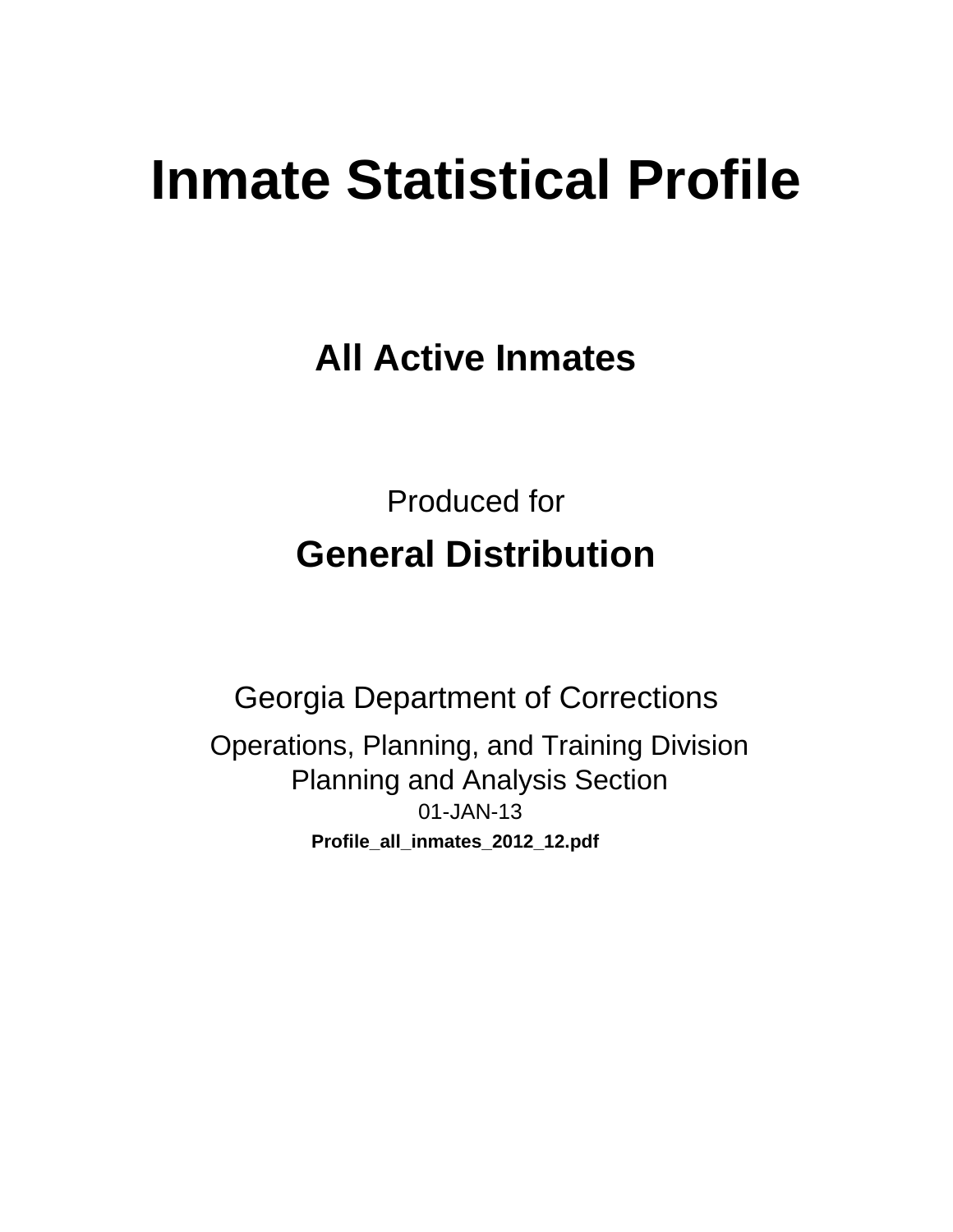# Inmate Statistical Profile

## All Active Inmates

Produced for

## General Distribution

Georgia Department of Corrections

Operations, Planning, and Training Division
Planning and Analysis Section
01-JAN-13

**Profile_all_inmates_2012_12.pdf**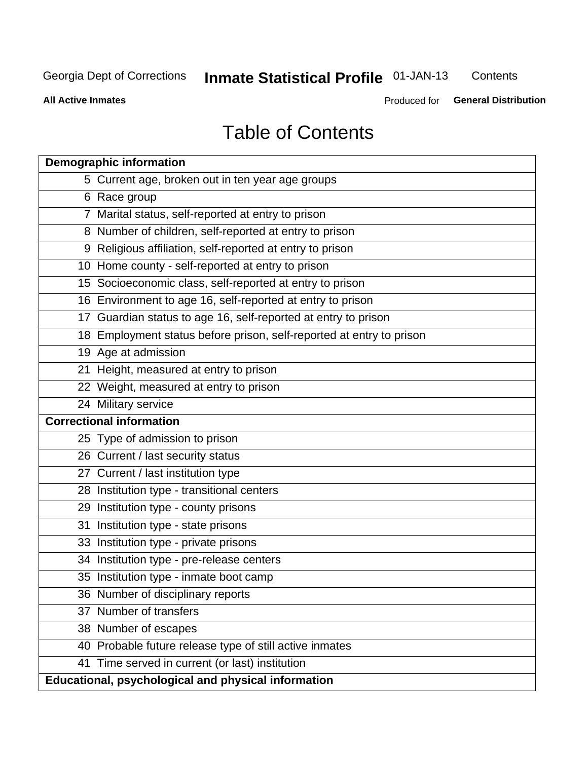Georgia Dept of Corrections **Inmate Statistical Profile** 01-JAN-13 Contents

**All Active Inmates** Produced for **General Distribution**

# Table of Contents

| **Demographic information** | |
|---|---|
| 5 | Current age, broken out in ten year age groups |
| 6 | Race group |
| 7 | Marital status, self-reported at entry to prison |
| 8 | Number of children, self-reported at entry to prison |
| 9 | Religious affiliation, self-reported at entry to prison |
| 10 | Home county - self-reported at entry to prison |
| 15 | Socioeconomic class, self-reported at entry to prison |
| 16 | Environment to age 16, self-reported at entry to prison |
| 17 | Guardian status to age 16, self-reported at entry to prison |
| 18 | Employment status before prison, self-reported at entry to prison |
| 19 | Age at admission |
| 21 | Height, measured at entry to prison |
| 22 | Weight, measured at entry to prison |
| 24 | Military service |
| **Correctional information** | |
| 25 | Type of admission to prison |
| 26 | Current / last security status |
| 27 | Current / last institution type |
| 28 | Institution type - transitional centers |
| 29 | Institution type - county prisons |
| 31 | Institution type - state prisons |
| 33 | Institution type - private prisons |
| 34 | Institution type - pre-release centers |
| 35 | Institution type - inmate boot camp |
| 36 | Number of disciplinary reports |
| 37 | Number of transfers |
| 38 | Number of escapes |
| 40 | Probable future release type of still active inmates |
| 41 | Time served in current (or last) institution |
| **Educational, psychological and physical information** | |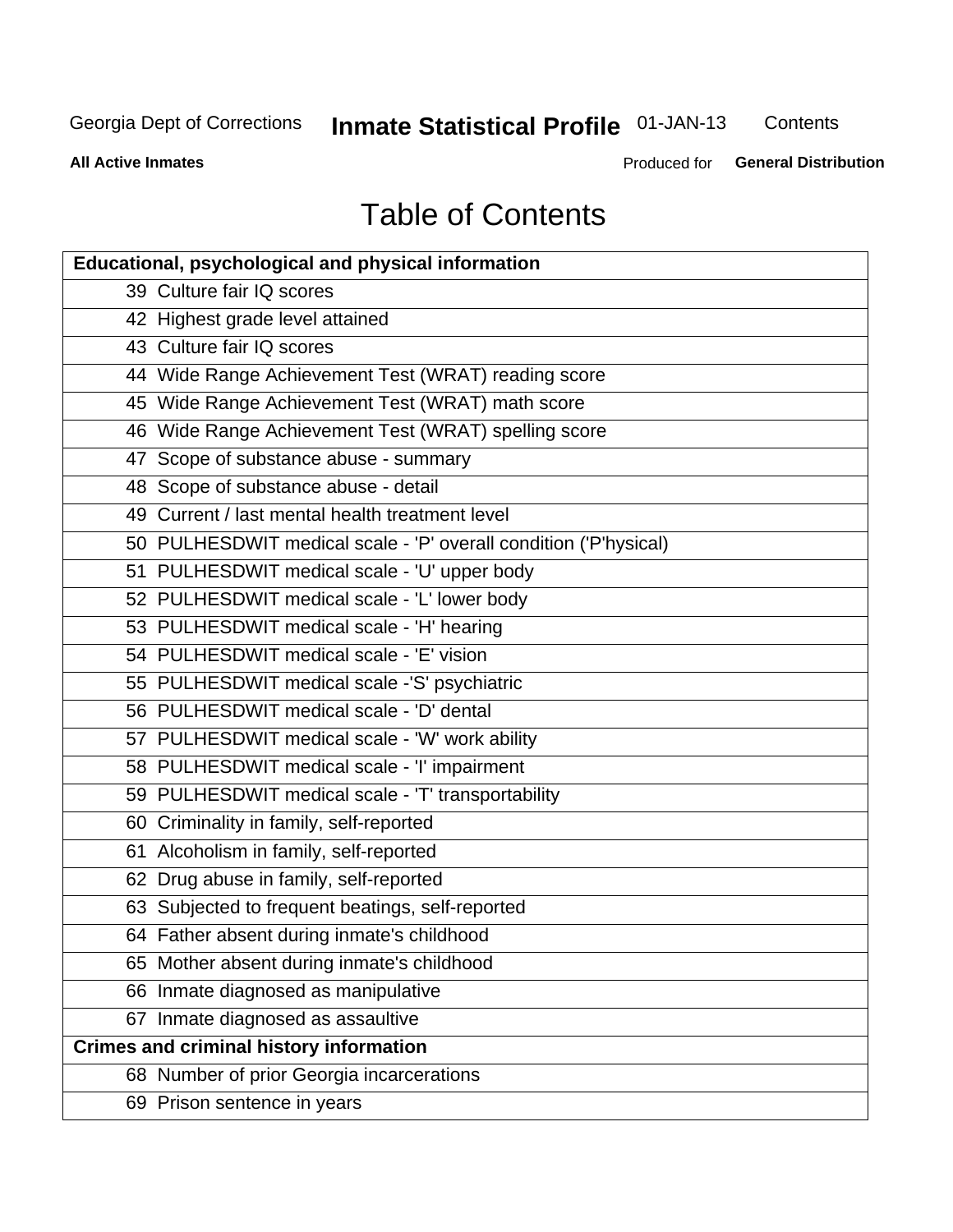# Table of Contents

| Educational, psychological and physical information |
|---|
| 39 Culture fair IQ scores |
| 42 Highest grade level attained |
| 43 Culture fair IQ scores |
| 44 Wide Range Achievement Test (WRAT) reading score |
| 45 Wide Range Achievement Test (WRAT) math score |
| 46 Wide Range Achievement Test (WRAT) spelling score |
| 47 Scope of substance abuse - summary |
| 48 Scope of substance abuse - detail |
| 49 Current / last mental health treatment level |
| 50 PULHESDWIT medical scale - 'P' overall condition ('P'hysical) |
| 51 PULHESDWIT medical scale - 'U' upper body |
| 52 PULHESDWIT medical scale - 'L' lower body |
| 53 PULHESDWIT medical scale - 'H' hearing |
| 54 PULHESDWIT medical scale - 'E' vision |
| 55 PULHESDWIT medical scale -'S' psychiatric |
| 56 PULHESDWIT medical scale - 'D' dental |
| 57 PULHESDWIT medical scale - 'W' work ability |
| 58 PULHESDWIT medical scale - 'I' impairment |
| 59 PULHESDWIT medical scale - 'T' transportability |
| 60 Criminality in family, self-reported |
| 61 Alcoholism in family, self-reported |
| 62 Drug abuse in family, self-reported |
| 63 Subjected to frequent beatings, self-reported |
| 64 Father absent during inmate's childhood |
| 65 Mother absent during inmate's childhood |
| 66 Inmate diagnosed as manipulative |
| 67 Inmate diagnosed as assaultive |
| **Crimes and criminal history information** |
| 68 Number of prior Georgia incarcerations |
| 69 Prison sentence in years |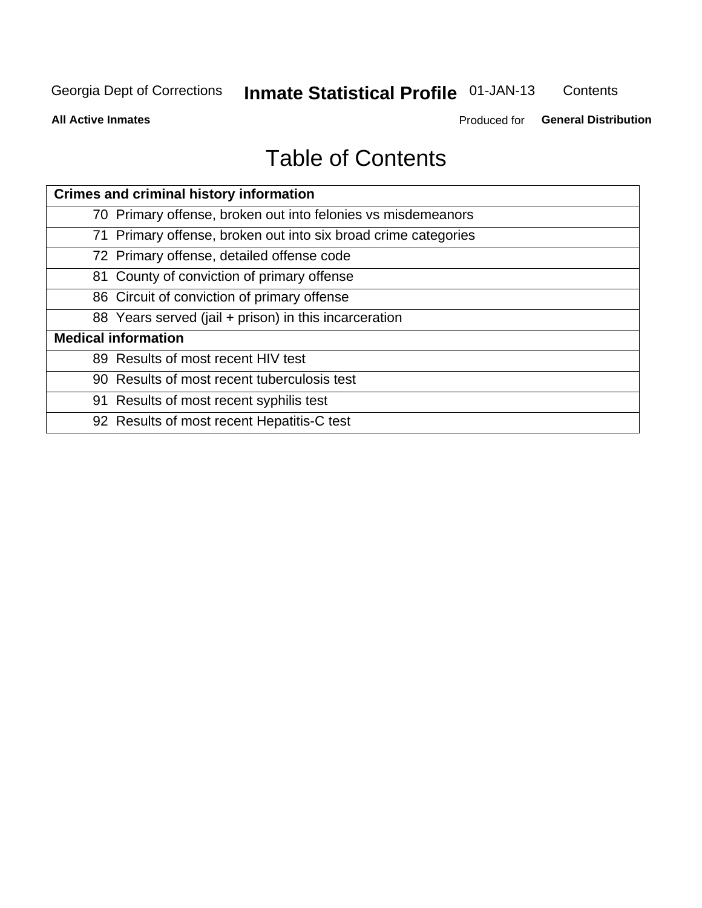# Table of Contents

| Crimes and criminal history information | |
|---|---|
| 70 | Primary offense, broken out into felonies vs misdemeanors |
| 71 | Primary offense, broken out into six broad crime categories |
| 72 | Primary offense, detailed offense code |
| 81 | County of conviction of primary offense |
| 86 | Circuit of conviction of primary offense |
| 88 | Years served (jail + prison) in this incarceration |
| **Medical information** | |
| 89 | Results of most recent HIV test |
| 90 | Results of most recent tuberculosis test |
| 91 | Results of most recent syphilis test |
| 92 | Results of most recent Hepatitis-C test |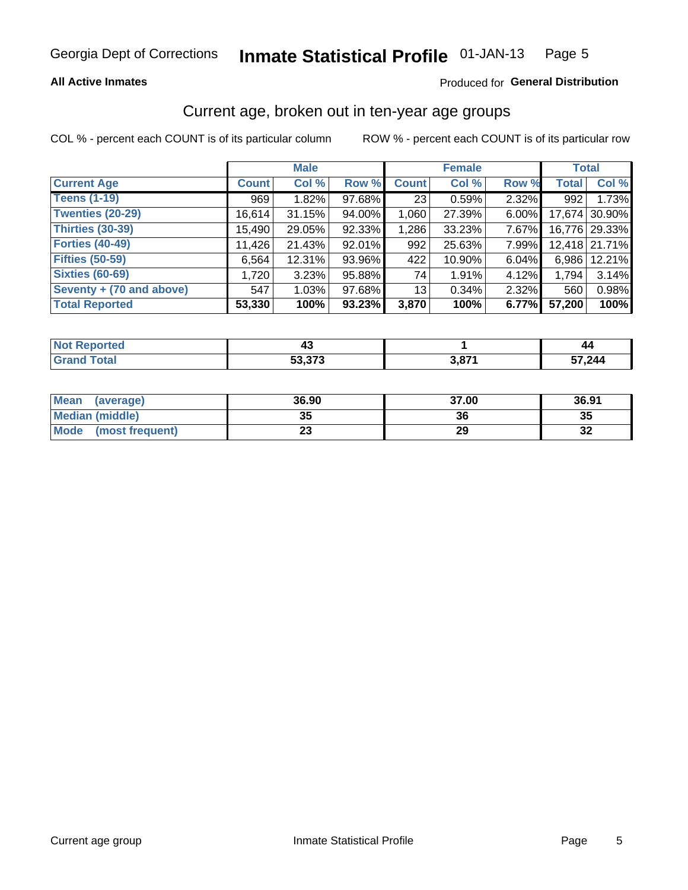Georgia Dept of Corrections **Inmate Statistical Profile** 01-JAN-13

**All Active Inmates**

Produced for **General Distribution**

## Current age, broken out in ten-year age groups

COL % - percent each COUNT is of its particular column

ROW % - percent each COUNT is of its particular row

| | Male | | | Female | | | Total | |
|---|---|---|---|---|---|---|---|---|
| **Current Age** | **Count** | **Col %** | **Row %** | **Count** | **Col %** | **Row %** | **Total** | **Col %** |
| Teens (1-19) | 969 | 1.82% | 97.68% | 23 | 0.59% | 2.32% | 992 | 1.73% |
| Twenties (20-29) | 16,614 | 31.15% | 94.00% | 1,060 | 27.39% | 6.00% | 17,674 | 30.90% |
| Thirties (30-39) | 15,490 | 29.05% | 92.33% | 1,286 | 33.23% | 7.67% | 16,776 | 29.33% |
| Forties (40-49) | 11,426 | 21.43% | 92.01% | 992 | 25.63% | 7.99% | 12,418 | 21.71% |
| Fifties (50-59) | 6,564 | 12.31% | 93.96% | 422 | 10.90% | 6.04% | 6,986 | 12.21% |
| Sixties (60-69) | 1,720 | 3.23% | 95.88% | 74 | 1.91% | 4.12% | 1,794 | 3.14% |
| Seventy + (70 and above) | 547 | 1.03% | 97.68% | 13 | 0.34% | 2.32% | 560 | 0.98% |
| **Total Reported** | **53,330** | **100%** | **93.23%** | **3,870** | **100%** | **6.77%** | **57,200** | **100%** |

| | Male | Female | Total |
|---|---|---|---|
| Not Reported | **43** | **1** | **44** |
| Grand Total | **53,373** | **3,871** | **57,244** |

| | Male | Female | Total |
|---|---|---|---|
| Mean (average) | **36.90** | **37.00** | **36.91** |
| Median (middle) | **35** | **36** | **35** |
| Mode (most frequent) | **23** | **29** | **32** |

Current age group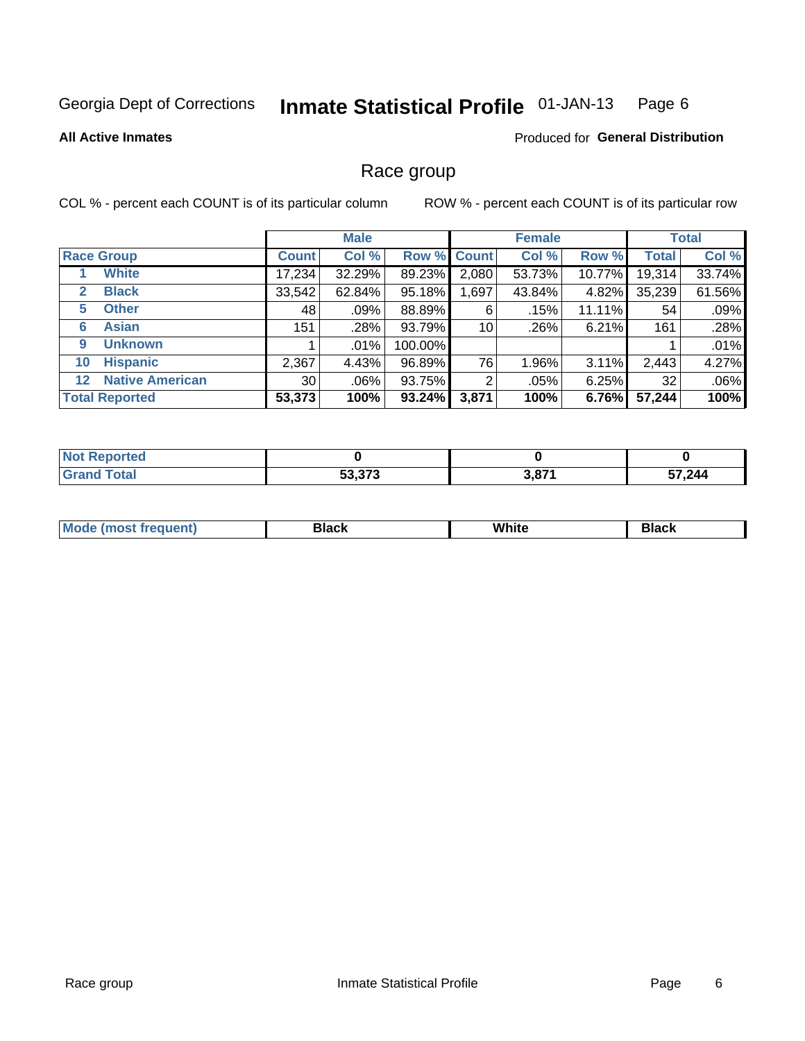Georgia Dept of Corrections **Inmate Statistical Profile** 01-JAN-13

**All Active Inmates**

Produced for **General Distribution**

## Race group

COL % - percent each COUNT is of its particular column

ROW % - percent each COUNT is of its particular row

| | | Male | | | Female | | | Total | |
|---|---|---|---|---|---|---|---|---|---|
| **Race Group** | | **Count** | **Col %** | **Row %** | **Count** | **Col %** | **Row %** | **Total** | **Col %** |
| 1 | **White** | 17,234 | 32.29% | 89.23% | 2,080 | 53.73% | 10.77% | 19,314 | 33.74% |
| 2 | **Black** | 33,542 | 62.84% | 95.18% | 1,697 | 43.84% | 4.82% | 35,239 | 61.56% |
| 5 | **Other** | 48 | .09% | 88.89% | 6 | .15% | 11.11% | 54 | .09% |
| 6 | **Asian** | 151 | .28% | 93.79% | 10 | .26% | 6.21% | 161 | .28% |
| 9 | **Unknown** | 1 | .01% | 100.00% | | | | 1 | .01% |
| 10 | **Hispanic** | 2,367 | 4.43% | 96.89% | 76 | 1.96% | 3.11% | 2,443 | 4.27% |
| 12 | **Native American** | 30 | .06% | 93.75% | 2 | .05% | 6.25% | 32 | .06% |
| **Total Reported** | | **53,373** | **100%** | **93.24%** | **3,871** | **100%** | **6.76%** | **57,244** | **100%** |

| | Male | Female | Total |
|---|---|---|---|
| **Not Reported** | **0** | **0** | **0** |
| **Grand Total** | **53,373** | **3,871** | **57,244** |

| | Male | Female | Total |
|---|---|---|---|
| **Mode (most frequent)** | **Black** | **White** | **Black** |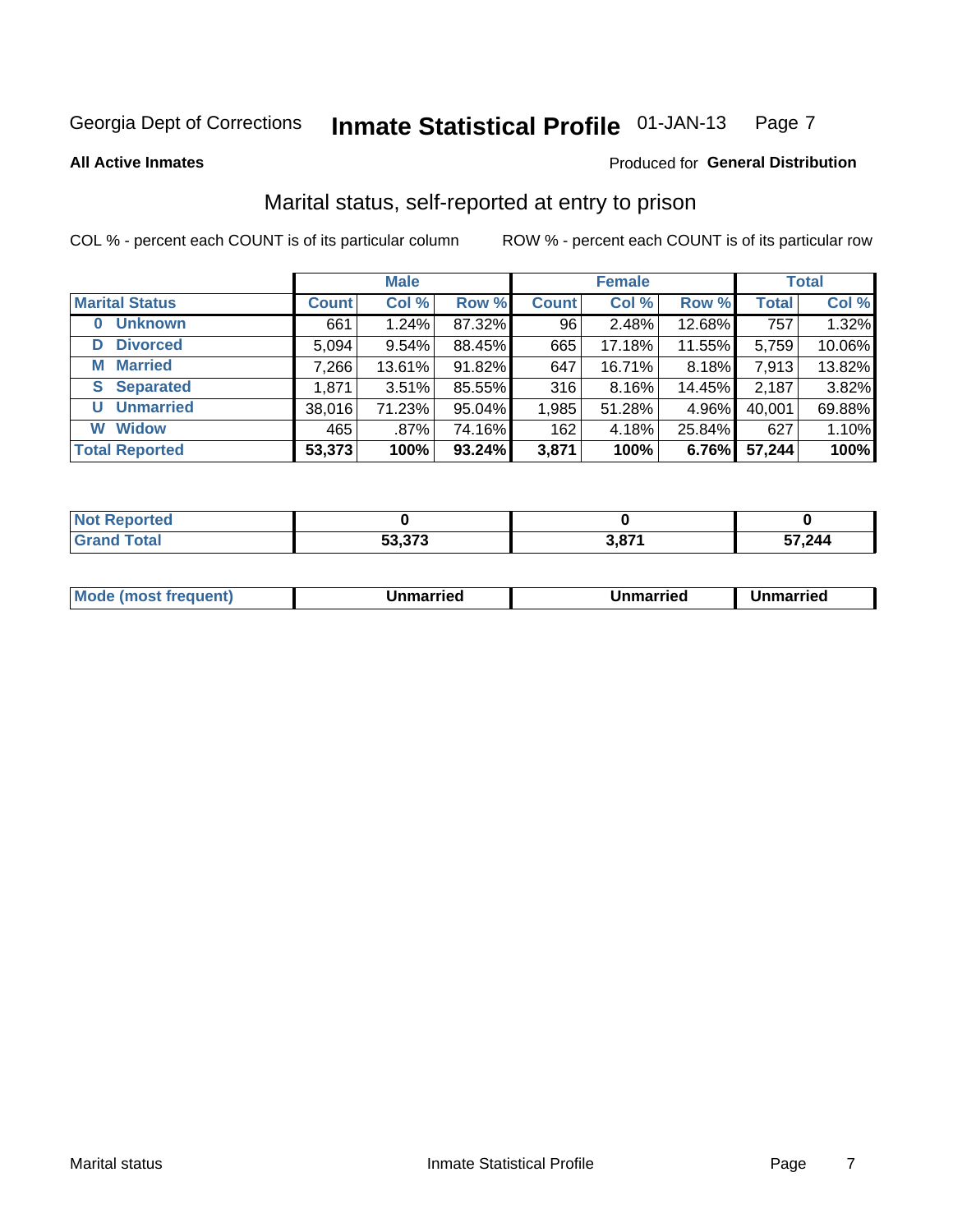Georgia Dept of Corrections **Inmate Statistical Profile** 01-JAN-13

**All Active Inmates**

Produced for **General Distribution**

## Marital status, self-reported at entry to prison

COL % - percent each COUNT is of its particular column

ROW % - percent each COUNT is of its particular row

| | Male | | | Female | | | Total | |
|---|---|---|---|---|---|---|---|---|
| **Marital Status** | **Count** | **Col %** | **Row %** | **Count** | **Col %** | **Row %** | **Total** | **Col %** |
| 0 Unknown | 661 | 1.24% | 87.32% | 96 | 2.48% | 12.68% | 757 | 1.32% |
| D Divorced | 5,094 | 9.54% | 88.45% | 665 | 17.18% | 11.55% | 5,759 | 10.06% |
| M Married | 7,266 | 13.61% | 91.82% | 647 | 16.71% | 8.18% | 7,913 | 13.82% |
| S Separated | 1,871 | 3.51% | 85.55% | 316 | 8.16% | 14.45% | 2,187 | 3.82% |
| U Unmarried | 38,016 | 71.23% | 95.04% | 1,985 | 51.28% | 4.96% | 40,001 | 69.88% |
| W Widow | 465 | .87% | 74.16% | 162 | 4.18% | 25.84% | 627 | 1.10% |
| **Total Reported** | **53,373** | **100%** | **93.24%** | **3,871** | **100%** | **6.76%** | **57,244** | **100%** |

| | Male | Female | Total |
|---|---|---|---|
| Not Reported | 0 | 0 | 0 |
| Grand Total | 53,373 | 3,871 | 57,244 |

| | Male | Female | Total |
|---|---|---|---|
| Mode (most frequent) | Unmarried | Unmarried | Unmarried |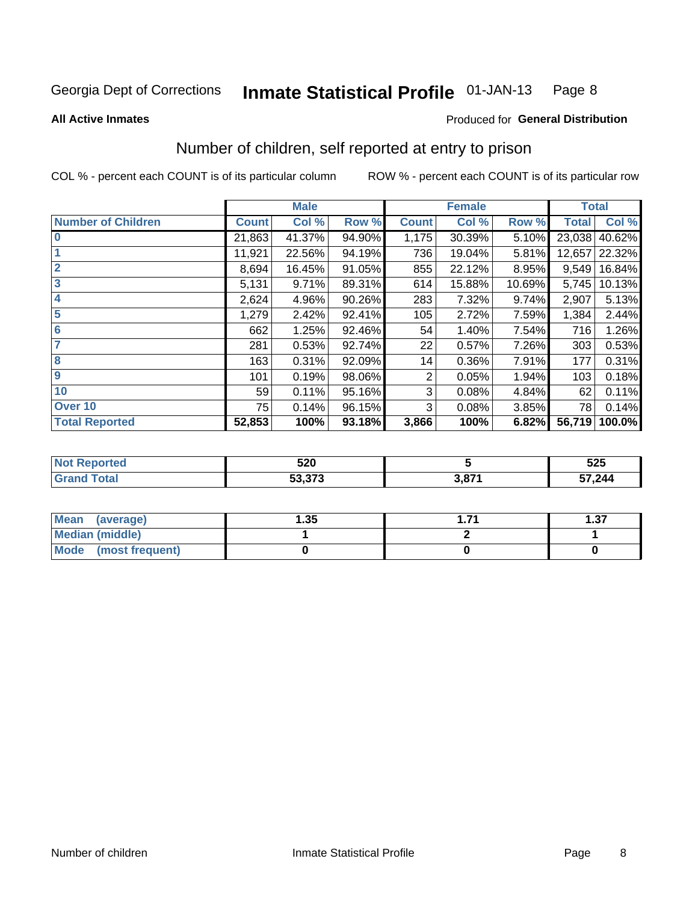Georgia Dept of Corrections **Inmate Statistical Profile** 01-JAN-13

**All Active Inmates**

Produced for **General Distribution**

## Number of children, self reported at entry to prison

COL % - percent each COUNT is of its particular column ROW % - percent each COUNT is of its particular row

| | Male | | | Female | | | Total | |
|---|---|---|---|---|---|---|---|---|
| **Number of Children** | **Count** | **Col %** | **Row %** | **Count** | **Col %** | **Row %** | **Total** | **Col %** |
| **0** | 21,863 | 41.37% | 94.90% | 1,175 | 30.39% | 5.10% | 23,038 | 40.62% |
| **1** | 11,921 | 22.56% | 94.19% | 736 | 19.04% | 5.81% | 12,657 | 22.32% |
| **2** | 8,694 | 16.45% | 91.05% | 855 | 22.12% | 8.95% | 9,549 | 16.84% |
| **3** | 5,131 | 9.71% | 89.31% | 614 | 15.88% | 10.69% | 5,745 | 10.13% |
| **4** | 2,624 | 4.96% | 90.26% | 283 | 7.32% | 9.74% | 2,907 | 5.13% |
| **5** | 1,279 | 2.42% | 92.41% | 105 | 2.72% | 7.59% | 1,384 | 2.44% |
| **6** | 662 | 1.25% | 92.46% | 54 | 1.40% | 7.54% | 716 | 1.26% |
| **7** | 281 | 0.53% | 92.74% | 22 | 0.57% | 7.26% | 303 | 0.53% |
| **8** | 163 | 0.31% | 92.09% | 14 | 0.36% | 7.91% | 177 | 0.31% |
| **9** | 101 | 0.19% | 98.06% | 2 | 0.05% | 1.94% | 103 | 0.18% |
| **10** | 59 | 0.11% | 95.16% | 3 | 0.08% | 4.84% | 62 | 0.11% |
| **Over 10** | 75 | 0.14% | 96.15% | 3 | 0.08% | 3.85% | 78 | 0.14% |
| **Total Reported** | **52,853** | **100%** | **93.18%** | **3,866** | **100%** | **6.82%** | **56,719** | **100.0%** |

| | Male | Female | Total |
|---|---|---|---|
| **Not Reported** | **520** | **5** | **525** |
| **Grand Total** | **53,373** | **3,871** | **57,244** |

| | Male | Female | Total |
|---|---|---|---|
| **Mean (average)** | **1.35** | **1.71** | **1.37** |
| **Median (middle)** | **1** | **2** | **1** |
| **Mode (most frequent)** | **0** | **0** | **0** |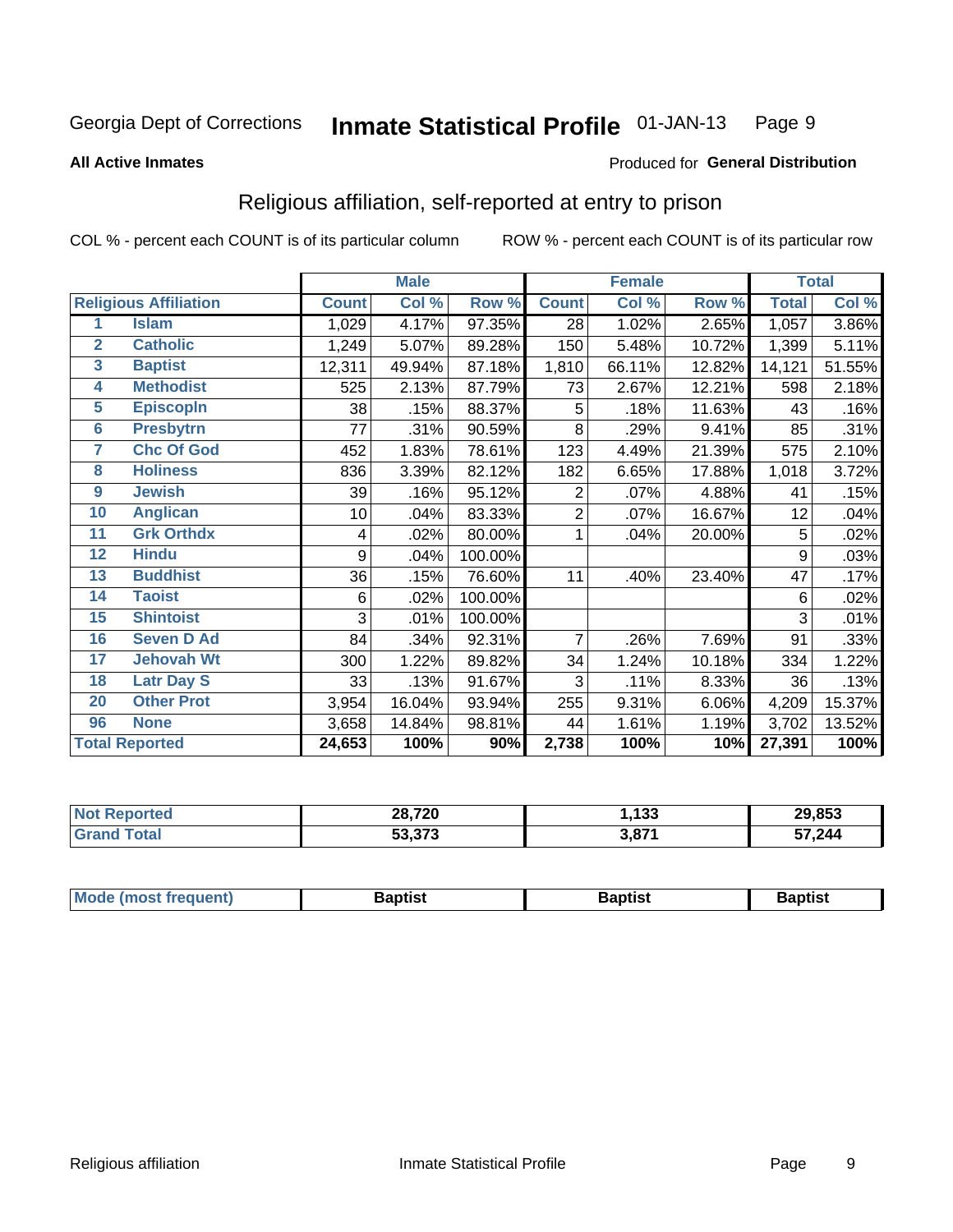Georgia Dept of Corrections **Inmate Statistical Profile** 01-JAN-13

**All Active Inmates**

Produced for **General Distribution**

## Religious affiliation, self-reported at entry to prison

COL % - percent each COUNT is of its particular column

ROW % - percent each COUNT is of its particular row

| | | Male | | | Female | | | Total | |
|---|---|---|---|---|---|---|---|---|---|
| **Religious Affiliation** | | **Count** | **Col %** | **Row %** | **Count** | **Col %** | **Row %** | **Total** | **Col %** |
| 1 | Islam | 1,029 | 4.17% | 97.35% | 28 | 1.02% | 2.65% | 1,057 | 3.86% |
| 2 | Catholic | 1,249 | 5.07% | 89.28% | 150 | 5.48% | 10.72% | 1,399 | 5.11% |
| 3 | Baptist | 12,311 | 49.94% | 87.18% | 1,810 | 66.11% | 12.82% | 14,121 | 51.55% |
| 4 | Methodist | 525 | 2.13% | 87.79% | 73 | 2.67% | 12.21% | 598 | 2.18% |
| 5 | Episcopln | 38 | .15% | 88.37% | 5 | .18% | 11.63% | 43 | .16% |
| 6 | Presbytrn | 77 | .31% | 90.59% | 8 | .29% | 9.41% | 85 | .31% |
| 7 | Chc Of God | 452 | 1.83% | 78.61% | 123 | 4.49% | 21.39% | 575 | 2.10% |
| 8 | Holiness | 836 | 3.39% | 82.12% | 182 | 6.65% | 17.88% | 1,018 | 3.72% |
| 9 | Jewish | 39 | .16% | 95.12% | 2 | .07% | 4.88% | 41 | .15% |
| 10 | Anglican | 10 | .04% | 83.33% | 2 | .07% | 16.67% | 12 | .04% |
| 11 | Grk Orthdx | 4 | .02% | 80.00% | 1 | .04% | 20.00% | 5 | .02% |
| 12 | Hindu | 9 | .04% | 100.00% | | | | 9 | .03% |
| 13 | Buddhist | 36 | .15% | 76.60% | 11 | .40% | 23.40% | 47 | .17% |
| 14 | Taoist | 6 | .02% | 100.00% | | | | 6 | .02% |
| 15 | Shintoist | 3 | .01% | 100.00% | | | | 3 | .01% |
| 16 | Seven D Ad | 84 | .34% | 92.31% | 7 | .26% | 7.69% | 91 | .33% |
| 17 | Jehovah Wt | 300 | 1.22% | 89.82% | 34 | 1.24% | 10.18% | 334 | 1.22% |
| 18 | Latr Day S | 33 | .13% | 91.67% | 3 | .11% | 8.33% | 36 | .13% |
| 20 | Other Prot | 3,954 | 16.04% | 93.94% | 255 | 9.31% | 6.06% | 4,209 | 15.37% |
| 96 | None | 3,658 | 14.84% | 98.81% | 44 | 1.61% | 1.19% | 3,702 | 13.52% |
| **Total Reported** | | **24,653** | **100%** | **90%** | **2,738** | **100%** | **10%** | **27,391** | **100%** |

| | Male | Female | Total |
|---|---|---|---|
| Not Reported | 28,720 | 1,133 | 29,853 |
| Grand Total | 53,373 | 3,871 | 57,244 |

| | Male | Female | Total |
|---|---|---|---|
| Mode (most frequent) | Baptist | Baptist | Baptist |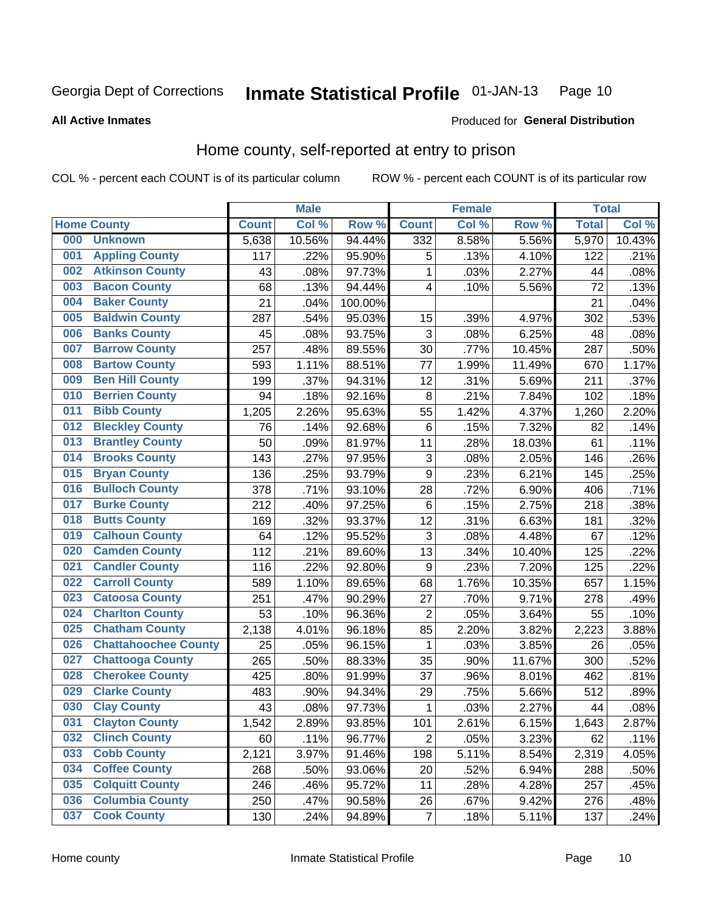Georgia Dept of Corrections **Inmate Statistical Profile** 01-JAN-13

**All Active Inmates**

Produced for **General Distribution**

## Home county, self-reported at entry to prison

COL % - percent each COUNT is of its particular column    ROW % - percent each COUNT is of its particular row

| Home County | | Male | | | Female | | | Total | |
|---|---|---|---|---|---|---|---|---|---|
| | | Count | Col % | Row % | Count | Col % | Row % | Total | Col % |
| 000 | Unknown | 5,638 | 10.56% | 94.44% | 332 | 8.58% | 5.56% | 5,970 | 10.43% |
| 001 | Appling County | 117 | .22% | 95.90% | 5 | .13% | 4.10% | 122 | .21% |
| 002 | Atkinson County | 43 | .08% | 97.73% | 1 | .03% | 2.27% | 44 | .08% |
| 003 | Bacon County | 68 | .13% | 94.44% | 4 | .10% | 5.56% | 72 | .13% |
| 004 | Baker County | 21 | .04% | 100.00% | | | | 21 | .04% |
| 005 | Baldwin County | 287 | .54% | 95.03% | 15 | .39% | 4.97% | 302 | .53% |
| 006 | Banks County | 45 | .08% | 93.75% | 3 | .08% | 6.25% | 48 | .08% |
| 007 | Barrow County | 257 | .48% | 89.55% | 30 | .77% | 10.45% | 287 | .50% |
| 008 | Bartow County | 593 | 1.11% | 88.51% | 77 | 1.99% | 11.49% | 670 | 1.17% |
| 009 | Ben Hill County | 199 | .37% | 94.31% | 12 | .31% | 5.69% | 211 | .37% |
| 010 | Berrien County | 94 | .18% | 92.16% | 8 | .21% | 7.84% | 102 | .18% |
| 011 | Bibb County | 1,205 | 2.26% | 95.63% | 55 | 1.42% | 4.37% | 1,260 | 2.20% |
| 012 | Bleckley County | 76 | .14% | 92.68% | 6 | .15% | 7.32% | 82 | .14% |
| 013 | Brantley County | 50 | .09% | 81.97% | 11 | .28% | 18.03% | 61 | .11% |
| 014 | Brooks County | 143 | .27% | 97.95% | 3 | .08% | 2.05% | 146 | .26% |
| 015 | Bryan County | 136 | .25% | 93.79% | 9 | .23% | 6.21% | 145 | .25% |
| 016 | Bulloch County | 378 | .71% | 93.10% | 28 | .72% | 6.90% | 406 | .71% |
| 017 | Burke County | 212 | .40% | 97.25% | 6 | .15% | 2.75% | 218 | .38% |
| 018 | Butts County | 169 | .32% | 93.37% | 12 | .31% | 6.63% | 181 | .32% |
| 019 | Calhoun County | 64 | .12% | 95.52% | 3 | .08% | 4.48% | 67 | .12% |
| 020 | Camden County | 112 | .21% | 89.60% | 13 | .34% | 10.40% | 125 | .22% |
| 021 | Candler County | 116 | .22% | 92.80% | 9 | .23% | 7.20% | 125 | .22% |
| 022 | Carroll County | 589 | 1.10% | 89.65% | 68 | 1.76% | 10.35% | 657 | 1.15% |
| 023 | Catoosa County | 251 | .47% | 90.29% | 27 | .70% | 9.71% | 278 | .49% |
| 024 | Charlton County | 53 | .10% | 96.36% | 2 | .05% | 3.64% | 55 | .10% |
| 025 | Chatham County | 2,138 | 4.01% | 96.18% | 85 | 2.20% | 3.82% | 2,223 | 3.88% |
| 026 | Chattahoochee County | 25 | .05% | 96.15% | 1 | .03% | 3.85% | 26 | .05% |
| 027 | Chattooga County | 265 | .50% | 88.33% | 35 | .90% | 11.67% | 300 | .52% |
| 028 | Cherokee County | 425 | .80% | 91.99% | 37 | .96% | 8.01% | 462 | .81% |
| 029 | Clarke County | 483 | .90% | 94.34% | 29 | .75% | 5.66% | 512 | .89% |
| 030 | Clay County | 43 | .08% | 97.73% | 1 | .03% | 2.27% | 44 | .08% |
| 031 | Clayton County | 1,542 | 2.89% | 93.85% | 101 | 2.61% | 6.15% | 1,643 | 2.87% |
| 032 | Clinch County | 60 | .11% | 96.77% | 2 | .05% | 3.23% | 62 | .11% |
| 033 | Cobb County | 2,121 | 3.97% | 91.46% | 198 | 5.11% | 8.54% | 2,319 | 4.05% |
| 034 | Coffee County | 268 | .50% | 93.06% | 20 | .52% | 6.94% | 288 | .50% |
| 035 | Colquitt County | 246 | .46% | 95.72% | 11 | .28% | 4.28% | 257 | .45% |
| 036 | Columbia County | 250 | .47% | 90.58% | 26 | .67% | 9.42% | 276 | .48% |
| 037 | Cook County | 130 | .24% | 94.89% | 7 | .18% | 5.11% | 137 | .24% |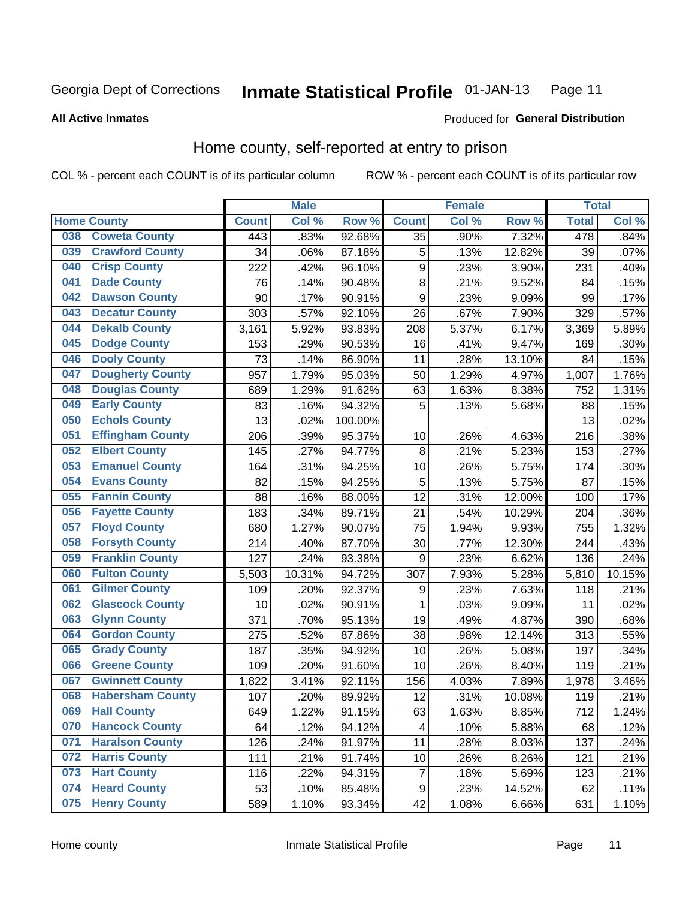Georgia Dept of Corrections **Inmate Statistical Profile** 01-JAN-13

**All Active Inmates**

Produced for **General Distribution**

## Home county, self-reported at entry to prison

COL % - percent each COUNT is of its particular column      ROW % - percent each COUNT is of its particular row

| Home County | | Male | | | Female | | | Total | |
|---|---|---|---|---|---|---|---|---|---|
| | | Count | Col % | Row % | Count | Col % | Row % | Total | Col % |
| 038 | Coweta County | 443 | .83% | 92.68% | 35 | .90% | 7.32% | 478 | .84% |
| 039 | Crawford County | 34 | .06% | 87.18% | 5 | .13% | 12.82% | 39 | .07% |
| 040 | Crisp County | 222 | .42% | 96.10% | 9 | .23% | 3.90% | 231 | .40% |
| 041 | Dade County | 76 | .14% | 90.48% | 8 | .21% | 9.52% | 84 | .15% |
| 042 | Dawson County | 90 | .17% | 90.91% | 9 | .23% | 9.09% | 99 | .17% |
| 043 | Decatur County | 303 | .57% | 92.10% | 26 | .67% | 7.90% | 329 | .57% |
| 044 | Dekalb County | 3,161 | 5.92% | 93.83% | 208 | 5.37% | 6.17% | 3,369 | 5.89% |
| 045 | Dodge County | 153 | .29% | 90.53% | 16 | .41% | 9.47% | 169 | .30% |
| 046 | Dooly County | 73 | .14% | 86.90% | 11 | .28% | 13.10% | 84 | .15% |
| 047 | Dougherty County | 957 | 1.79% | 95.03% | 50 | 1.29% | 4.97% | 1,007 | 1.76% |
| 048 | Douglas County | 689 | 1.29% | 91.62% | 63 | 1.63% | 8.38% | 752 | 1.31% |
| 049 | Early County | 83 | .16% | 94.32% | 5 | .13% | 5.68% | 88 | .15% |
| 050 | Echols County | 13 | .02% | 100.00% | | | | 13 | .02% |
| 051 | Effingham County | 206 | .39% | 95.37% | 10 | .26% | 4.63% | 216 | .38% |
| 052 | Elbert County | 145 | .27% | 94.77% | 8 | .21% | 5.23% | 153 | .27% |
| 053 | Emanuel County | 164 | .31% | 94.25% | 10 | .26% | 5.75% | 174 | .30% |
| 054 | Evans County | 82 | .15% | 94.25% | 5 | .13% | 5.75% | 87 | .15% |
| 055 | Fannin County | 88 | .16% | 88.00% | 12 | .31% | 12.00% | 100 | .17% |
| 056 | Fayette County | 183 | .34% | 89.71% | 21 | .54% | 10.29% | 204 | .36% |
| 057 | Floyd County | 680 | 1.27% | 90.07% | 75 | 1.94% | 9.93% | 755 | 1.32% |
| 058 | Forsyth County | 214 | .40% | 87.70% | 30 | .77% | 12.30% | 244 | .43% |
| 059 | Franklin County | 127 | .24% | 93.38% | 9 | .23% | 6.62% | 136 | .24% |
| 060 | Fulton County | 5,503 | 10.31% | 94.72% | 307 | 7.93% | 5.28% | 5,810 | 10.15% |
| 061 | Gilmer County | 109 | .20% | 92.37% | 9 | .23% | 7.63% | 118 | .21% |
| 062 | Glascock County | 10 | .02% | 90.91% | 1 | .03% | 9.09% | 11 | .02% |
| 063 | Glynn County | 371 | .70% | 95.13% | 19 | .49% | 4.87% | 390 | .68% |
| 064 | Gordon County | 275 | .52% | 87.86% | 38 | .98% | 12.14% | 313 | .55% |
| 065 | Grady County | 187 | .35% | 94.92% | 10 | .26% | 5.08% | 197 | .34% |
| 066 | Greene County | 109 | .20% | 91.60% | 10 | .26% | 8.40% | 119 | .21% |
| 067 | Gwinnett County | 1,822 | 3.41% | 92.11% | 156 | 4.03% | 7.89% | 1,978 | 3.46% |
| 068 | Habersham County | 107 | .20% | 89.92% | 12 | .31% | 10.08% | 119 | .21% |
| 069 | Hall County | 649 | 1.22% | 91.15% | 63 | 1.63% | 8.85% | 712 | 1.24% |
| 070 | Hancock County | 64 | .12% | 94.12% | 4 | .10% | 5.88% | 68 | .12% |
| 071 | Haralson County | 126 | .24% | 91.97% | 11 | .28% | 8.03% | 137 | .24% |
| 072 | Harris County | 111 | .21% | 91.74% | 10 | .26% | 8.26% | 121 | .21% |
| 073 | Hart County | 116 | .22% | 94.31% | 7 | .18% | 5.69% | 123 | .21% |
| 074 | Heard County | 53 | .10% | 85.48% | 9 | .23% | 14.52% | 62 | .11% |
| 075 | Henry County | 589 | 1.10% | 93.34% | 42 | 1.08% | 6.66% | 631 | 1.10% |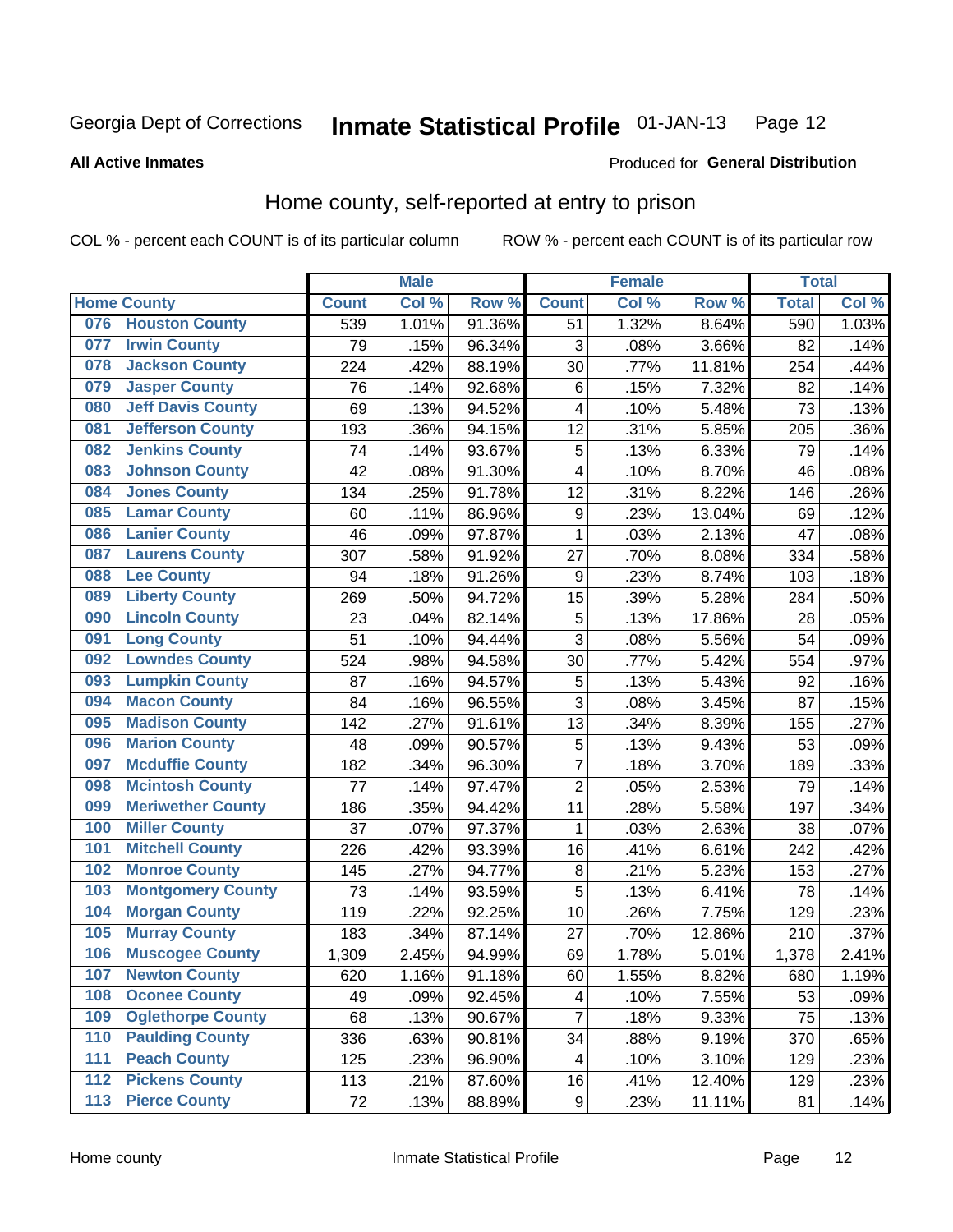Georgia Dept of Corrections **Inmate Statistical Profile** 01-JAN-13

**All Active Inmates**

Produced for **General Distribution**

## Home county, self-reported at entry to prison

COL % - percent each COUNT is of its particular column ROW % - percent each COUNT is of its particular row

| Home County | | Male | | | Female | | | Total | |
|---|---|---|---|---|---|---|---|---|---|
| | | Count | Col % | Row % | Count | Col % | Row % | Total | Col % |
| 076 | Houston County | 539 | 1.01% | 91.36% | 51 | 1.32% | 8.64% | 590 | 1.03% |
| 077 | Irwin County | 79 | .15% | 96.34% | 3 | .08% | 3.66% | 82 | .14% |
| 078 | Jackson County | 224 | .42% | 88.19% | 30 | .77% | 11.81% | 254 | .44% |
| 079 | Jasper County | 76 | .14% | 92.68% | 6 | .15% | 7.32% | 82 | .14% |
| 080 | Jeff Davis County | 69 | .13% | 94.52% | 4 | .10% | 5.48% | 73 | .13% |
| 081 | Jefferson County | 193 | .36% | 94.15% | 12 | .31% | 5.85% | 205 | .36% |
| 082 | Jenkins County | 74 | .14% | 93.67% | 5 | .13% | 6.33% | 79 | .14% |
| 083 | Johnson County | 42 | .08% | 91.30% | 4 | .10% | 8.70% | 46 | .08% |
| 084 | Jones County | 134 | .25% | 91.78% | 12 | .31% | 8.22% | 146 | .26% |
| 085 | Lamar County | 60 | .11% | 86.96% | 9 | .23% | 13.04% | 69 | .12% |
| 086 | Lanier County | 46 | .09% | 97.87% | 1 | .03% | 2.13% | 47 | .08% |
| 087 | Laurens County | 307 | .58% | 91.92% | 27 | .70% | 8.08% | 334 | .58% |
| 088 | Lee County | 94 | .18% | 91.26% | 9 | .23% | 8.74% | 103 | .18% |
| 089 | Liberty County | 269 | .50% | 94.72% | 15 | .39% | 5.28% | 284 | .50% |
| 090 | Lincoln County | 23 | .04% | 82.14% | 5 | .13% | 17.86% | 28 | .05% |
| 091 | Long County | 51 | .10% | 94.44% | 3 | .08% | 5.56% | 54 | .09% |
| 092 | Lowndes County | 524 | .98% | 94.58% | 30 | .77% | 5.42% | 554 | .97% |
| 093 | Lumpkin County | 87 | .16% | 94.57% | 5 | .13% | 5.43% | 92 | .16% |
| 094 | Macon County | 84 | .16% | 96.55% | 3 | .08% | 3.45% | 87 | .15% |
| 095 | Madison County | 142 | .27% | 91.61% | 13 | .34% | 8.39% | 155 | .27% |
| 096 | Marion County | 48 | .09% | 90.57% | 5 | .13% | 9.43% | 53 | .09% |
| 097 | Mcduffie County | 182 | .34% | 96.30% | 7 | .18% | 3.70% | 189 | .33% |
| 098 | Mcintosh County | 77 | .14% | 97.47% | 2 | .05% | 2.53% | 79 | .14% |
| 099 | Meriwether County | 186 | .35% | 94.42% | 11 | .28% | 5.58% | 197 | .34% |
| 100 | Miller County | 37 | .07% | 97.37% | 1 | .03% | 2.63% | 38 | .07% |
| 101 | Mitchell County | 226 | .42% | 93.39% | 16 | .41% | 6.61% | 242 | .42% |
| 102 | Monroe County | 145 | .27% | 94.77% | 8 | .21% | 5.23% | 153 | .27% |
| 103 | Montgomery County | 73 | .14% | 93.59% | 5 | .13% | 6.41% | 78 | .14% |
| 104 | Morgan County | 119 | .22% | 92.25% | 10 | .26% | 7.75% | 129 | .23% |
| 105 | Murray County | 183 | .34% | 87.14% | 27 | .70% | 12.86% | 210 | .37% |
| 106 | Muscogee County | 1,309 | 2.45% | 94.99% | 69 | 1.78% | 5.01% | 1,378 | 2.41% |
| 107 | Newton County | 620 | 1.16% | 91.18% | 60 | 1.55% | 8.82% | 680 | 1.19% |
| 108 | Oconee County | 49 | .09% | 92.45% | 4 | .10% | 7.55% | 53 | .09% |
| 109 | Oglethorpe County | 68 | .13% | 90.67% | 7 | .18% | 9.33% | 75 | .13% |
| 110 | Paulding County | 336 | .63% | 90.81% | 34 | .88% | 9.19% | 370 | .65% |
| 111 | Peach County | 125 | .23% | 96.90% | 4 | .10% | 3.10% | 129 | .23% |
| 112 | Pickens County | 113 | .21% | 87.60% | 16 | .41% | 12.40% | 129 | .23% |
| 113 | Pierce County | 72 | .13% | 88.89% | 9 | .23% | 11.11% | 81 | .14% |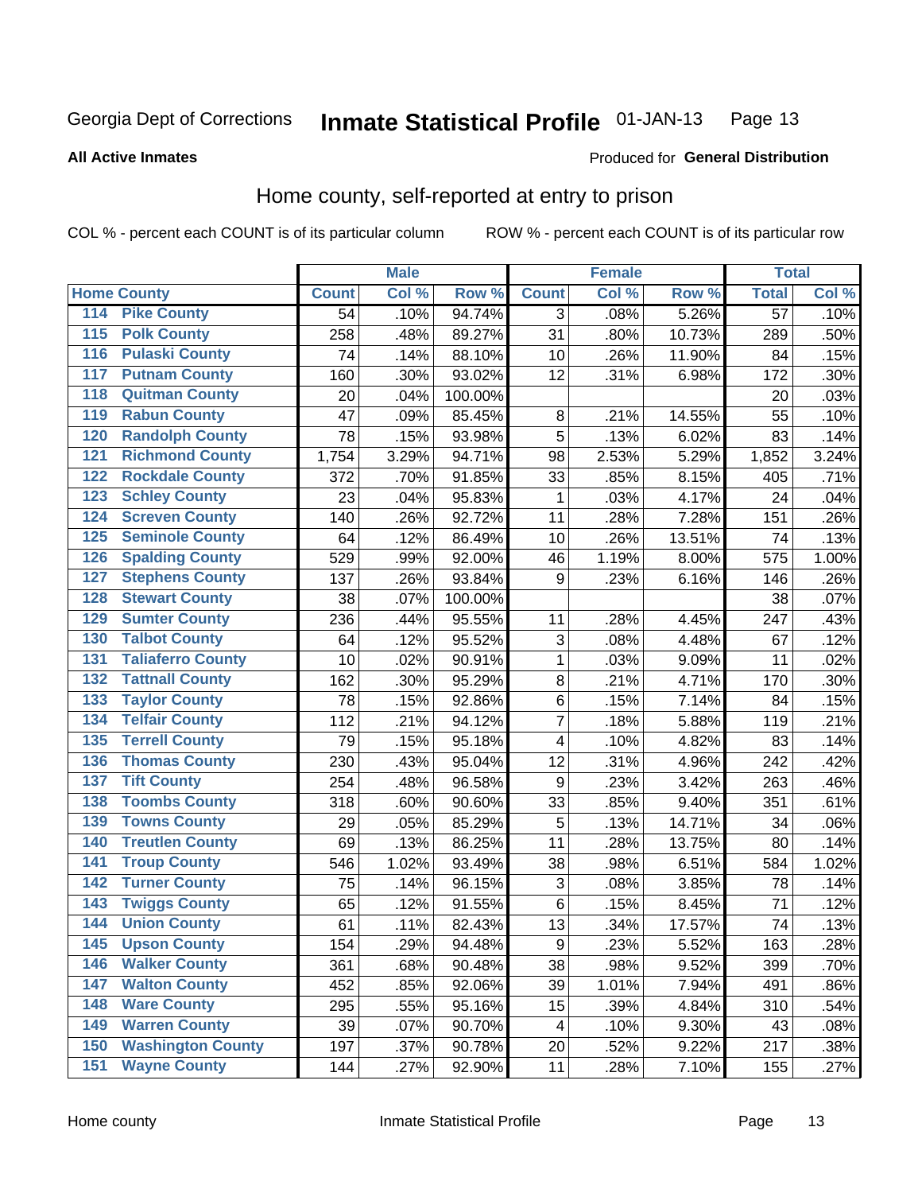Georgia Dept of Corrections **Inmate Statistical Profile** 01-JAN-13

**All Active Inmates**

Produced for **General Distribution**

## Home county, self-reported at entry to prison

COL % - percent each COUNT is of its particular column ROW % - percent each COUNT is of its particular row

| Home County | | Male | | | Female | | | Total | |
|---|---|---|---|---|---|---|---|---|---|
| | | Count | Col % | Row % | Count | Col % | Row % | Total | Col % |
| 114 | Pike County | 54 | .10% | 94.74% | 3 | .08% | 5.26% | 57 | .10% |
| 115 | Polk County | 258 | .48% | 89.27% | 31 | .80% | 10.73% | 289 | .50% |
| 116 | Pulaski County | 74 | .14% | 88.10% | 10 | .26% | 11.90% | 84 | .15% |
| 117 | Putnam County | 160 | .30% | 93.02% | 12 | .31% | 6.98% | 172 | .30% |
| 118 | Quitman County | 20 | .04% | 100.00% | | | | 20 | .03% |
| 119 | Rabun County | 47 | .09% | 85.45% | 8 | .21% | 14.55% | 55 | .10% |
| 120 | Randolph County | 78 | .15% | 93.98% | 5 | .13% | 6.02% | 83 | .14% |
| 121 | Richmond County | 1,754 | 3.29% | 94.71% | 98 | 2.53% | 5.29% | 1,852 | 3.24% |
| 122 | Rockdale County | 372 | .70% | 91.85% | 33 | .85% | 8.15% | 405 | .71% |
| 123 | Schley County | 23 | .04% | 95.83% | 1 | .03% | 4.17% | 24 | .04% |
| 124 | Screven County | 140 | .26% | 92.72% | 11 | .28% | 7.28% | 151 | .26% |
| 125 | Seminole County | 64 | .12% | 86.49% | 10 | .26% | 13.51% | 74 | .13% |
| 126 | Spalding County | 529 | .99% | 92.00% | 46 | 1.19% | 8.00% | 575 | 1.00% |
| 127 | Stephens County | 137 | .26% | 93.84% | 9 | .23% | 6.16% | 146 | .26% |
| 128 | Stewart County | 38 | .07% | 100.00% | | | | 38 | .07% |
| 129 | Sumter County | 236 | .44% | 95.55% | 11 | .28% | 4.45% | 247 | .43% |
| 130 | Talbot County | 64 | .12% | 95.52% | 3 | .08% | 4.48% | 67 | .12% |
| 131 | Taliaferro County | 10 | .02% | 90.91% | 1 | .03% | 9.09% | 11 | .02% |
| 132 | Tattnall County | 162 | .30% | 95.29% | 8 | .21% | 4.71% | 170 | .30% |
| 133 | Taylor County | 78 | .15% | 92.86% | 6 | .15% | 7.14% | 84 | .15% |
| 134 | Telfair County | 112 | .21% | 94.12% | 7 | .18% | 5.88% | 119 | .21% |
| 135 | Terrell County | 79 | .15% | 95.18% | 4 | .10% | 4.82% | 83 | .14% |
| 136 | Thomas County | 230 | .43% | 95.04% | 12 | .31% | 4.96% | 242 | .42% |
| 137 | Tift County | 254 | .48% | 96.58% | 9 | .23% | 3.42% | 263 | .46% |
| 138 | Toombs County | 318 | .60% | 90.60% | 33 | .85% | 9.40% | 351 | .61% |
| 139 | Towns County | 29 | .05% | 85.29% | 5 | .13% | 14.71% | 34 | .06% |
| 140 | Treutlen County | 69 | .13% | 86.25% | 11 | .28% | 13.75% | 80 | .14% |
| 141 | Troup County | 546 | 1.02% | 93.49% | 38 | .98% | 6.51% | 584 | 1.02% |
| 142 | Turner County | 75 | .14% | 96.15% | 3 | .08% | 3.85% | 78 | .14% |
| 143 | Twiggs County | 65 | .12% | 91.55% | 6 | .15% | 8.45% | 71 | .12% |
| 144 | Union County | 61 | .11% | 82.43% | 13 | .34% | 17.57% | 74 | .13% |
| 145 | Upson County | 154 | .29% | 94.48% | 9 | .23% | 5.52% | 163 | .28% |
| 146 | Walker County | 361 | .68% | 90.48% | 38 | .98% | 9.52% | 399 | .70% |
| 147 | Walton County | 452 | .85% | 92.06% | 39 | 1.01% | 7.94% | 491 | .86% |
| 148 | Ware County | 295 | .55% | 95.16% | 15 | .39% | 4.84% | 310 | .54% |
| 149 | Warren County | 39 | .07% | 90.70% | 4 | .10% | 9.30% | 43 | .08% |
| 150 | Washington County | 197 | .37% | 90.78% | 20 | .52% | 9.22% | 217 | .38% |
| 151 | Wayne County | 144 | .27% | 92.90% | 11 | .28% | 7.10% | 155 | .27% |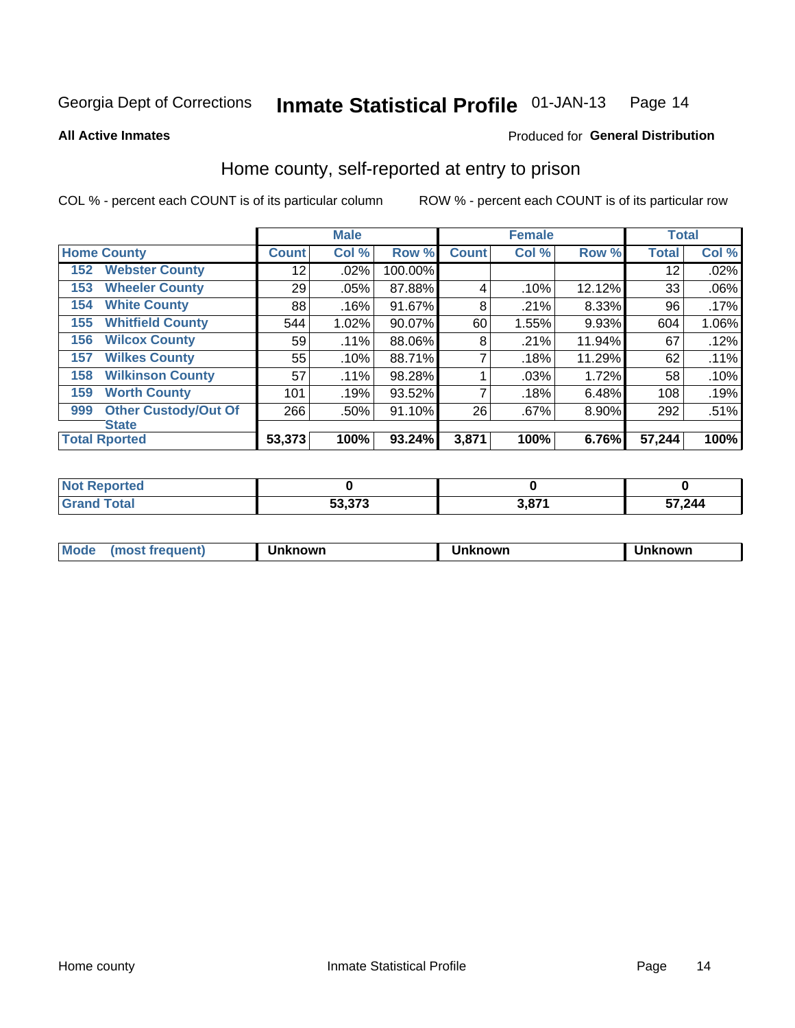Georgia Dept of Corrections **Inmate Statistical Profile** 01-JAN-13

**All Active Inmates**

Produced for **General Distribution**

## Home county, self-reported at entry to prison

COL % - percent each COUNT is of its particular column    ROW % - percent each COUNT is of its particular row

| Home County | Male | | | Female | | | Total | |
|---|---|---|---|---|---|---|---|---|
| | Count | Col % | Row % | Count | Col % | Row % | Total | Col % |
| 152 Webster County | 12 | .02% | 100.00% | | | | 12 | .02% |
| 153 Wheeler County | 29 | .05% | 87.88% | 4 | .10% | 12.12% | 33 | .06% |
| 154 White County | 88 | .16% | 91.67% | 8 | .21% | 8.33% | 96 | .17% |
| 155 Whitfield County | 544 | 1.02% | 90.07% | 60 | 1.55% | 9.93% | 604 | 1.06% |
| 156 Wilcox County | 59 | .11% | 88.06% | 8 | .21% | 11.94% | 67 | .12% |
| 157 Wilkes County | 55 | .10% | 88.71% | 7 | .18% | 11.29% | 62 | .11% |
| 158 Wilkinson County | 57 | .11% | 98.28% | 1 | .03% | 1.72% | 58 | .10% |
| 159 Worth County | 101 | .19% | 93.52% | 7 | .18% | 6.48% | 108 | .19% |
| 999 Other Custody/Out Of State | 266 | .50% | 91.10% | 26 | .67% | 8.90% | 292 | .51% |
| **Total Rported** | **53,373** | **100%** | **93.24%** | **3,871** | **100%** | **6.76%** | **57,244** | **100%** |

| | Male | Female | Total |
|---|---|---|---|
| Not Reported | 0 | 0 | 0 |
| Grand Total | 53,373 | 3,871 | 57,244 |

| | Male | Female | Total |
|---|---|---|---|
| Mode (most frequent) | Unknown | Unknown | Unknown |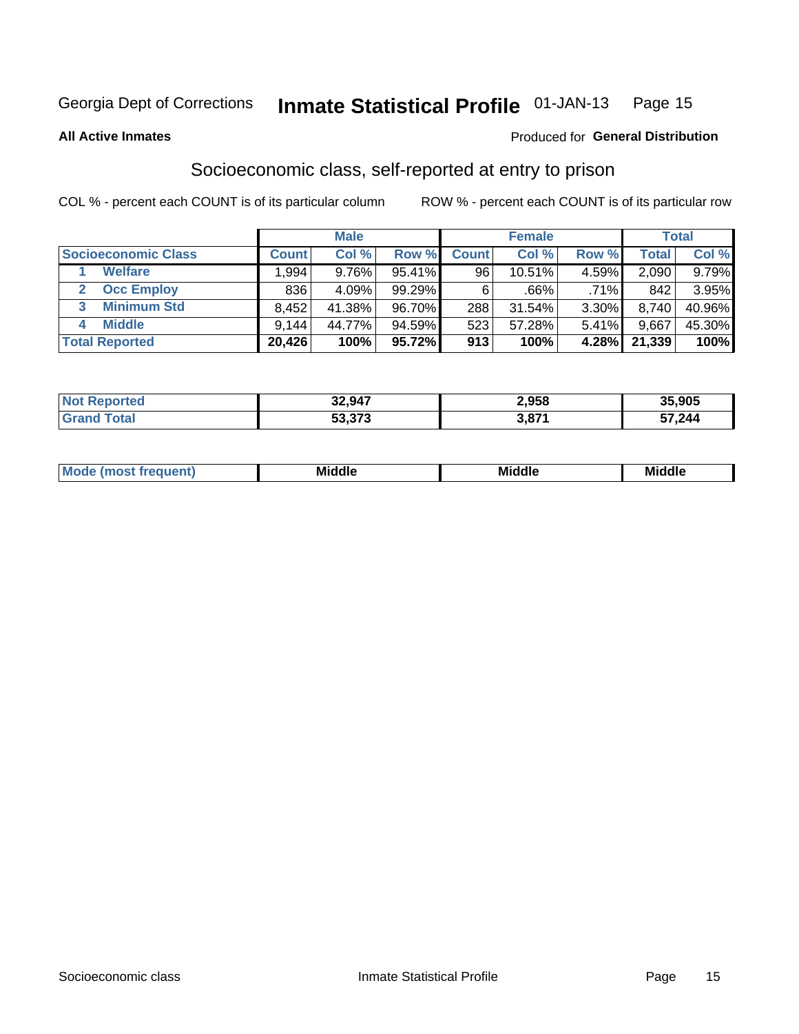Georgia Dept of Corrections **Inmate Statistical Profile** 01-JAN-13

**All Active Inmates**

Produced for **General Distribution**

## Socioeconomic class, self-reported at entry to prison

COL % - percent each COUNT is of its particular column    ROW % - percent each COUNT is of its particular row

| | Male | | | Female | | | Total | |
|---|---|---|---|---|---|---|---|---|
| **Socioeconomic Class** | **Count** | **Col %** | **Row %** | **Count** | **Col %** | **Row %** | **Total** | **Col %** |
| 1 **Welfare** | 1,994 | 9.76% | 95.41% | 96 | 10.51% | 4.59% | 2,090 | 9.79% |
| 2 **Occ Employ** | 836 | 4.09% | 99.29% | 6 | .66% | .71% | 842 | 3.95% |
| 3 **Minimum Std** | 8,452 | 41.38% | 96.70% | 288 | 31.54% | 3.30% | 8,740 | 40.96% |
| 4 **Middle** | 9,144 | 44.77% | 94.59% | 523 | 57.28% | 5.41% | 9,667 | 45.30% |
| **Total Reported** | **20,426** | **100%** | **95.72%** | **913** | **100%** | **4.28%** | **21,339** | **100%** |

| | Male | Female | Total |
|---|---|---|---|
| **Not Reported** | **32,947** | **2,958** | **35,905** |
| **Grand Total** | **53,373** | **3,871** | **57,244** |

| | Male | Female | Total |
|---|---|---|---|
| **Mode (most frequent)** | **Middle** | **Middle** | **Middle** |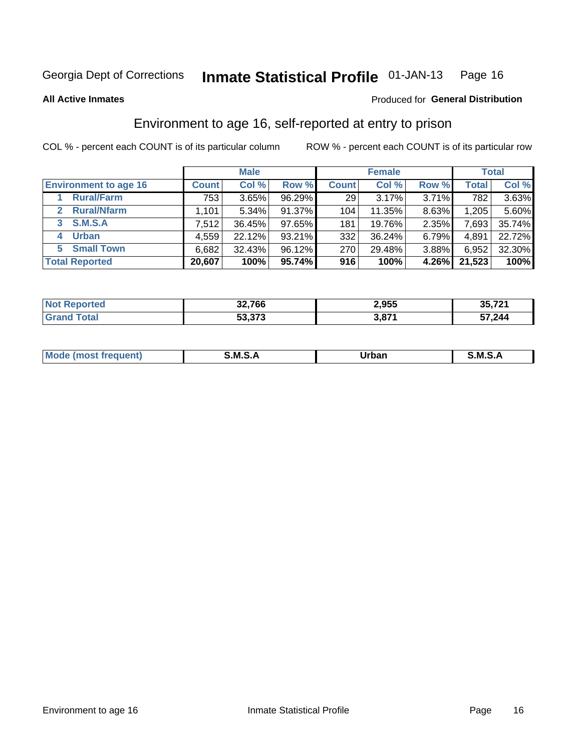Georgia Dept of Corrections **Inmate Statistical Profile** 01-JAN-13

**All Active Inmates**

Produced for **General Distribution**

## Environment to age 16, self-reported at entry to prison

COL % - percent each COUNT is of its particular column    ROW % - percent each COUNT is of its particular row

| Environment to age 16 | Male | | | Female | | | Total | |
|---|---|---|---|---|---|---|---|---|
| | Count | Col % | Row % | Count | Col % | Row % | Total | Col % |
| 1 Rural/Farm | 753 | 3.65% | 96.29% | 29 | 3.17% | 3.71% | 782 | 3.63% |
| 2 Rural/Nfarm | 1,101 | 5.34% | 91.37% | 104 | 11.35% | 8.63% | 1,205 | 5.60% |
| 3 S.M.S.A | 7,512 | 36.45% | 97.65% | 181 | 19.76% | 2.35% | 7,693 | 35.74% |
| 4 Urban | 4,559 | 22.12% | 93.21% | 332 | 36.24% | 6.79% | 4,891 | 22.72% |
| 5 Small Town | 6,682 | 32.43% | 96.12% | 270 | 29.48% | 3.88% | 6,952 | 32.30% |
| **Total Reported** | **20,607** | **100%** | **95.74%** | **916** | **100%** | **4.26%** | **21,523** | **100%** |

| | Male | Female | Total |
|---|---|---|---|
| Not Reported | 32,766 | 2,955 | 35,721 |
| Grand Total | 53,373 | 3,871 | 57,244 |

| | Male | Female | Total |
|---|---|---|---|
| Mode (most frequent) | S.M.S.A | Urban | S.M.S.A |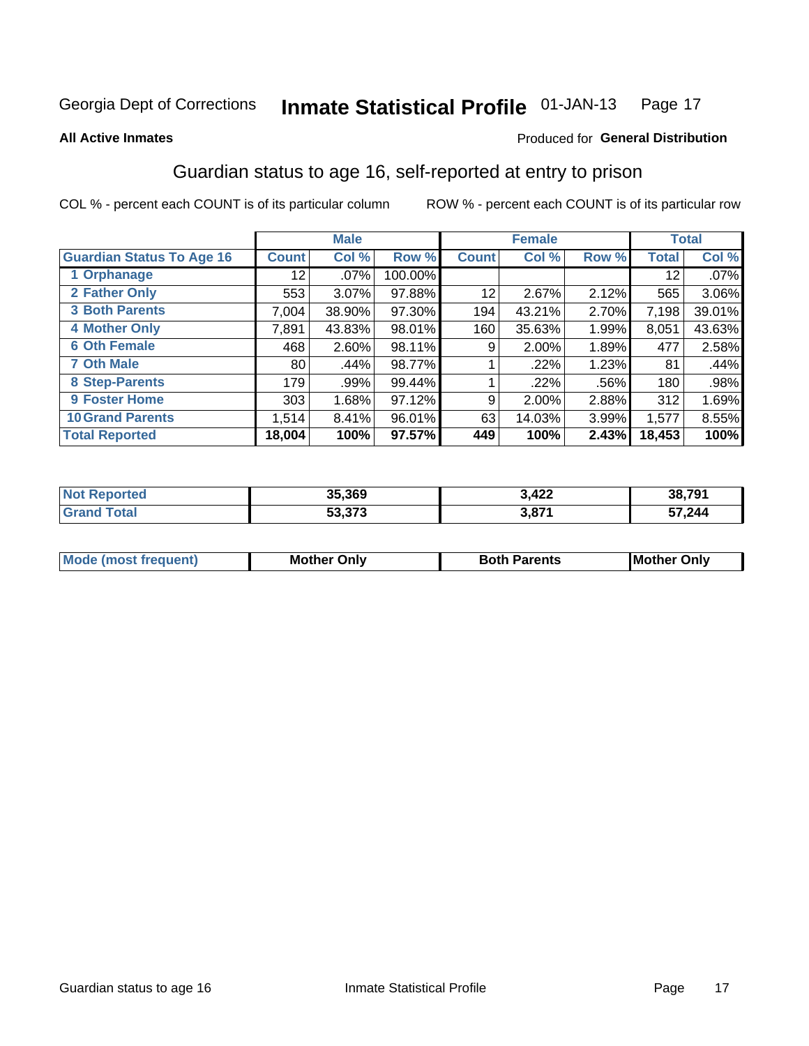Georgia Dept of Corrections **Inmate Statistical Profile** 01-JAN-13

**All Active Inmates**

Produced for **General Distribution**

## Guardian status to age 16, self-reported at entry to prison

COL % - percent each COUNT is of its particular column

ROW % - percent each COUNT is of its particular row

| | Male | | | Female | | | Total | |
|---|---|---|---|---|---|---|---|---|
| **Guardian Status To Age 16** | **Count** | **Col %** | **Row %** | **Count** | **Col %** | **Row %** | **Total** | **Col %** |
| 1 Orphanage | 12 | .07% | 100.00% | | | | 12 | .07% |
| 2 Father Only | 553 | 3.07% | 97.88% | 12 | 2.67% | 2.12% | 565 | 3.06% |
| 3 Both Parents | 7,004 | 38.90% | 97.30% | 194 | 43.21% | 2.70% | 7,198 | 39.01% |
| 4 Mother Only | 7,891 | 43.83% | 98.01% | 160 | 35.63% | 1.99% | 8,051 | 43.63% |
| 6 Oth Female | 468 | 2.60% | 98.11% | 9 | 2.00% | 1.89% | 477 | 2.58% |
| 7 Oth Male | 80 | .44% | 98.77% | 1 | .22% | 1.23% | 81 | .44% |
| 8 Step-Parents | 179 | .99% | 99.44% | 1 | .22% | .56% | 180 | .98% |
| 9 Foster Home | 303 | 1.68% | 97.12% | 9 | 2.00% | 2.88% | 312 | 1.69% |
| 10 Grand Parents | 1,514 | 8.41% | 96.01% | 63 | 14.03% | 3.99% | 1,577 | 8.55% |
| **Total Reported** | **18,004** | **100%** | **97.57%** | **449** | **100%** | **2.43%** | **18,453** | **100%** |

| | Male | Female | Total |
|---|---|---|---|
| **Not Reported** | **35,369** | **3,422** | **38,791** |
| **Grand Total** | **53,373** | **3,871** | **57,244** |

| | Male | Female | Total |
|---|---|---|---|
| **Mode (most frequent)** | **Mother Only** | **Both Parents** | **Mother Only** |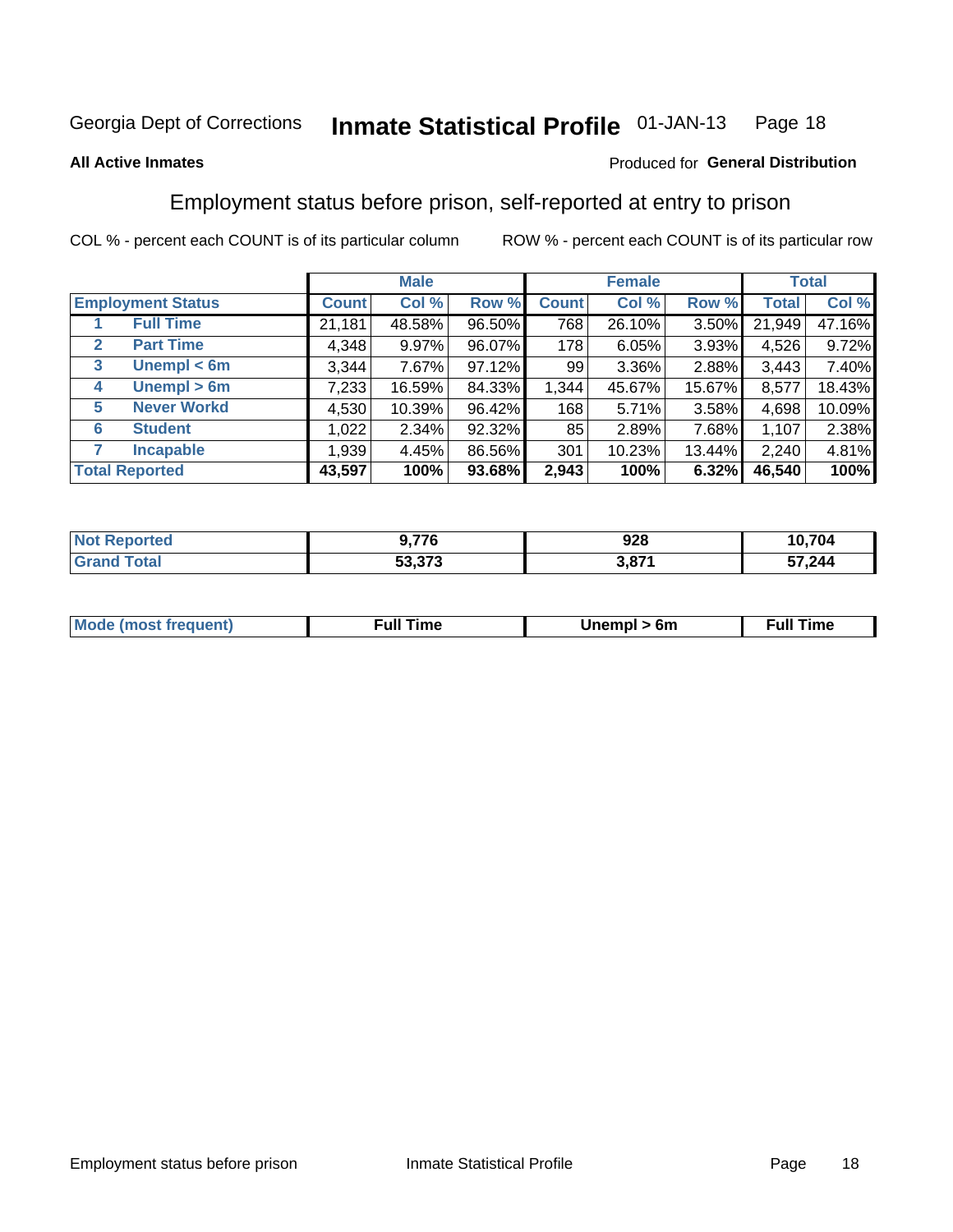Georgia Dept of Corrections **Inmate Statistical Profile** 01-JAN-13

**All Active Inmates**

Produced for **General Distribution**

## Employment status before prison, self-reported at entry to prison

COL % - percent each COUNT is of its particular column ROW % - percent each COUNT is of its particular row

| Employment Status | | Male | | | Female | | | Total | |
|---|---|---|---|---|---|---|---|---|---|
| | | Count | Col % | Row % | Count | Col % | Row % | Total | Col % |
| 1 | Full Time | 21,181 | 48.58% | 96.50% | 768 | 26.10% | 3.50% | 21,949 | 47.16% |
| 2 | Part Time | 4,348 | 9.97% | 96.07% | 178 | 6.05% | 3.93% | 4,526 | 9.72% |
| 3 | Unempl < 6m | 3,344 | 7.67% | 97.12% | 99 | 3.36% | 2.88% | 3,443 | 7.40% |
| 4 | Unempl > 6m | 7,233 | 16.59% | 84.33% | 1,344 | 45.67% | 15.67% | 8,577 | 18.43% |
| 5 | Never Workd | 4,530 | 10.39% | 96.42% | 168 | 5.71% | 3.58% | 4,698 | 10.09% |
| 6 | Student | 1,022 | 2.34% | 92.32% | 85 | 2.89% | 7.68% | 1,107 | 2.38% |
| 7 | Incapable | 1,939 | 4.45% | 86.56% | 301 | 10.23% | 13.44% | 2,240 | 4.81% |
| **Total Reported** | | **43,597** | **100%** | **93.68%** | **2,943** | **100%** | **6.32%** | **46,540** | **100%** |

| | Male | Female | Total |
|---|---|---|---|
| Not Reported | 9,776 | 928 | 10,704 |
| Grand Total | 53,373 | 3,871 | 57,244 |

| | Male | Female | Total |
|---|---|---|---|
| Mode (most frequent) | Full Time | Unempl > 6m | Full Time |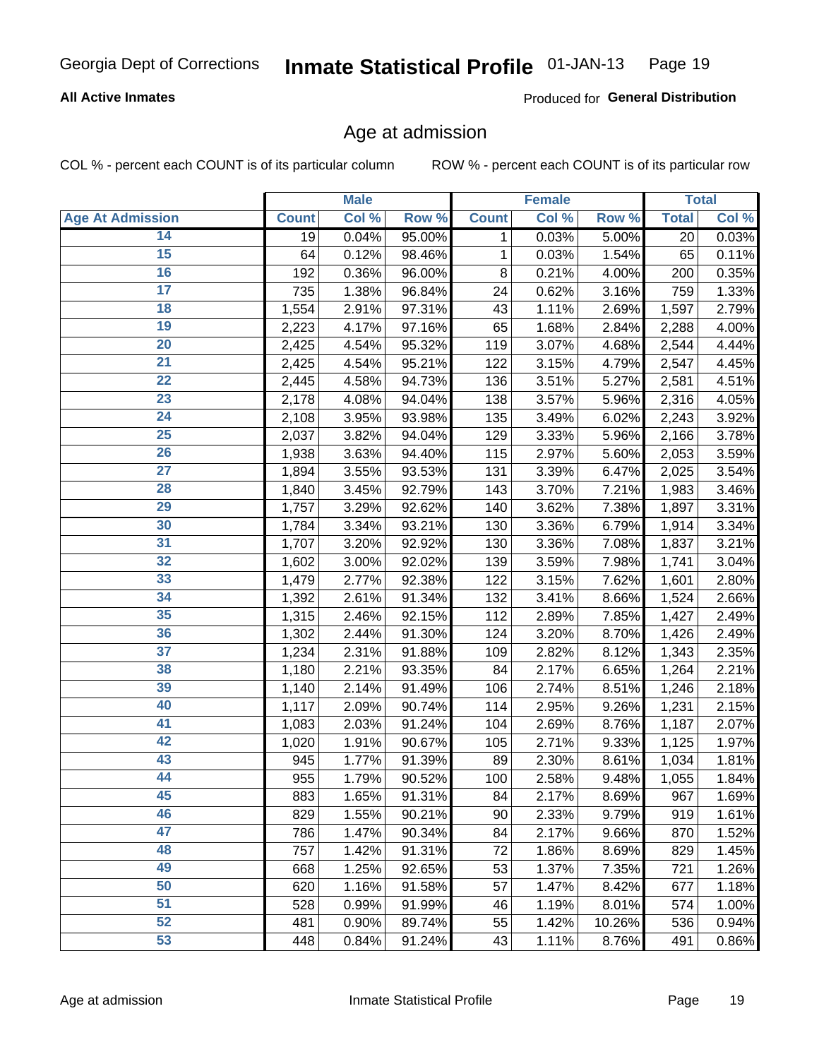Georgia Dept of Corrections **Inmate Statistical Profile** 01-JAN-13

**All Active Inmates**

Produced for **General Distribution**

## Age at admission

COL % - percent each COUNT is of its particular column ROW % - percent each COUNT is of its particular row

| | Male | | | Female | | | Total | |
|---|---|---|---|---|---|---|---|---|
| Age At Admission | Count | Col % | Row % | Count | Col % | Row % | Total | Col % |
| 14 | 19 | 0.04% | 95.00% | 1 | 0.03% | 5.00% | 20 | 0.03% |
| 15 | 64 | 0.12% | 98.46% | 1 | 0.03% | 1.54% | 65 | 0.11% |
| 16 | 192 | 0.36% | 96.00% | 8 | 0.21% | 4.00% | 200 | 0.35% |
| 17 | 735 | 1.38% | 96.84% | 24 | 0.62% | 3.16% | 759 | 1.33% |
| 18 | 1,554 | 2.91% | 97.31% | 43 | 1.11% | 2.69% | 1,597 | 2.79% |
| 19 | 2,223 | 4.17% | 97.16% | 65 | 1.68% | 2.84% | 2,288 | 4.00% |
| 20 | 2,425 | 4.54% | 95.32% | 119 | 3.07% | 4.68% | 2,544 | 4.44% |
| 21 | 2,425 | 4.54% | 95.21% | 122 | 3.15% | 4.79% | 2,547 | 4.45% |
| 22 | 2,445 | 4.58% | 94.73% | 136 | 3.51% | 5.27% | 2,581 | 4.51% |
| 23 | 2,178 | 4.08% | 94.04% | 138 | 3.57% | 5.96% | 2,316 | 4.05% |
| 24 | 2,108 | 3.95% | 93.98% | 135 | 3.49% | 6.02% | 2,243 | 3.92% |
| 25 | 2,037 | 3.82% | 94.04% | 129 | 3.33% | 5.96% | 2,166 | 3.78% |
| 26 | 1,938 | 3.63% | 94.40% | 115 | 2.97% | 5.60% | 2,053 | 3.59% |
| 27 | 1,894 | 3.55% | 93.53% | 131 | 3.39% | 6.47% | 2,025 | 3.54% |
| 28 | 1,840 | 3.45% | 92.79% | 143 | 3.70% | 7.21% | 1,983 | 3.46% |
| 29 | 1,757 | 3.29% | 92.62% | 140 | 3.62% | 7.38% | 1,897 | 3.31% |
| 30 | 1,784 | 3.34% | 93.21% | 130 | 3.36% | 6.79% | 1,914 | 3.34% |
| 31 | 1,707 | 3.20% | 92.92% | 130 | 3.36% | 7.08% | 1,837 | 3.21% |
| 32 | 1,602 | 3.00% | 92.02% | 139 | 3.59% | 7.98% | 1,741 | 3.04% |
| 33 | 1,479 | 2.77% | 92.38% | 122 | 3.15% | 7.62% | 1,601 | 2.80% |
| 34 | 1,392 | 2.61% | 91.34% | 132 | 3.41% | 8.66% | 1,524 | 2.66% |
| 35 | 1,315 | 2.46% | 92.15% | 112 | 2.89% | 7.85% | 1,427 | 2.49% |
| 36 | 1,302 | 2.44% | 91.30% | 124 | 3.20% | 8.70% | 1,426 | 2.49% |
| 37 | 1,234 | 2.31% | 91.88% | 109 | 2.82% | 8.12% | 1,343 | 2.35% |
| 38 | 1,180 | 2.21% | 93.35% | 84 | 2.17% | 6.65% | 1,264 | 2.21% |
| 39 | 1,140 | 2.14% | 91.49% | 106 | 2.74% | 8.51% | 1,246 | 2.18% |
| 40 | 1,117 | 2.09% | 90.74% | 114 | 2.95% | 9.26% | 1,231 | 2.15% |
| 41 | 1,083 | 2.03% | 91.24% | 104 | 2.69% | 8.76% | 1,187 | 2.07% |
| 42 | 1,020 | 1.91% | 90.67% | 105 | 2.71% | 9.33% | 1,125 | 1.97% |
| 43 | 945 | 1.77% | 91.39% | 89 | 2.30% | 8.61% | 1,034 | 1.81% |
| 44 | 955 | 1.79% | 90.52% | 100 | 2.58% | 9.48% | 1,055 | 1.84% |
| 45 | 883 | 1.65% | 91.31% | 84 | 2.17% | 8.69% | 967 | 1.69% |
| 46 | 829 | 1.55% | 90.21% | 90 | 2.33% | 9.79% | 919 | 1.61% |
| 47 | 786 | 1.47% | 90.34% | 84 | 2.17% | 9.66% | 870 | 1.52% |
| 48 | 757 | 1.42% | 91.31% | 72 | 1.86% | 8.69% | 829 | 1.45% |
| 49 | 668 | 1.25% | 92.65% | 53 | 1.37% | 7.35% | 721 | 1.26% |
| 50 | 620 | 1.16% | 91.58% | 57 | 1.47% | 8.42% | 677 | 1.18% |
| 51 | 528 | 0.99% | 91.99% | 46 | 1.19% | 8.01% | 574 | 1.00% |
| 52 | 481 | 0.90% | 89.74% | 55 | 1.42% | 10.26% | 536 | 0.94% |
| 53 | 448 | 0.84% | 91.24% | 43 | 1.11% | 8.76% | 491 | 0.86% |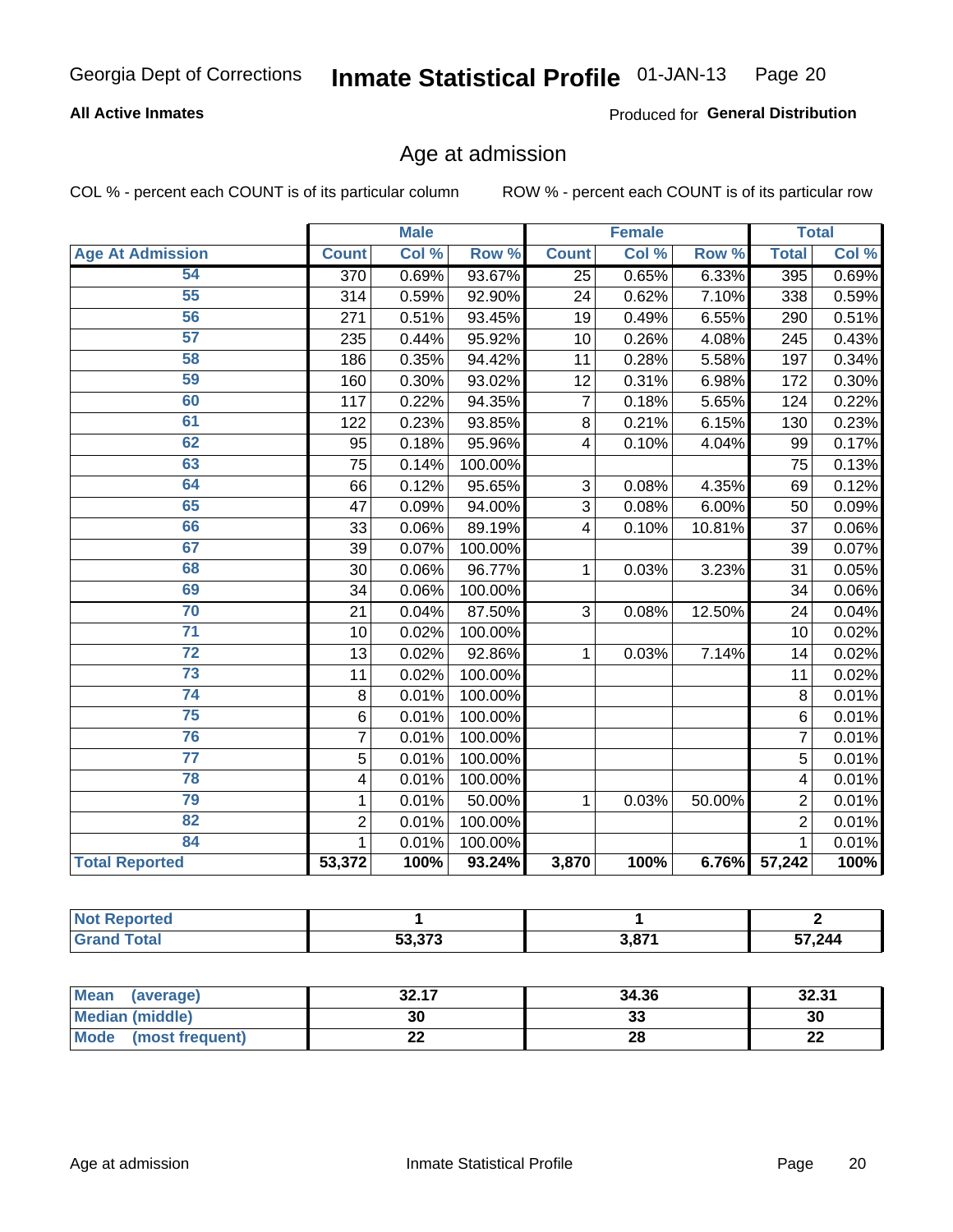Georgia Dept of Corrections **Inmate Statistical Profile** 01-JAN-13

**All Active Inmates**

Produced for **General Distribution**

## Age at admission

COL % - percent each COUNT is of its particular column

ROW % - percent each COUNT is of its particular row

| | Male | | | Female | | | Total | |
|---|---|---|---|---|---|---|---|---|
| **Age At Admission** | **Count** | **Col %** | **Row %** | **Count** | **Col %** | **Row %** | **Total** | **Col %** |
| 54 | 370 | 0.69% | 93.67% | 25 | 0.65% | 6.33% | 395 | 0.69% |
| 55 | 314 | 0.59% | 92.90% | 24 | 0.62% | 7.10% | 338 | 0.59% |
| 56 | 271 | 0.51% | 93.45% | 19 | 0.49% | 6.55% | 290 | 0.51% |
| 57 | 235 | 0.44% | 95.92% | 10 | 0.26% | 4.08% | 245 | 0.43% |
| 58 | 186 | 0.35% | 94.42% | 11 | 0.28% | 5.58% | 197 | 0.34% |
| 59 | 160 | 0.30% | 93.02% | 12 | 0.31% | 6.98% | 172 | 0.30% |
| 60 | 117 | 0.22% | 94.35% | 7 | 0.18% | 5.65% | 124 | 0.22% |
| 61 | 122 | 0.23% | 93.85% | 8 | 0.21% | 6.15% | 130 | 0.23% |
| 62 | 95 | 0.18% | 95.96% | 4 | 0.10% | 4.04% | 99 | 0.17% |
| 63 | 75 | 0.14% | 100.00% | | | | 75 | 0.13% |
| 64 | 66 | 0.12% | 95.65% | 3 | 0.08% | 4.35% | 69 | 0.12% |
| 65 | 47 | 0.09% | 94.00% | 3 | 0.08% | 6.00% | 50 | 0.09% |
| 66 | 33 | 0.06% | 89.19% | 4 | 0.10% | 10.81% | 37 | 0.06% |
| 67 | 39 | 0.07% | 100.00% | | | | 39 | 0.07% |
| 68 | 30 | 0.06% | 96.77% | 1 | 0.03% | 3.23% | 31 | 0.05% |
| 69 | 34 | 0.06% | 100.00% | | | | 34 | 0.06% |
| 70 | 21 | 0.04% | 87.50% | 3 | 0.08% | 12.50% | 24 | 0.04% |
| 71 | 10 | 0.02% | 100.00% | | | | 10 | 0.02% |
| 72 | 13 | 0.02% | 92.86% | 1 | 0.03% | 7.14% | 14 | 0.02% |
| 73 | 11 | 0.02% | 100.00% | | | | 11 | 0.02% |
| 74 | 8 | 0.01% | 100.00% | | | | 8 | 0.01% |
| 75 | 6 | 0.01% | 100.00% | | | | 6 | 0.01% |
| 76 | 7 | 0.01% | 100.00% | | | | 7 | 0.01% |
| 77 | 5 | 0.01% | 100.00% | | | | 5 | 0.01% |
| 78 | 4 | 0.01% | 100.00% | | | | 4 | 0.01% |
| 79 | 1 | 0.01% | 50.00% | 1 | 0.03% | 50.00% | 2 | 0.01% |
| 82 | 2 | 0.01% | 100.00% | | | | 2 | 0.01% |
| 84 | 1 | 0.01% | 100.00% | | | | 1 | 0.01% |
| **Total Reported** | **53,372** | **100%** | **93.24%** | **3,870** | **100%** | **6.76%** | **57,242** | **100%** |

| | Male | Female | Total |
|---|---|---|---|
| **Not Reported** | **1** | **1** | **2** |
| **Grand Total** | **53,373** | **3,871** | **57,244** |

| | Male | Female | Total |
|---|---|---|---|
| **Mean (average)** | **32.17** | **34.36** | **32.31** |
| **Median (middle)** | **30** | **33** | **30** |
| **Mode (most frequent)** | **22** | **28** | **22** |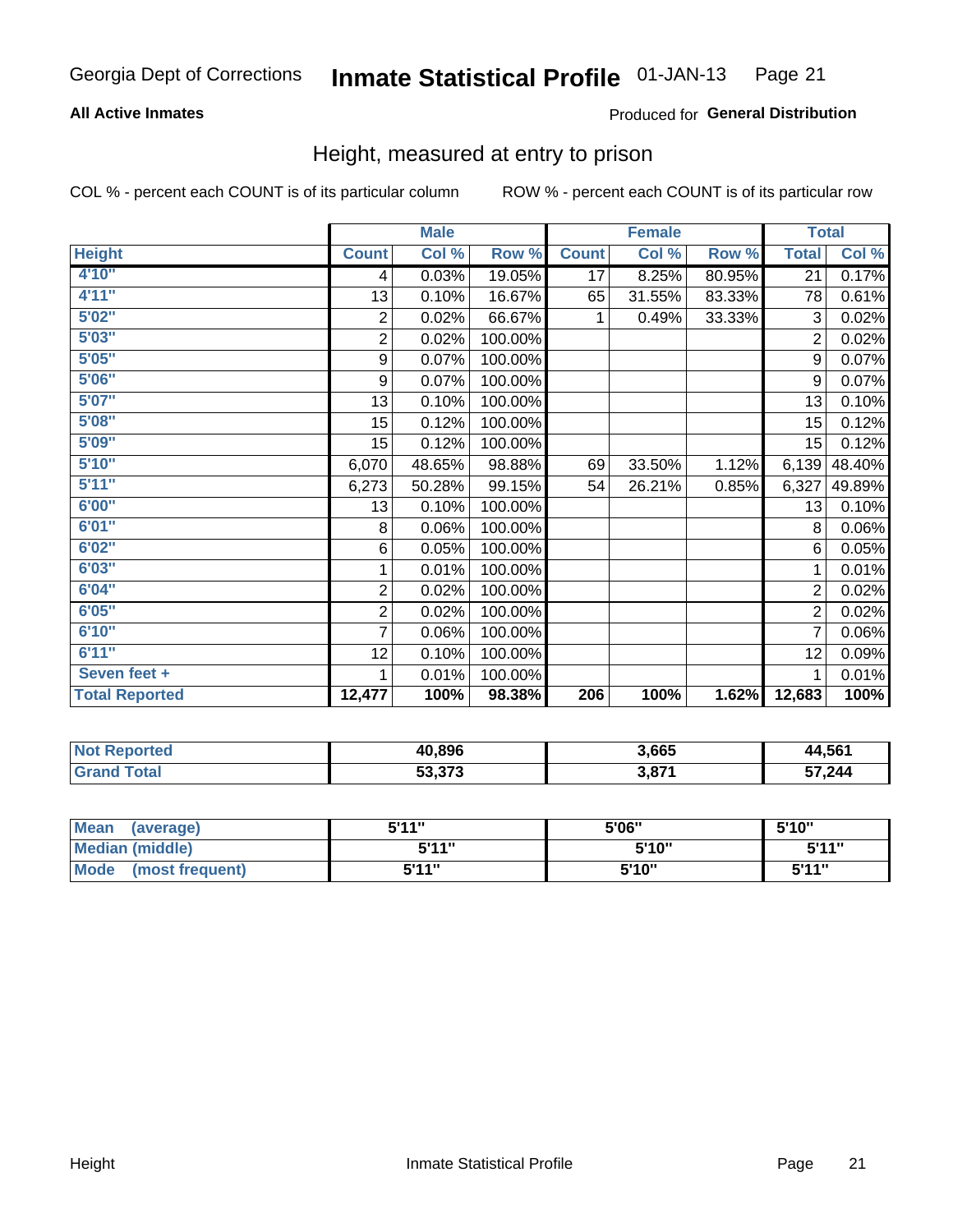Georgia Dept of Corrections **Inmate Statistical Profile** 01-JAN-13

**All Active Inmates**

Produced for **General Distribution**

## Height, measured at entry to prison

COL % - percent each COUNT is of its particular column

ROW % - percent each COUNT is of its particular row

| | Male | | | Female | | | Total | |
|---|---|---|---|---|---|---|---|---|
| **Height** | **Count** | **Col %** | **Row %** | **Count** | **Col %** | **Row %** | **Total** | **Col %** |
| **4'10"** | 4 | 0.03% | 19.05% | 17 | 8.25% | 80.95% | 21 | 0.17% |
| **4'11"** | 13 | 0.10% | 16.67% | 65 | 31.55% | 83.33% | 78 | 0.61% |
| **5'02"** | 2 | 0.02% | 66.67% | 1 | 0.49% | 33.33% | 3 | 0.02% |
| **5'03"** | 2 | 0.02% | 100.00% | | | | 2 | 0.02% |
| **5'05"** | 9 | 0.07% | 100.00% | | | | 9 | 0.07% |
| **5'06"** | 9 | 0.07% | 100.00% | | | | 9 | 0.07% |
| **5'07"** | 13 | 0.10% | 100.00% | | | | 13 | 0.10% |
| **5'08"** | 15 | 0.12% | 100.00% | | | | 15 | 0.12% |
| **5'09"** | 15 | 0.12% | 100.00% | | | | 15 | 0.12% |
| **5'10"** | 6,070 | 48.65% | 98.88% | 69 | 33.50% | 1.12% | 6,139 | 48.40% |
| **5'11"** | 6,273 | 50.28% | 99.15% | 54 | 26.21% | 0.85% | 6,327 | 49.89% |
| **6'00"** | 13 | 0.10% | 100.00% | | | | 13 | 0.10% |
| **6'01"** | 8 | 0.06% | 100.00% | | | | 8 | 0.06% |
| **6'02"** | 6 | 0.05% | 100.00% | | | | 6 | 0.05% |
| **6'03"** | 1 | 0.01% | 100.00% | | | | 1 | 0.01% |
| **6'04"** | 2 | 0.02% | 100.00% | | | | 2 | 0.02% |
| **6'05"** | 2 | 0.02% | 100.00% | | | | 2 | 0.02% |
| **6'10"** | 7 | 0.06% | 100.00% | | | | 7 | 0.06% |
| **6'11"** | 12 | 0.10% | 100.00% | | | | 12 | 0.09% |
| **Seven feet +** | 1 | 0.01% | 100.00% | | | | 1 | 0.01% |
| **Total Reported** | **12,477** | **100%** | **98.38%** | **206** | **100%** | **1.62%** | **12,683** | **100%** |

| | Male | Female | Total |
|---|---|---|---|
| **Not Reported** | **40,896** | **3,665** | **44,561** |
| **Grand Total** | **53,373** | **3,871** | **57,244** |

| | Male | Female | Total |
|---|---|---|---|
| **Mean (average)** | **5'11"** | **5'06"** | **5'10"** |
| **Median (middle)** | **5'11"** | **5'10"** | **5'11"** |
| **Mode (most frequent)** | **5'11"** | **5'10"** | **5'11"** |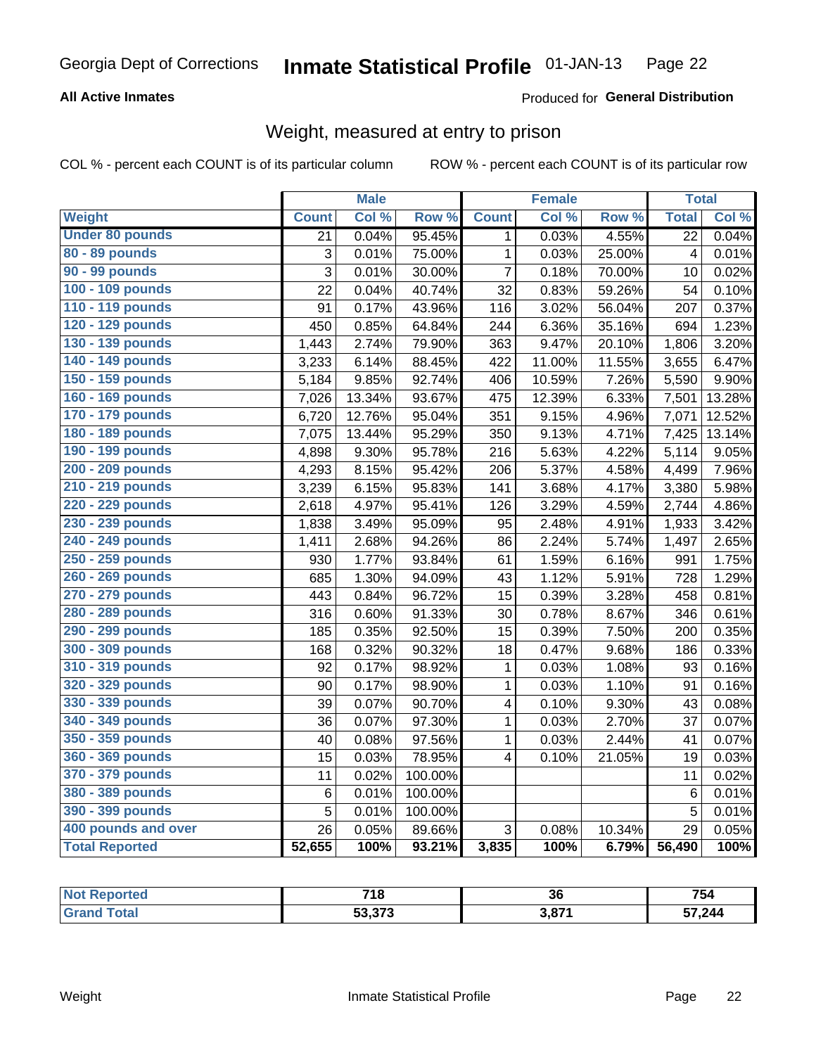# Georgia Dept of Corrections — Inmate Statistical Profile 01-JAN-13

**All Active Inmates** — Produced for **General Distribution**

## Weight, measured at entry to prison

COL % - percent each COUNT is of its particular column    ROW % - percent each COUNT is of its particular row

| Weight | Male | | | Female | | | Total | |
|---|---|---|---|---|---|---|---|---|
| | Count | Col % | Row % | Count | Col % | Row % | Total | Col % |
| Under 80 pounds | 21 | 0.04% | 95.45% | 1 | 0.03% | 4.55% | 22 | 0.04% |
| 80 - 89 pounds | 3 | 0.01% | 75.00% | 1 | 0.03% | 25.00% | 4 | 0.01% |
| 90 - 99 pounds | 3 | 0.01% | 30.00% | 7 | 0.18% | 70.00% | 10 | 0.02% |
| 100 - 109 pounds | 22 | 0.04% | 40.74% | 32 | 0.83% | 59.26% | 54 | 0.10% |
| 110 - 119 pounds | 91 | 0.17% | 43.96% | 116 | 3.02% | 56.04% | 207 | 0.37% |
| 120 - 129 pounds | 450 | 0.85% | 64.84% | 244 | 6.36% | 35.16% | 694 | 1.23% |
| 130 - 139 pounds | 1,443 | 2.74% | 79.90% | 363 | 9.47% | 20.10% | 1,806 | 3.20% |
| 140 - 149 pounds | 3,233 | 6.14% | 88.45% | 422 | 11.00% | 11.55% | 3,655 | 6.47% |
| 150 - 159 pounds | 5,184 | 9.85% | 92.74% | 406 | 10.59% | 7.26% | 5,590 | 9.90% |
| 160 - 169 pounds | 7,026 | 13.34% | 93.67% | 475 | 12.39% | 6.33% | 7,501 | 13.28% |
| 170 - 179 pounds | 6,720 | 12.76% | 95.04% | 351 | 9.15% | 4.96% | 7,071 | 12.52% |
| 180 - 189 pounds | 7,075 | 13.44% | 95.29% | 350 | 9.13% | 4.71% | 7,425 | 13.14% |
| 190 - 199 pounds | 4,898 | 9.30% | 95.78% | 216 | 5.63% | 4.22% | 5,114 | 9.05% |
| 200 - 209 pounds | 4,293 | 8.15% | 95.42% | 206 | 5.37% | 4.58% | 4,499 | 7.96% |
| 210 - 219 pounds | 3,239 | 6.15% | 95.83% | 141 | 3.68% | 4.17% | 3,380 | 5.98% |
| 220 - 229 pounds | 2,618 | 4.97% | 95.41% | 126 | 3.29% | 4.59% | 2,744 | 4.86% |
| 230 - 239 pounds | 1,838 | 3.49% | 95.09% | 95 | 2.48% | 4.91% | 1,933 | 3.42% |
| 240 - 249 pounds | 1,411 | 2.68% | 94.26% | 86 | 2.24% | 5.74% | 1,497 | 2.65% |
| 250 - 259 pounds | 930 | 1.77% | 93.84% | 61 | 1.59% | 6.16% | 991 | 1.75% |
| 260 - 269 pounds | 685 | 1.30% | 94.09% | 43 | 1.12% | 5.91% | 728 | 1.29% |
| 270 - 279 pounds | 443 | 0.84% | 96.72% | 15 | 0.39% | 3.28% | 458 | 0.81% |
| 280 - 289 pounds | 316 | 0.60% | 91.33% | 30 | 0.78% | 8.67% | 346 | 0.61% |
| 290 - 299 pounds | 185 | 0.35% | 92.50% | 15 | 0.39% | 7.50% | 200 | 0.35% |
| 300 - 309 pounds | 168 | 0.32% | 90.32% | 18 | 0.47% | 9.68% | 186 | 0.33% |
| 310 - 319 pounds | 92 | 0.17% | 98.92% | 1 | 0.03% | 1.08% | 93 | 0.16% |
| 320 - 329 pounds | 90 | 0.17% | 98.90% | 1 | 0.03% | 1.10% | 91 | 0.16% |
| 330 - 339 pounds | 39 | 0.07% | 90.70% | 4 | 0.10% | 9.30% | 43 | 0.08% |
| 340 - 349 pounds | 36 | 0.07% | 97.30% | 1 | 0.03% | 2.70% | 37 | 0.07% |
| 350 - 359 pounds | 40 | 0.08% | 97.56% | 1 | 0.03% | 2.44% | 41 | 0.07% |
| 360 - 369 pounds | 15 | 0.03% | 78.95% | 4 | 0.10% | 21.05% | 19 | 0.03% |
| 370 - 379 pounds | 11 | 0.02% | 100.00% | | | | 11 | 0.02% |
| 380 - 389 pounds | 6 | 0.01% | 100.00% | | | | 6 | 0.01% |
| 390 - 399 pounds | 5 | 0.01% | 100.00% | | | | 5 | 0.01% |
| 400 pounds and over | 26 | 0.05% | 89.66% | 3 | 0.08% | 10.34% | 29 | 0.05% |
| **Total Reported** | **52,655** | **100%** | **93.21%** | **3,835** | **100%** | **6.79%** | **56,490** | **100%** |

| | Male | Female | Total |
|---|---|---|---|
| Not Reported | 718 | 36 | 754 |
| Grand Total | 53,373 | 3,871 | 57,244 |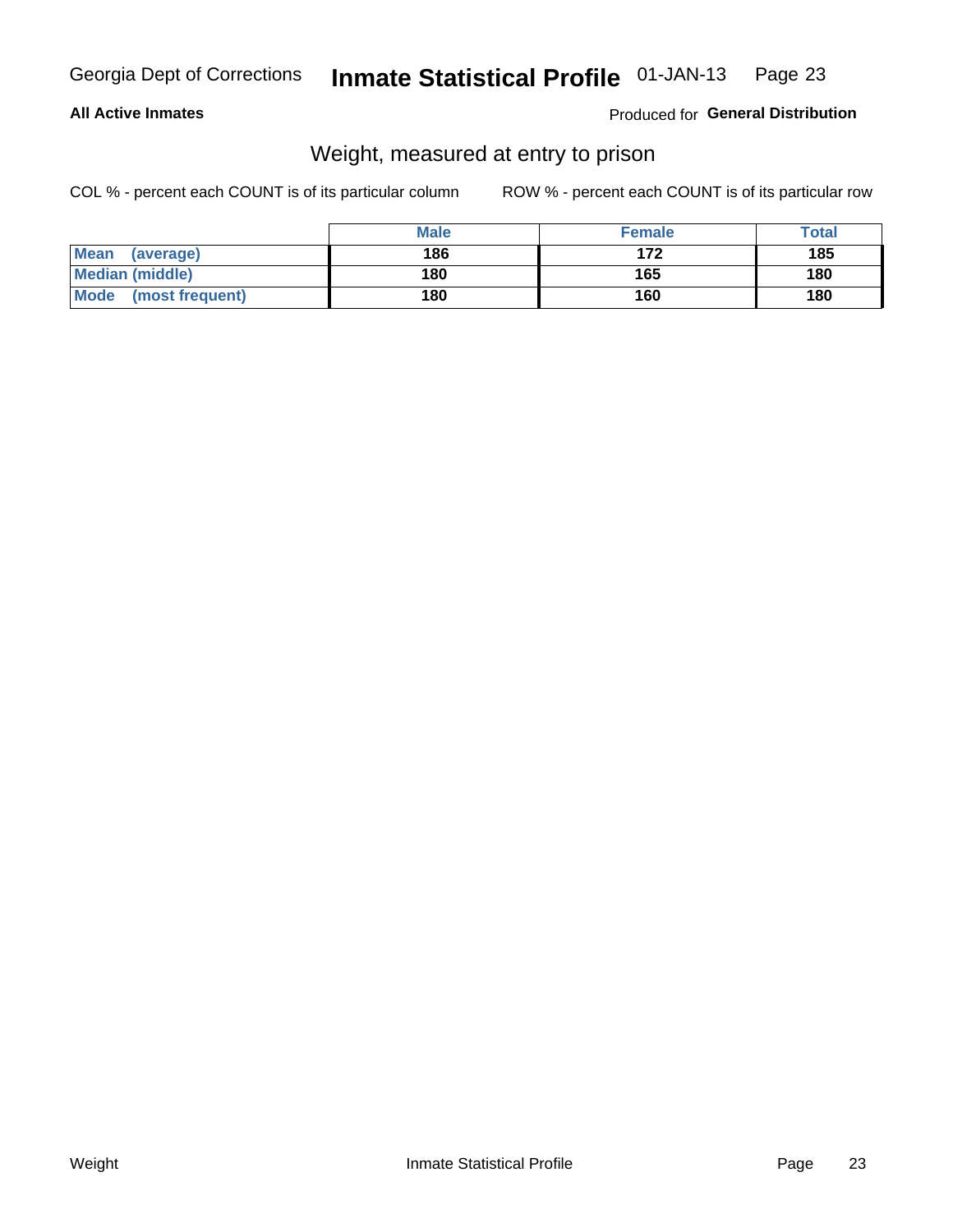**All Active Inmates**

Produced for **General Distribution**

## Weight, measured at entry to prison

COL % - percent each COUNT is of its particular column

ROW % - percent each COUNT is of its particular row

| | Male | Female | Total |
|---|---|---|---|
| **Mean (average)** | 186 | 172 | 185 |
| **Median (middle)** | 180 | 165 | 180 |
| **Mode (most frequent)** | 180 | 160 | 180 |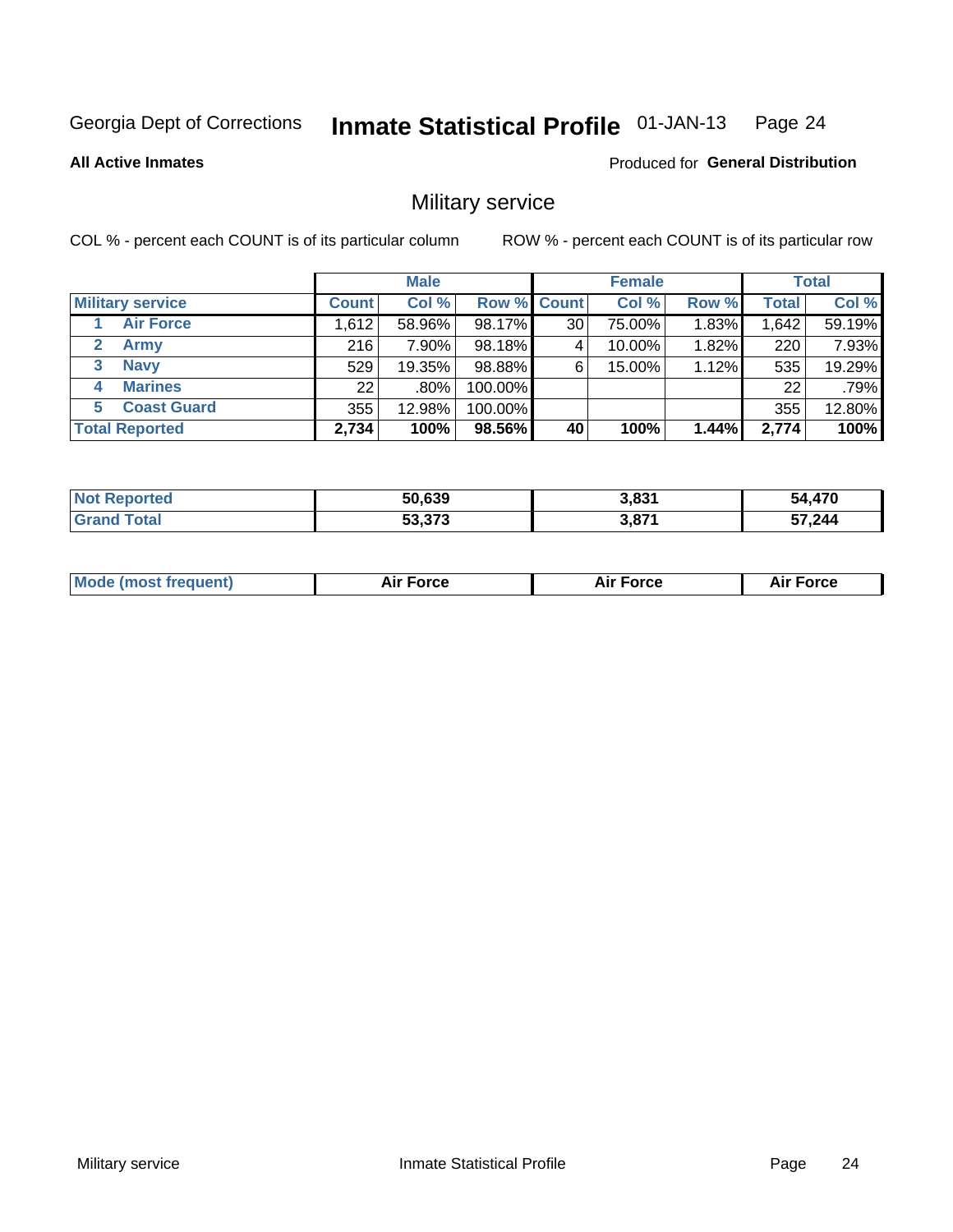Georgia Dept of Corrections **Inmate Statistical Profile** 01-JAN-13 Page 24

**All Active Inmates**

Produced for **General Distribution**

## Military service

COL % - percent each COUNT is of its particular column ROW % - percent each COUNT is of its particular row

| | Male | | | Female | | | Total | |
|---|---|---|---|---|---|---|---|---|
| **Military service** | **Count** | **Col %** | **Row %** | **Count** | **Col %** | **Row %** | **Total** | **Col %** |
| 1 **Air Force** | 1,612 | 58.96% | 98.17% | 30 | 75.00% | 1.83% | 1,642 | 59.19% |
| 2 **Army** | 216 | 7.90% | 98.18% | 4 | 10.00% | 1.82% | 220 | 7.93% |
| 3 **Navy** | 529 | 19.35% | 98.88% | 6 | 15.00% | 1.12% | 535 | 19.29% |
| 4 **Marines** | 22 | .80% | 100.00% | | | | 22 | .79% |
| 5 **Coast Guard** | 355 | 12.98% | 100.00% | | | | 355 | 12.80% |
| **Total Reported** | **2,734** | **100%** | **98.56%** | **40** | **100%** | **1.44%** | **2,774** | **100%** |

| | Male | Female | Total |
|---|---|---|---|
| **Not Reported** | **50,639** | **3,831** | **54,470** |
| **Grand Total** | **53,373** | **3,871** | **57,244** |

| | Male | Female | Total |
|---|---|---|---|
| **Mode (most frequent)** | **Air Force** | **Air Force** | **Air Force** |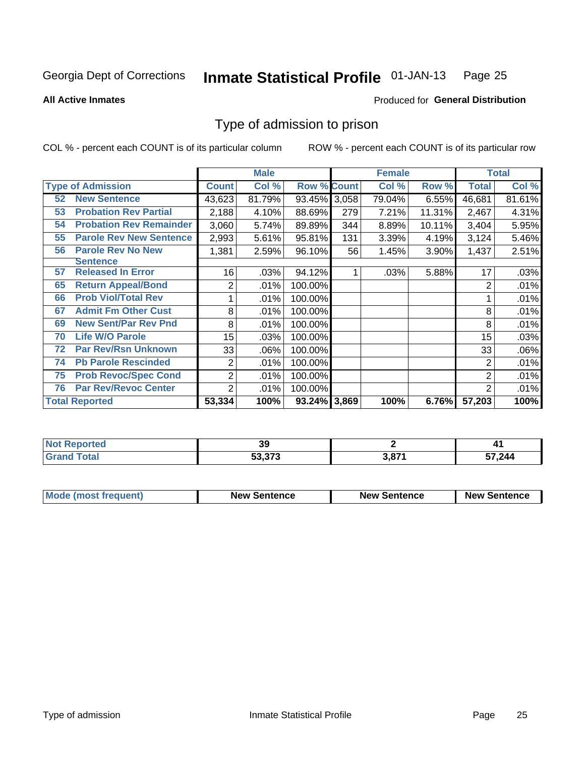Georgia Dept of Corrections **Inmate Statistical Profile** 01-JAN-13

**All Active Inmates**

Produced for **General Distribution**

## Type of admission to prison

COL % - percent each COUNT is of its particular column ROW % - percent each COUNT is of its particular row

| Type of Admission | | Male | | | Female | | | Total | |
|---|---|---|---|---|---|---|---|---|---|
| | | Count | Col % | Row % | Count | Col % | Row % | Total | Col % |
| 52 | New Sentence | 43,623 | 81.79% | 93.45% | 3,058 | 79.04% | 6.55% | 46,681 | 81.61% |
| 53 | Probation Rev Partial | 2,188 | 4.10% | 88.69% | 279 | 7.21% | 11.31% | 2,467 | 4.31% |
| 54 | Probation Rev Remainder | 3,060 | 5.74% | 89.89% | 344 | 8.89% | 10.11% | 3,404 | 5.95% |
| 55 | Parole Rev New Sentence | 2,993 | 5.61% | 95.81% | 131 | 3.39% | 4.19% | 3,124 | 5.46% |
| 56 | Parole Rev No New Sentence | 1,381 | 2.59% | 96.10% | 56 | 1.45% | 3.90% | 1,437 | 2.51% |
| 57 | Released In Error | 16 | .03% | 94.12% | 1 | .03% | 5.88% | 17 | .03% |
| 65 | Return Appeal/Bond | 2 | .01% | 100.00% | | | | 2 | .01% |
| 66 | Prob Viol/Total Rev | 1 | .01% | 100.00% | | | | 1 | .01% |
| 67 | Admit Fm Other Cust | 8 | .01% | 100.00% | | | | 8 | .01% |
| 69 | New Sent/Par Rev Pnd | 8 | .01% | 100.00% | | | | 8 | .01% |
| 70 | Life W/O Parole | 15 | .03% | 100.00% | | | | 15 | .03% |
| 72 | Par Rev/Rsn Unknown | 33 | .06% | 100.00% | | | | 33 | .06% |
| 74 | Pb Parole Rescinded | 2 | .01% | 100.00% | | | | 2 | .01% |
| 75 | Prob Revoc/Spec Cond | 2 | .01% | 100.00% | | | | 2 | .01% |
| 76 | Par Rev/Revoc Center | 2 | .01% | 100.00% | | | | 2 | .01% |
| **Total Reported** | | **53,334** | **100%** | **93.24%** | **3,869** | **100%** | **6.76%** | **57,203** | **100%** |

| | Male | Female | Total |
|---|---|---|---|
| Not Reported | 39 | 2 | 41 |
| Grand Total | 53,373 | 3,871 | 57,244 |

| | Male | Female | Total |
|---|---|---|---|
| Mode (most frequent) | New Sentence | New Sentence | New Sentence |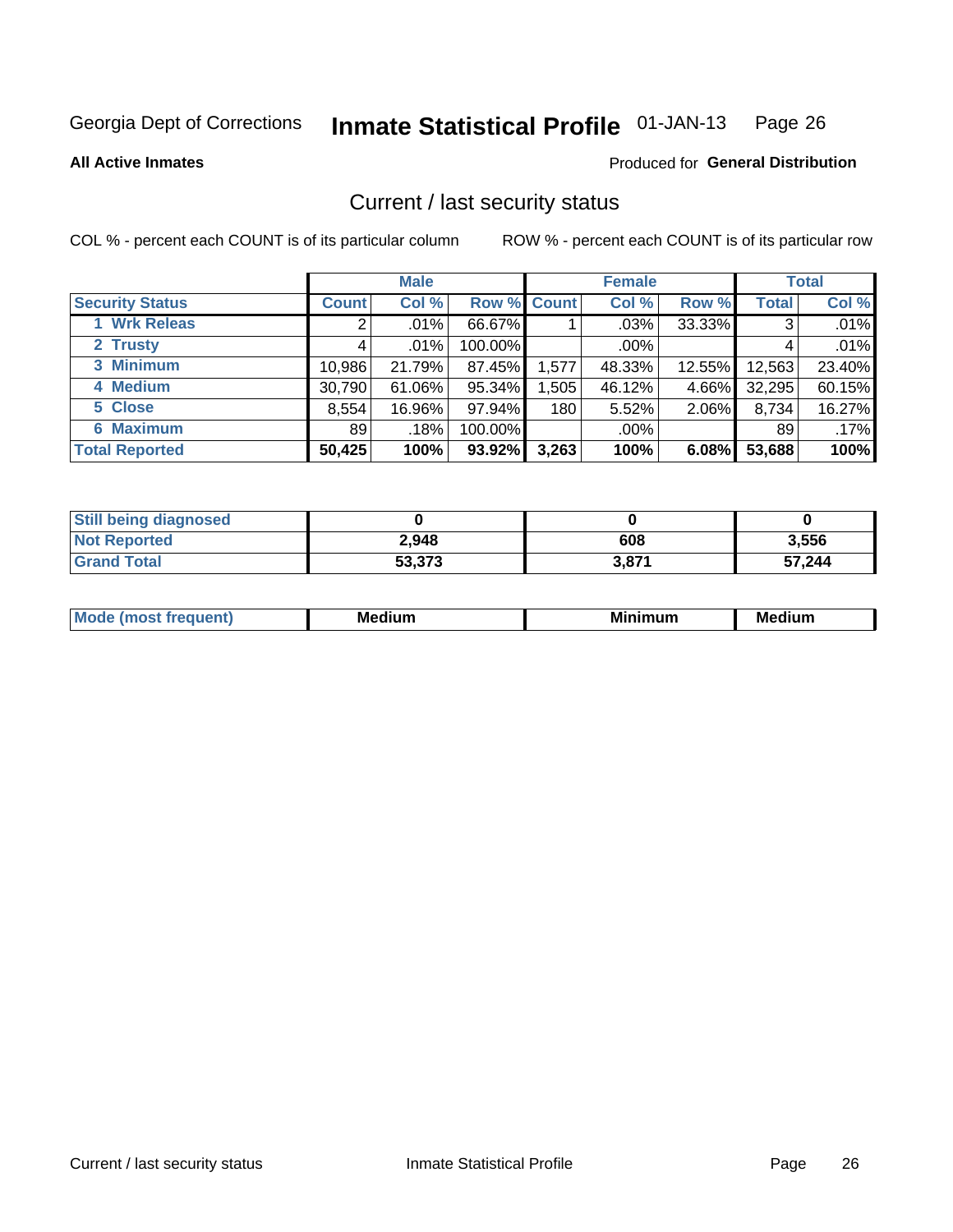Georgia Dept of Corrections **Inmate Statistical Profile** 01-JAN-13

**All Active Inmates**

Produced for **General Distribution**

## Current / last security status

COL % - percent each COUNT is of its particular column

ROW % - percent each COUNT is of its particular row

| | Male | | | Female | | | Total | |
|---|---|---|---|---|---|---|---|---|
| **Security Status** | **Count** | **Col %** | **Row %** | **Count** | **Col %** | **Row %** | **Total** | **Col %** |
| 1 Wrk Releas | 2 | .01% | 66.67% | 1 | .03% | 33.33% | 3 | .01% |
| 2 Trusty | 4 | .01% | 100.00% | | .00% | | 4 | .01% |
| 3 Minimum | 10,986 | 21.79% | 87.45% | 1,577 | 48.33% | 12.55% | 12,563 | 23.40% |
| 4 Medium | 30,790 | 61.06% | 95.34% | 1,505 | 46.12% | 4.66% | 32,295 | 60.15% |
| 5 Close | 8,554 | 16.96% | 97.94% | 180 | 5.52% | 2.06% | 8,734 | 16.27% |
| 6 Maximum | 89 | .18% | 100.00% | | .00% | | 89 | .17% |
| **Total Reported** | **50,425** | **100%** | **93.92%** | **3,263** | **100%** | **6.08%** | **53,688** | **100%** |

| | Male | Female | Total |
|---|---|---|---|
| **Still being diagnosed** | **0** | **0** | **0** |
| **Not Reported** | **2,948** | **608** | **3,556** |
| **Grand Total** | **53,373** | **3,871** | **57,244** |

| | Male | Female | Total |
|---|---|---|---|
| **Mode (most frequent)** | **Medium** | **Minimum** | **Medium** |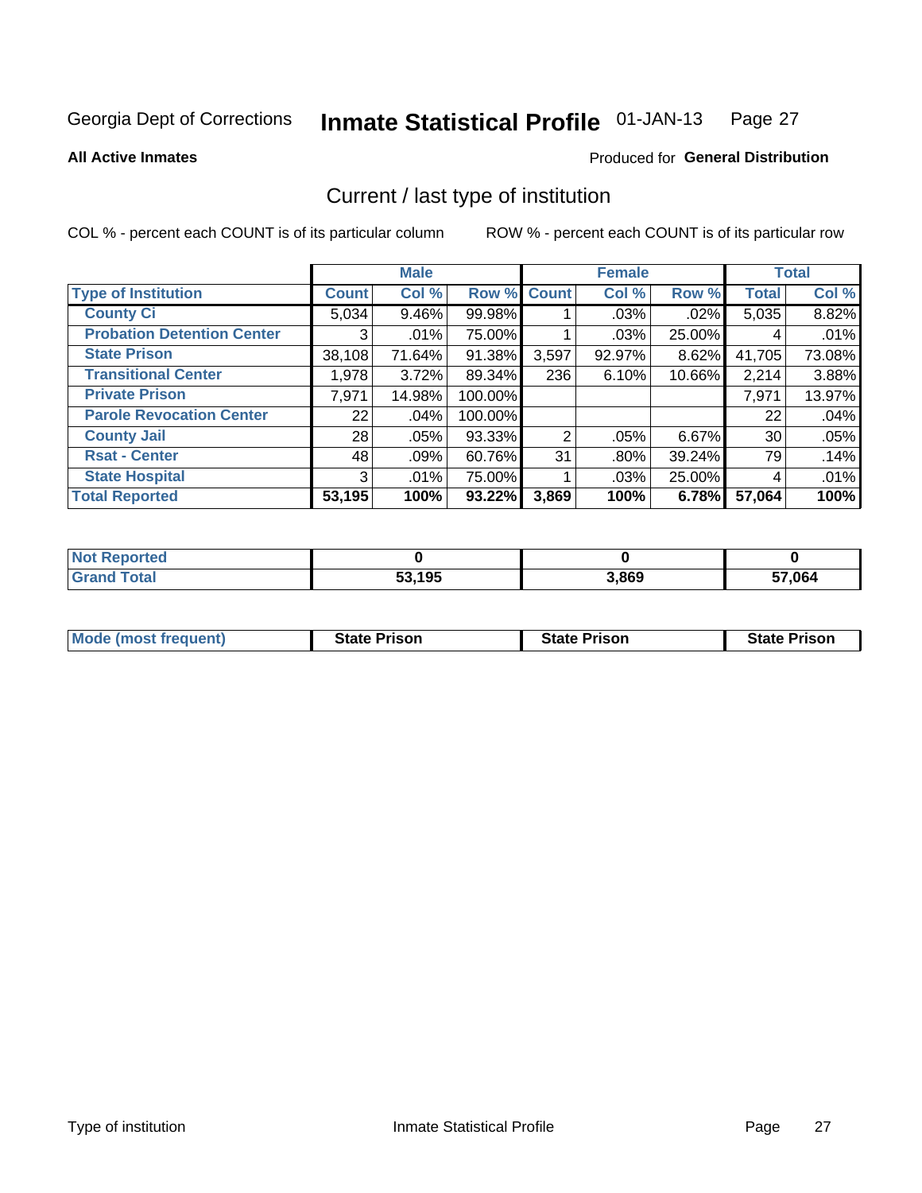Georgia Dept of Corrections **Inmate Statistical Profile** 01-JAN-13

**All Active Inmates**

Produced for **General Distribution**

## Current / last type of institution

COL % - percent each COUNT is of its particular column

ROW % - percent each COUNT is of its particular row

| | Male | | | Female | | | Total | |
|---|---|---|---|---|---|---|---|---|
| **Type of Institution** | **Count** | **Col %** | **Row %** | **Count** | **Col %** | **Row %** | **Total** | **Col %** |
| **County Ci** | 5,034 | 9.46% | 99.98% | 1 | .03% | .02% | 5,035 | 8.82% |
| **Probation Detention Center** | 3 | .01% | 75.00% | 1 | .03% | 25.00% | 4 | .01% |
| **State Prison** | 38,108 | 71.64% | 91.38% | 3,597 | 92.97% | 8.62% | 41,705 | 73.08% |
| **Transitional Center** | 1,978 | 3.72% | 89.34% | 236 | 6.10% | 10.66% | 2,214 | 3.88% |
| **Private Prison** | 7,971 | 14.98% | 100.00% | | | | 7,971 | 13.97% |
| **Parole Revocation Center** | 22 | .04% | 100.00% | | | | 22 | .04% |
| **County Jail** | 28 | .05% | 93.33% | 2 | .05% | 6.67% | 30 | .05% |
| **Rsat - Center** | 48 | .09% | 60.76% | 31 | .80% | 39.24% | 79 | .14% |
| **State Hospital** | 3 | .01% | 75.00% | 1 | .03% | 25.00% | 4 | .01% |
| **Total Reported** | **53,195** | **100%** | **93.22%** | **3,869** | **100%** | **6.78%** | **57,064** | **100%** |

| | Male | Female | Total |
|---|---|---|---|
| **Not Reported** | **0** | **0** | **0** |
| **Grand Total** | **53,195** | **3,869** | **57,064** |

| | Male | Female | Total |
|---|---|---|---|
| **Mode (most frequent)** | **State Prison** | **State Prison** | **State Prison** |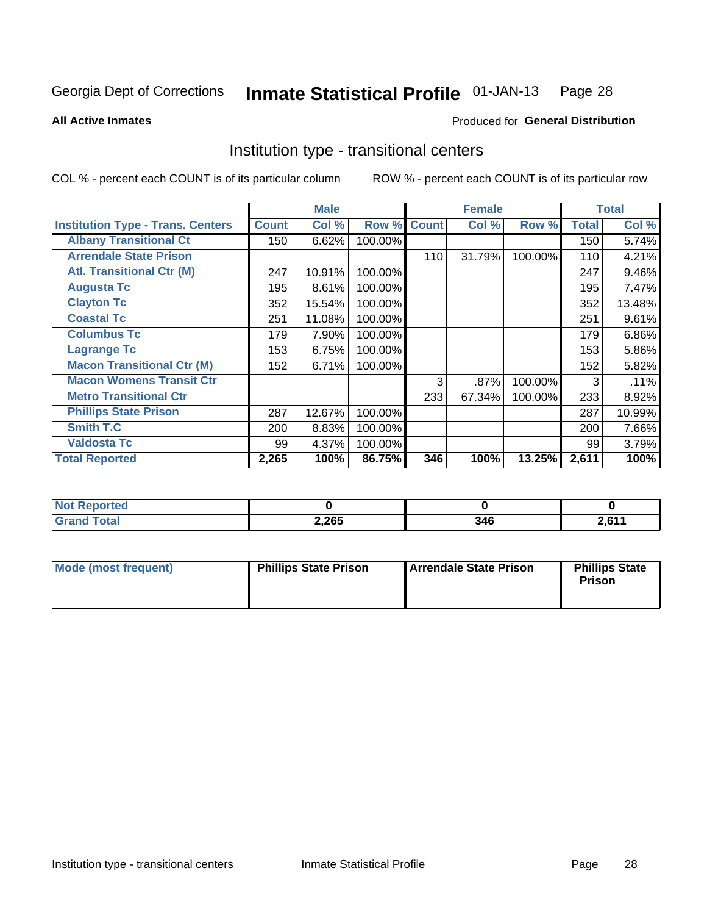Georgia Dept of Corrections **Inmate Statistical Profile** 01-JAN-13

**All Active Inmates**

Produced for **General Distribution**

## Institution type - transitional centers

COL % - percent each COUNT is of its particular column

ROW % - percent each COUNT is of its particular row

| | Male | | | Female | | | Total | |
|---|---|---|---|---|---|---|---|---|
| **Institution Type - Trans. Centers** | **Count** | **Col %** | **Row %** | **Count** | **Col %** | **Row %** | **Total** | **Col %** |
| **Albany Transitional Ct** | 150 | 6.62% | 100.00% | | | | 150 | 5.74% |
| **Arrendale State Prison** | | | | 110 | 31.79% | 100.00% | 110 | 4.21% |
| **Atl. Transitional Ctr (M)** | 247 | 10.91% | 100.00% | | | | 247 | 9.46% |
| **Augusta Tc** | 195 | 8.61% | 100.00% | | | | 195 | 7.47% |
| **Clayton Tc** | 352 | 15.54% | 100.00% | | | | 352 | 13.48% |
| **Coastal Tc** | 251 | 11.08% | 100.00% | | | | 251 | 9.61% |
| **Columbus Tc** | 179 | 7.90% | 100.00% | | | | 179 | 6.86% |
| **Lagrange Tc** | 153 | 6.75% | 100.00% | | | | 153 | 5.86% |
| **Macon Transitional Ctr (M)** | 152 | 6.71% | 100.00% | | | | 152 | 5.82% |
| **Macon Womens Transit Ctr** | | | | 3 | .87% | 100.00% | 3 | .11% |
| **Metro Transitional Ctr** | | | | 233 | 67.34% | 100.00% | 233 | 8.92% |
| **Phillips State Prison** | 287 | 12.67% | 100.00% | | | | 287 | 10.99% |
| **Smith T.C** | 200 | 8.83% | 100.00% | | | | 200 | 7.66% |
| **Valdosta Tc** | 99 | 4.37% | 100.00% | | | | 99 | 3.79% |
| **Total Reported** | **2,265** | **100%** | **86.75%** | **346** | **100%** | **13.25%** | **2,611** | **100%** |

| | Male | Female | Total |
|---|---|---|---|
| **Not Reported** | **0** | **0** | **0** |
| **Grand Total** | **2,265** | **346** | **2,611** |

| | Male | Female | Total |
|---|---|---|---|
| **Mode (most frequent)** | **Phillips State Prison** | **Arrendale State Prison** | **Phillips State Prison** |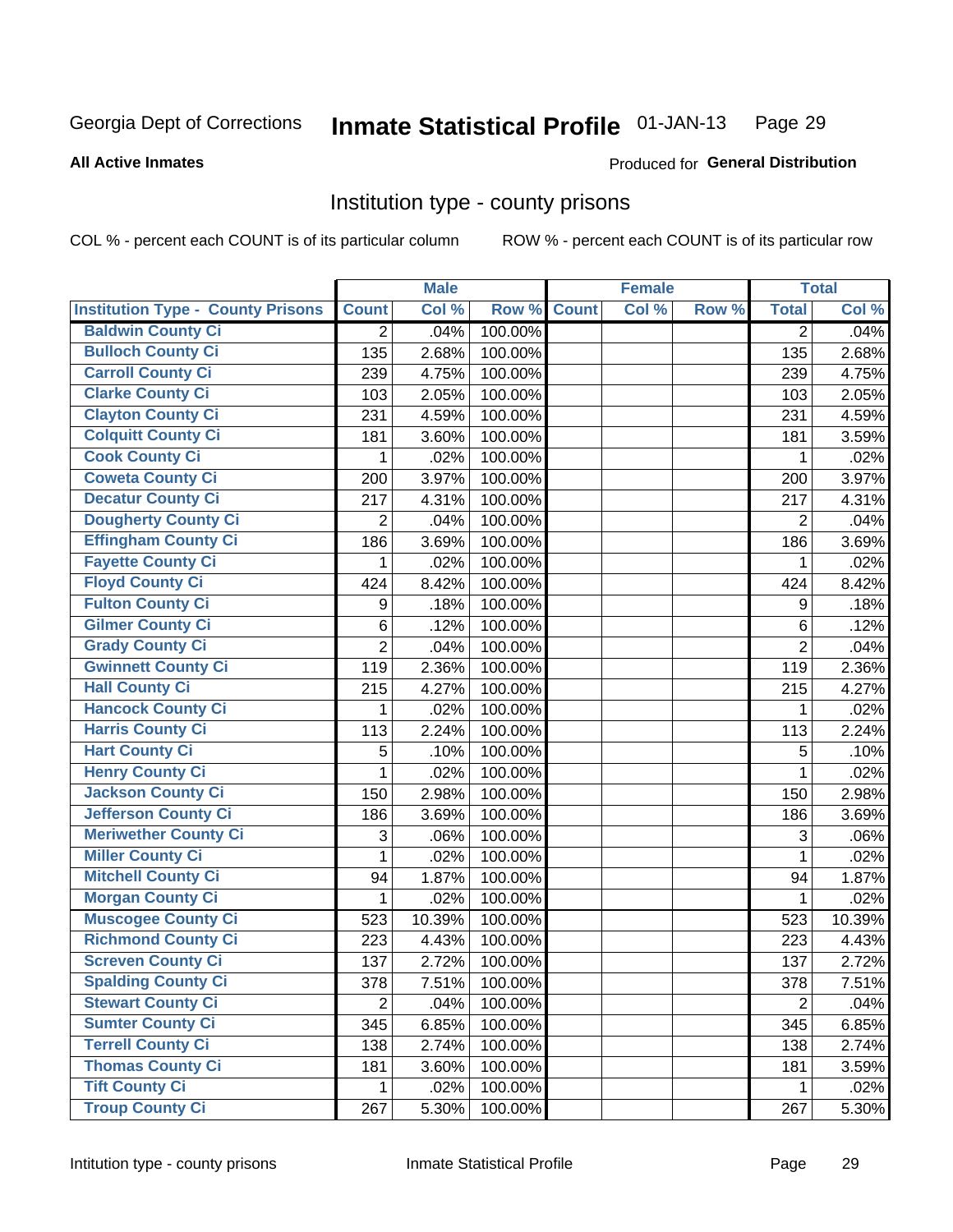Georgia Dept of Corrections **Inmate Statistical Profile** 01-JAN-13 Page 29

**All Active Inmates**

Produced for **General Distribution**

## Institution type - county prisons

COL % - percent each COUNT is of its particular column ROW % - percent each COUNT is of its particular row

| Institution Type - County Prisons | Male | | | Female | | | Total | |
|---|---|---|---|---|---|---|---|---|
| | Count | Col % | Row % | Count | Col % | Row % | Total | Col % |
| Baldwin County Ci | 2 | .04% | 100.00% | | | | 2 | .04% |
| Bulloch County Ci | 135 | 2.68% | 100.00% | | | | 135 | 2.68% |
| Carroll County Ci | 239 | 4.75% | 100.00% | | | | 239 | 4.75% |
| Clarke County Ci | 103 | 2.05% | 100.00% | | | | 103 | 2.05% |
| Clayton County Ci | 231 | 4.59% | 100.00% | | | | 231 | 4.59% |
| Colquitt County Ci | 181 | 3.60% | 100.00% | | | | 181 | 3.59% |
| Cook County Ci | 1 | .02% | 100.00% | | | | 1 | .02% |
| Coweta County Ci | 200 | 3.97% | 100.00% | | | | 200 | 3.97% |
| Decatur County Ci | 217 | 4.31% | 100.00% | | | | 217 | 4.31% |
| Dougherty County Ci | 2 | .04% | 100.00% | | | | 2 | .04% |
| Effingham County Ci | 186 | 3.69% | 100.00% | | | | 186 | 3.69% |
| Fayette County Ci | 1 | .02% | 100.00% | | | | 1 | .02% |
| Floyd County Ci | 424 | 8.42% | 100.00% | | | | 424 | 8.42% |
| Fulton County Ci | 9 | .18% | 100.00% | | | | 9 | .18% |
| Gilmer County Ci | 6 | .12% | 100.00% | | | | 6 | .12% |
| Grady County Ci | 2 | .04% | 100.00% | | | | 2 | .04% |
| Gwinnett County Ci | 119 | 2.36% | 100.00% | | | | 119 | 2.36% |
| Hall County Ci | 215 | 4.27% | 100.00% | | | | 215 | 4.27% |
| Hancock County Ci | 1 | .02% | 100.00% | | | | 1 | .02% |
| Harris County Ci | 113 | 2.24% | 100.00% | | | | 113 | 2.24% |
| Hart County Ci | 5 | .10% | 100.00% | | | | 5 | .10% |
| Henry County Ci | 1 | .02% | 100.00% | | | | 1 | .02% |
| Jackson County Ci | 150 | 2.98% | 100.00% | | | | 150 | 2.98% |
| Jefferson County Ci | 186 | 3.69% | 100.00% | | | | 186 | 3.69% |
| Meriwether County Ci | 3 | .06% | 100.00% | | | | 3 | .06% |
| Miller County Ci | 1 | .02% | 100.00% | | | | 1 | .02% |
| Mitchell County Ci | 94 | 1.87% | 100.00% | | | | 94 | 1.87% |
| Morgan County Ci | 1 | .02% | 100.00% | | | | 1 | .02% |
| Muscogee County Ci | 523 | 10.39% | 100.00% | | | | 523 | 10.39% |
| Richmond County Ci | 223 | 4.43% | 100.00% | | | | 223 | 4.43% |
| Screven County Ci | 137 | 2.72% | 100.00% | | | | 137 | 2.72% |
| Spalding County Ci | 378 | 7.51% | 100.00% | | | | 378 | 7.51% |
| Stewart County Ci | 2 | .04% | 100.00% | | | | 2 | .04% |
| Sumter County Ci | 345 | 6.85% | 100.00% | | | | 345 | 6.85% |
| Terrell County Ci | 138 | 2.74% | 100.00% | | | | 138 | 2.74% |
| Thomas County Ci | 181 | 3.60% | 100.00% | | | | 181 | 3.59% |
| Tift County Ci | 1 | .02% | 100.00% | | | | 1 | .02% |
| Troup County Ci | 267 | 5.30% | 100.00% | | | | 267 | 5.30% |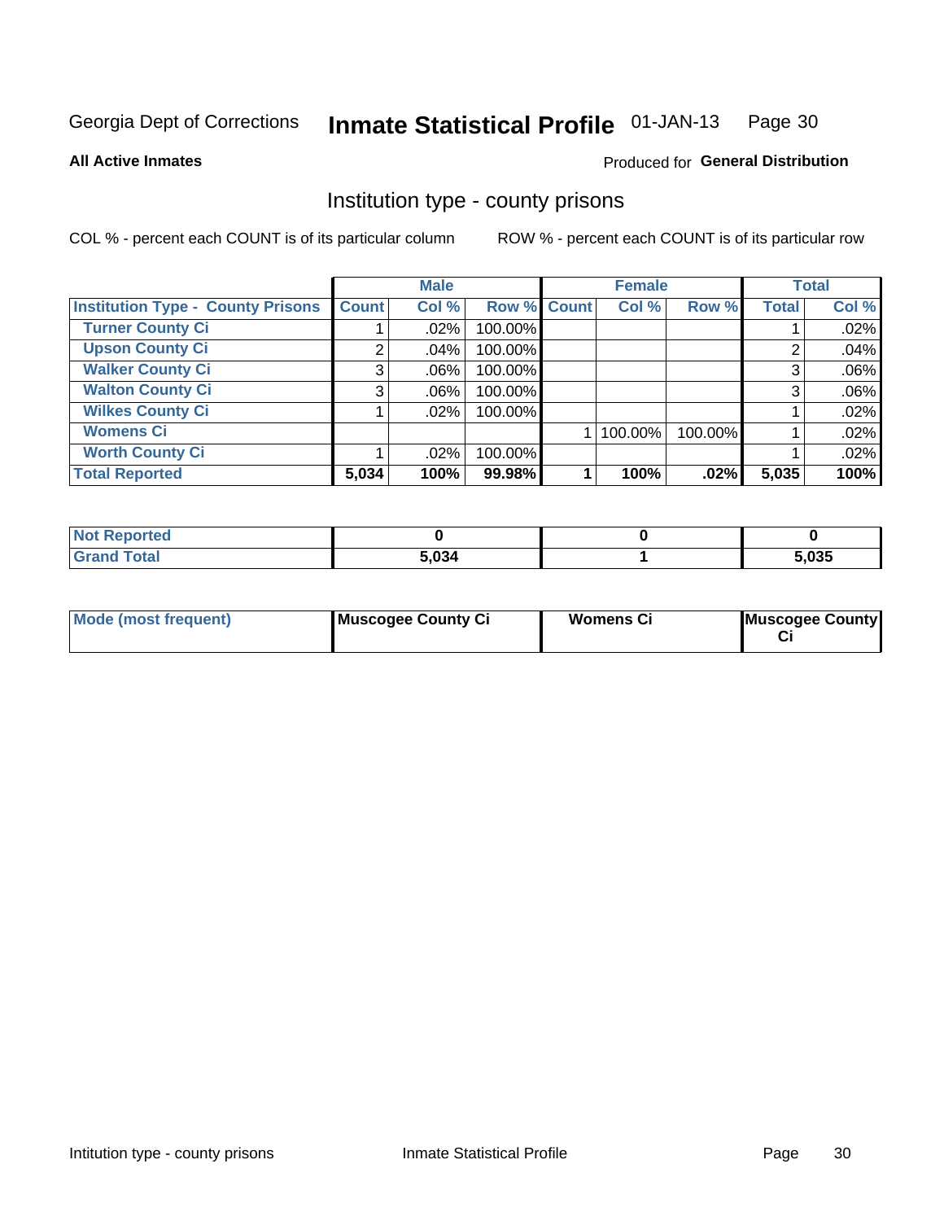Georgia Dept of Corrections **Inmate Statistical Profile** 01-JAN-13

**All Active Inmates**

Produced for **General Distribution**

## Institution type - county prisons

COL % - percent each COUNT is of its particular column        ROW % - percent each COUNT is of its particular row

| | Male | | | Female | | | Total | |
|---|---|---|---|---|---|---|---|---|
| **Institution Type - County Prisons** | **Count** | **Col %** | **Row %** | **Count** | **Col %** | **Row %** | **Total** | **Col %** |
| Turner County Ci | 1 | .02% | 100.00% | | | | 1 | .02% |
| Upson County Ci | 2 | .04% | 100.00% | | | | 2 | .04% |
| Walker County Ci | 3 | .06% | 100.00% | | | | 3 | .06% |
| Walton County Ci | 3 | .06% | 100.00% | | | | 3 | .06% |
| Wilkes County Ci | 1 | .02% | 100.00% | | | | 1 | .02% |
| Womens Ci | | | | 1 | 100.00% | 100.00% | 1 | .02% |
| Worth County Ci | 1 | .02% | 100.00% | | | | 1 | .02% |
| **Total Reported** | **5,034** | **100%** | **99.98%** | **1** | **100%** | **.02%** | **5,035** | **100%** |

| | Male | Female | Total |
|---|---|---|---|
| Not Reported | **0** | **0** | **0** |
| Grand Total | **5,034** | **1** | **5,035** |

| | Male | Female | Total |
|---|---|---|---|
| Mode (most frequent) | **Muscogee County Ci** | **Womens Ci** | **Muscogee County Ci** |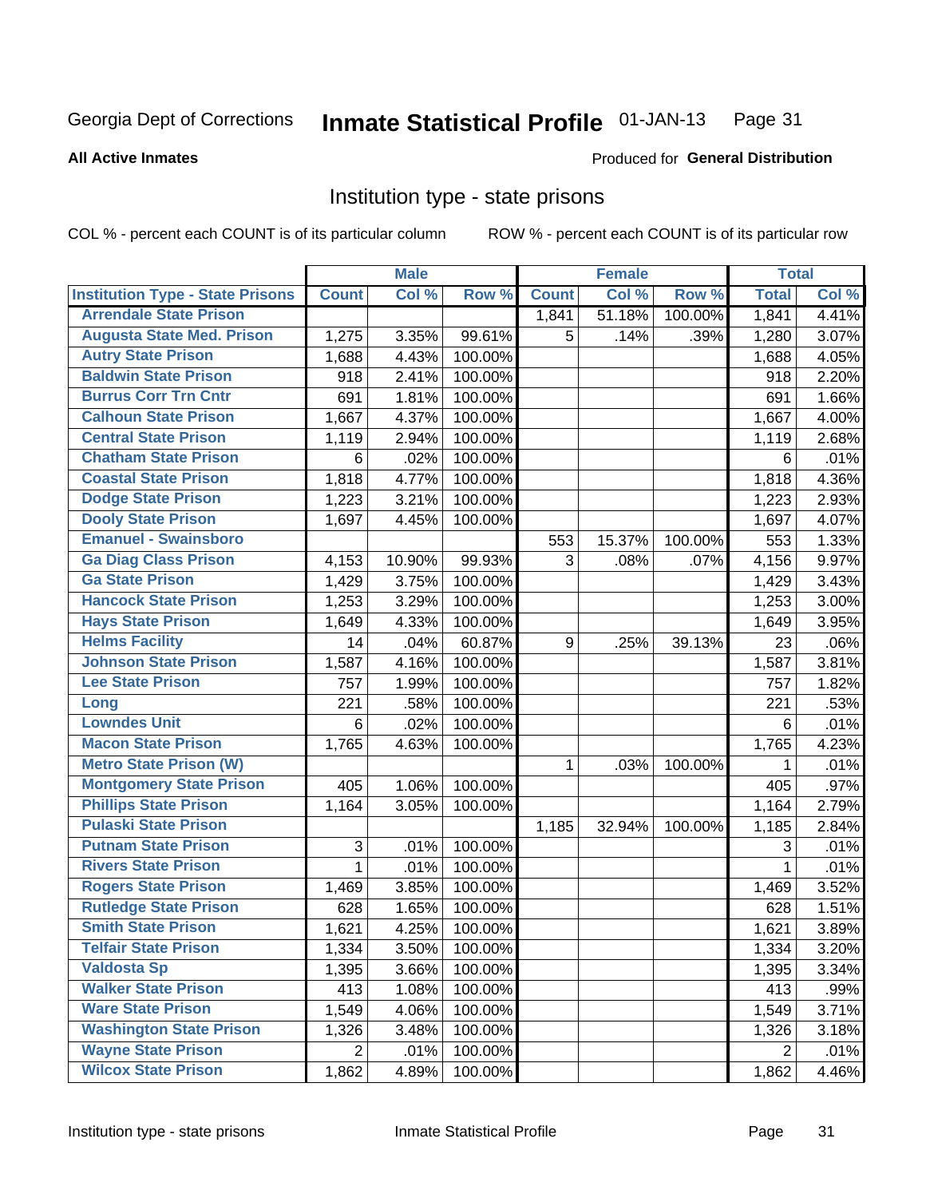Georgia Dept of Corrections **Inmate Statistical Profile** 01-JAN-13

**All Active Inmates** Produced for **General Distribution**

## Institution type - state prisons

COL % - percent each COUNT is of its particular column ROW % - percent each COUNT is of its particular row

| | Male | | | Female | | | Total | |
|---|---|---|---|---|---|---|---|---|
| Institution Type - State Prisons | Count | Col % | Row % | Count | Col % | Row % | Total | Col % |
| Arrendale State Prison | | | | 1,841 | 51.18% | 100.00% | 1,841 | 4.41% |
| Augusta State Med. Prison | 1,275 | 3.35% | 99.61% | 5 | .14% | .39% | 1,280 | 3.07% |
| Autry State Prison | 1,688 | 4.43% | 100.00% | | | | 1,688 | 4.05% |
| Baldwin State Prison | 918 | 2.41% | 100.00% | | | | 918 | 2.20% |
| Burrus Corr Trn Cntr | 691 | 1.81% | 100.00% | | | | 691 | 1.66% |
| Calhoun State Prison | 1,667 | 4.37% | 100.00% | | | | 1,667 | 4.00% |
| Central State Prison | 1,119 | 2.94% | 100.00% | | | | 1,119 | 2.68% |
| Chatham State Prison | 6 | .02% | 100.00% | | | | 6 | .01% |
| Coastal State Prison | 1,818 | 4.77% | 100.00% | | | | 1,818 | 4.36% |
| Dodge State Prison | 1,223 | 3.21% | 100.00% | | | | 1,223 | 2.93% |
| Dooly State Prison | 1,697 | 4.45% | 100.00% | | | | 1,697 | 4.07% |
| Emanuel - Swainsboro | | | | 553 | 15.37% | 100.00% | 553 | 1.33% |
| Ga Diag Class Prison | 4,153 | 10.90% | 99.93% | 3 | .08% | .07% | 4,156 | 9.97% |
| Ga State Prison | 1,429 | 3.75% | 100.00% | | | | 1,429 | 3.43% |
| Hancock State Prison | 1,253 | 3.29% | 100.00% | | | | 1,253 | 3.00% |
| Hays State Prison | 1,649 | 4.33% | 100.00% | | | | 1,649 | 3.95% |
| Helms Facility | 14 | .04% | 60.87% | 9 | .25% | 39.13% | 23 | .06% |
| Johnson State Prison | 1,587 | 4.16% | 100.00% | | | | 1,587 | 3.81% |
| Lee State Prison | 757 | 1.99% | 100.00% | | | | 757 | 1.82% |
| Long | 221 | .58% | 100.00% | | | | 221 | .53% |
| Lowndes Unit | 6 | .02% | 100.00% | | | | 6 | .01% |
| Macon State Prison | 1,765 | 4.63% | 100.00% | | | | 1,765 | 4.23% |
| Metro State Prison (W) | | | | 1 | .03% | 100.00% | 1 | .01% |
| Montgomery State Prison | 405 | 1.06% | 100.00% | | | | 405 | .97% |
| Phillips State Prison | 1,164 | 3.05% | 100.00% | | | | 1,164 | 2.79% |
| Pulaski State Prison | | | | 1,185 | 32.94% | 100.00% | 1,185 | 2.84% |
| Putnam State Prison | 3 | .01% | 100.00% | | | | 3 | .01% |
| Rivers State Prison | 1 | .01% | 100.00% | | | | 1 | .01% |
| Rogers State Prison | 1,469 | 3.85% | 100.00% | | | | 1,469 | 3.52% |
| Rutledge State Prison | 628 | 1.65% | 100.00% | | | | 628 | 1.51% |
| Smith State Prison | 1,621 | 4.25% | 100.00% | | | | 1,621 | 3.89% |
| Telfair State Prison | 1,334 | 3.50% | 100.00% | | | | 1,334 | 3.20% |
| Valdosta Sp | 1,395 | 3.66% | 100.00% | | | | 1,395 | 3.34% |
| Walker State Prison | 413 | 1.08% | 100.00% | | | | 413 | .99% |
| Ware State Prison | 1,549 | 4.06% | 100.00% | | | | 1,549 | 3.71% |
| Washington State Prison | 1,326 | 3.48% | 100.00% | | | | 1,326 | 3.18% |
| Wayne State Prison | 2 | .01% | 100.00% | | | | 2 | .01% |
| Wilcox State Prison | 1,862 | 4.89% | 100.00% | | | | 1,862 | 4.46% |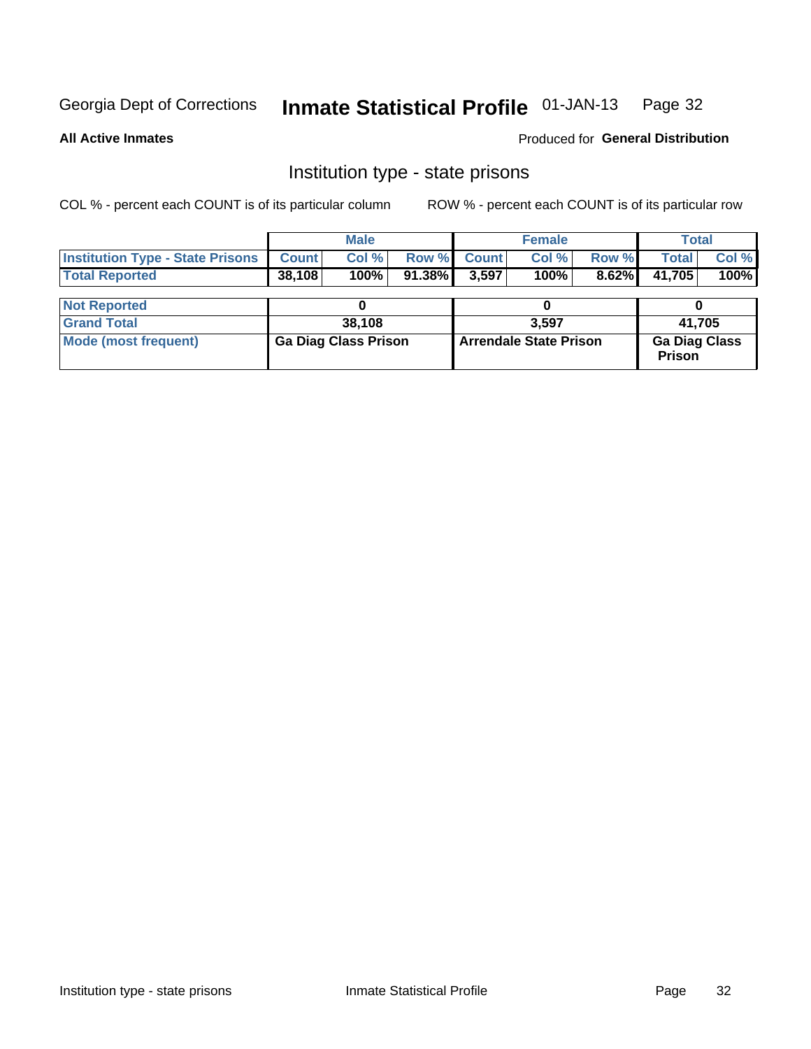Georgia Dept of Corrections **Inmate Statistical Profile** 01-JAN-13

**All Active Inmates**

Produced for **General Distribution**

## Institution type - state prisons

COL % - percent each COUNT is of its particular column

ROW % - percent each COUNT is of its particular row

| | Male | | | Female | | | Total | |
|---|---|---|---|---|---|---|---|---|
| **Institution Type - State Prisons** | **Count** | **Col %** | **Row %** | **Count** | **Col %** | **Row %** | **Total** | **Col %** |
| **Total Reported** | **38,108** | **100%** | **91.38%** | **3,597** | **100%** | **8.62%** | **41,705** | **100%** |
| **Not Reported** | **0** | | | **0** | | | **0** | |
| **Grand Total** | **38,108** | | | **3,597** | | | **41,705** | |
| **Mode (most frequent)** | **Ga Diag Class Prison** | | | **Arrendale State Prison** | | | **Ga Diag Class Prison** | |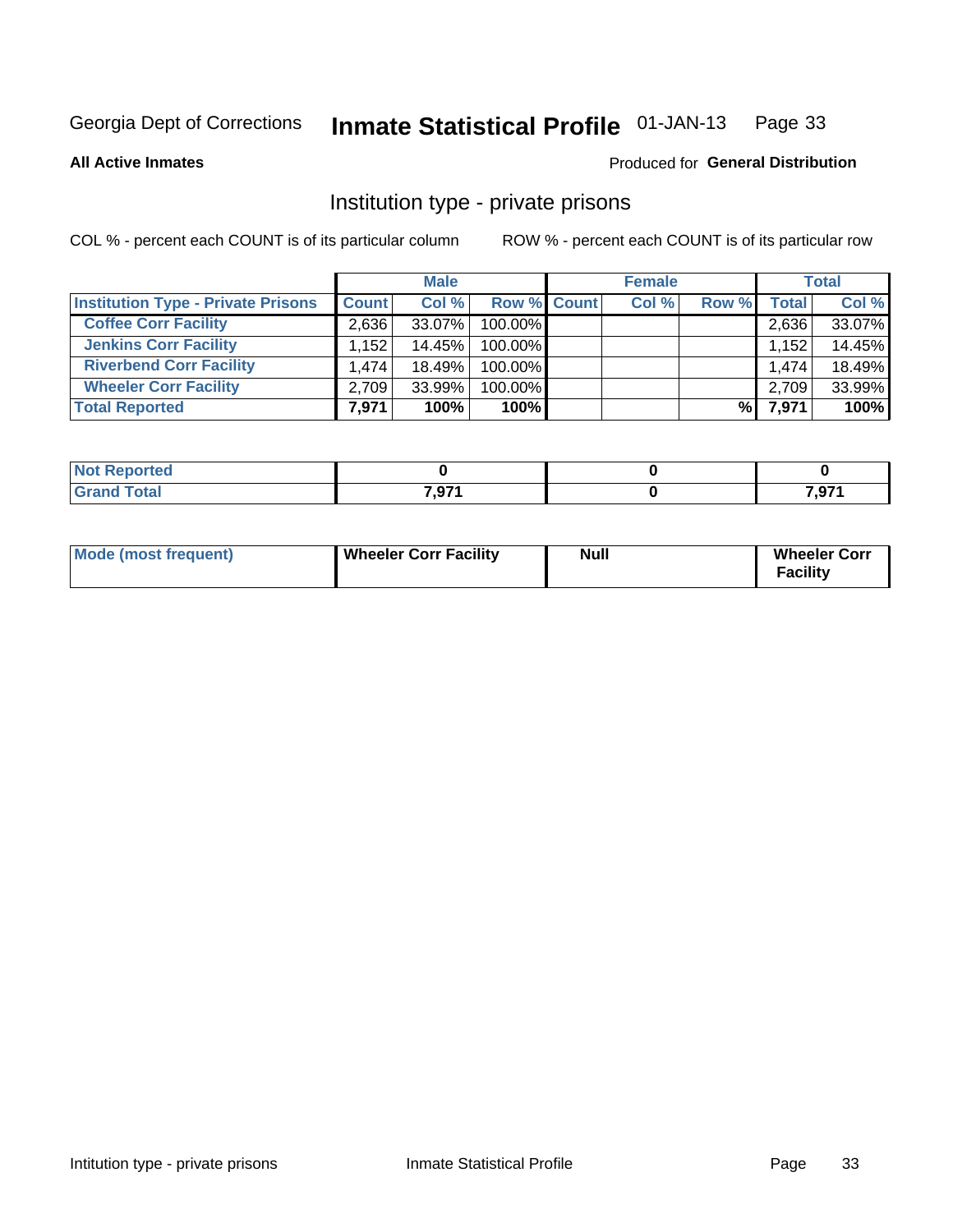Georgia Dept of Corrections **Inmate Statistical Profile** 01-JAN-13

**All Active Inmates**

Produced for **General Distribution**

## Institution type - private prisons

COL % - percent each COUNT is of its particular column

ROW % - percent each COUNT is of its particular row

| | Male | | | Female | | | Total | |
|---|---|---|---|---|---|---|---|---|
| **Institution Type - Private Prisons** | **Count** | **Col %** | **Row %** | **Count** | **Col %** | **Row %** | **Total** | **Col %** |
| **Coffee Corr Facility** | 2,636 | 33.07% | 100.00% | | | | 2,636 | 33.07% |
| **Jenkins Corr Facility** | 1,152 | 14.45% | 100.00% | | | | 1,152 | 14.45% |
| **Riverbend Corr Facility** | 1,474 | 18.49% | 100.00% | | | | 1,474 | 18.49% |
| **Wheeler Corr Facility** | 2,709 | 33.99% | 100.00% | | | | 2,709 | 33.99% |
| **Total Reported** | **7,971** | **100%** | **100%** | | | **%** | **7,971** | **100%** |

| | Male | Female | Total |
|---|---|---|---|
| **Not Reported** | **0** | **0** | **0** |
| **Grand Total** | **7,971** | **0** | **7,971** |

| | Male | Female | Total |
|---|---|---|---|
| **Mode (most frequent)** | **Wheeler Corr Facility** | **Null** | **Wheeler Corr Facility** |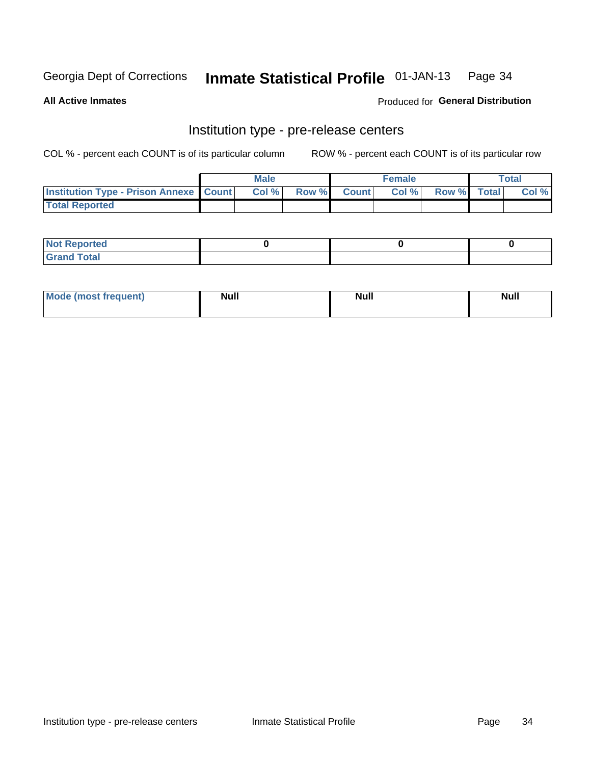Georgia Dept of Corrections **Inmate Statistical Profile** 01-JAN-13

**All Active Inmates**

Produced for **General Distribution**

## Institution type - pre-release centers

COL % - percent each COUNT is of its particular column ROW % - percent each COUNT is of its particular row

| | Male | | | Female | | | Total | |
|---|---|---|---|---|---|---|---|---|
| Institution Type - Prison Annexe | Count | Col % | Row % | Count | Col % | Row % | Total | Col % |
| Total Reported | | | | | | | | |

| | Male | Female | Total |
|---|---|---|---|
| Not Reported | 0 | 0 | 0 |
| Grand Total | | | |

| | Male | Female | Total |
|---|---|---|---|
| Mode (most frequent) | Null | Null | Null |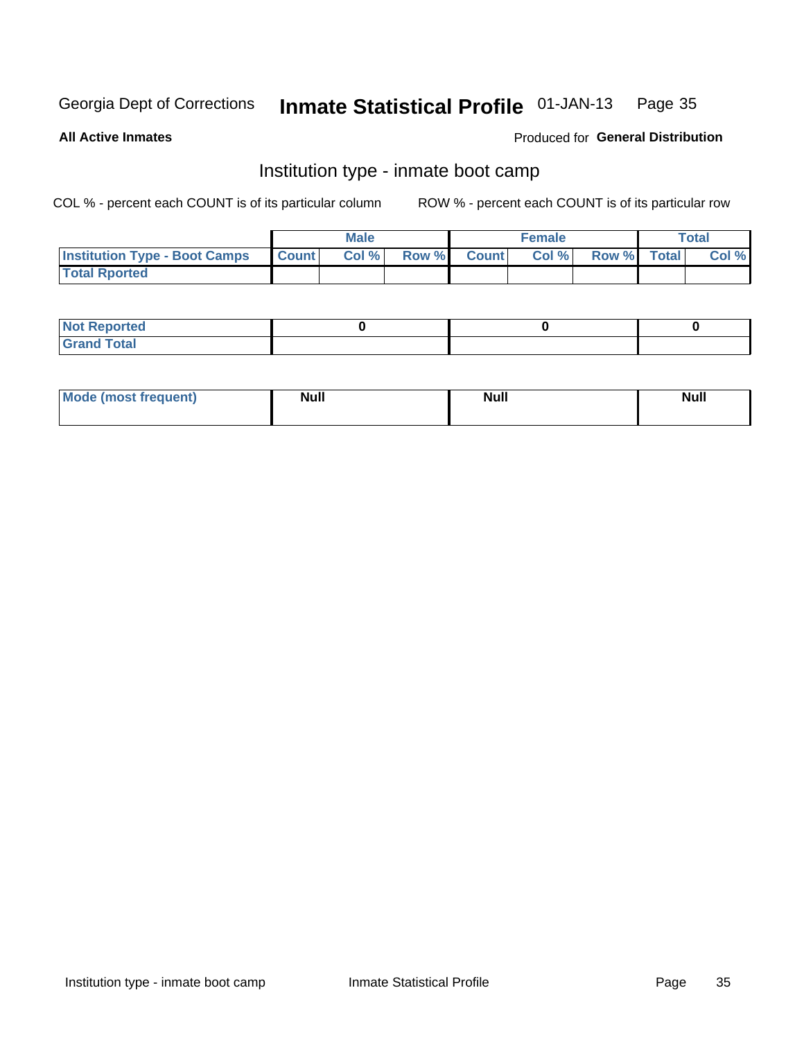Georgia Dept of Corrections **Inmate Statistical Profile** 01-JAN-13

**All Active Inmates**

Produced for **General Distribution**

## Institution type - inmate boot camp

COL % - percent each COUNT is of its particular column ROW % - percent each COUNT is of its particular row

| | Male | | | Female | | | Total | |
|---|---|---|---|---|---|---|---|---|
| **Institution Type - Boot Camps** | **Count** | **Col %** | **Row %** | **Count** | **Col %** | **Row %** | **Total** | **Col %** |
| **Total Rported** | | | | | | | | |

| | Male | Female | Total |
|---|---|---|---|
| **Not Reported** | 0 | 0 | 0 |
| **Grand Total** | | | |

| | Male | Female | Total |
|---|---|---|---|
| **Mode (most frequent)** | Null | Null | Null |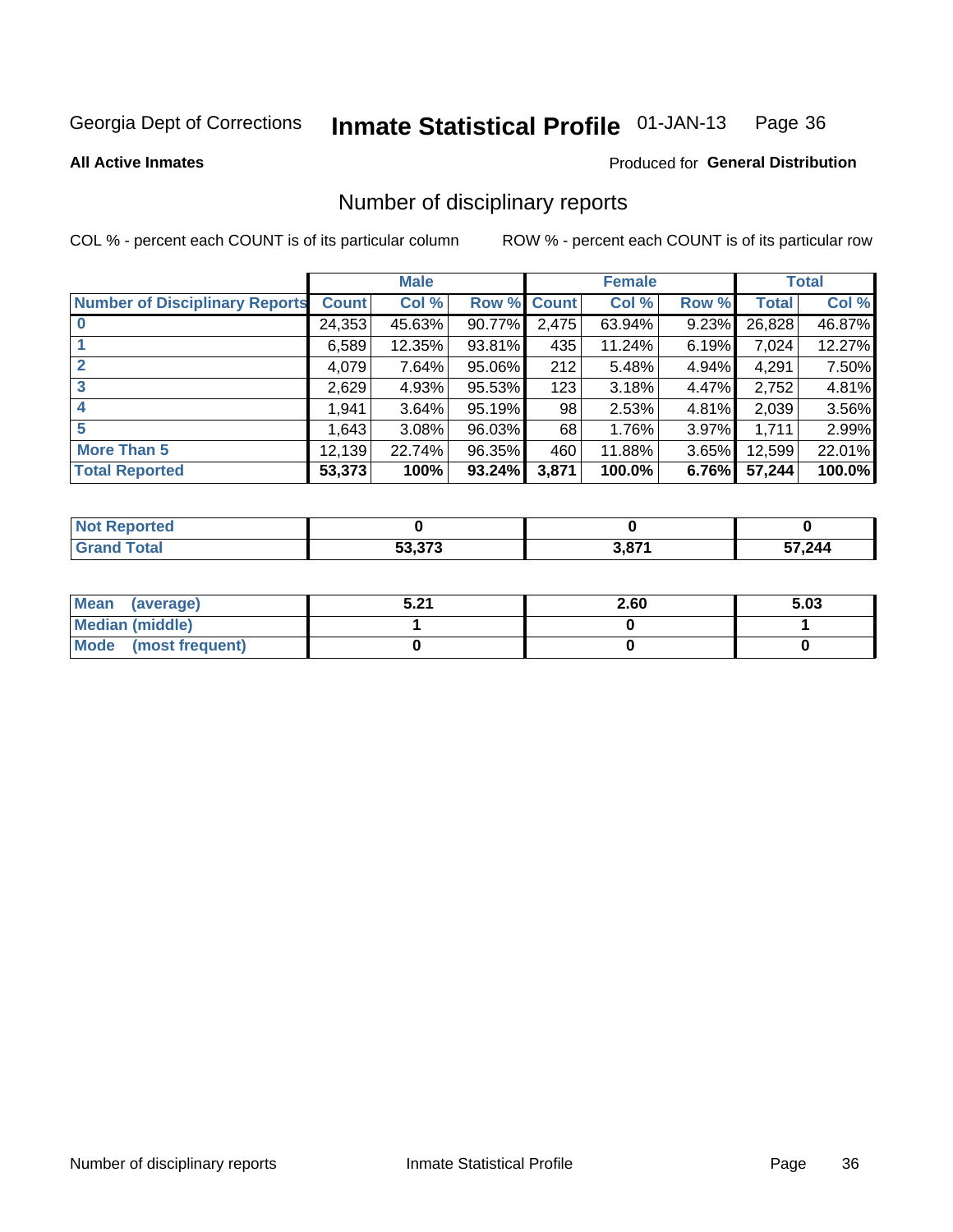Georgia Dept of Corrections **Inmate Statistical Profile** 01-JAN-13

**All Active Inmates** Produced for **General Distribution**

## Number of disciplinary reports

COL % - percent each COUNT is of its particular column ROW % - percent each COUNT is of its particular row

| | Male | | | Female | | | Total | |
|---|---|---|---|---|---|---|---|---|
| Number of Disciplinary Reports | Count | Col % | Row % | Count | Col % | Row % | Total | Col % |
| 0 | 24,353 | 45.63% | 90.77% | 2,475 | 63.94% | 9.23% | 26,828 | 46.87% |
| 1 | 6,589 | 12.35% | 93.81% | 435 | 11.24% | 6.19% | 7,024 | 12.27% |
| 2 | 4,079 | 7.64% | 95.06% | 212 | 5.48% | 4.94% | 4,291 | 7.50% |
| 3 | 2,629 | 4.93% | 95.53% | 123 | 3.18% | 4.47% | 2,752 | 4.81% |
| 4 | 1,941 | 3.64% | 95.19% | 98 | 2.53% | 4.81% | 2,039 | 3.56% |
| 5 | 1,643 | 3.08% | 96.03% | 68 | 1.76% | 3.97% | 1,711 | 2.99% |
| More Than 5 | 12,139 | 22.74% | 96.35% | 460 | 11.88% | 3.65% | 12,599 | 22.01% |
| **Total Reported** | **53,373** | **100%** | **93.24%** | **3,871** | **100.0%** | **6.76%** | **57,244** | **100.0%** |

| | Male | Female | Total |
|---|---|---|---|
| Not Reported | 0 | 0 | 0 |
| Grand Total | 53,373 | 3,871 | 57,244 |

| | Male | Female | Total |
|---|---|---|---|
| Mean (average) | 5.21 | 2.60 | 5.03 |
| Median (middle) | 1 | 0 | 1 |
| Mode (most frequent) | 0 | 0 | 0 |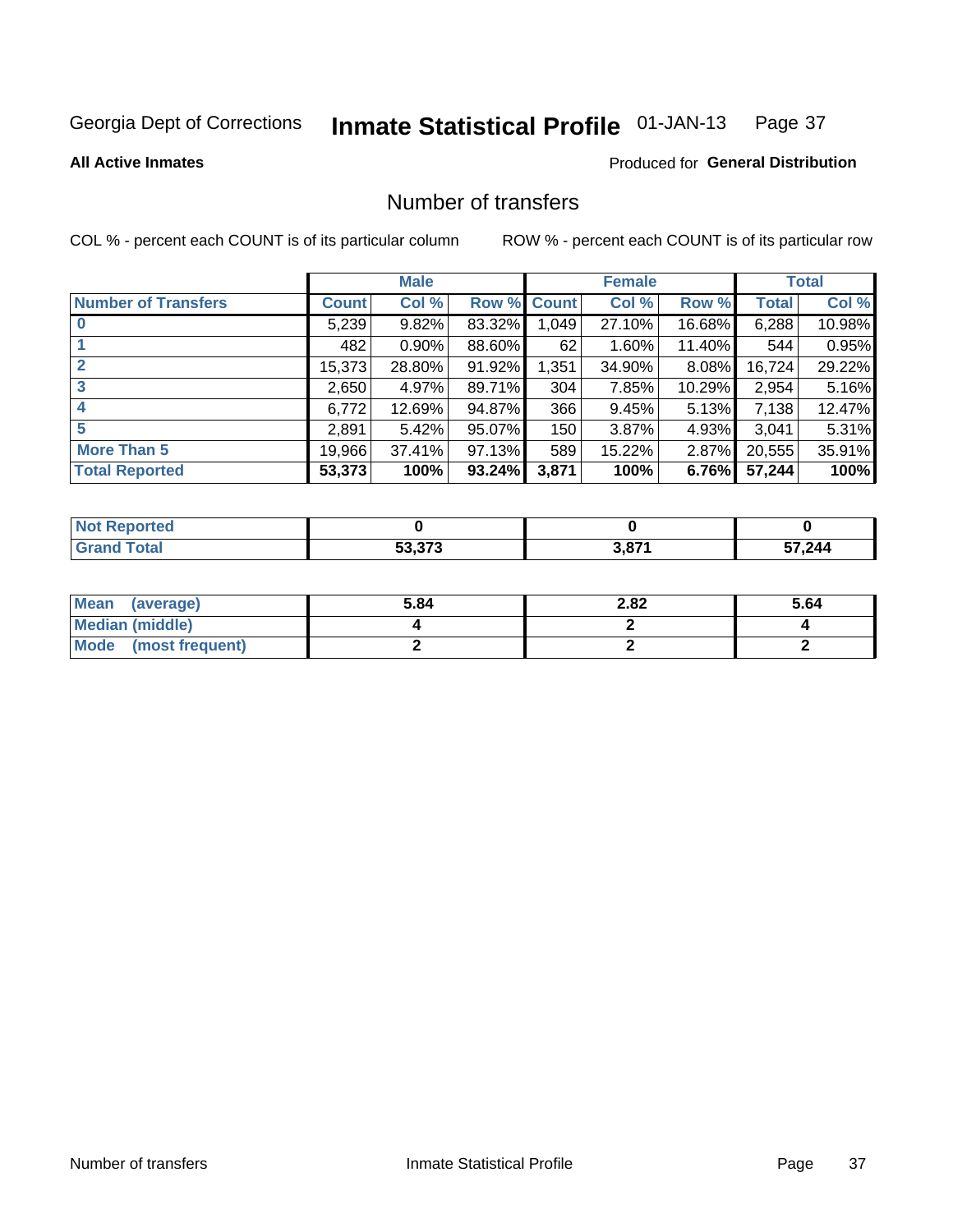Georgia Dept of Corrections **Inmate Statistical Profile** 01-JAN-13

**All Active Inmates**

Produced for **General Distribution**

## Number of transfers

COL % - percent each COUNT is of its particular column ROW % - percent each COUNT is of its particular row

| | Male | | | Female | | | Total | |
|---|---|---|---|---|---|---|---|---|
| **Number of Transfers** | **Count** | **Col %** | **Row %** | **Count** | **Col %** | **Row %** | **Total** | **Col %** |
| **0** | 5,239 | 9.82% | 83.32% | 1,049 | 27.10% | 16.68% | 6,288 | 10.98% |
| **1** | 482 | 0.90% | 88.60% | 62 | 1.60% | 11.40% | 544 | 0.95% |
| **2** | 15,373 | 28.80% | 91.92% | 1,351 | 34.90% | 8.08% | 16,724 | 29.22% |
| **3** | 2,650 | 4.97% | 89.71% | 304 | 7.85% | 10.29% | 2,954 | 5.16% |
| **4** | 6,772 | 12.69% | 94.87% | 366 | 9.45% | 5.13% | 7,138 | 12.47% |
| **5** | 2,891 | 5.42% | 95.07% | 150 | 3.87% | 4.93% | 3,041 | 5.31% |
| **More Than 5** | 19,966 | 37.41% | 97.13% | 589 | 15.22% | 2.87% | 20,555 | 35.91% |
| **Total Reported** | **53,373** | **100%** | **93.24%** | **3,871** | **100%** | **6.76%** | **57,244** | **100%** |

| | Male | Female | Total |
|---|---|---|---|
| **Not Reported** | **0** | **0** | **0** |
| **Grand Total** | **53,373** | **3,871** | **57,244** |

| | Male | Female | Total |
|---|---|---|---|
| **Mean (average)** | **5.84** | **2.82** | **5.64** |
| **Median (middle)** | **4** | **2** | **4** |
| **Mode (most frequent)** | **2** | **2** | **2** |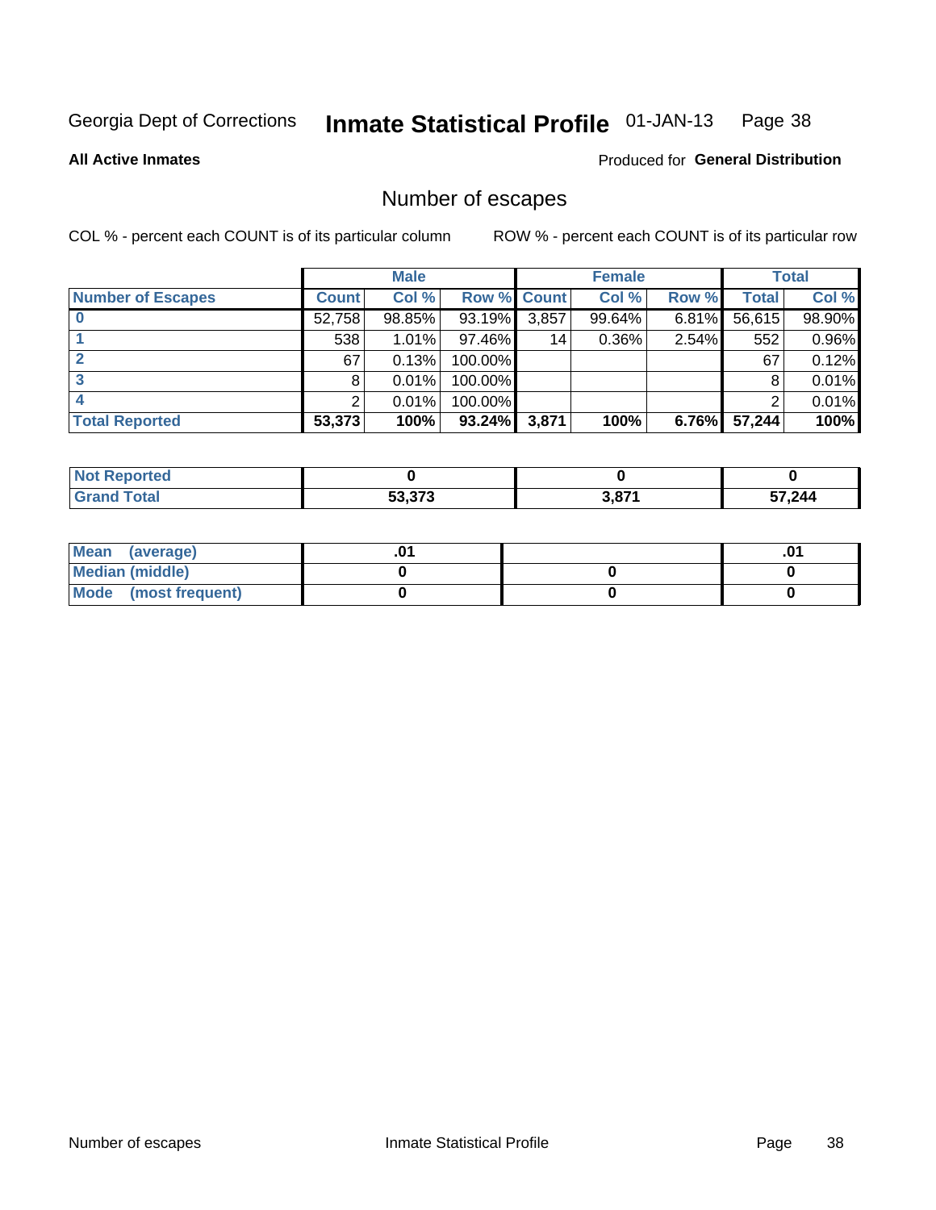Georgia Dept of Corrections **Inmate Statistical Profile** 01-JAN-13

**All Active Inmates**

Produced for **General Distribution**

## Number of escapes

COL % - percent each COUNT is of its particular column

ROW % - percent each COUNT is of its particular row

| | Male | | | Female | | | Total | |
|---|---|---|---|---|---|---|---|---|
| **Number of Escapes** | **Count** | **Col %** | **Row %** | **Count** | **Col %** | **Row %** | **Total** | **Col %** |
| **0** | 52,758 | 98.85% | 93.19% | 3,857 | 99.64% | 6.81% | 56,615 | 98.90% |
| **1** | 538 | 1.01% | 97.46% | 14 | 0.36% | 2.54% | 552 | 0.96% |
| **2** | 67 | 0.13% | 100.00% | | | | 67 | 0.12% |
| **3** | 8 | 0.01% | 100.00% | | | | 8 | 0.01% |
| **4** | 2 | 0.01% | 100.00% | | | | 2 | 0.01% |
| **Total Reported** | **53,373** | **100%** | **93.24%** | **3,871** | **100%** | **6.76%** | **57,244** | **100%** |

| | Male | Female | Total |
|---|---|---|---|
| **Not Reported** | **0** | **0** | **0** |
| **Grand Total** | **53,373** | **3,871** | **57,244** |

| | Male | Female | Total |
|---|---|---|---|
| **Mean (average)** | **.01** | | **.01** |
| **Median (middle)** | **0** | **0** | **0** |
| **Mode (most frequent)** | **0** | **0** | **0** |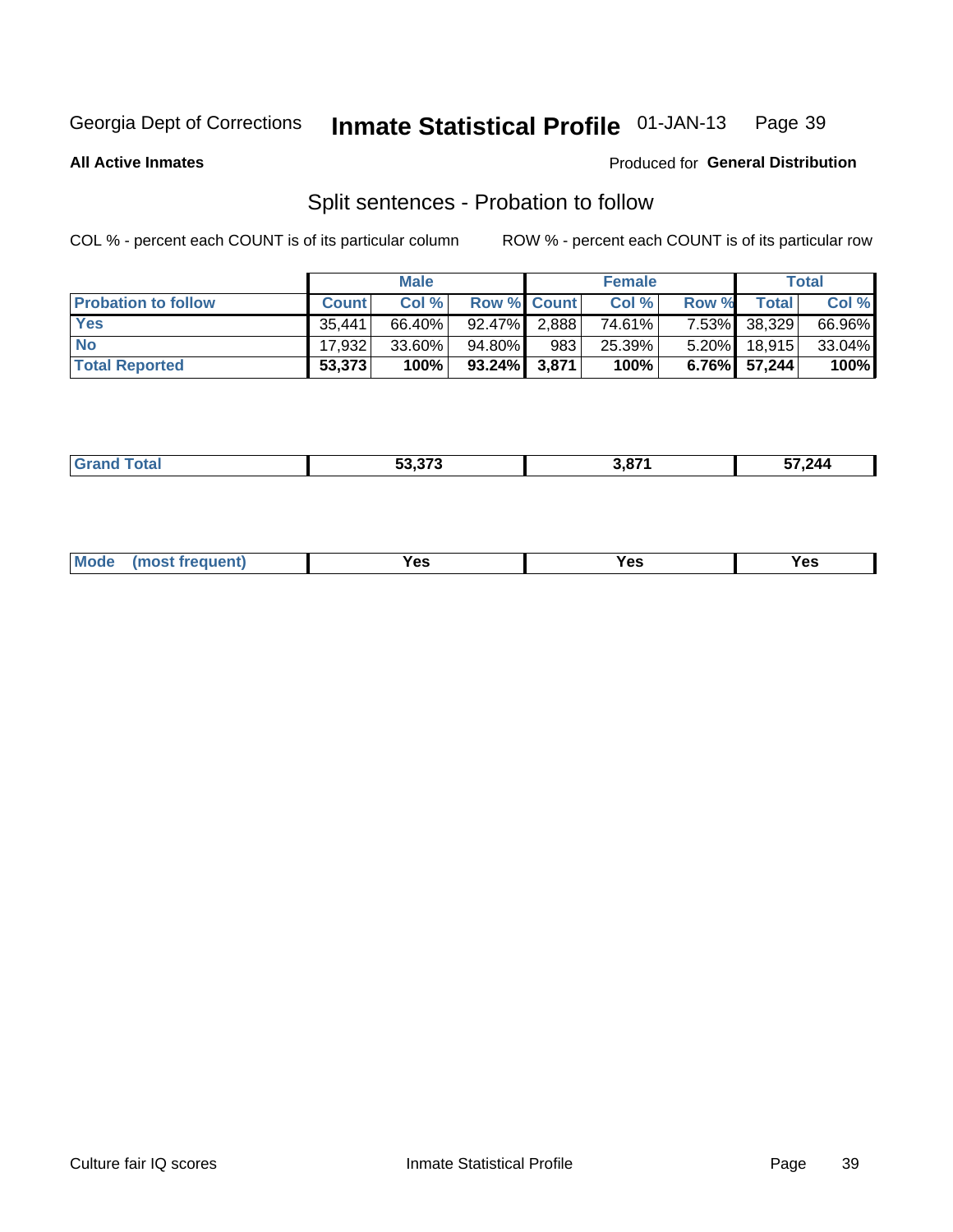Georgia Dept of Corrections **Inmate Statistical Profile** 01-JAN-13

**All Active Inmates**

Produced for **General Distribution**

## Split sentences - Probation to follow

COL % - percent each COUNT is of its particular column

ROW % - percent each COUNT is of its particular row

| | Male | | | Female | | | Total | |
|---|---|---|---|---|---|---|---|---|
| **Probation to follow** | **Count** | **Col %** | **Row %** | **Count** | **Col %** | **Row %** | **Total** | **Col %** |
| **Yes** | 35,441 | 66.40% | 92.47% | 2,888 | 74.61% | 7.53% | 38,329 | 66.96% |
| **No** | 17,932 | 33.60% | 94.80% | 983 | 25.39% | 5.20% | 18,915 | 33.04% |
| **Total Reported** | **53,373** | **100%** | **93.24%** | **3,871** | **100%** | **6.76%** | **57,244** | **100%** |

| | | | |
|---|---|---|---|
| **Grand Total** | **53,373** | **3,871** | **57,244** |

| | | | |
|---|---|---|---|
| **Mode (most frequent)** | **Yes** | **Yes** | **Yes** |

Culture fair IQ scores Inmate Statistical Profile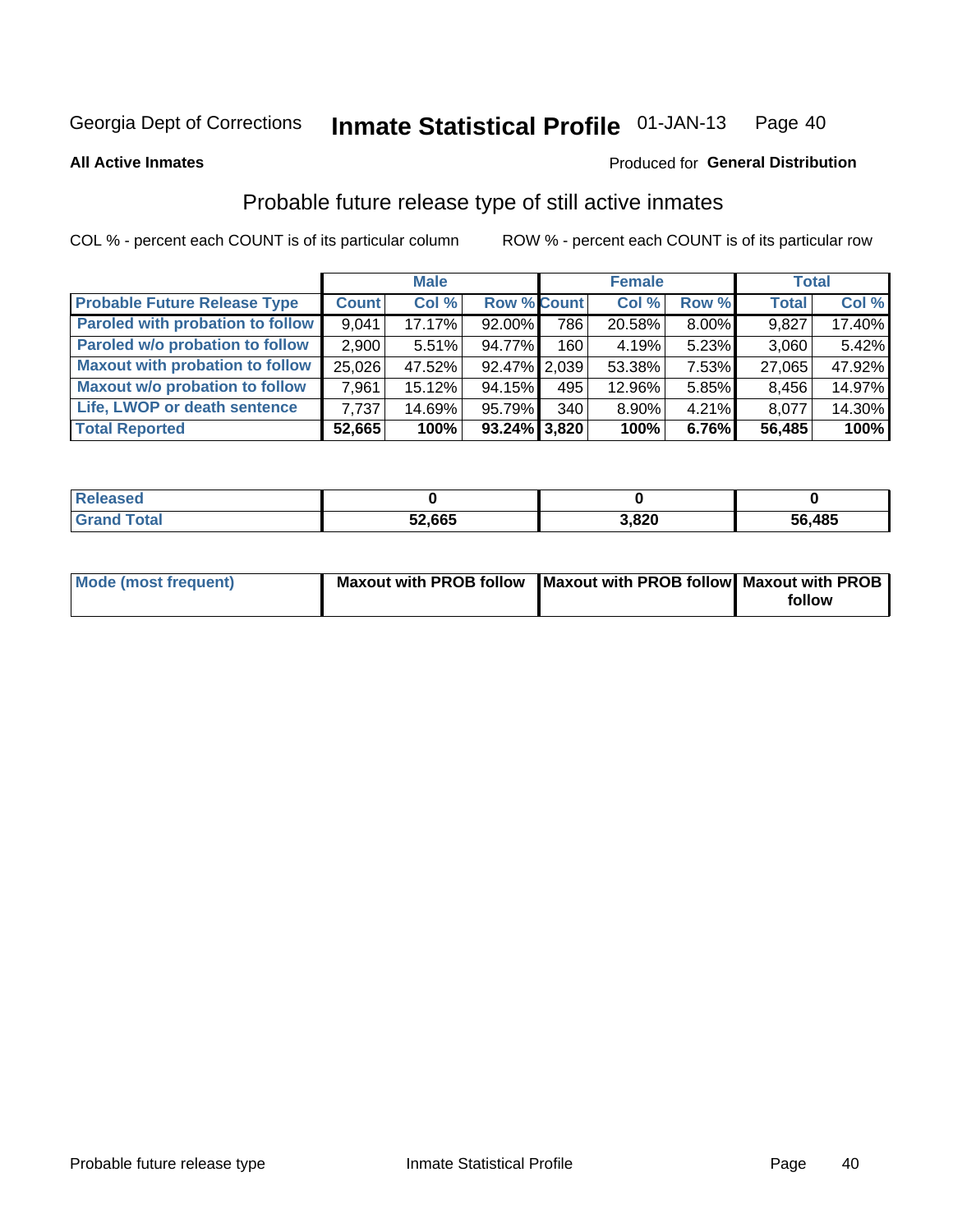Georgia Dept of Corrections **Inmate Statistical Profile** 01-JAN-13

**All Active Inmates**

Produced for **General Distribution**

## Probable future release type of still active inmates

COL % - percent each COUNT is of its particular column

ROW % - percent each COUNT is of its particular row

| | Male | | | Female | | | Total | |
|---|---|---|---|---|---|---|---|---|
| **Probable Future Release Type** | **Count** | **Col %** | **Row %** | **Count** | **Col %** | **Row %** | **Total** | **Col %** |
| **Paroled with probation to follow** | 9,041 | 17.17% | 92.00% | 786 | 20.58% | 8.00% | 9,827 | 17.40% |
| **Paroled w/o probation to follow** | 2,900 | 5.51% | 94.77% | 160 | 4.19% | 5.23% | 3,060 | 5.42% |
| **Maxout with probation to follow** | 25,026 | 47.52% | 92.47% | 2,039 | 53.38% | 7.53% | 27,065 | 47.92% |
| **Maxout w/o probation to follow** | 7,961 | 15.12% | 94.15% | 495 | 12.96% | 5.85% | 8,456 | 14.97% |
| **Life, LWOP or death sentence** | 7,737 | 14.69% | 95.79% | 340 | 8.90% | 4.21% | 8,077 | 14.30% |
| **Total Reported** | **52,665** | **100%** | **93.24%** | **3,820** | **100%** | **6.76%** | **56,485** | **100%** |

| | Male | Female | Total |
|---|---|---|---|
| **Released** | **0** | **0** | **0** |
| **Grand Total** | **52,665** | **3,820** | **56,485** |

| | Male | Female | Total |
|---|---|---|---|
| **Mode (most frequent)** | **Maxout with PROB follow** | **Maxout with PROB follow** | **Maxout with PROB follow** |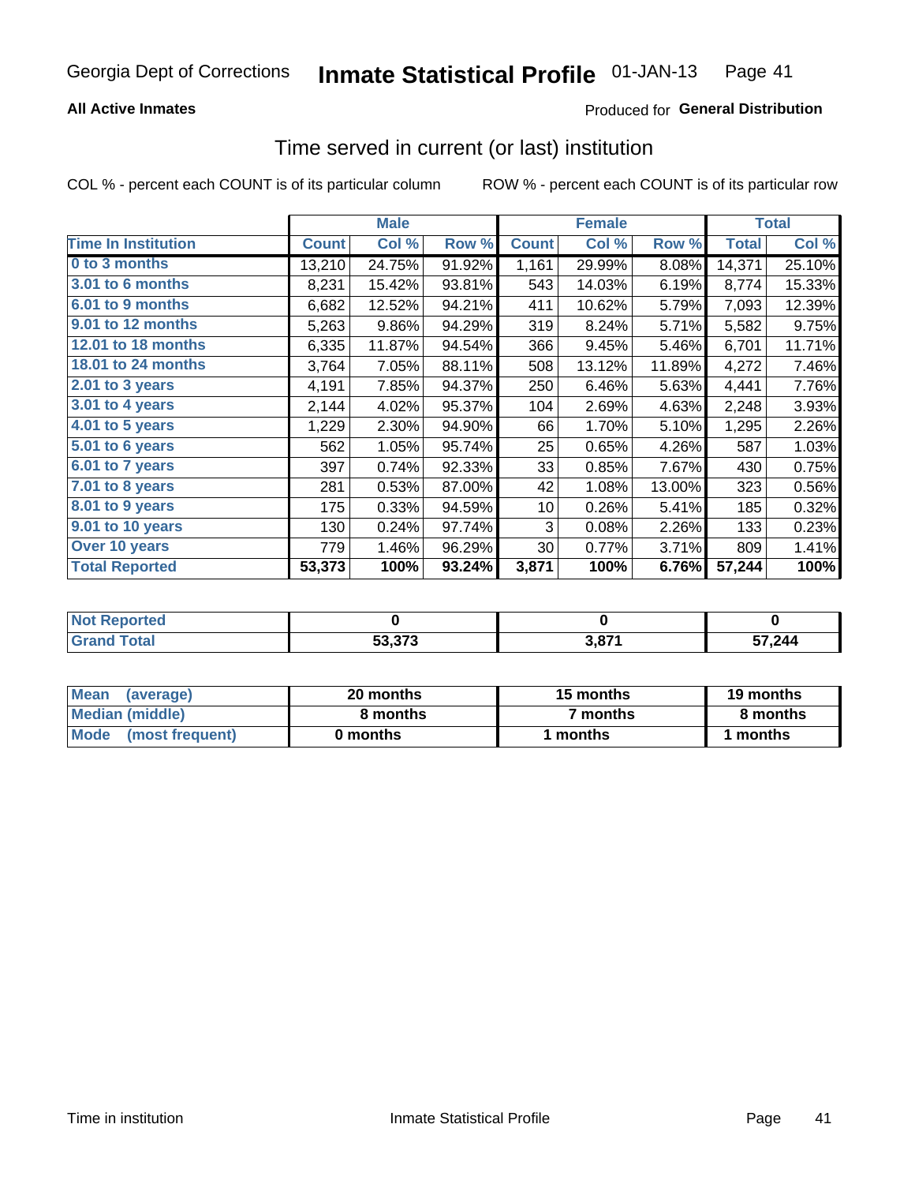Georgia Dept of Corrections **Inmate Statistical Profile** 01-JAN-13

**All Active Inmates**

Produced for **General Distribution**

## Time served in current (or last) institution

COL % - percent each COUNT is of its particular column

ROW % - percent each COUNT is of its particular row

| | Male | | | Female | | | Total | |
|---|---|---|---|---|---|---|---|---|
| **Time In Institution** | **Count** | **Col %** | **Row %** | **Count** | **Col %** | **Row %** | **Total** | **Col %** |
| **0 to 3 months** | 13,210 | 24.75% | 91.92% | 1,161 | 29.99% | 8.08% | 14,371 | 25.10% |
| **3.01 to 6 months** | 8,231 | 15.42% | 93.81% | 543 | 14.03% | 6.19% | 8,774 | 15.33% |
| **6.01 to 9 months** | 6,682 | 12.52% | 94.21% | 411 | 10.62% | 5.79% | 7,093 | 12.39% |
| **9.01 to 12 months** | 5,263 | 9.86% | 94.29% | 319 | 8.24% | 5.71% | 5,582 | 9.75% |
| **12.01 to 18 months** | 6,335 | 11.87% | 94.54% | 366 | 9.45% | 5.46% | 6,701 | 11.71% |
| **18.01 to 24 months** | 3,764 | 7.05% | 88.11% | 508 | 13.12% | 11.89% | 4,272 | 7.46% |
| **2.01 to 3 years** | 4,191 | 7.85% | 94.37% | 250 | 6.46% | 5.63% | 4,441 | 7.76% |
| **3.01 to 4 years** | 2,144 | 4.02% | 95.37% | 104 | 2.69% | 4.63% | 2,248 | 3.93% |
| **4.01 to 5 years** | 1,229 | 2.30% | 94.90% | 66 | 1.70% | 5.10% | 1,295 | 2.26% |
| **5.01 to 6 years** | 562 | 1.05% | 95.74% | 25 | 0.65% | 4.26% | 587 | 1.03% |
| **6.01 to 7 years** | 397 | 0.74% | 92.33% | 33 | 0.85% | 7.67% | 430 | 0.75% |
| **7.01 to 8 years** | 281 | 0.53% | 87.00% | 42 | 1.08% | 13.00% | 323 | 0.56% |
| **8.01 to 9 years** | 175 | 0.33% | 94.59% | 10 | 0.26% | 5.41% | 185 | 0.32% |
| **9.01 to 10 years** | 130 | 0.24% | 97.74% | 3 | 0.08% | 2.26% | 133 | 0.23% |
| **Over 10 years** | 779 | 1.46% | 96.29% | 30 | 0.77% | 3.71% | 809 | 1.41% |
| **Total Reported** | **53,373** | **100%** | **93.24%** | **3,871** | **100%** | **6.76%** | **57,244** | **100%** |

| | Male | Female | Total |
|---|---|---|---|
| **Not Reported** | **0** | **0** | **0** |
| **Grand Total** | **53,373** | **3,871** | **57,244** |

| | Male | Female | Total |
|---|---|---|---|
| **Mean (average)** | **20 months** | **15 months** | **19 months** |
| **Median (middle)** | **8 months** | **7 months** | **8 months** |
| **Mode (most frequent)** | **0 months** | **1 months** | **1 months** |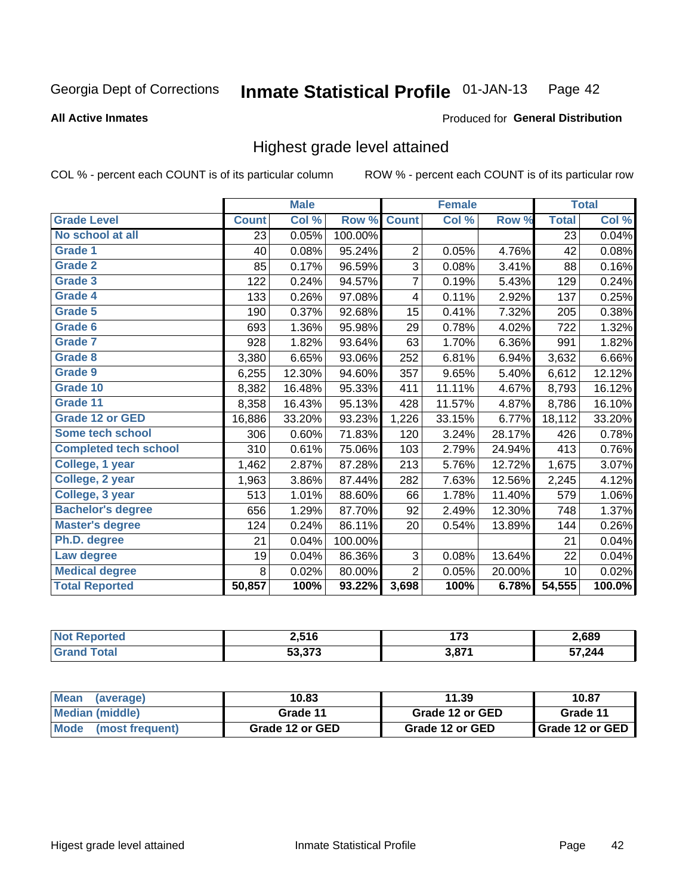Georgia Dept of Corrections **Inmate Statistical Profile** 01-JAN-13

**All Active Inmates**

Produced for **General Distribution**

## Highest grade level attained

COL % - percent each COUNT is of its particular column     ROW % - percent each COUNT is of its particular row

| | Male | | | Female | | | Total | |
|---|---|---|---|---|---|---|---|---|
| **Grade Level** | **Count** | **Col %** | **Row %** | **Count** | **Col %** | **Row %** | **Total** | **Col %** |
| No school at all | 23 | 0.05% | 100.00% | | | | 23 | 0.04% |
| Grade 1 | 40 | 0.08% | 95.24% | 2 | 0.05% | 4.76% | 42 | 0.08% |
| Grade 2 | 85 | 0.17% | 96.59% | 3 | 0.08% | 3.41% | 88 | 0.16% |
| Grade 3 | 122 | 0.24% | 94.57% | 7 | 0.19% | 5.43% | 129 | 0.24% |
| Grade 4 | 133 | 0.26% | 97.08% | 4 | 0.11% | 2.92% | 137 | 0.25% |
| Grade 5 | 190 | 0.37% | 92.68% | 15 | 0.41% | 7.32% | 205 | 0.38% |
| Grade 6 | 693 | 1.36% | 95.98% | 29 | 0.78% | 4.02% | 722 | 1.32% |
| Grade 7 | 928 | 1.82% | 93.64% | 63 | 1.70% | 6.36% | 991 | 1.82% |
| Grade 8 | 3,380 | 6.65% | 93.06% | 252 | 6.81% | 6.94% | 3,632 | 6.66% |
| Grade 9 | 6,255 | 12.30% | 94.60% | 357 | 9.65% | 5.40% | 6,612 | 12.12% |
| Grade 10 | 8,382 | 16.48% | 95.33% | 411 | 11.11% | 4.67% | 8,793 | 16.12% |
| Grade 11 | 8,358 | 16.43% | 95.13% | 428 | 11.57% | 4.87% | 8,786 | 16.10% |
| Grade 12 or GED | 16,886 | 33.20% | 93.23% | 1,226 | 33.15% | 6.77% | 18,112 | 33.20% |
| Some tech school | 306 | 0.60% | 71.83% | 120 | 3.24% | 28.17% | 426 | 0.78% |
| Completed tech school | 310 | 0.61% | 75.06% | 103 | 2.79% | 24.94% | 413 | 0.76% |
| College, 1 year | 1,462 | 2.87% | 87.28% | 213 | 5.76% | 12.72% | 1,675 | 3.07% |
| College, 2 year | 1,963 | 3.86% | 87.44% | 282 | 7.63% | 12.56% | 2,245 | 4.12% |
| College, 3 year | 513 | 1.01% | 88.60% | 66 | 1.78% | 11.40% | 579 | 1.06% |
| Bachelor's degree | 656 | 1.29% | 87.70% | 92 | 2.49% | 12.30% | 748 | 1.37% |
| Master's degree | 124 | 0.24% | 86.11% | 20 | 0.54% | 13.89% | 144 | 0.26% |
| Ph.D. degree | 21 | 0.04% | 100.00% | | | | 21 | 0.04% |
| Law degree | 19 | 0.04% | 86.36% | 3 | 0.08% | 13.64% | 22 | 0.04% |
| Medical degree | 8 | 0.02% | 80.00% | 2 | 0.05% | 20.00% | 10 | 0.02% |
| **Total Reported** | **50,857** | **100%** | **93.22%** | **3,698** | **100%** | **6.78%** | **54,555** | **100.0%** |

| | Male | Female | Total |
|---|---|---|---|
| Not Reported | 2,516 | 173 | 2,689 |
| Grand Total | 53,373 | 3,871 | 57,244 |

| | Male | Female | Total |
|---|---|---|---|
| Mean (average) | 10.83 | 11.39 | 10.87 |
| Median (middle) | Grade 11 | Grade 12 or GED | Grade 11 |
| Mode (most frequent) | Grade 12 or GED | Grade 12 or GED | Grade 12 or GED |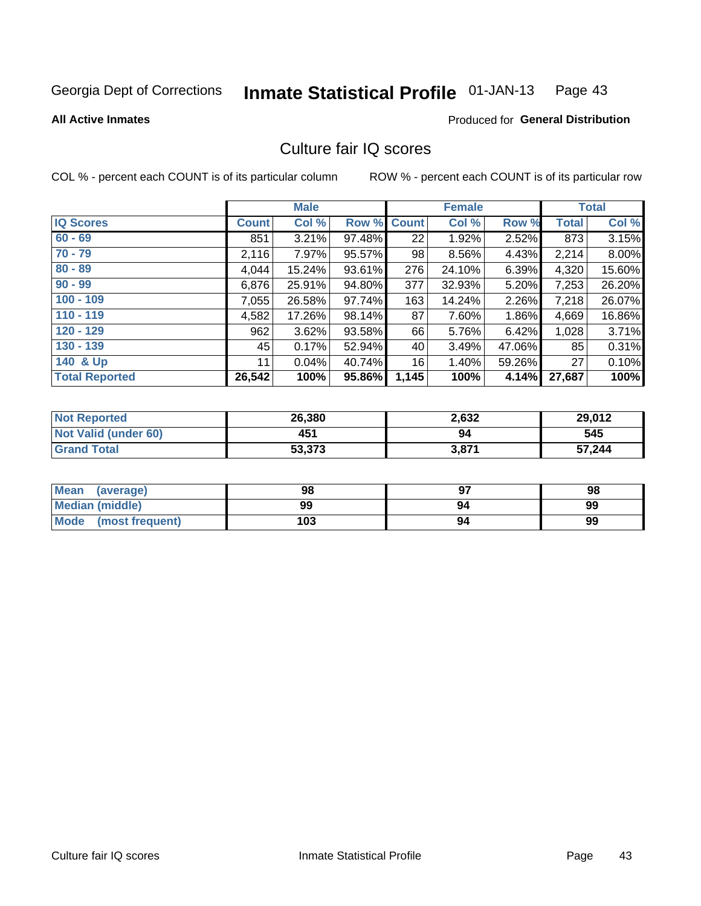Georgia Dept of Corrections **Inmate Statistical Profile** 01-JAN-13 Page 43

**All Active Inmates**

Produced for **General Distribution**

## Culture fair IQ scores

COL % - percent each COUNT is of its particular column ROW % - percent each COUNT is of its particular row

| | Male | | | Female | | | Total | |
|---|---|---|---|---|---|---|---|---|
| **IQ Scores** | **Count** | **Col %** | **Row %** | **Count** | **Col %** | **Row %** | **Total** | **Col %** |
| **60 - 69** | 851 | 3.21% | 97.48% | 22 | 1.92% | 2.52% | 873 | 3.15% |
| **70 - 79** | 2,116 | 7.97% | 95.57% | 98 | 8.56% | 4.43% | 2,214 | 8.00% |
| **80 - 89** | 4,044 | 15.24% | 93.61% | 276 | 24.10% | 6.39% | 4,320 | 15.60% |
| **90 - 99** | 6,876 | 25.91% | 94.80% | 377 | 32.93% | 5.20% | 7,253 | 26.20% |
| **100 - 109** | 7,055 | 26.58% | 97.74% | 163 | 14.24% | 2.26% | 7,218 | 26.07% |
| **110 - 119** | 4,582 | 17.26% | 98.14% | 87 | 7.60% | 1.86% | 4,669 | 16.86% |
| **120 - 129** | 962 | 3.62% | 93.58% | 66 | 5.76% | 6.42% | 1,028 | 3.71% |
| **130 - 139** | 45 | 0.17% | 52.94% | 40 | 3.49% | 47.06% | 85 | 0.31% |
| **140 & Up** | 11 | 0.04% | 40.74% | 16 | 1.40% | 59.26% | 27 | 0.10% |
| **Total Reported** | **26,542** | **100%** | **95.86%** | **1,145** | **100%** | **4.14%** | **27,687** | **100%** |

| | Male | Female | Total |
|---|---|---|---|
| **Not Reported** | **26,380** | **2,632** | **29,012** |
| **Not Valid (under 60)** | **451** | **94** | **545** |
| **Grand Total** | **53,373** | **3,871** | **57,244** |

| | Male | Female | Total |
|---|---|---|---|
| **Mean (average)** | **98** | **97** | **98** |
| **Median (middle)** | **99** | **94** | **99** |
| **Mode (most frequent)** | **103** | **94** | **99** |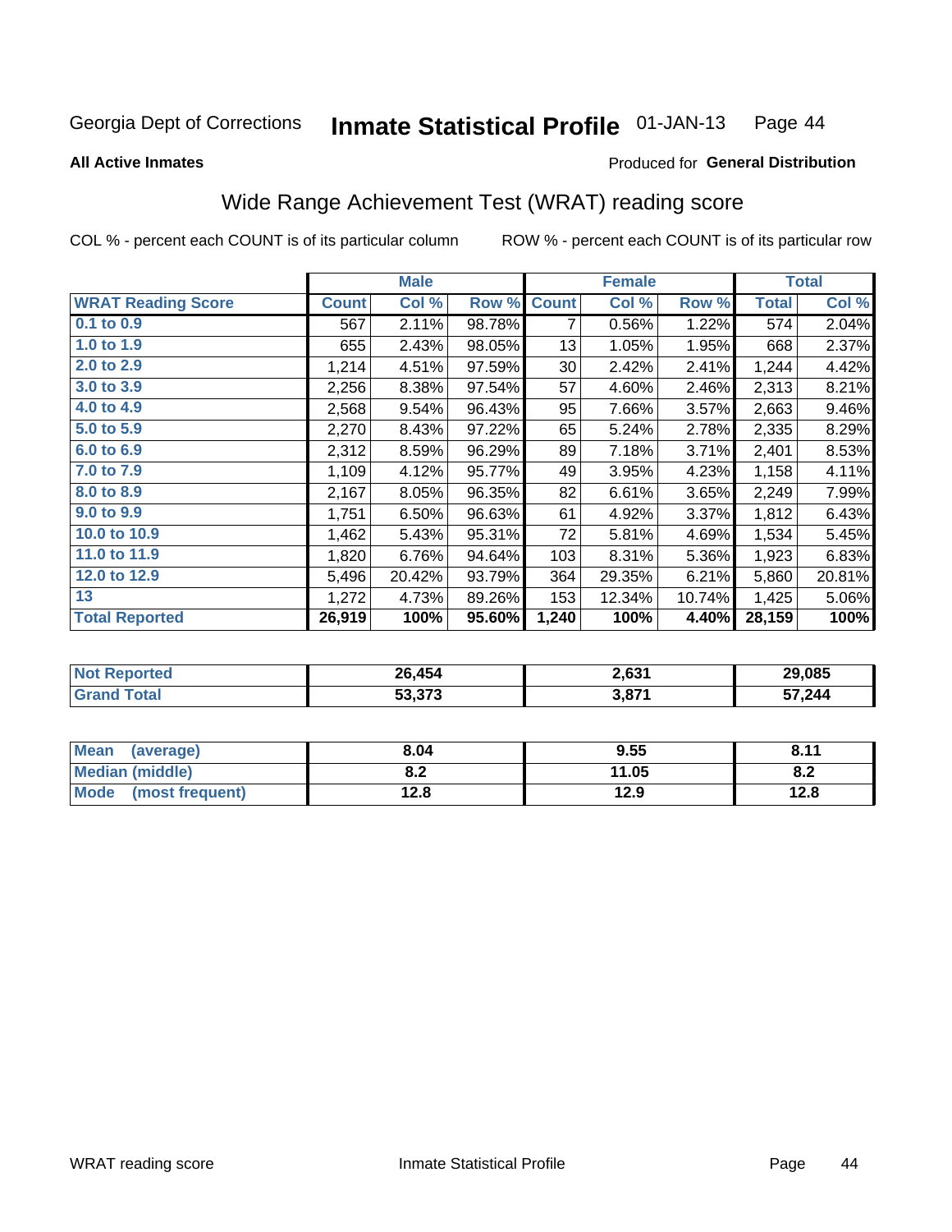Georgia Dept of Corrections **Inmate Statistical Profile** 01-JAN-13

**All Active Inmates**

Produced for **General Distribution**

## Wide Range Achievement Test (WRAT) reading score

COL % - percent each COUNT is of its particular column    ROW % - percent each COUNT is of its particular row

| | Male | | | Female | | | Total | |
|---|---|---|---|---|---|---|---|---|
| **WRAT Reading Score** | **Count** | **Col %** | **Row %** | **Count** | **Col %** | **Row %** | **Total** | **Col %** |
| 0.1 to 0.9 | 567 | 2.11% | 98.78% | 7 | 0.56% | 1.22% | 574 | 2.04% |
| 1.0 to 1.9 | 655 | 2.43% | 98.05% | 13 | 1.05% | 1.95% | 668 | 2.37% |
| 2.0 to 2.9 | 1,214 | 4.51% | 97.59% | 30 | 2.42% | 2.41% | 1,244 | 4.42% |
| 3.0 to 3.9 | 2,256 | 8.38% | 97.54% | 57 | 4.60% | 2.46% | 2,313 | 8.21% |
| 4.0 to 4.9 | 2,568 | 9.54% | 96.43% | 95 | 7.66% | 3.57% | 2,663 | 9.46% |
| 5.0 to 5.9 | 2,270 | 8.43% | 97.22% | 65 | 5.24% | 2.78% | 2,335 | 8.29% |
| 6.0 to 6.9 | 2,312 | 8.59% | 96.29% | 89 | 7.18% | 3.71% | 2,401 | 8.53% |
| 7.0 to 7.9 | 1,109 | 4.12% | 95.77% | 49 | 3.95% | 4.23% | 1,158 | 4.11% |
| 8.0 to 8.9 | 2,167 | 8.05% | 96.35% | 82 | 6.61% | 3.65% | 2,249 | 7.99% |
| 9.0 to 9.9 | 1,751 | 6.50% | 96.63% | 61 | 4.92% | 3.37% | 1,812 | 6.43% |
| 10.0 to 10.9 | 1,462 | 5.43% | 95.31% | 72 | 5.81% | 4.69% | 1,534 | 5.45% |
| 11.0 to 11.9 | 1,820 | 6.76% | 94.64% | 103 | 8.31% | 5.36% | 1,923 | 6.83% |
| 12.0 to 12.9 | 5,496 | 20.42% | 93.79% | 364 | 29.35% | 6.21% | 5,860 | 20.81% |
| 13 | 1,272 | 4.73% | 89.26% | 153 | 12.34% | 10.74% | 1,425 | 5.06% |
| **Total Reported** | **26,919** | **100%** | **95.60%** | **1,240** | **100%** | **4.40%** | **28,159** | **100%** |

| | Male | Female | Total |
|---|---|---|---|
| Not Reported | 26,454 | 2,631 | 29,085 |
| Grand Total | 53,373 | 3,871 | 57,244 |

| | Male | Female | Total |
|---|---|---|---|
| Mean (average) | 8.04 | 9.55 | 8.11 |
| Median (middle) | 8.2 | 11.05 | 8.2 |
| Mode (most frequent) | 12.8 | 12.9 | 12.8 |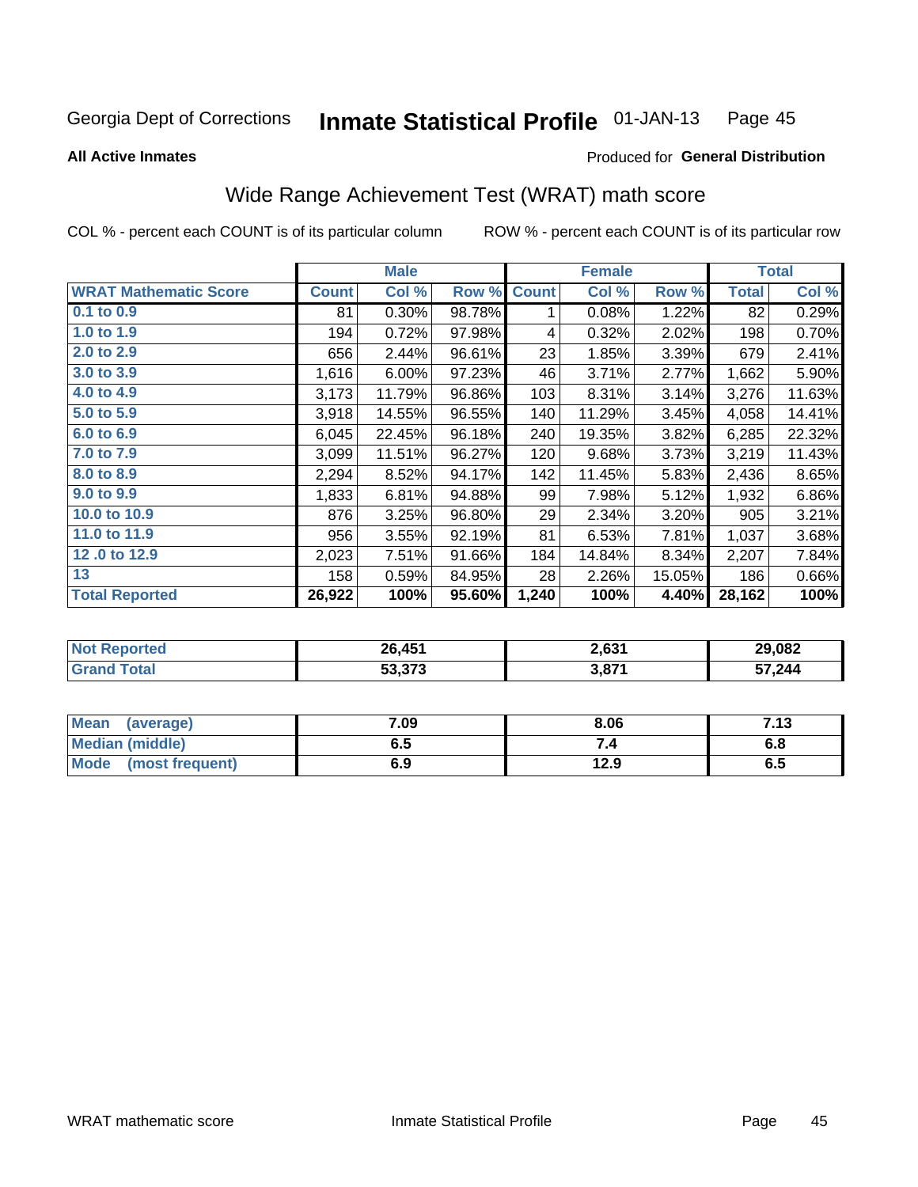Georgia Dept of Corrections **Inmate Statistical Profile** 01-JAN-13

**All Active Inmates**

Produced for **General Distribution**

## Wide Range Achievement Test (WRAT) math score

COL % - percent each COUNT is of its particular column    ROW % - percent each COUNT is of its particular row

| | Male | | | Female | | | Total | |
|---|---|---|---|---|---|---|---|---|
| **WRAT Mathematic Score** | **Count** | **Col %** | **Row %** | **Count** | **Col %** | **Row %** | **Total** | **Col %** |
| 0.1 to 0.9 | 81 | 0.30% | 98.78% | 1 | 0.08% | 1.22% | 82 | 0.29% |
| 1.0 to 1.9 | 194 | 0.72% | 97.98% | 4 | 0.32% | 2.02% | 198 | 0.70% |
| 2.0 to 2.9 | 656 | 2.44% | 96.61% | 23 | 1.85% | 3.39% | 679 | 2.41% |
| 3.0 to 3.9 | 1,616 | 6.00% | 97.23% | 46 | 3.71% | 2.77% | 1,662 | 5.90% |
| 4.0 to 4.9 | 3,173 | 11.79% | 96.86% | 103 | 8.31% | 3.14% | 3,276 | 11.63% |
| 5.0 to 5.9 | 3,918 | 14.55% | 96.55% | 140 | 11.29% | 3.45% | 4,058 | 14.41% |
| 6.0 to 6.9 | 6,045 | 22.45% | 96.18% | 240 | 19.35% | 3.82% | 6,285 | 22.32% |
| 7.0 to 7.9 | 3,099 | 11.51% | 96.27% | 120 | 9.68% | 3.73% | 3,219 | 11.43% |
| 8.0 to 8.9 | 2,294 | 8.52% | 94.17% | 142 | 11.45% | 5.83% | 2,436 | 8.65% |
| 9.0 to 9.9 | 1,833 | 6.81% | 94.88% | 99 | 7.98% | 5.12% | 1,932 | 6.86% |
| 10.0 to 10.9 | 876 | 3.25% | 96.80% | 29 | 2.34% | 3.20% | 905 | 3.21% |
| 11.0 to 11.9 | 956 | 3.55% | 92.19% | 81 | 6.53% | 7.81% | 1,037 | 3.68% |
| 12 .0 to 12.9 | 2,023 | 7.51% | 91.66% | 184 | 14.84% | 8.34% | 2,207 | 7.84% |
| 13 | 158 | 0.59% | 84.95% | 28 | 2.26% | 15.05% | 186 | 0.66% |
| **Total Reported** | **26,922** | **100%** | **95.60%** | **1,240** | **100%** | **4.40%** | **28,162** | **100%** |

| | Male | Female | Total |
|---|---|---|---|
| Not Reported | 26,451 | 2,631 | 29,082 |
| Grand Total | 53,373 | 3,871 | 57,244 |

| | Male | Female | Total |
|---|---|---|---|
| Mean (average) | 7.09 | 8.06 | 7.13 |
| Median (middle) | 6.5 | 7.4 | 6.8 |
| Mode (most frequent) | 6.9 | 12.9 | 6.5 |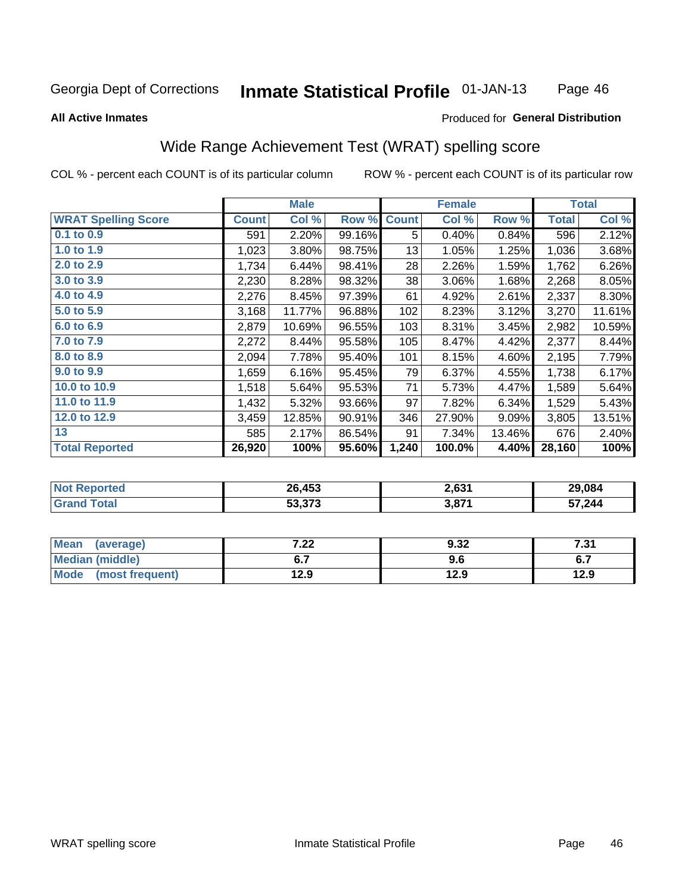Georgia Dept of Corrections **Inmate Statistical Profile** 01-JAN-13

**All Active Inmates**

Produced for **General Distribution**

## Wide Range Achievement Test (WRAT) spelling score

COL % - percent each COUNT is of its particular column

ROW % - percent each COUNT is of its particular row

| | Male | | | Female | | | Total | |
|---|---|---|---|---|---|---|---|---|
| **WRAT Spelling Score** | **Count** | **Col %** | **Row %** | **Count** | **Col %** | **Row %** | **Total** | **Col %** |
| 0.1 to 0.9 | 591 | 2.20% | 99.16% | 5 | 0.40% | 0.84% | 596 | 2.12% |
| 1.0 to 1.9 | 1,023 | 3.80% | 98.75% | 13 | 1.05% | 1.25% | 1,036 | 3.68% |
| 2.0 to 2.9 | 1,734 | 6.44% | 98.41% | 28 | 2.26% | 1.59% | 1,762 | 6.26% |
| 3.0 to 3.9 | 2,230 | 8.28% | 98.32% | 38 | 3.06% | 1.68% | 2,268 | 8.05% |
| 4.0 to 4.9 | 2,276 | 8.45% | 97.39% | 61 | 4.92% | 2.61% | 2,337 | 8.30% |
| 5.0 to 5.9 | 3,168 | 11.77% | 96.88% | 102 | 8.23% | 3.12% | 3,270 | 11.61% |
| 6.0 to 6.9 | 2,879 | 10.69% | 96.55% | 103 | 8.31% | 3.45% | 2,982 | 10.59% |
| 7.0 to 7.9 | 2,272 | 8.44% | 95.58% | 105 | 8.47% | 4.42% | 2,377 | 8.44% |
| 8.0 to 8.9 | 2,094 | 7.78% | 95.40% | 101 | 8.15% | 4.60% | 2,195 | 7.79% |
| 9.0 to 9.9 | 1,659 | 6.16% | 95.45% | 79 | 6.37% | 4.55% | 1,738 | 6.17% |
| 10.0 to 10.9 | 1,518 | 5.64% | 95.53% | 71 | 5.73% | 4.47% | 1,589 | 5.64% |
| 11.0 to 11.9 | 1,432 | 5.32% | 93.66% | 97 | 7.82% | 6.34% | 1,529 | 5.43% |
| 12.0 to 12.9 | 3,459 | 12.85% | 90.91% | 346 | 27.90% | 9.09% | 3,805 | 13.51% |
| 13 | 585 | 2.17% | 86.54% | 91 | 7.34% | 13.46% | 676 | 2.40% |
| **Total Reported** | **26,920** | **100%** | **95.60%** | **1,240** | **100.0%** | **4.40%** | **28,160** | **100%** |

| | Male | Female | Total |
|---|---|---|---|
| Not Reported | 26,453 | 2,631 | 29,084 |
| Grand Total | 53,373 | 3,871 | 57,244 |

| | Male | Female | Total |
|---|---|---|---|
| Mean (average) | 7.22 | 9.32 | 7.31 |
| Median (middle) | 6.7 | 9.6 | 6.7 |
| Mode (most frequent) | 12.9 | 12.9 | 12.9 |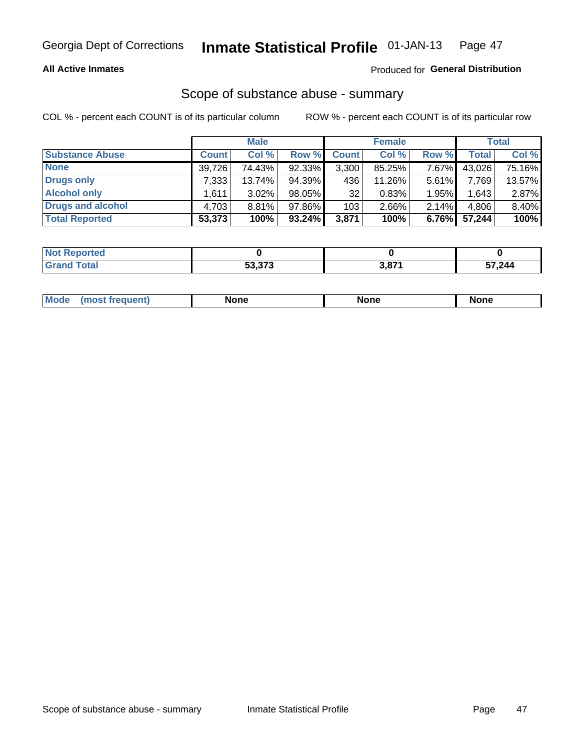Georgia Dept of Corrections **Inmate Statistical Profile** 01-JAN-13

**All Active Inmates**

Produced for **General Distribution**

## Scope of substance abuse - summary

COL % - percent each COUNT is of its particular column

ROW % - percent each COUNT is of its particular row

| | Male | | | Female | | | Total | |
|---|---|---|---|---|---|---|---|---|
| **Substance Abuse** | **Count** | **Col %** | **Row %** | **Count** | **Col %** | **Row %** | **Total** | **Col %** |
| **None** | 39,726 | 74.43% | 92.33% | 3,300 | 85.25% | 7.67% | 43,026 | 75.16% |
| **Drugs only** | 7,333 | 13.74% | 94.39% | 436 | 11.26% | 5.61% | 7,769 | 13.57% |
| **Alcohol only** | 1,611 | 3.02% | 98.05% | 32 | 0.83% | 1.95% | 1,643 | 2.87% |
| **Drugs and alcohol** | 4,703 | 8.81% | 97.86% | 103 | 2.66% | 2.14% | 4,806 | 8.40% |
| **Total Reported** | **53,373** | **100%** | **93.24%** | **3,871** | **100%** | **6.76%** | **57,244** | **100%** |

| | Male | Female | Total |
|---|---|---|---|
| **Not Reported** | **0** | **0** | **0** |
| **Grand Total** | **53,373** | **3,871** | **57,244** |

| | Male | Female | Total |
|---|---|---|---|
| **Mode (most frequent)** | **None** | **None** | **None** |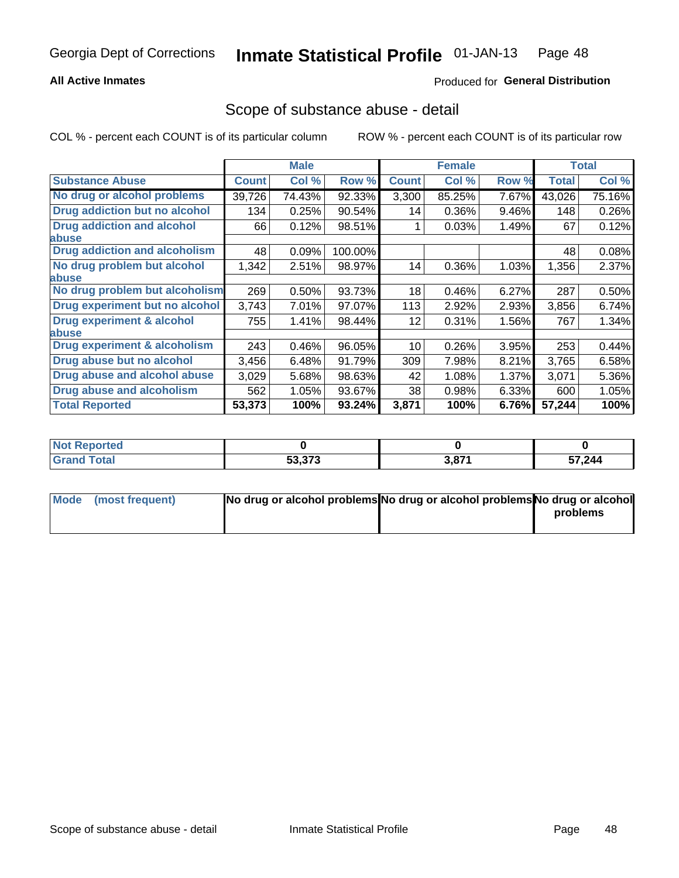Georgia Dept of Corrections **Inmate Statistical Profile** 01-JAN-13

**All Active Inmates**

Produced for **General Distribution**

## Scope of substance abuse - detail

COL % - percent each COUNT is of its particular column ROW % - percent each COUNT is of its particular row

| | Male | | | Female | | | Total | |
|---|---|---|---|---|---|---|---|---|
| **Substance Abuse** | **Count** | **Col %** | **Row %** | **Count** | **Col %** | **Row %** | **Total** | **Col %** |
| **No drug or alcohol problems** | 39,726 | 74.43% | 92.33% | 3,300 | 85.25% | 7.67% | 43,026 | 75.16% |
| **Drug addiction but no alcohol** | 134 | 0.25% | 90.54% | 14 | 0.36% | 9.46% | 148 | 0.26% |
| **Drug addiction and alcohol abuse** | 66 | 0.12% | 98.51% | 1 | 0.03% | 1.49% | 67 | 0.12% |
| **Drug addiction and alcoholism** | 48 | 0.09% | 100.00% | | | | 48 | 0.08% |
| **No drug problem but alcohol abuse** | 1,342 | 2.51% | 98.97% | 14 | 0.36% | 1.03% | 1,356 | 2.37% |
| **No drug problem but alcoholism** | 269 | 0.50% | 93.73% | 18 | 0.46% | 6.27% | 287 | 0.50% |
| **Drug experiment but no alcohol** | 3,743 | 7.01% | 97.07% | 113 | 2.92% | 2.93% | 3,856 | 6.74% |
| **Drug experiment & alcohol abuse** | 755 | 1.41% | 98.44% | 12 | 0.31% | 1.56% | 767 | 1.34% |
| **Drug experiment & alcoholism** | 243 | 0.46% | 96.05% | 10 | 0.26% | 3.95% | 253 | 0.44% |
| **Drug abuse but no alcohol** | 3,456 | 6.48% | 91.79% | 309 | 7.98% | 8.21% | 3,765 | 6.58% |
| **Drug abuse and alcohol abuse** | 3,029 | 5.68% | 98.63% | 42 | 1.08% | 1.37% | 3,071 | 5.36% |
| **Drug abuse and alcoholism** | 562 | 1.05% | 93.67% | 38 | 0.98% | 6.33% | 600 | 1.05% |
| **Total Reported** | **53,373** | **100%** | **93.24%** | **3,871** | **100%** | **6.76%** | **57,244** | **100%** |

| | Male | Female | Total |
|---|---|---|---|
| **Not Reported** | **0** | **0** | **0** |
| **Grand Total** | **53,373** | **3,871** | **57,244** |

| | Male | Female | Total |
|---|---|---|---|
| **Mode (most frequent)** | **No drug or alcohol problems** | **No drug or alcohol problems** | **No drug or alcohol problems** |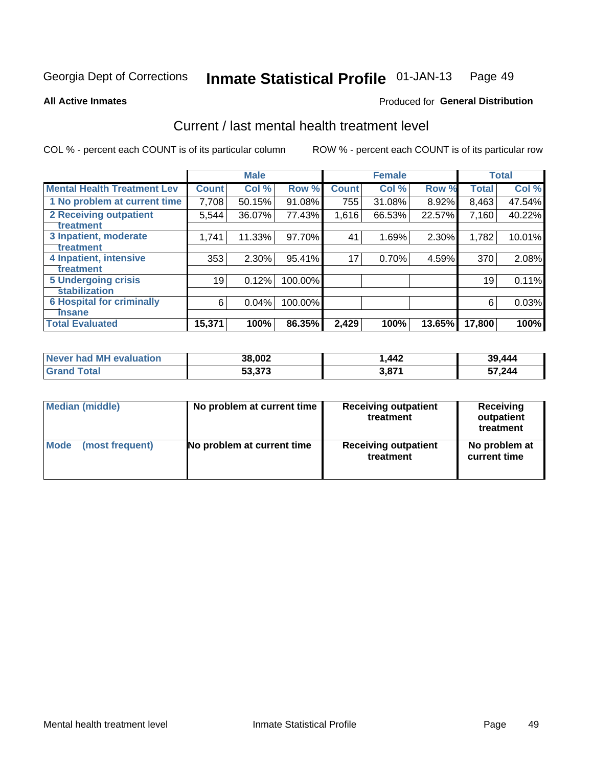Georgia Dept of Corrections **Inmate Statistical Profile** 01-JAN-13

**All Active Inmates**

Produced for **General Distribution**

## Current / last mental health treatment level

COL % - percent each COUNT is of its particular column

ROW % - percent each COUNT is of its particular row

| | Male | | | Female | | | Total | |
|---|---|---|---|---|---|---|---|---|
| **Mental Health Treatment Lev** | **Count** | **Col %** | **Row %** | **Count** | **Col %** | **Row %** | **Total** | **Col %** |
| 1 No problem at current time | 7,708 | 50.15% | 91.08% | 755 | 31.08% | 8.92% | 8,463 | 47.54% |
| 2 Receiving outpatient treatment | 5,544 | 36.07% | 77.43% | 1,616 | 66.53% | 22.57% | 7,160 | 40.22% |
| 3 Inpatient, moderate treatment | 1,741 | 11.33% | 97.70% | 41 | 1.69% | 2.30% | 1,782 | 10.01% |
| 4 Inpatient, intensive treatment | 353 | 2.30% | 95.41% | 17 | 0.70% | 4.59% | 370 | 2.08% |
| 5 Undergoing crisis stabilization | 19 | 0.12% | 100.00% | | | | 19 | 0.11% |
| 6 Hospital for criminally insane | 6 | 0.04% | 100.00% | | | | 6 | 0.03% |
| **Total Evaluated** | **15,371** | **100%** | **86.35%** | **2,429** | **100%** | **13.65%** | **17,800** | **100%** |

| | Male | Female | Total |
|---|---|---|---|
| **Never had MH evaluation** | **38,002** | **1,442** | **39,444** |
| **Grand Total** | **53,373** | **3,871** | **57,244** |

| | Male | Female | Total |
|---|---|---|---|
| **Median (middle)** | **No problem at current time** | **Receiving outpatient treatment** | **Receiving outpatient treatment** |
| **Mode (most frequent)** | **No problem at current time** | **Receiving outpatient treatment** | **No problem at current time** |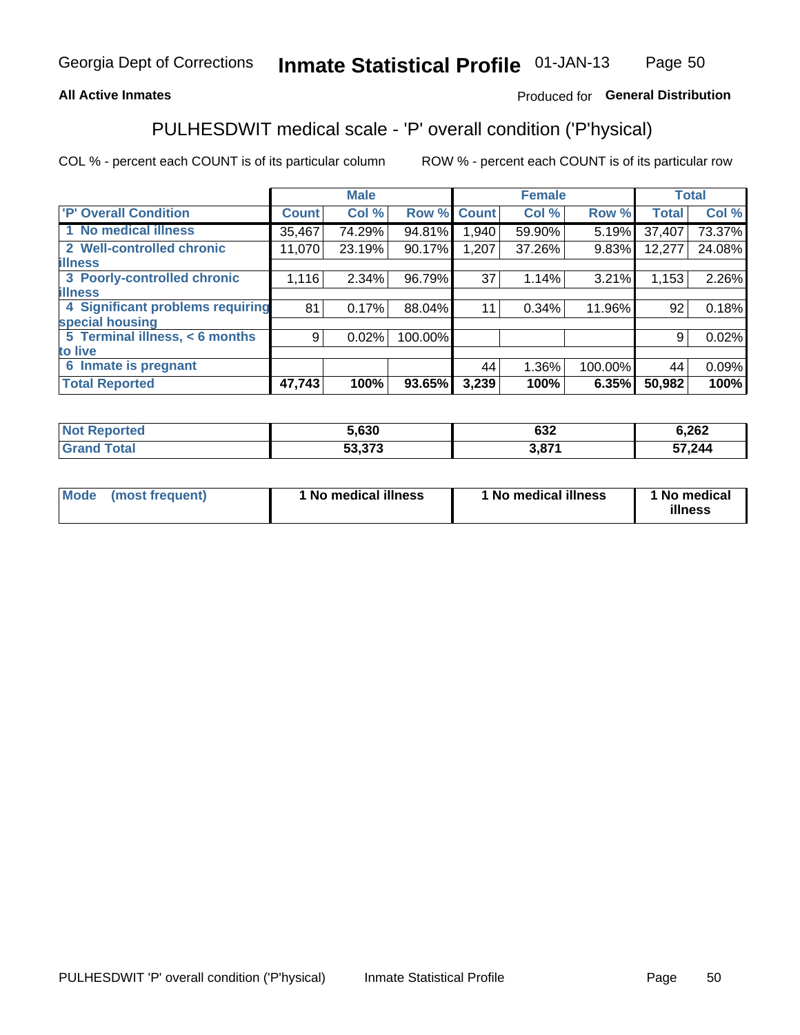Georgia Dept of Corrections **Inmate Statistical Profile** 01-JAN-13

**All Active Inmates** Produced for **General Distribution**

## PULHESDWIT medical scale - 'P' overall condition ('P'hysical)

COL % - percent each COUNT is of its particular column ROW % - percent each COUNT is of its particular row

| | Male | | | Female | | | Total | |
|---|---|---|---|---|---|---|---|---|
| 'P' Overall Condition | Count | Col % | Row % | Count | Col % | Row % | Total | Col % |
| 1 No medical illness | 35,467 | 74.29% | 94.81% | 1,940 | 59.90% | 5.19% | 37,407 | 73.37% |
| 2 Well-controlled chronic illness | 11,070 | 23.19% | 90.17% | 1,207 | 37.26% | 9.83% | 12,277 | 24.08% |
| 3 Poorly-controlled chronic illness | 1,116 | 2.34% | 96.79% | 37 | 1.14% | 3.21% | 1,153 | 2.26% |
| 4 Significant problems requiring special housing | 81 | 0.17% | 88.04% | 11 | 0.34% | 11.96% | 92 | 0.18% |
| 5 Terminal illness, < 6 months to live | 9 | 0.02% | 100.00% | | | | 9 | 0.02% |
| 6 Inmate is pregnant | | | | 44 | 1.36% | 100.00% | 44 | 0.09% |
| **Total Reported** | **47,743** | **100%** | **93.65%** | **3,239** | **100%** | **6.35%** | **50,982** | **100%** |

| | Male | Female | Total |
|---|---|---|---|
| Not Reported | 5,630 | 632 | 6,262 |
| Grand Total | 53,373 | 3,871 | 57,244 |

| | Male | Female | Total |
|---|---|---|---|
| Mode (most frequent) | 1 No medical illness | 1 No medical illness | 1 No medical illness |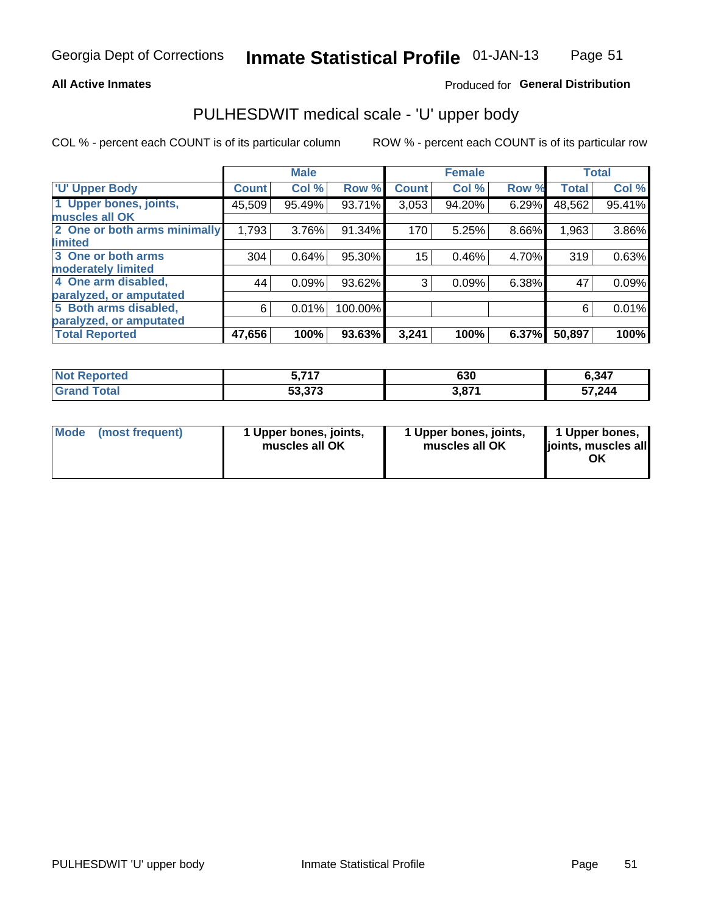Georgia Dept of Corrections **Inmate Statistical Profile** 01-JAN-13

**All Active Inmates**

Produced for **General Distribution**

## PULHESDWIT medical scale - 'U' upper body

COL % - percent each COUNT is of its particular column

ROW % - percent each COUNT is of its particular row

| | Male | | | Female | | | Total | |
|---|---|---|---|---|---|---|---|---|
| **'U' Upper Body** | **Count** | **Col %** | **Row %** | **Count** | **Col %** | **Row %** | **Total** | **Col %** |
| **1 Upper bones, joints, muscles all OK** | 45,509 | 95.49% | 93.71% | 3,053 | 94.20% | 6.29% | 48,562 | 95.41% |
| **2 One or both arms minimally limited** | 1,793 | 3.76% | 91.34% | 170 | 5.25% | 8.66% | 1,963 | 3.86% |
| **3 One or both arms moderately limited** | 304 | 0.64% | 95.30% | 15 | 0.46% | 4.70% | 319 | 0.63% |
| **4 One arm disabled, paralyzed, or amputated** | 44 | 0.09% | 93.62% | 3 | 0.09% | 6.38% | 47 | 0.09% |
| **5 Both arms disabled, paralyzed, or amputated** | 6 | 0.01% | 100.00% | | | | 6 | 0.01% |
| **Total Reported** | **47,656** | **100%** | **93.63%** | **3,241** | **100%** | **6.37%** | **50,897** | **100%** |

| | Male | Female | Total |
|---|---|---|---|
| **Not Reported** | **5,717** | **630** | **6,347** |
| **Grand Total** | **53,373** | **3,871** | **57,244** |

| | Male | Female | Total |
|---|---|---|---|
| **Mode (most frequent)** | **1 Upper bones, joints, muscles all OK** | **1 Upper bones, joints, muscles all OK** | **1 Upper bones, joints, muscles all OK** |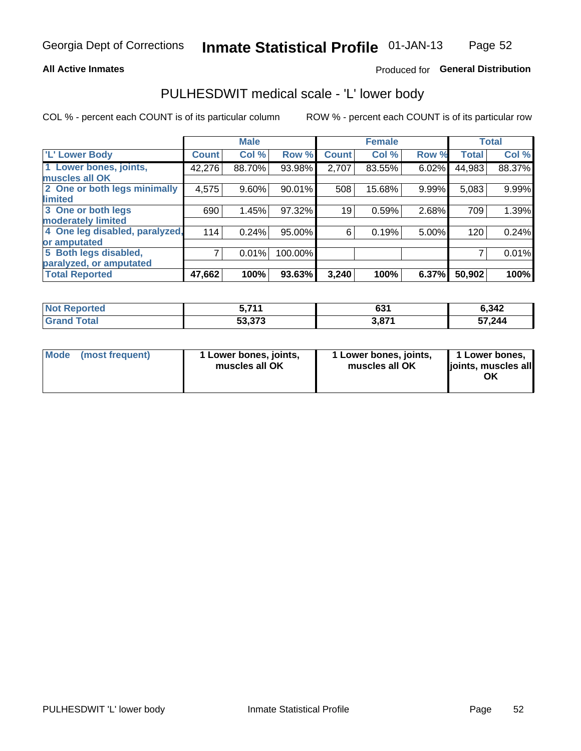Georgia Dept of Corrections **Inmate Statistical Profile** 01-JAN-13

**All Active Inmates**

Produced for **General Distribution**

## PULHESDWIT medical scale - 'L' lower body

COL % - percent each COUNT is of its particular column

ROW % - percent each COUNT is of its particular row

| | Male | | | Female | | | Total | |
|---|---|---|---|---|---|---|---|---|
| 'L' Lower Body | Count | Col % | Row % | Count | Col % | Row % | Total | Col % |
| 1 Lower bones, joints, muscles all OK | 42,276 | 88.70% | 93.98% | 2,707 | 83.55% | 6.02% | 44,983 | 88.37% |
| 2 One or both legs minimally limited | 4,575 | 9.60% | 90.01% | 508 | 15.68% | 9.99% | 5,083 | 9.99% |
| 3 One or both legs moderately limited | 690 | 1.45% | 97.32% | 19 | 0.59% | 2.68% | 709 | 1.39% |
| 4 One leg disabled, paralyzed, or amputated | 114 | 0.24% | 95.00% | 6 | 0.19% | 5.00% | 120 | 0.24% |
| 5 Both legs disabled, paralyzed, or amputated | 7 | 0.01% | 100.00% | | | | 7 | 0.01% |
| **Total Reported** | **47,662** | **100%** | **93.63%** | **3,240** | **100%** | **6.37%** | **50,902** | **100%** |

| | Male | Female | Total |
|---|---|---|---|
| **Not Reported** | **5,711** | **631** | **6,342** |
| **Grand Total** | **53,373** | **3,871** | **57,244** |

| | Male | Female | Total |
|---|---|---|---|
| **Mode (most frequent)** | **1 Lower bones, joints, muscles all OK** | **1 Lower bones, joints, muscles all OK** | **1 Lower bones, joints, muscles all OK** |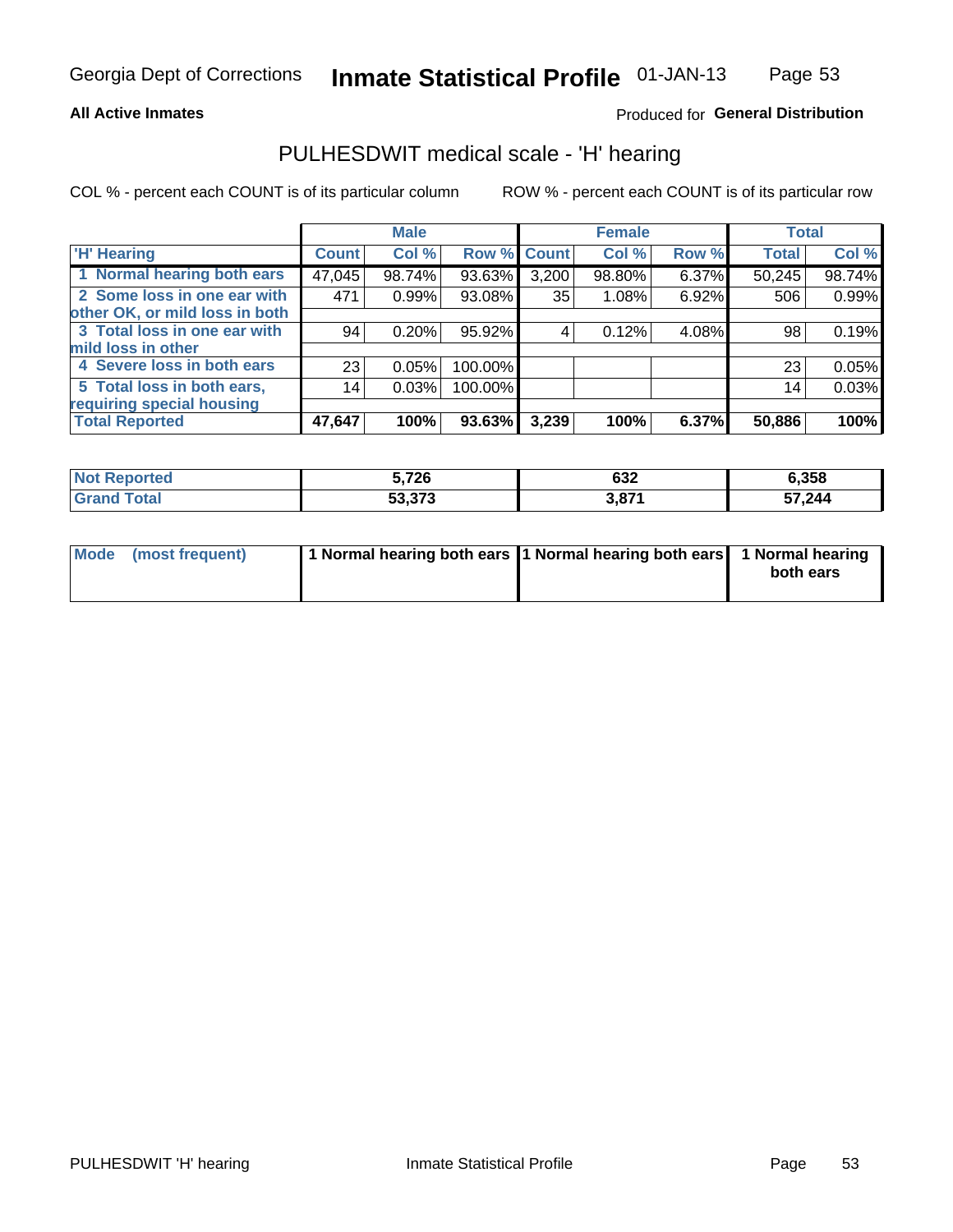Georgia Dept of Corrections **Inmate Statistical Profile** 01-JAN-13

**All Active Inmates**

Produced for **General Distribution**

## PULHESDWIT medical scale - 'H' hearing

COL % - percent each COUNT is of its particular column ROW % - percent each COUNT is of its particular row

| | Male | | | Female | | | Total | |
|---|---|---|---|---|---|---|---|---|
| 'H' Hearing | Count | Col % | Row % | Count | Col % | Row % | Total | Col % |
| 1 Normal hearing both ears | 47,045 | 98.74% | 93.63% | 3,200 | 98.80% | 6.37% | 50,245 | 98.74% |
| 2 Some loss in one ear with other OK, or mild loss in both | 471 | 0.99% | 93.08% | 35 | 1.08% | 6.92% | 506 | 0.99% |
| 3 Total loss in one ear with mild loss in other | 94 | 0.20% | 95.92% | 4 | 0.12% | 4.08% | 98 | 0.19% |
| 4 Severe loss in both ears | 23 | 0.05% | 100.00% | | | | 23 | 0.05% |
| 5 Total loss in both ears, requiring special housing | 14 | 0.03% | 100.00% | | | | 14 | 0.03% |
| **Total Reported** | **47,647** | **100%** | **93.63%** | **3,239** | **100%** | **6.37%** | **50,886** | **100%** |

| | Male | Female | Total |
|---|---|---|---|
| **Not Reported** | **5,726** | **632** | **6,358** |
| **Grand Total** | **53,373** | **3,871** | **57,244** |

| | Male | Female | Total |
|---|---|---|---|
| **Mode (most frequent)** | **1 Normal hearing both ears** | **1 Normal hearing both ears** | **1 Normal hearing both ears** |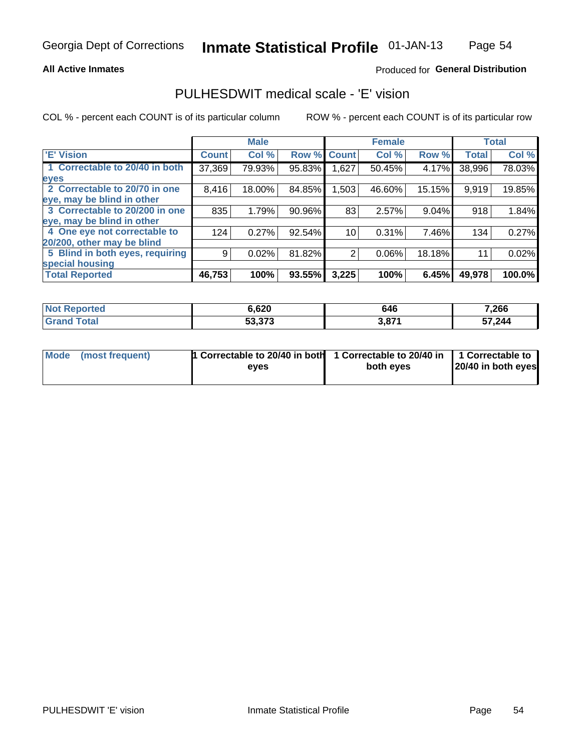Georgia Dept of Corrections **Inmate Statistical Profile** 01-JAN-13

**All Active Inmates**

Produced for **General Distribution**

## PULHESDWIT medical scale - 'E' vision

COL % - percent each COUNT is of its particular column    ROW % - percent each COUNT is of its particular row

| | Male | | | Female | | | Total | |
|---|---|---|---|---|---|---|---|---|
| **'E' Vision** | **Count** | **Col %** | **Row %** | **Count** | **Col %** | **Row %** | **Total** | **Col %** |
| **1 Correctable to 20/40 in both eyes** | 37,369 | 79.93% | 95.83% | 1,627 | 50.45% | 4.17% | 38,996 | 78.03% |
| **2 Correctable to 20/70 in one eye, may be blind in other** | 8,416 | 18.00% | 84.85% | 1,503 | 46.60% | 15.15% | 9,919 | 19.85% |
| **3 Correctable to 20/200 in one eye, may be blind in other** | 835 | 1.79% | 90.96% | 83 | 2.57% | 9.04% | 918 | 1.84% |
| **4 One eye not correctable to 20/200, other may be blind** | 124 | 0.27% | 92.54% | 10 | 0.31% | 7.46% | 134 | 0.27% |
| **5 Blind in both eyes, requiring special housing** | 9 | 0.02% | 81.82% | 2 | 0.06% | 18.18% | 11 | 0.02% |
| **Total Reported** | **46,753** | **100%** | **93.55%** | **3,225** | **100%** | **6.45%** | **49,978** | **100.0%** |

| | Male | Female | Total |
|---|---|---|---|
| **Not Reported** | **6,620** | **646** | **7,266** |
| **Grand Total** | **53,373** | **3,871** | **57,244** |

| | Male | Female | Total |
|---|---|---|---|
| **Mode (most frequent)** | **1 Correctable to 20/40 in both eyes** | **1 Correctable to 20/40 in both eyes** | **1 Correctable to 20/40 in both eyes** |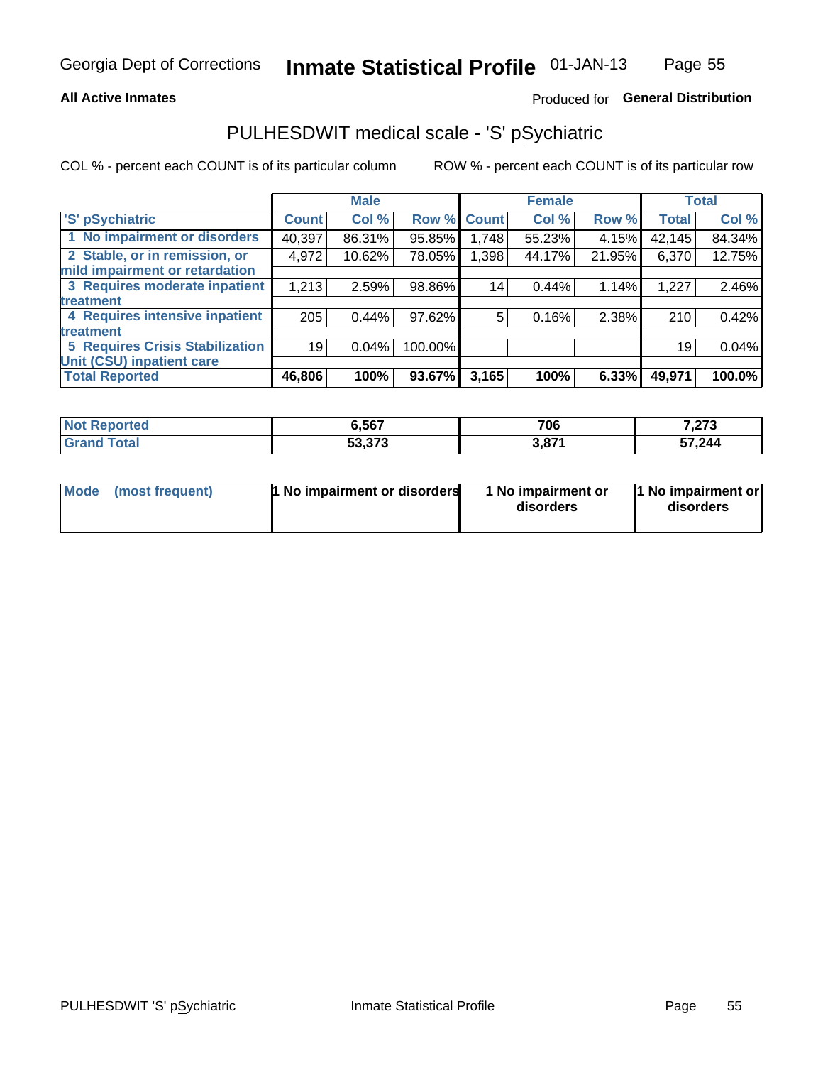Georgia Dept of Corrections **Inmate Statistical Profile** 01-JAN-13

**All Active Inmates** Produced for **General Distribution**

## PULHESDWIT medical scale - 'S' pSychiatric

COL % - percent each COUNT is of its particular column ROW % - percent each COUNT is of its particular row

| | Male | | | Female | | | Total | |
|---|---|---|---|---|---|---|---|---|
| 'S' pSychiatric | Count | Col % | Row % | Count | Col % | Row % | Total | Col % |
| 1 No impairment or disorders | 40,397 | 86.31% | 95.85% | 1,748 | 55.23% | 4.15% | 42,145 | 84.34% |
| 2 Stable, or in remission, or mild impairment or retardation | 4,972 | 10.62% | 78.05% | 1,398 | 44.17% | 21.95% | 6,370 | 12.75% |
| 3 Requires moderate inpatient treatment | 1,213 | 2.59% | 98.86% | 14 | 0.44% | 1.14% | 1,227 | 2.46% |
| 4 Requires intensive inpatient treatment | 205 | 0.44% | 97.62% | 5 | 0.16% | 2.38% | 210 | 0.42% |
| 5 Requires Crisis Stabilization Unit (CSU) inpatient care | 19 | 0.04% | 100.00% | | | | 19 | 0.04% |
| **Total Reported** | **46,806** | **100%** | **93.67%** | **3,165** | **100%** | **6.33%** | **49,971** | **100.0%** |

| | Male | Female | Total |
|---|---|---|---|
| Not Reported | 6,567 | 706 | 7,273 |
| Grand Total | 53,373 | 3,871 | 57,244 |

| | Male | Female | Total |
|---|---|---|---|
| Mode (most frequent) | 1 No impairment or disorders | 1 No impairment or disorders | 1 No impairment or disorders |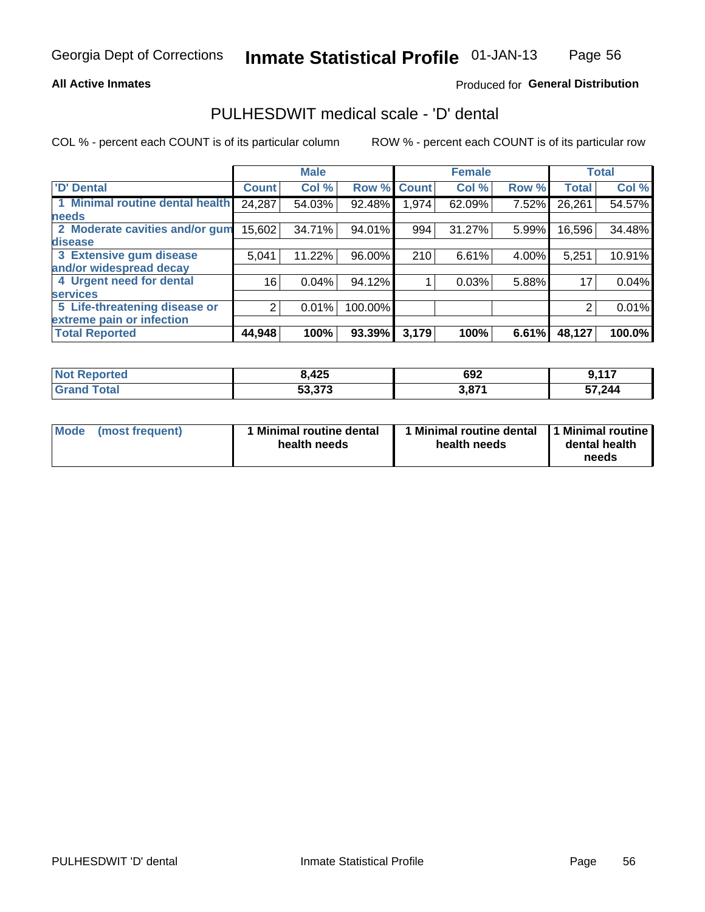**All Active Inmates**

Produced for **General Distribution**

## PULHESDWIT medical scale - 'D' dental

COL % - percent each COUNT is of its particular column

ROW % - percent each COUNT is of its particular row

| | Male | | | Female | | | Total | |
|---|---|---|---|---|---|---|---|---|
| 'D' Dental | Count | Col % | Row % | Count | Col % | Row % | Total | Col % |
| 1 Minimal routine dental health needs | 24,287 | 54.03% | 92.48% | 1,974 | 62.09% | 7.52% | 26,261 | 54.57% |
| 2 Moderate cavities and/or gum disease | 15,602 | 34.71% | 94.01% | 994 | 31.27% | 5.99% | 16,596 | 34.48% |
| 3 Extensive gum disease and/or widespread decay | 5,041 | 11.22% | 96.00% | 210 | 6.61% | 4.00% | 5,251 | 10.91% |
| 4 Urgent need for dental services | 16 | 0.04% | 94.12% | 1 | 0.03% | 5.88% | 17 | 0.04% |
| 5 Life-threatening disease or extreme pain or infection | 2 | 0.01% | 100.00% | | | | 2 | 0.01% |
| **Total Reported** | **44,948** | **100%** | **93.39%** | **3,179** | **100%** | **6.61%** | **48,127** | **100.0%** |

| | Male | Female | Total |
|---|---|---|---|
| Not Reported | 8,425 | 692 | 9,117 |
| Grand Total | 53,373 | 3,871 | 57,244 |

| Mode (most frequent) | 1 Minimal routine dental health needs | 1 Minimal routine dental health needs | 1 Minimal routine dental health needs |
|---|---|---|---|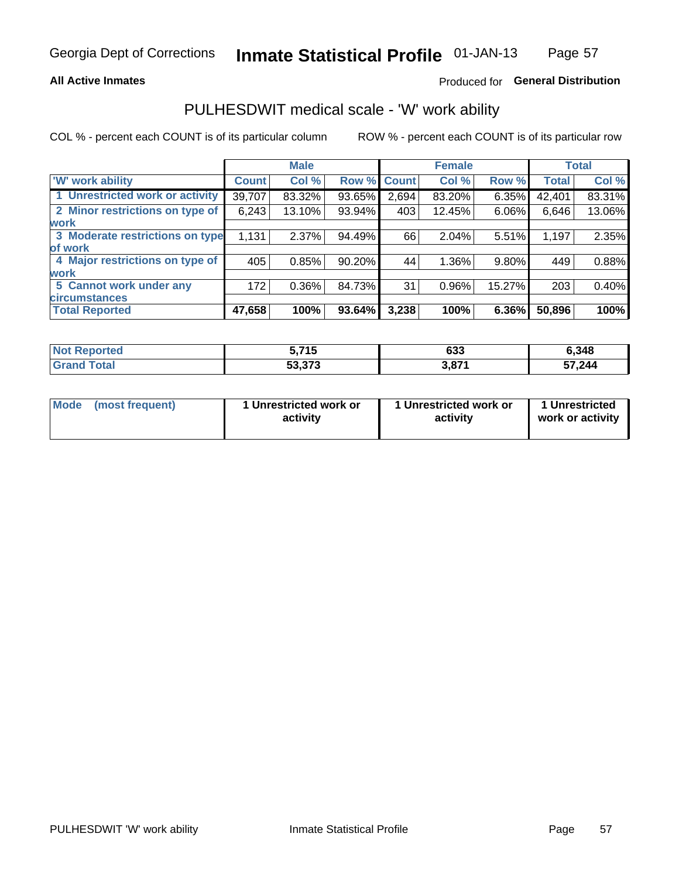Georgia Dept of Corrections **Inmate Statistical Profile** 01-JAN-13

**All Active Inmates**

Produced for **General Distribution**

## PULHESDWIT medical scale - 'W' work ability

COL % - percent each COUNT is of its particular column ROW % - percent each COUNT is of its particular row

| | Male | | | Female | | | Total | |
|---|---|---|---|---|---|---|---|---|
| 'W' work ability | Count | Col % | Row % | Count | Col % | Row % | Total | Col % |
| 1 Unrestricted work or activity | 39,707 | 83.32% | 93.65% | 2,694 | 83.20% | 6.35% | 42,401 | 83.31% |
| 2 Minor restrictions on type of work | 6,243 | 13.10% | 93.94% | 403 | 12.45% | 6.06% | 6,646 | 13.06% |
| 3 Moderate restrictions on type of work | 1,131 | 2.37% | 94.49% | 66 | 2.04% | 5.51% | 1,197 | 2.35% |
| 4 Major restrictions on type of work | 405 | 0.85% | 90.20% | 44 | 1.36% | 9.80% | 449 | 0.88% |
| 5 Cannot work under any circumstances | 172 | 0.36% | 84.73% | 31 | 0.96% | 15.27% | 203 | 0.40% |
| **Total Reported** | **47,658** | **100%** | **93.64%** | **3,238** | **100%** | **6.36%** | **50,896** | **100%** |

| | Male | Female | Total |
|---|---|---|---|
| Not Reported | 5,715 | 633 | 6,348 |
| Grand Total | 53,373 | 3,871 | 57,244 |

| | Male | Female | Total |
|---|---|---|---|
| Mode (most frequent) | 1 Unrestricted work or activity | 1 Unrestricted work or activity | 1 Unrestricted work or activity |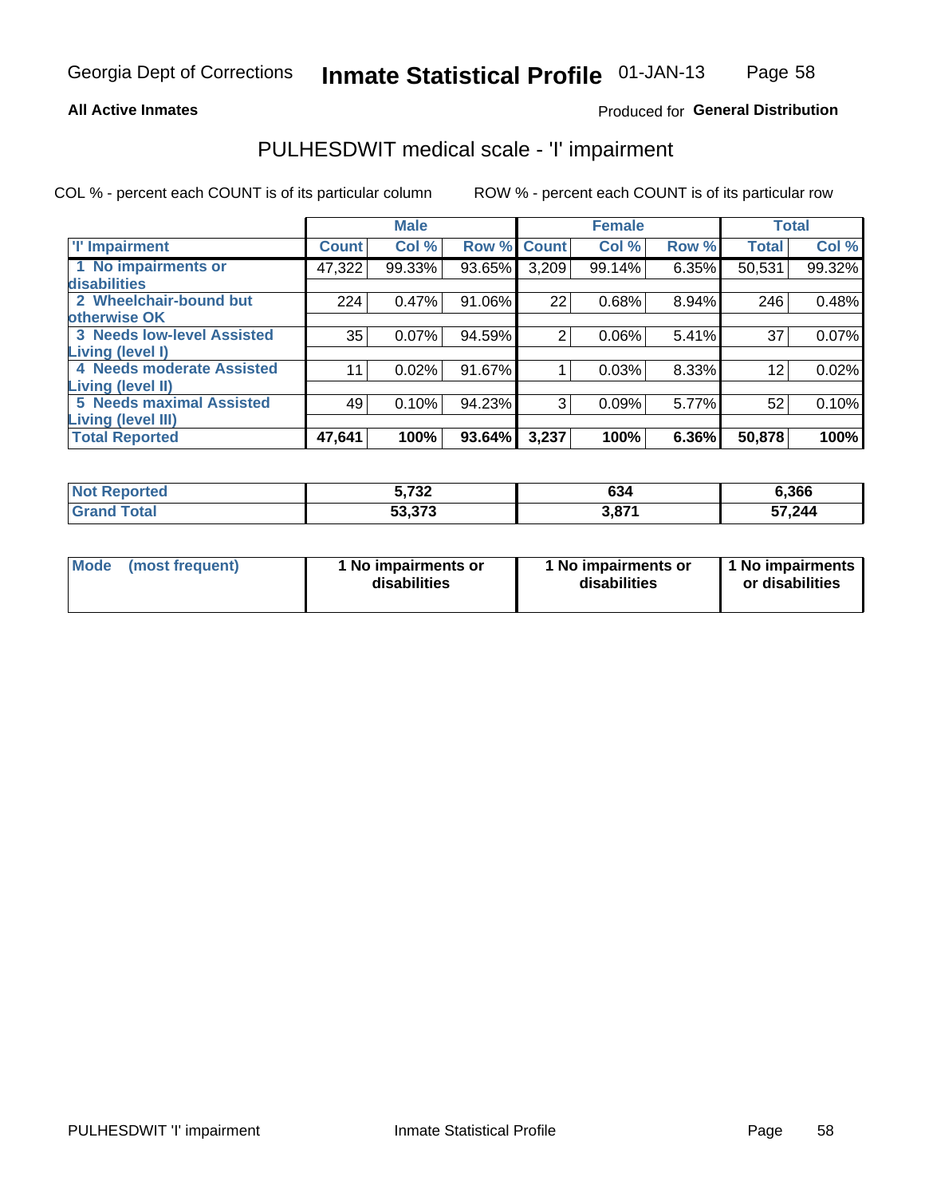**All Active Inmates**

Produced for **General Distribution**

## PULHESDWIT medical scale - 'I' impairment

COL % - percent each COUNT is of its particular column    ROW % - percent each COUNT is of its particular row

| | Male | | | Female | | | Total | |
|---|---|---|---|---|---|---|---|---|
| 'I' Impairment | Count | Col % | Row % | Count | Col % | Row % | Total | Col % |
| 1 No impairments or disabilities | 47,322 | 99.33% | 93.65% | 3,209 | 99.14% | 6.35% | 50,531 | 99.32% |
| 2 Wheelchair-bound but otherwise OK | 224 | 0.47% | 91.06% | 22 | 0.68% | 8.94% | 246 | 0.48% |
| 3 Needs low-level Assisted Living (level I) | 35 | 0.07% | 94.59% | 2 | 0.06% | 5.41% | 37 | 0.07% |
| 4 Needs moderate Assisted Living (level II) | 11 | 0.02% | 91.67% | 1 | 0.03% | 8.33% | 12 | 0.02% |
| 5 Needs maximal Assisted Living (level III) | 49 | 0.10% | 94.23% | 3 | 0.09% | 5.77% | 52 | 0.10% |
| **Total Reported** | **47,641** | **100%** | **93.64%** | **3,237** | **100%** | **6.36%** | **50,878** | **100%** |

| | Male | Female | Total |
|---|---|---|---|
| Not Reported | 5,732 | 634 | 6,366 |
| Grand Total | 53,373 | 3,871 | 57,244 |

| Mode (most frequent) | 1 No impairments or disabilities | 1 No impairments or disabilities | 1 No impairments or disabilities |
|---|---|---|---|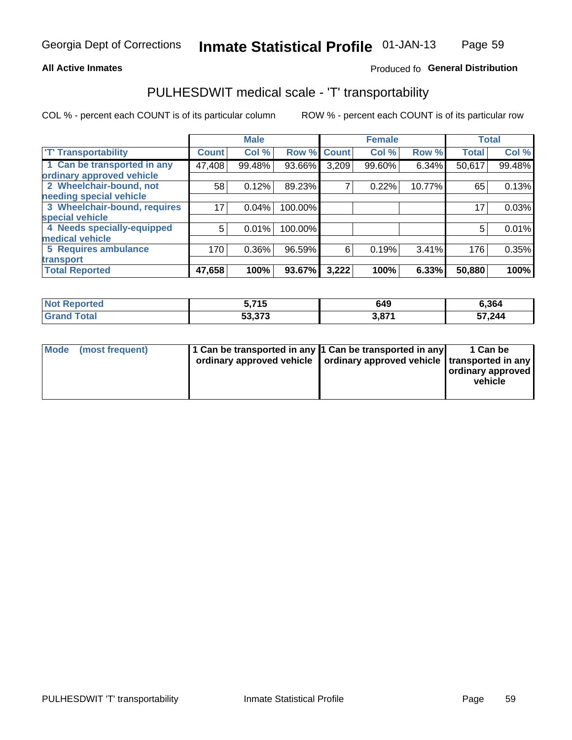**All Active Inmates**

Produced fo **General Distribution**

## PULHESDWIT medical scale - 'T' transportability

COL % - percent each COUNT is of its particular column

ROW % - percent each COUNT is of its particular row

| | Male | | | Female | | | Total | |
|---|---|---|---|---|---|---|---|---|
| 'T' Transportability | Count | Col % | Row % | Count | Col % | Row % | Total | Col % |
| 1 Can be transported in any ordinary approved vehicle | 47,408 | 99.48% | 93.66% | 3,209 | 99.60% | 6.34% | 50,617 | 99.48% |
| 2 Wheelchair-bound, not needing special vehicle | 58 | 0.12% | 89.23% | 7 | 0.22% | 10.77% | 65 | 0.13% |
| 3 Wheelchair-bound, requires special vehicle | 17 | 0.04% | 100.00% | | | | 17 | 0.03% |
| 4 Needs specially-equipped medical vehicle | 5 | 0.01% | 100.00% | | | | 5 | 0.01% |
| 5 Requires ambulance transport | 170 | 0.36% | 96.59% | 6 | 0.19% | 3.41% | 176 | 0.35% |
| **Total Reported** | **47,658** | **100%** | **93.67%** | **3,222** | **100%** | **6.33%** | **50,880** | **100%** |

| | Male | Female | Total |
|---|---|---|---|
| Not Reported | 5,715 | 649 | 6,364 |
| Grand Total | 53,373 | 3,871 | 57,244 |

| | Male | Female | Total |
|---|---|---|---|
| Mode (most frequent) | 1 Can be transported in any ordinary approved vehicle | 1 Can be transported in any ordinary approved vehicle | 1 Can be transported in any ordinary approved vehicle |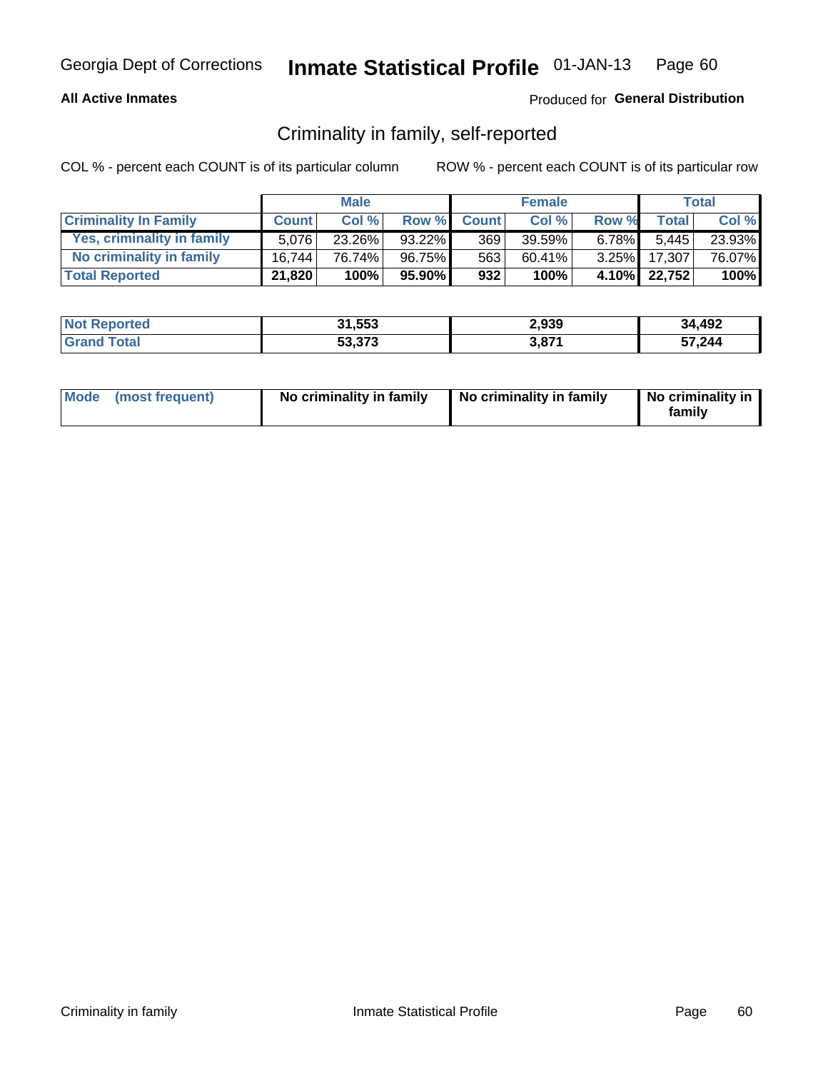Georgia Dept of Corrections **Inmate Statistical Profile** 01-JAN-13

**All Active Inmates**

Produced for **General Distribution**

## Criminality in family, self-reported

COL % - percent each COUNT is of its particular column

ROW % - percent each COUNT is of its particular row

| | Male | | | Female | | | Total | |
|---|---|---|---|---|---|---|---|---|
| **Criminality In Family** | **Count** | **Col %** | **Row %** | **Count** | **Col %** | **Row %** | **Total** | **Col %** |
| Yes, criminality in family | 5,076 | 23.26% | 93.22% | 369 | 39.59% | 6.78% | 5,445 | 23.93% |
| No criminality in family | 16,744 | 76.74% | 96.75% | 563 | 60.41% | 3.25% | 17,307 | 76.07% |
| **Total Reported** | **21,820** | **100%** | **95.90%** | **932** | **100%** | **4.10%** | **22,752** | **100%** |

| | Male | Female | Total |
|---|---|---|---|
| **Not Reported** | **31,553** | **2,939** | **34,492** |
| **Grand Total** | **53,373** | **3,871** | **57,244** |

| | Male | Female | Total |
|---|---|---|---|
| **Mode (most frequent)** | **No criminality in family** | **No criminality in family** | **No criminality in family** |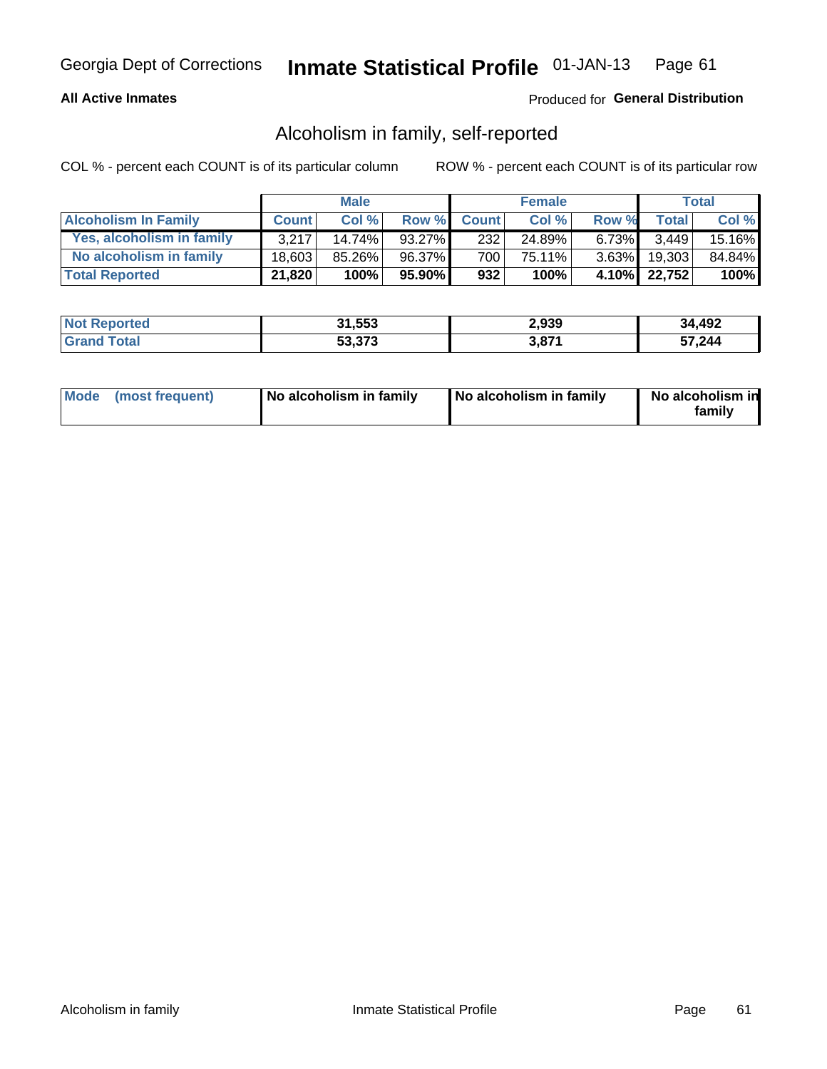Georgia Dept of Corrections **Inmate Statistical Profile** 01-JAN-13

**All Active Inmates**

Produced for **General Distribution**

## Alcoholism in family, self-reported

COL % - percent each COUNT is of its particular column

ROW % - percent each COUNT is of its particular row

| | Male | | | Female | | | Total | |
|---|---|---|---|---|---|---|---|---|
| **Alcoholism In Family** | **Count** | **Col %** | **Row %** | **Count** | **Col %** | **Row %** | **Total** | **Col %** |
| **Yes, alcoholism in family** | 3,217 | 14.74% | 93.27% | 232 | 24.89% | 6.73% | 3,449 | 15.16% |
| **No alcoholism in family** | 18,603 | 85.26% | 96.37% | 700 | 75.11% | 3.63% | 19,303 | 84.84% |
| **Total Reported** | **21,820** | **100%** | **95.90%** | **932** | **100%** | **4.10%** | **22,752** | **100%** |

| | Male | Female | Total |
|---|---|---|---|
| **Not Reported** | **31,553** | **2,939** | **34,492** |
| **Grand Total** | **53,373** | **3,871** | **57,244** |

| | Male | Female | Total |
|---|---|---|---|
| **Mode (most frequent)** | **No alcoholism in family** | **No alcoholism in family** | **No alcoholism in family** |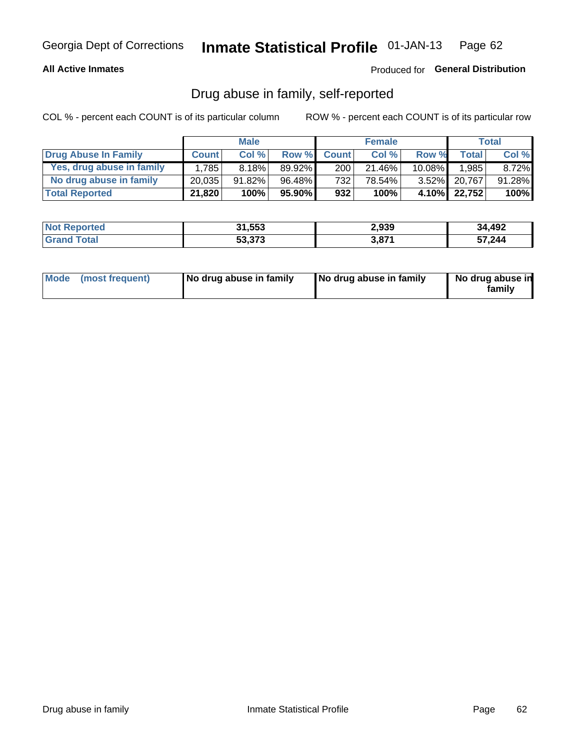Georgia Dept of Corrections **Inmate Statistical Profile** 01-JAN-13

**All Active Inmates**

Produced for **General Distribution**

## Drug abuse in family, self-reported

COL % - percent each COUNT is of its particular column

ROW % - percent each COUNT is of its particular row

| | Male | | | Female | | | Total | |
|---|---|---|---|---|---|---|---|---|
| **Drug Abuse In Family** | **Count** | **Col %** | **Row %** | **Count** | **Col %** | **Row %** | **Total** | **Col %** |
| Yes, drug abuse in family | 1,785 | 8.18% | 89.92% | 200 | 21.46% | 10.08% | 1,985 | 8.72% |
| No drug abuse in family | 20,035 | 91.82% | 96.48% | 732 | 78.54% | 3.52% | 20,767 | 91.28% |
| **Total Reported** | **21,820** | **100%** | **95.90%** | **932** | **100%** | **4.10%** | **22,752** | **100%** |

| | Male | Female | Total |
|---|---|---|---|
| **Not Reported** | **31,553** | **2,939** | **34,492** |
| **Grand Total** | **53,373** | **3,871** | **57,244** |

| | Male | Female | Total |
|---|---|---|---|
| **Mode (most frequent)** | **No drug abuse in family** | **No drug abuse in family** | **No drug abuse in family** |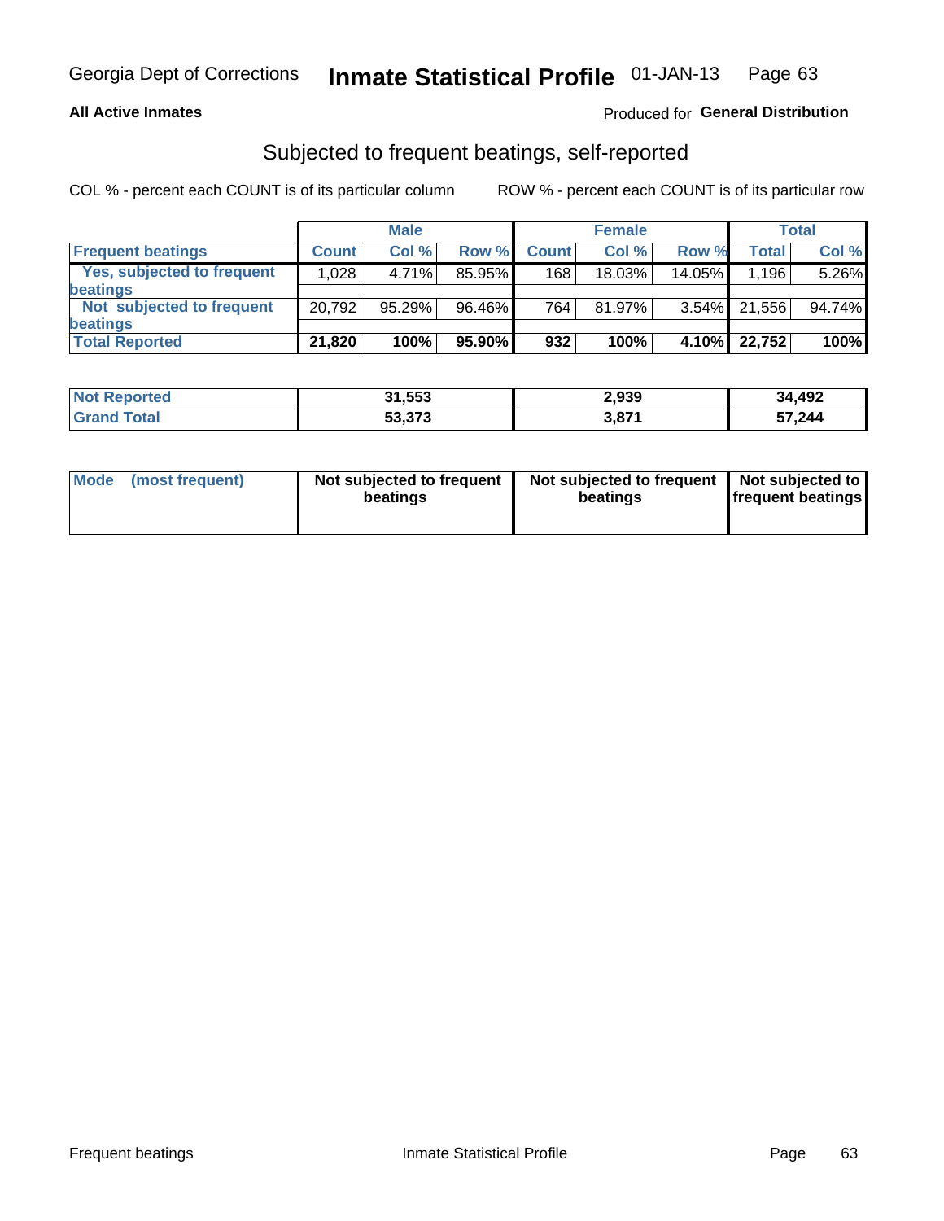Georgia Dept of Corrections **Inmate Statistical Profile** 01-JAN-13 Page 63

**All Active Inmates**

Produced for **General Distribution**

## Subjected to frequent beatings, self-reported

COL % - percent each COUNT is of its particular column

ROW % - percent each COUNT is of its particular row

| | Male | | | Female | | | Total | |
|---|---|---|---|---|---|---|---|---|
| **Frequent beatings** | **Count** | **Col %** | **Row %** | **Count** | **Col %** | **Row %** | **Total** | **Col %** |
| **Yes, subjected to frequent beatings** | 1,028 | 4.71% | 85.95% | 168 | 18.03% | 14.05% | 1,196 | 5.26% |
| **Not subjected to frequent beatings** | 20,792 | 95.29% | 96.46% | 764 | 81.97% | 3.54% | 21,556 | 94.74% |
| **Total Reported** | **21,820** | **100%** | **95.90%** | **932** | **100%** | **4.10%** | **22,752** | **100%** |

| | Male | Female | Total |
|---|---|---|---|
| **Not Reported** | **31,553** | **2,939** | **34,492** |
| **Grand Total** | **53,373** | **3,871** | **57,244** |

| | Male | Female | Total |
|---|---|---|---|
| **Mode (most frequent)** | **Not subjected to frequent beatings** | **Not subjected to frequent beatings** | **Not subjected to frequent beatings** |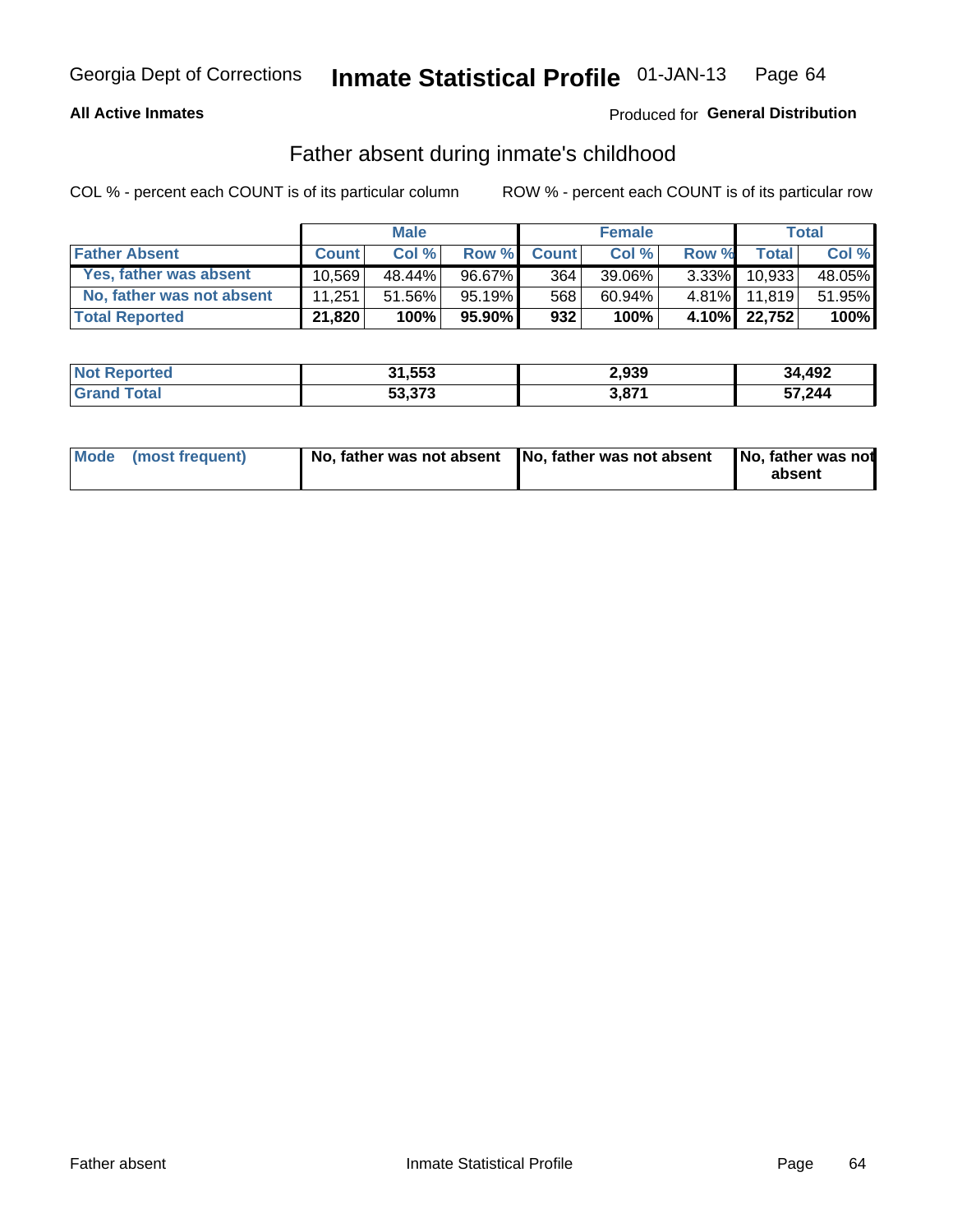Georgia Dept of Corrections **Inmate Statistical Profile** 01-JAN-13

**All Active Inmates**

Produced for **General Distribution**

## Father absent during inmate's childhood

COL % - percent each COUNT is of its particular column ROW % - percent each COUNT is of its particular row

| | Male | | | Female | | | Total | |
|---|---|---|---|---|---|---|---|---|
| **Father Absent** | **Count** | **Col %** | **Row %** | **Count** | **Col %** | **Row %** | **Total** | **Col %** |
| **Yes, father was absent** | 10,569 | 48.44% | 96.67% | 364 | 39.06% | 3.33% | 10,933 | 48.05% |
| **No, father was not absent** | 11,251 | 51.56% | 95.19% | 568 | 60.94% | 4.81% | 11,819 | 51.95% |
| **Total Reported** | **21,820** | **100%** | **95.90%** | **932** | **100%** | **4.10%** | **22,752** | **100%** |

| | Male | Female | Total |
|---|---|---|---|
| **Not Reported** | **31,553** | **2,939** | **34,492** |
| **Grand Total** | **53,373** | **3,871** | **57,244** |

| | Male | Female | Total |
|---|---|---|---|
| **Mode (most frequent)** | **No, father was not absent** | **No, father was not absent** | **No, father was not absent** |

Father absent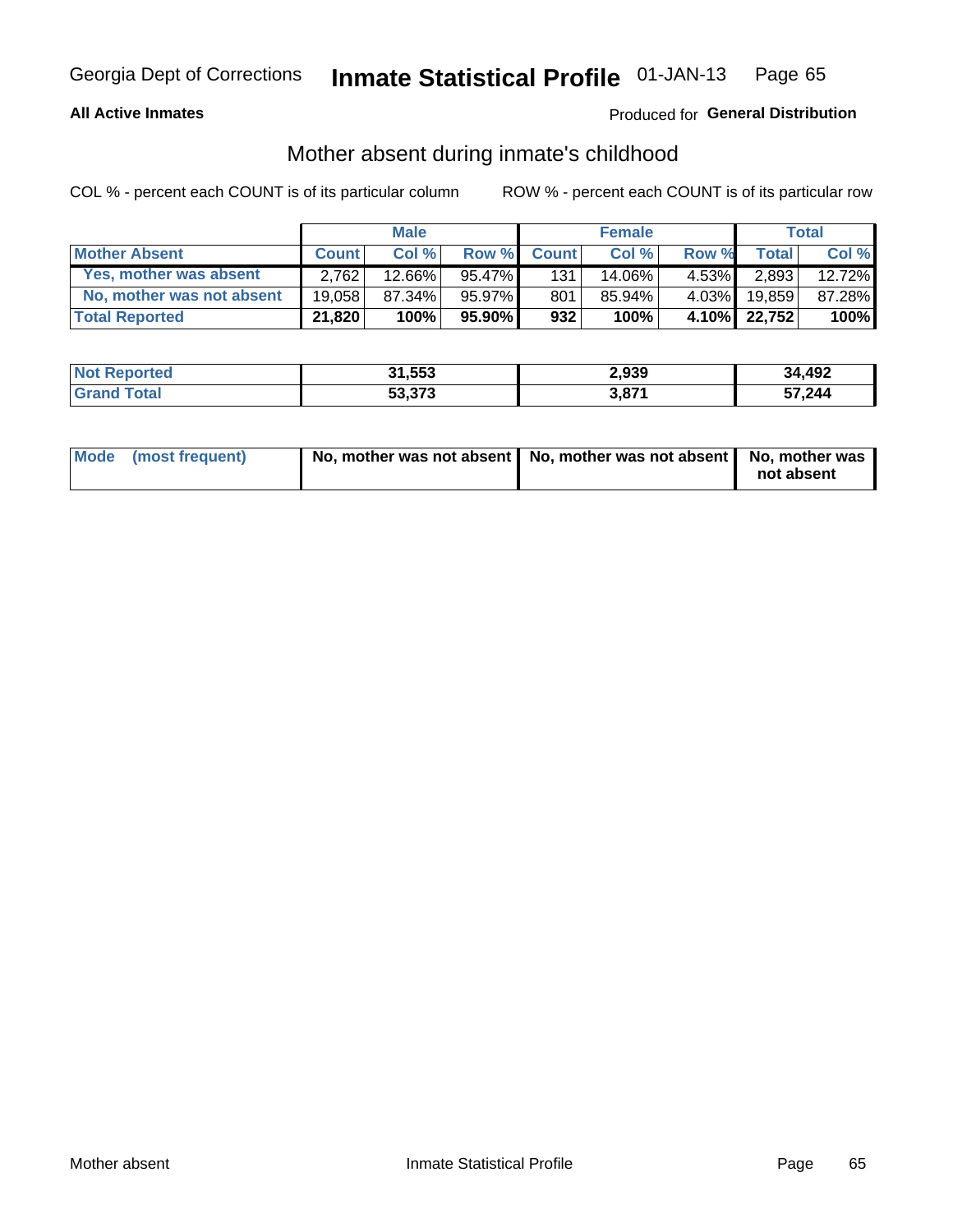Georgia Dept of Corrections **Inmate Statistical Profile** 01-JAN-13

**All Active Inmates**

Produced for **General Distribution**

## Mother absent during inmate's childhood

COL % - percent each COUNT is of its particular column

ROW % - percent each COUNT is of its particular row

| | Male | | | Female | | | Total | |
|---|---|---|---|---|---|---|---|---|
| **Mother Absent** | **Count** | **Col %** | **Row %** | **Count** | **Col %** | **Row %** | **Total** | **Col %** |
| Yes, mother was absent | 2,762 | 12.66% | 95.47% | 131 | 14.06% | 4.53% | 2,893 | 12.72% |
| No, mother was not absent | 19,058 | 87.34% | 95.97% | 801 | 85.94% | 4.03% | 19,859 | 87.28% |
| **Total Reported** | **21,820** | **100%** | **95.90%** | **932** | **100%** | **4.10%** | **22,752** | **100%** |

| | Male | Female | Total |
|---|---|---|---|
| **Not Reported** | **31,553** | **2,939** | **34,492** |
| **Grand Total** | **53,373** | **3,871** | **57,244** |

| | Male | Female | Total |
|---|---|---|---|
| **Mode (most frequent)** | **No, mother was not absent** | **No, mother was not absent** | **No, mother was not absent** |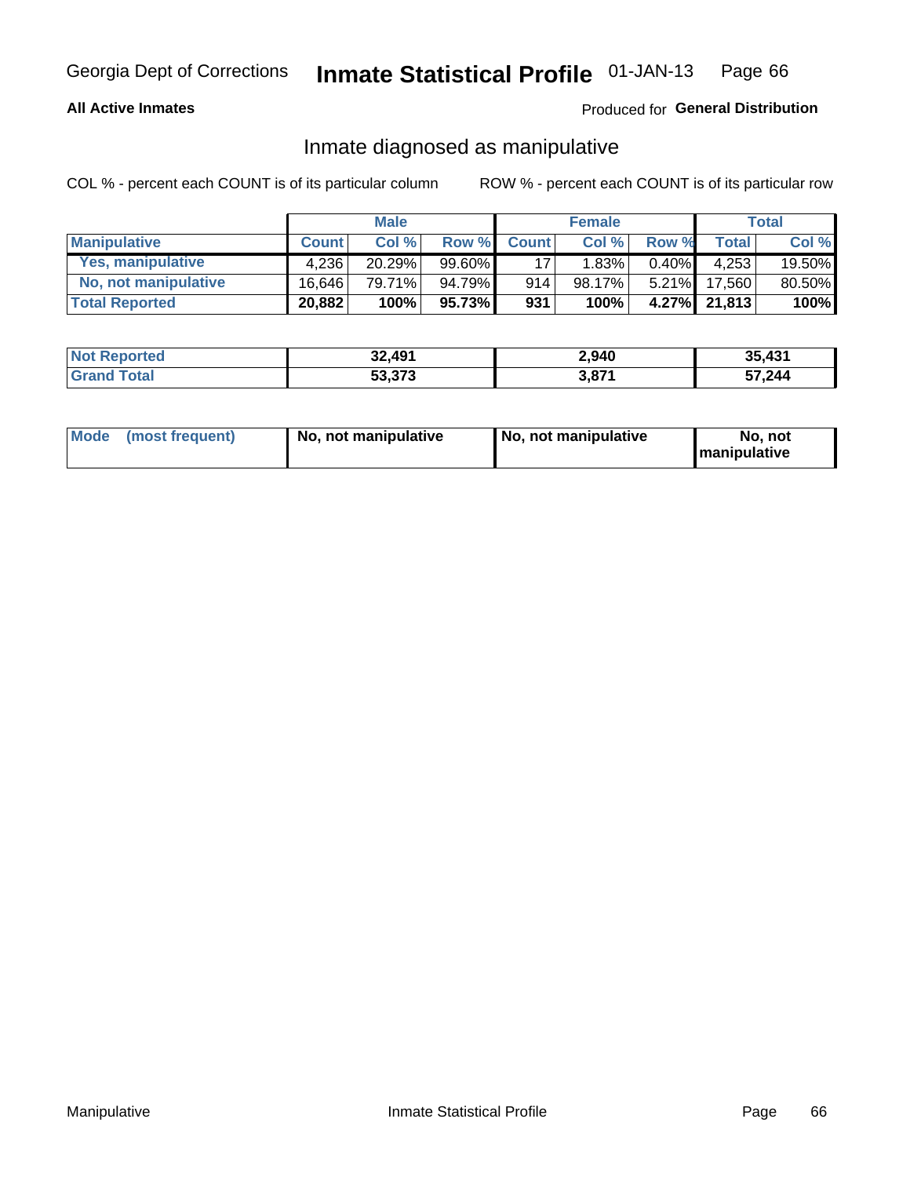Georgia Dept of Corrections **Inmate Statistical Profile** 01-JAN-13

**All Active Inmates**

Produced for **General Distribution**

## Inmate diagnosed as manipulative

COL % - percent each COUNT is of its particular column

ROW % - percent each COUNT is of its particular row

| | Male | | | Female | | | Total | |
|---|---|---|---|---|---|---|---|---|
| **Manipulative** | **Count** | **Col %** | **Row %** | **Count** | **Col %** | **Row %** | **Total** | **Col %** |
| **Yes, manipulative** | 4,236 | 20.29% | 99.60% | 17 | 1.83% | 0.40% | 4,253 | 19.50% |
| **No, not manipulative** | 16,646 | 79.71% | 94.79% | 914 | 98.17% | 5.21% | 17,560 | 80.50% |
| **Total Reported** | **20,882** | **100%** | **95.73%** | **931** | **100%** | **4.27%** | **21,813** | **100%** |

| | Male | Female | Total |
|---|---|---|---|
| **Not Reported** | **32,491** | **2,940** | **35,431** |
| **Grand Total** | **53,373** | **3,871** | **57,244** |

| | Male | Female | Total |
|---|---|---|---|
| **Mode (most frequent)** | **No, not manipulative** | **No, not manipulative** | **No, not manipulative** |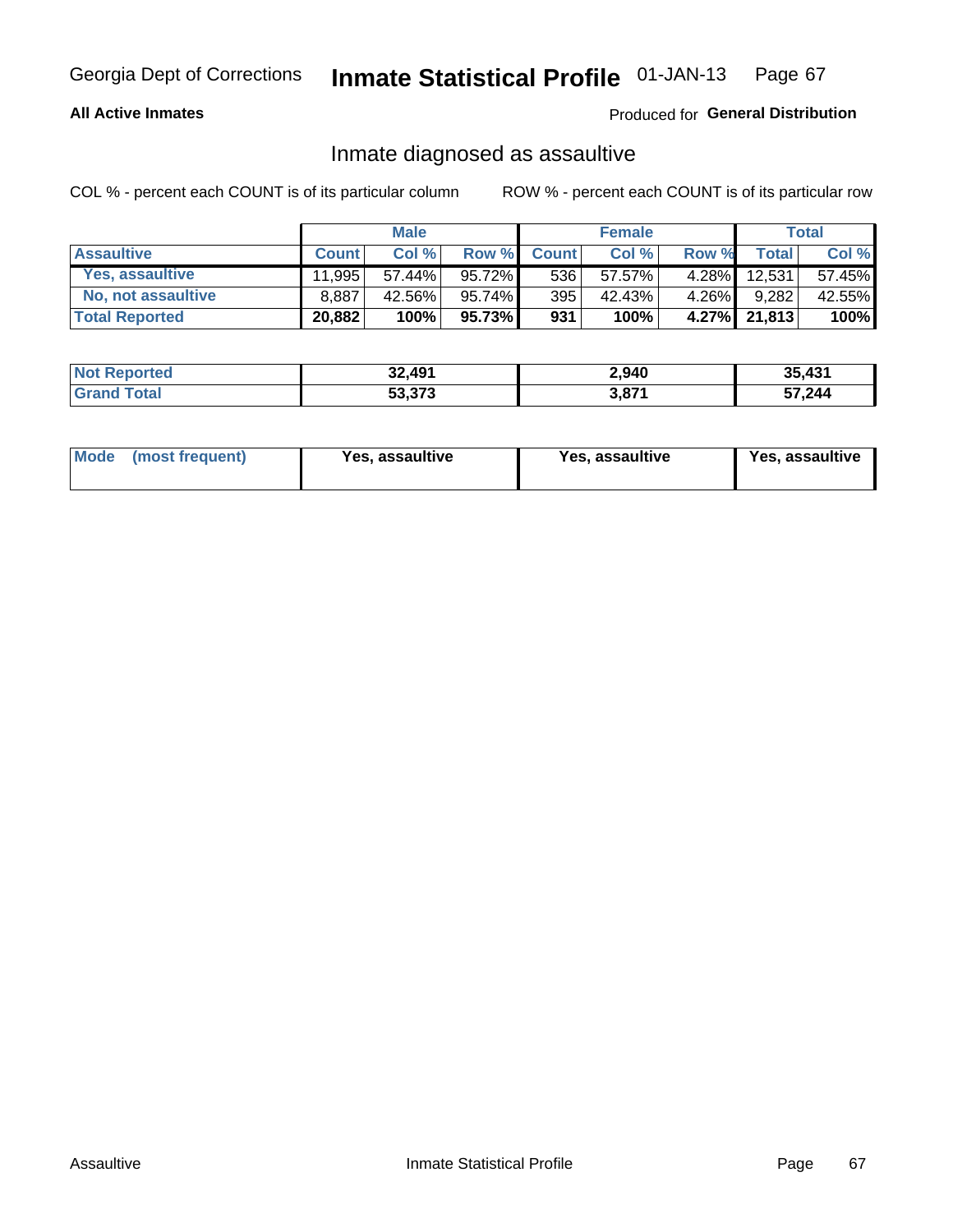Georgia Dept of Corrections **Inmate Statistical Profile** 01-JAN-13

**All Active Inmates**

Produced for **General Distribution**

## Inmate diagnosed as assaultive

COL % - percent each COUNT is of its particular column

ROW % - percent each COUNT is of its particular row

| | Male | | | Female | | | Total | |
|---|---|---|---|---|---|---|---|---|
| **Assaultive** | **Count** | **Col %** | **Row %** | **Count** | **Col %** | **Row %** | **Total** | **Col %** |
| Yes, assaultive | 11,995 | 57.44% | 95.72% | 536 | 57.57% | 4.28% | 12,531 | 57.45% |
| No, not assaultive | 8,887 | 42.56% | 95.74% | 395 | 42.43% | 4.26% | 9,282 | 42.55% |
| **Total Reported** | **20,882** | **100%** | **95.73%** | **931** | **100%** | **4.27%** | **21,813** | **100%** |

| | Male | Female | Total |
|---|---|---|---|
| **Not Reported** | **32,491** | **2,940** | **35,431** |
| **Grand Total** | **53,373** | **3,871** | **57,244** |

| | Male | Female | Total |
|---|---|---|---|
| **Mode (most frequent)** | **Yes, assaultive** | **Yes, assaultive** | **Yes, assaultive** |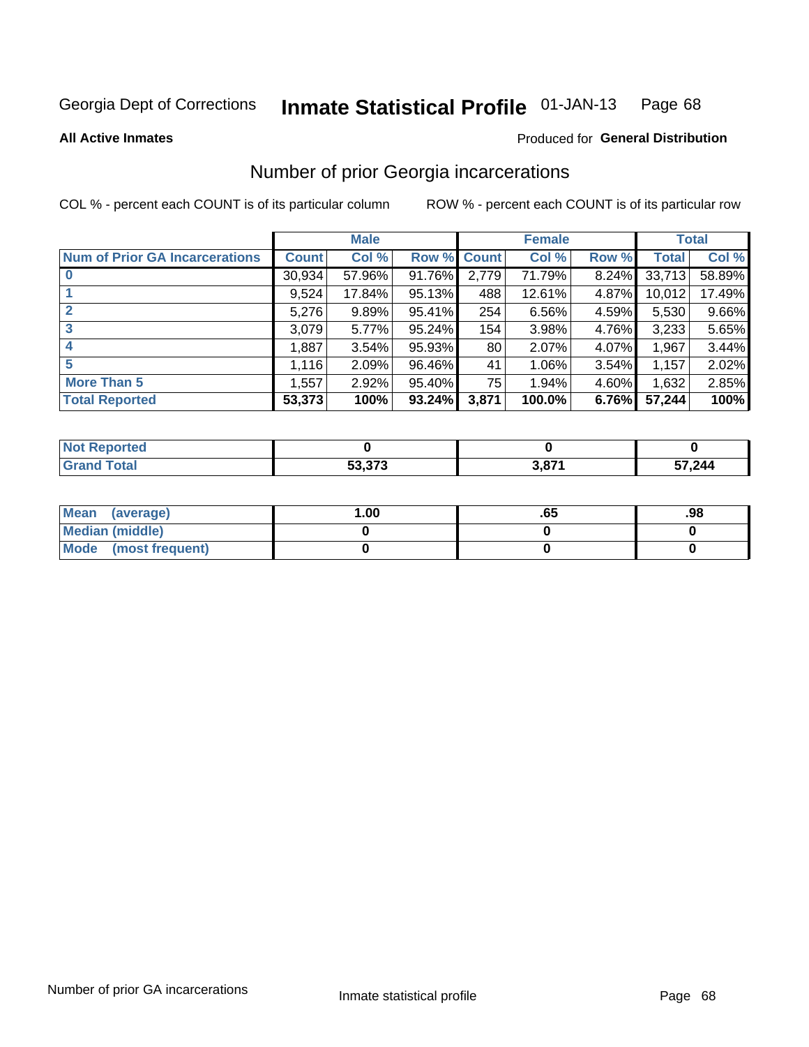Georgia Dept of Corrections **Inmate Statistical Profile** 01-JAN-13

**All Active Inmates**

Produced for **General Distribution**

## Number of prior Georgia incarcerations

COL % - percent each COUNT is of its particular column

ROW % - percent each COUNT is of its particular row

| | Male | | | Female | | | Total | |
|---|---|---|---|---|---|---|---|---|
| **Num of Prior GA Incarcerations** | **Count** | **Col %** | **Row %** | **Count** | **Col %** | **Row %** | **Total** | **Col %** |
| **0** | 30,934 | 57.96% | 91.76% | 2,779 | 71.79% | 8.24% | 33,713 | 58.89% |
| **1** | 9,524 | 17.84% | 95.13% | 488 | 12.61% | 4.87% | 10,012 | 17.49% |
| **2** | 5,276 | 9.89% | 95.41% | 254 | 6.56% | 4.59% | 5,530 | 9.66% |
| **3** | 3,079 | 5.77% | 95.24% | 154 | 3.98% | 4.76% | 3,233 | 5.65% |
| **4** | 1,887 | 3.54% | 95.93% | 80 | 2.07% | 4.07% | 1,967 | 3.44% |
| **5** | 1,116 | 2.09% | 96.46% | 41 | 1.06% | 3.54% | 1,157 | 2.02% |
| **More Than 5** | 1,557 | 2.92% | 95.40% | 75 | 1.94% | 4.60% | 1,632 | 2.85% |
| **Total Reported** | **53,373** | **100%** | **93.24%** | **3,871** | **100.0%** | **6.76%** | **57,244** | **100%** |

| | Male | Female | Total |
|---|---|---|---|
| **Not Reported** | **0** | **0** | **0** |
| **Grand Total** | **53,373** | **3,871** | **57,244** |

| | Male | Female | Total |
|---|---|---|---|
| **Mean (average)** | **1.00** | **.65** | **.98** |
| **Median (middle)** | **0** | **0** | **0** |
| **Mode (most frequent)** | **0** | **0** | **0** |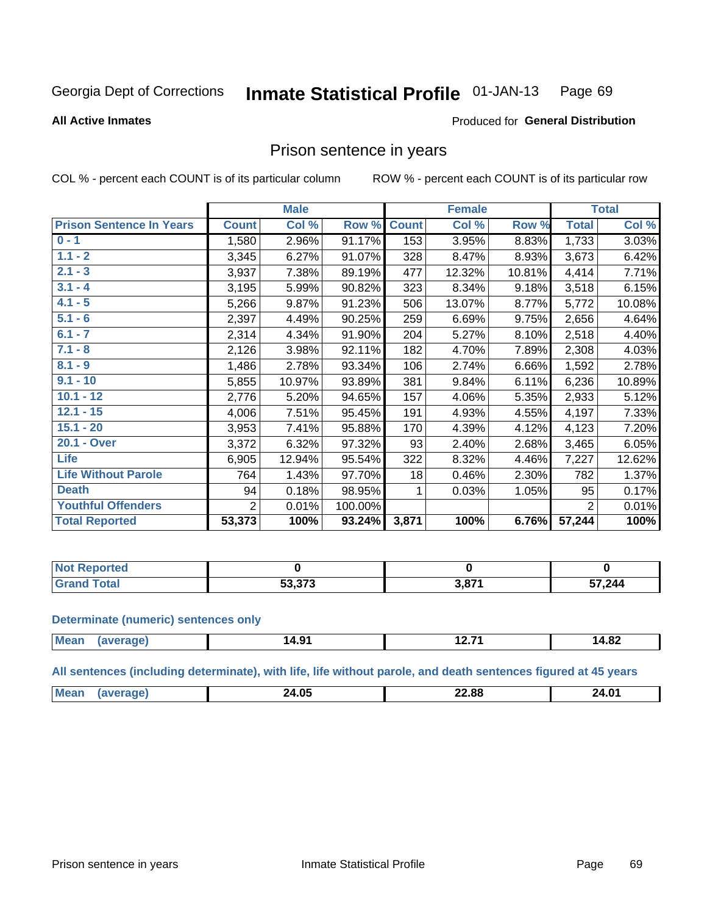Georgia Dept of Corrections **Inmate Statistical Profile** 01-JAN-13

**All Active Inmates**

Produced for **General Distribution**

## Prison sentence in years

COL % - percent each COUNT is of its particular column ROW % - percent each COUNT is of its particular row

| | Male | | | Female | | | Total | |
|---|---|---|---|---|---|---|---|---|
| **Prison Sentence In Years** | **Count** | **Col %** | **Row %** | **Count** | **Col %** | **Row %** | **Total** | **Col %** |
| 0 - 1 | 1,580 | 2.96% | 91.17% | 153 | 3.95% | 8.83% | 1,733 | 3.03% |
| 1.1 - 2 | 3,345 | 6.27% | 91.07% | 328 | 8.47% | 8.93% | 3,673 | 6.42% |
| 2.1 - 3 | 3,937 | 7.38% | 89.19% | 477 | 12.32% | 10.81% | 4,414 | 7.71% |
| 3.1 - 4 | 3,195 | 5.99% | 90.82% | 323 | 8.34% | 9.18% | 3,518 | 6.15% |
| 4.1 - 5 | 5,266 | 9.87% | 91.23% | 506 | 13.07% | 8.77% | 5,772 | 10.08% |
| 5.1 - 6 | 2,397 | 4.49% | 90.25% | 259 | 6.69% | 9.75% | 2,656 | 4.64% |
| 6.1 - 7 | 2,314 | 4.34% | 91.90% | 204 | 5.27% | 8.10% | 2,518 | 4.40% |
| 7.1 - 8 | 2,126 | 3.98% | 92.11% | 182 | 4.70% | 7.89% | 2,308 | 4.03% |
| 8.1 - 9 | 1,486 | 2.78% | 93.34% | 106 | 2.74% | 6.66% | 1,592 | 2.78% |
| 9.1 - 10 | 5,855 | 10.97% | 93.89% | 381 | 9.84% | 6.11% | 6,236 | 10.89% |
| 10.1 - 12 | 2,776 | 5.20% | 94.65% | 157 | 4.06% | 5.35% | 2,933 | 5.12% |
| 12.1 - 15 | 4,006 | 7.51% | 95.45% | 191 | 4.93% | 4.55% | 4,197 | 7.33% |
| 15.1 - 20 | 3,953 | 7.41% | 95.88% | 170 | 4.39% | 4.12% | 4,123 | 7.20% |
| 20.1 - Over | 3,372 | 6.32% | 97.32% | 93 | 2.40% | 2.68% | 3,465 | 6.05% |
| Life | 6,905 | 12.94% | 95.54% | 322 | 8.32% | 4.46% | 7,227 | 12.62% |
| Life Without Parole | 764 | 1.43% | 97.70% | 18 | 0.46% | 2.30% | 782 | 1.37% |
| Death | 94 | 0.18% | 98.95% | 1 | 0.03% | 1.05% | 95 | 0.17% |
| Youthful Offenders | 2 | 0.01% | 100.00% | | | | 2 | 0.01% |
| **Total Reported** | **53,373** | **100%** | **93.24%** | **3,871** | **100%** | **6.76%** | **57,244** | **100%** |

| | Male | Female | Total |
|---|---|---|---|
| Not Reported | **0** | **0** | **0** |
| Grand Total | **53,373** | **3,871** | **57,244** |

**Determinate (numeric) sentences only**

| | Male | Female | Total |
|---|---|---|---|
| Mean (average) | **14.91** | **12.71** | **14.82** |

**All sentences (including determinate), with life, life without parole, and death sentences figured at 45 years**

| | Male | Female | Total |
|---|---|---|---|
| Mean (average) | **24.05** | **22.88** | **24.01** |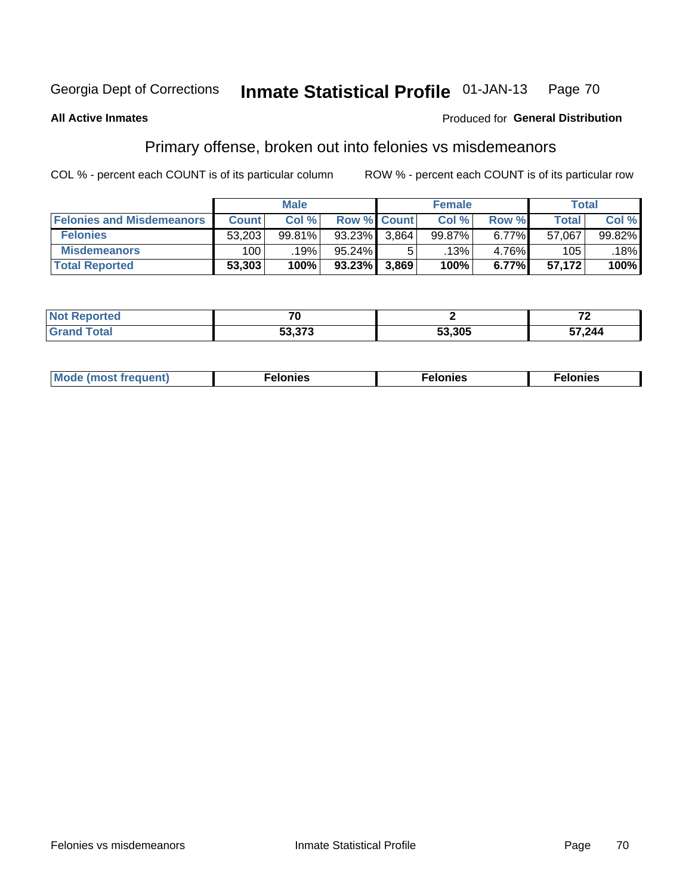Georgia Dept of Corrections **Inmate Statistical Profile** 01-JAN-13

**All Active Inmates**

Produced for **General Distribution**

## Primary offense, broken out into felonies vs misdemeanors

COL % - percent each COUNT is of its particular column

ROW % - percent each COUNT is of its particular row

| | Male | | | Female | | | Total | |
|---|---|---|---|---|---|---|---|---|
| **Felonies and Misdemeanors** | **Count** | **Col %** | **Row %** | **Count** | **Col %** | **Row %** | **Total** | **Col %** |
| **Felonies** | 53,203 | 99.81% | 93.23% | 3,864 | 99.87% | 6.77% | 57,067 | 99.82% |
| **Misdemeanors** | 100 | .19% | 95.24% | 5 | .13% | 4.76% | 105 | .18% |
| **Total Reported** | **53,303** | **100%** | **93.23%** | **3,869** | **100%** | **6.77%** | **57,172** | **100%** |

| | Male | Female | Total |
|---|---|---|---|
| **Not Reported** | **70** | **2** | **72** |
| **Grand Total** | **53,373** | **53,305** | **57,244** |

| | Male | Female | Total |
|---|---|---|---|
| **Mode (most frequent)** | **Felonies** | **Felonies** | **Felonies** |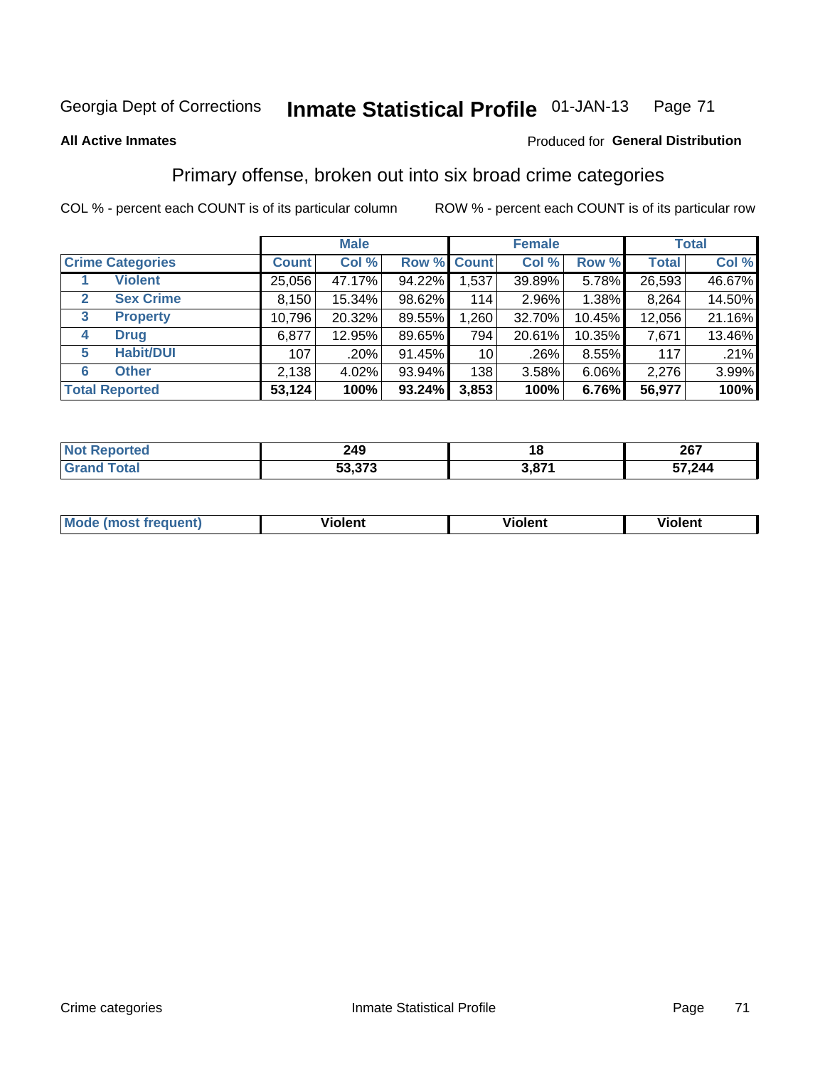Georgia Dept of Corrections **Inmate Statistical Profile** 01-JAN-13

**All Active Inmates**

Produced for **General Distribution**

## Primary offense, broken out into six broad crime categories

COL % - percent each COUNT is of its particular column

ROW % - percent each COUNT is of its particular row

| | | Male | | | Female | | | Total | |
|---|---|---|---|---|---|---|---|---|---|
| Crime Categories | | Count | Col % | Row % | Count | Col % | Row % | Total | Col % |
| 1 | Violent | 25,056 | 47.17% | 94.22% | 1,537 | 39.89% | 5.78% | 26,593 | 46.67% |
| 2 | Sex Crime | 8,150 | 15.34% | 98.62% | 114 | 2.96% | 1.38% | 8,264 | 14.50% |
| 3 | Property | 10,796 | 20.32% | 89.55% | 1,260 | 32.70% | 10.45% | 12,056 | 21.16% |
| 4 | Drug | 6,877 | 12.95% | 89.65% | 794 | 20.61% | 10.35% | 7,671 | 13.46% |
| 5 | Habit/DUI | 107 | .20% | 91.45% | 10 | .26% | 8.55% | 117 | .21% |
| 6 | Other | 2,138 | 4.02% | 93.94% | 138 | 3.58% | 6.06% | 2,276 | 3.99% |
| **Total Reported** | | **53,124** | **100%** | **93.24%** | **3,853** | **100%** | **6.76%** | **56,977** | **100%** |

| | Male | Female | Total |
|---|---|---|---|
| Not Reported | **249** | **18** | **267** |
| Grand Total | **53,373** | **3,871** | **57,244** |

| | Male | Female | Total |
|---|---|---|---|
| Mode (most frequent) | **Violent** | **Violent** | **Violent** |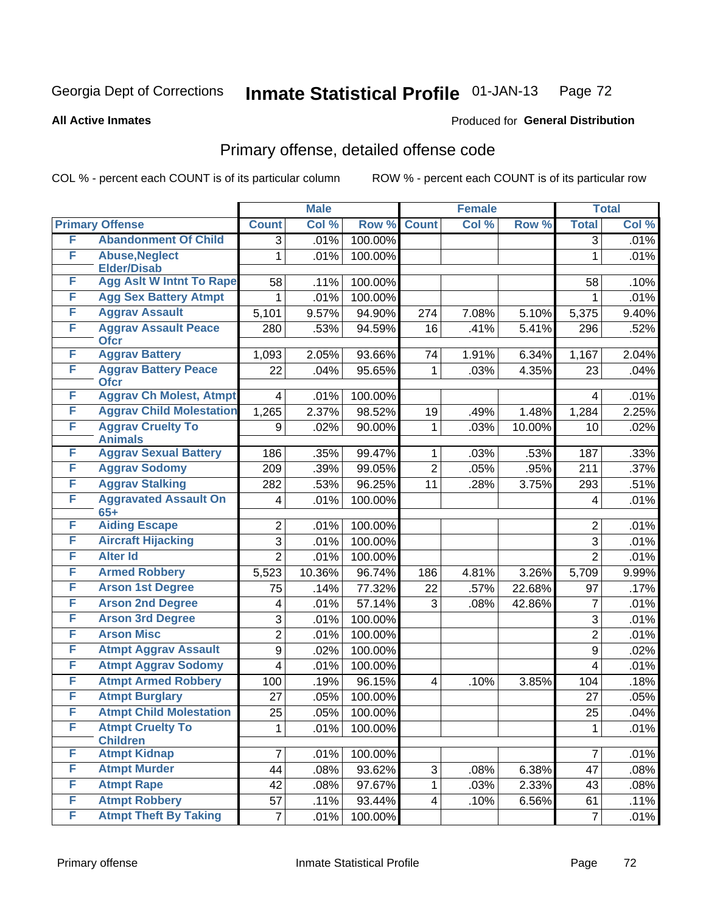Georgia Dept of Corrections **Inmate Statistical Profile** 01-JAN-13

**All Active Inmates**

Produced for **General Distribution**

## Primary offense, detailed offense code

COL % - percent each COUNT is of its particular column ROW % - percent each COUNT is of its particular row

| Primary Offense | | Male | | | Female | | | Total | |
|---|---|---|---|---|---|---|---|---|---|
| | | Count | Col % | Row % | Count | Col % | Row % | Total | Col % |
| F | Abandonment Of Child | 3 | .01% | 100.00% | | | | 3 | .01% |
| F | Abuse,Neglect Elder/Disab | 1 | .01% | 100.00% | | | | 1 | .01% |
| F | Agg Aslt W Intnt To Rape | 58 | .11% | 100.00% | | | | 58 | .10% |
| F | Agg Sex Battery Atmpt | 1 | .01% | 100.00% | | | | 1 | .01% |
| F | Aggrav Assault | 5,101 | 9.57% | 94.90% | 274 | 7.08% | 5.10% | 5,375 | 9.40% |
| F | Aggrav Assault Peace Ofcr | 280 | .53% | 94.59% | 16 | .41% | 5.41% | 296 | .52% |
| F | Aggrav Battery | 1,093 | 2.05% | 93.66% | 74 | 1.91% | 6.34% | 1,167 | 2.04% |
| F | Aggrav Battery Peace Ofcr | 22 | .04% | 95.65% | 1 | .03% | 4.35% | 23 | .04% |
| F | Aggrav Ch Molest, Atmpt | 4 | .01% | 100.00% | | | | 4 | .01% |
| F | Aggrav Child Molestation | 1,265 | 2.37% | 98.52% | 19 | .49% | 1.48% | 1,284 | 2.25% |
| F | Aggrav Cruelty To Animals | 9 | .02% | 90.00% | 1 | .03% | 10.00% | 10 | .02% |
| F | Aggrav Sexual Battery | 186 | .35% | 99.47% | 1 | .03% | .53% | 187 | .33% |
| F | Aggrav Sodomy | 209 | .39% | 99.05% | 2 | .05% | .95% | 211 | .37% |
| F | Aggrav Stalking | 282 | .53% | 96.25% | 11 | .28% | 3.75% | 293 | .51% |
| F | Aggravated Assault On 65+ | 4 | .01% | 100.00% | | | | 4 | .01% |
| F | Aiding Escape | 2 | .01% | 100.00% | | | | 2 | .01% |
| F | Aircraft Hijacking | 3 | .01% | 100.00% | | | | 3 | .01% |
| F | Alter Id | 2 | .01% | 100.00% | | | | 2 | .01% |
| F | Armed Robbery | 5,523 | 10.36% | 96.74% | 186 | 4.81% | 3.26% | 5,709 | 9.99% |
| F | Arson 1st Degree | 75 | .14% | 77.32% | 22 | .57% | 22.68% | 97 | .17% |
| F | Arson 2nd Degree | 4 | .01% | 57.14% | 3 | .08% | 42.86% | 7 | .01% |
| F | Arson 3rd Degree | 3 | .01% | 100.00% | | | | 3 | .01% |
| F | Arson Misc | 2 | .01% | 100.00% | | | | 2 | .01% |
| F | Atmpt Aggrav Assault | 9 | .02% | 100.00% | | | | 9 | .02% |
| F | Atmpt Aggrav Sodomy | 4 | .01% | 100.00% | | | | 4 | .01% |
| F | Atmpt Armed Robbery | 100 | .19% | 96.15% | 4 | .10% | 3.85% | 104 | .18% |
| F | Atmpt Burglary | 27 | .05% | 100.00% | | | | 27 | .05% |
| F | Atmpt Child Molestation | 25 | .05% | 100.00% | | | | 25 | .04% |
| F | Atmpt Cruelty To Children | 1 | .01% | 100.00% | | | | 1 | .01% |
| F | Atmpt Kidnap | 7 | .01% | 100.00% | | | | 7 | .01% |
| F | Atmpt Murder | 44 | .08% | 93.62% | 3 | .08% | 6.38% | 47 | .08% |
| F | Atmpt Rape | 42 | .08% | 97.67% | 1 | .03% | 2.33% | 43 | .08% |
| F | Atmpt Robbery | 57 | .11% | 93.44% | 4 | .10% | 6.56% | 61 | .11% |
| F | Atmpt Theft By Taking | 7 | .01% | 100.00% | | | | 7 | .01% |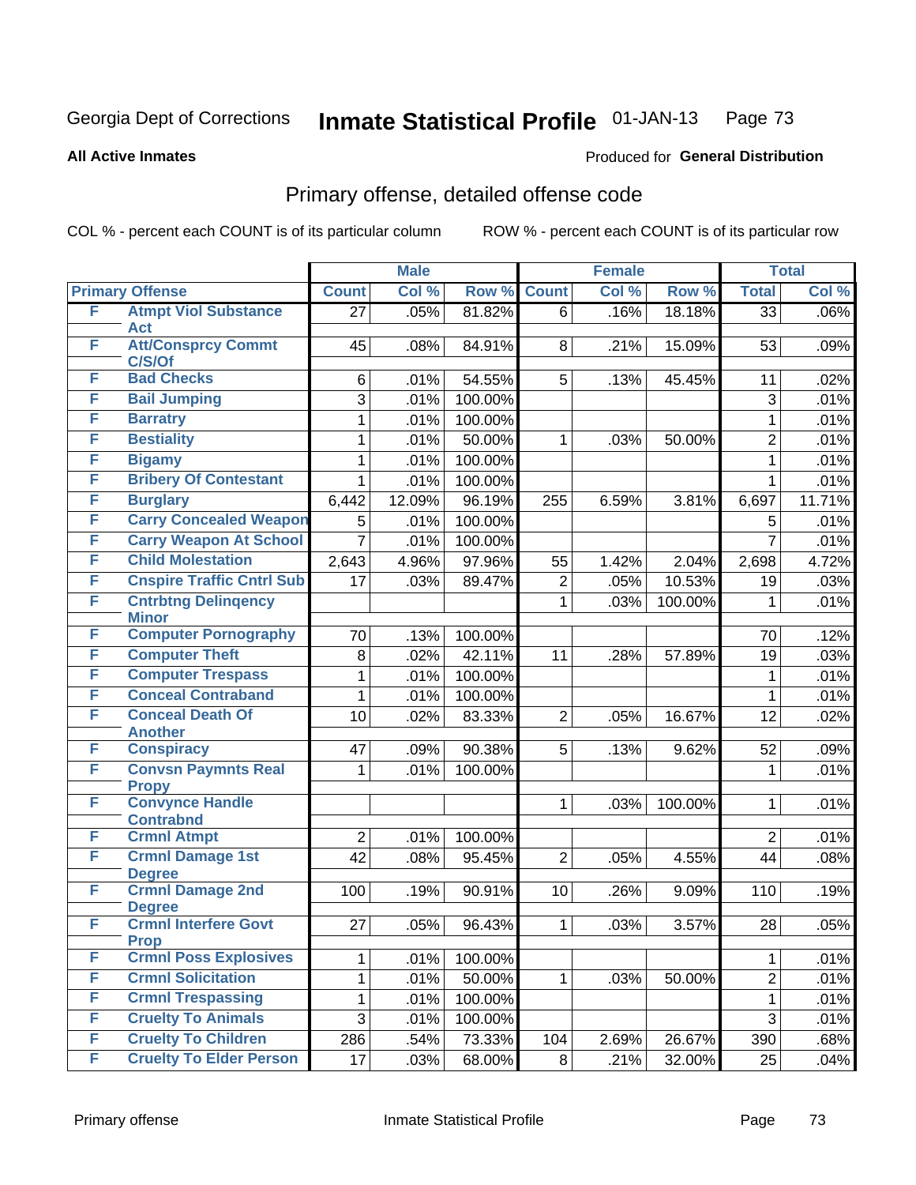Georgia Dept of Corrections **Inmate Statistical Profile** 01-JAN-13

**All Active Inmates**

Produced for **General Distribution**

## Primary offense, detailed offense code

COL % - percent each COUNT is of its particular column ROW % - percent each COUNT is of its particular row

| Primary Offense | | Male | | | Female | | | Total | |
|---|---|---|---|---|---|---|---|---|---|
| | | Count | Col % | Row % | Count | Col % | Row % | Total | Col % |
| F | Atmpt Viol Substance Act | 27 | .05% | 81.82% | 6 | .16% | 18.18% | 33 | .06% |
| F | Att/Consprcy Commt C/S/Of | 45 | .08% | 84.91% | 8 | .21% | 15.09% | 53 | .09% |
| F | Bad Checks | 6 | .01% | 54.55% | 5 | .13% | 45.45% | 11 | .02% |
| F | Bail Jumping | 3 | .01% | 100.00% | | | | 3 | .01% |
| F | Barratry | 1 | .01% | 100.00% | | | | 1 | .01% |
| F | Bestiality | 1 | .01% | 50.00% | 1 | .03% | 50.00% | 2 | .01% |
| F | Bigamy | 1 | .01% | 100.00% | | | | 1 | .01% |
| F | Bribery Of Contestant | 1 | .01% | 100.00% | | | | 1 | .01% |
| F | Burglary | 6,442 | 12.09% | 96.19% | 255 | 6.59% | 3.81% | 6,697 | 11.71% |
| F | Carry Concealed Weapon | 5 | .01% | 100.00% | | | | 5 | .01% |
| F | Carry Weapon At School | 7 | .01% | 100.00% | | | | 7 | .01% |
| F | Child Molestation | 2,643 | 4.96% | 97.96% | 55 | 1.42% | 2.04% | 2,698 | 4.72% |
| F | Cnspire Traffic Cntrl Sub | 17 | .03% | 89.47% | 2 | .05% | 10.53% | 19 | .03% |
| F | Cntrbtng Delinqency Minor | | | | 1 | .03% | 100.00% | 1 | .01% |
| F | Computer Pornography | 70 | .13% | 100.00% | | | | 70 | .12% |
| F | Computer Theft | 8 | .02% | 42.11% | 11 | .28% | 57.89% | 19 | .03% |
| F | Computer Trespass | 1 | .01% | 100.00% | | | | 1 | .01% |
| F | Conceal Contraband | 1 | .01% | 100.00% | | | | 1 | .01% |
| F | Conceal Death Of Another | 10 | .02% | 83.33% | 2 | .05% | 16.67% | 12 | .02% |
| F | Conspiracy | 47 | .09% | 90.38% | 5 | .13% | 9.62% | 52 | .09% |
| F | Convsn Paymnts Real Propy | 1 | .01% | 100.00% | | | | 1 | .01% |
| F | Convynce Handle Contrabnd | | | | 1 | .03% | 100.00% | 1 | .01% |
| F | Crmnl Atmpt | 2 | .01% | 100.00% | | | | 2 | .01% |
| F | Crmnl Damage 1st Degree | 42 | .08% | 95.45% | 2 | .05% | 4.55% | 44 | .08% |
| F | Crmnl Damage 2nd Degree | 100 | .19% | 90.91% | 10 | .26% | 9.09% | 110 | .19% |
| F | Crmnl Interfere Govt Prop | 27 | .05% | 96.43% | 1 | .03% | 3.57% | 28 | .05% |
| F | Crmnl Poss Explosives | 1 | .01% | 100.00% | | | | 1 | .01% |
| F | Crmnl Solicitation | 1 | .01% | 50.00% | 1 | .03% | 50.00% | 2 | .01% |
| F | Crmnl Trespassing | 1 | .01% | 100.00% | | | | 1 | .01% |
| F | Cruelty To Animals | 3 | .01% | 100.00% | | | | 3 | .01% |
| F | Cruelty To Children | 286 | .54% | 73.33% | 104 | 2.69% | 26.67% | 390 | .68% |
| F | Cruelty To Elder Person | 17 | .03% | 68.00% | 8 | .21% | 32.00% | 25 | .04% |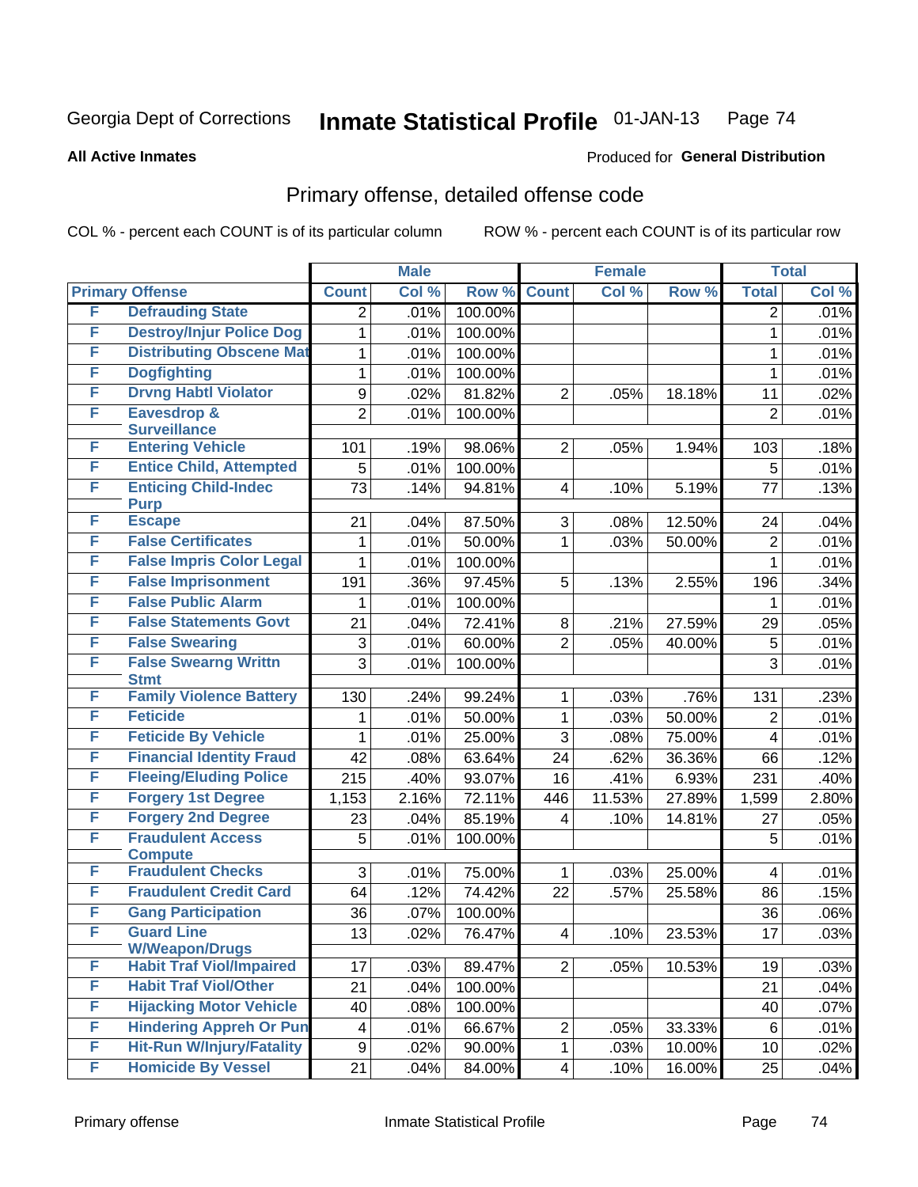Georgia Dept of Corrections **Inmate Statistical Profile** 01-JAN-13

**All Active Inmates**

Produced for **General Distribution**

## Primary offense, detailed offense code

COL % - percent each COUNT is of its particular column ROW % - percent each COUNT is of its particular row

| Primary Offense | | Male | | | Female | | | Total | |
|---|---|---|---|---|---|---|---|---|---|
| | | Count | Col % | Row % | Count | Col % | Row % | Total | Col % |
| F | Defrauding State | 2 | .01% | 100.00% | | | | 2 | .01% |
| F | Destroy/Injur Police Dog | 1 | .01% | 100.00% | | | | 1 | .01% |
| F | Distributing Obscene Mat | 1 | .01% | 100.00% | | | | 1 | .01% |
| F | Dogfighting | 1 | .01% | 100.00% | | | | 1 | .01% |
| F | Drvng Habtl Violator | 9 | .02% | 81.82% | 2 | .05% | 18.18% | 11 | .02% |
| F | Eavesdrop & Surveillance | 2 | .01% | 100.00% | | | | 2 | .01% |
| F | Entering Vehicle | 101 | .19% | 98.06% | 2 | .05% | 1.94% | 103 | .18% |
| F | Entice Child, Attempted | 5 | .01% | 100.00% | | | | 5 | .01% |
| F | Enticing Child-Indec Purp | 73 | .14% | 94.81% | 4 | .10% | 5.19% | 77 | .13% |
| F | Escape | 21 | .04% | 87.50% | 3 | .08% | 12.50% | 24 | .04% |
| F | False Certificates | 1 | .01% | 50.00% | 1 | .03% | 50.00% | 2 | .01% |
| F | False Impris Color Legal | 1 | .01% | 100.00% | | | | 1 | .01% |
| F | False Imprisonment | 191 | .36% | 97.45% | 5 | .13% | 2.55% | 196 | .34% |
| F | False Public Alarm | 1 | .01% | 100.00% | | | | 1 | .01% |
| F | False Statements Govt | 21 | .04% | 72.41% | 8 | .21% | 27.59% | 29 | .05% |
| F | False Swearing | 3 | .01% | 60.00% | 2 | .05% | 40.00% | 5 | .01% |
| F | False Swearng Writtn Stmt | 3 | .01% | 100.00% | | | | 3 | .01% |
| F | Family Violence Battery | 130 | .24% | 99.24% | 1 | .03% | .76% | 131 | .23% |
| F | Feticide | 1 | .01% | 50.00% | 1 | .03% | 50.00% | 2 | .01% |
| F | Feticide By Vehicle | 1 | .01% | 25.00% | 3 | .08% | 75.00% | 4 | .01% |
| F | Financial Identity Fraud | 42 | .08% | 63.64% | 24 | .62% | 36.36% | 66 | .12% |
| F | Fleeing/Eluding Police | 215 | .40% | 93.07% | 16 | .41% | 6.93% | 231 | .40% |
| F | Forgery 1st Degree | 1,153 | 2.16% | 72.11% | 446 | 11.53% | 27.89% | 1,599 | 2.80% |
| F | Forgery 2nd Degree | 23 | .04% | 85.19% | 4 | .10% | 14.81% | 27 | .05% |
| F | Fraudulent Access Compute | 5 | .01% | 100.00% | | | | 5 | .01% |
| F | Fraudulent Checks | 3 | .01% | 75.00% | 1 | .03% | 25.00% | 4 | .01% |
| F | Fraudulent Credit Card | 64 | .12% | 74.42% | 22 | .57% | 25.58% | 86 | .15% |
| F | Gang Participation | 36 | .07% | 100.00% | | | | 36 | .06% |
| F | Guard Line W/Weapon/Drugs | 13 | .02% | 76.47% | 4 | .10% | 23.53% | 17 | .03% |
| F | Habit Traf Viol/Impaired | 17 | .03% | 89.47% | 2 | .05% | 10.53% | 19 | .03% |
| F | Habit Traf Viol/Other | 21 | .04% | 100.00% | | | | 21 | .04% |
| F | Hijacking Motor Vehicle | 40 | .08% | 100.00% | | | | 40 | .07% |
| F | Hindering Appreh Or Pun | 4 | .01% | 66.67% | 2 | .05% | 33.33% | 6 | .01% |
| F | Hit-Run W/Injury/Fatality | 9 | .02% | 90.00% | 1 | .03% | 10.00% | 10 | .02% |
| F | Homicide By Vessel | 21 | .04% | 84.00% | 4 | .10% | 16.00% | 25 | .04% |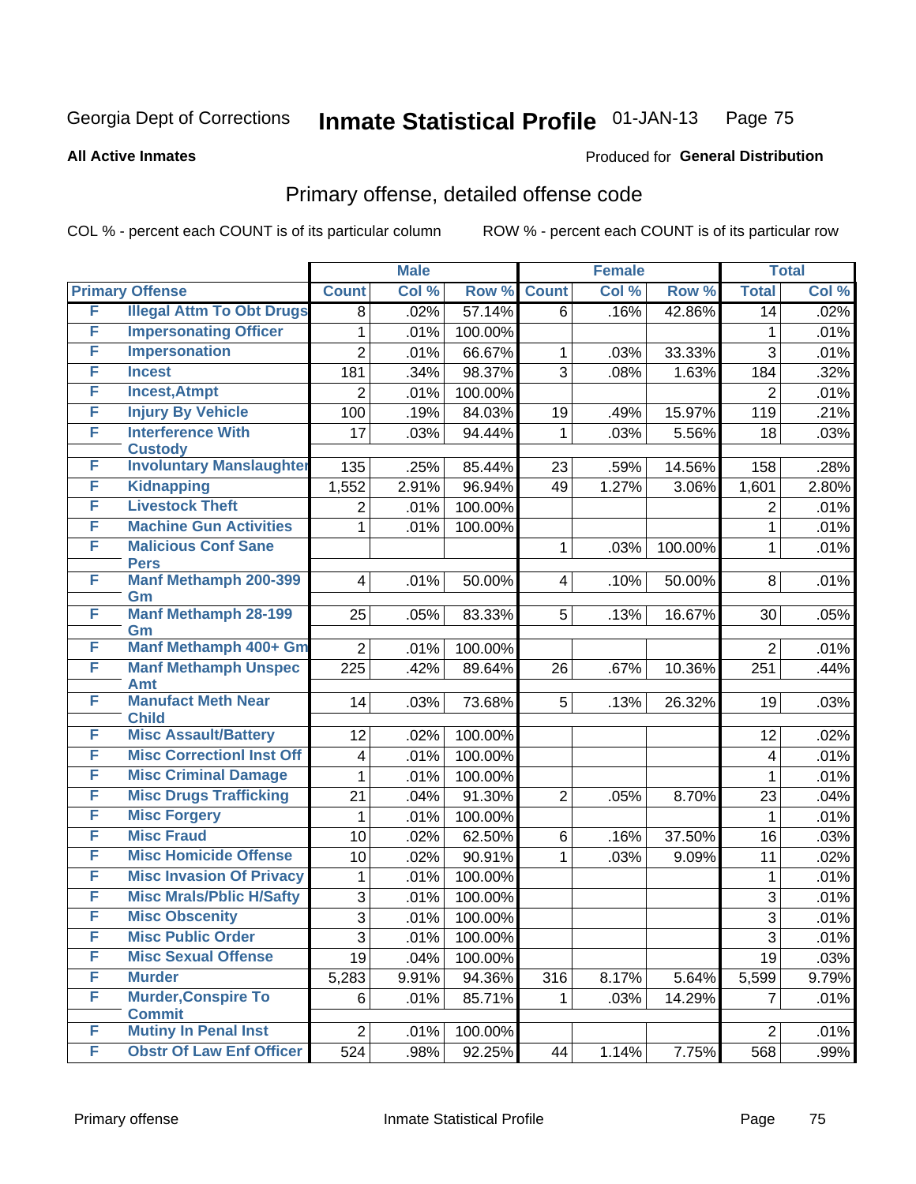Georgia Dept of Corrections **Inmate Statistical Profile** 01-JAN-13

**All Active Inmates**

Produced for **General Distribution**

## Primary offense, detailed offense code

COL % - percent each COUNT is of its particular column

ROW % - percent each COUNT is of its particular row

| Primary Offense | | Male | | | Female | | | Total | |
|---|---|---|---|---|---|---|---|---|---|
| | | Count | Col % | Row % | Count | Col % | Row % | Total | Col % |
| F | Illegal Attm To Obt Drugs | 8 | .02% | 57.14% | 6 | .16% | 42.86% | 14 | .02% |
| F | Impersonating Officer | 1 | .01% | 100.00% | | | | 1 | .01% |
| F | Impersonation | 2 | .01% | 66.67% | 1 | .03% | 33.33% | 3 | .01% |
| F | Incest | 181 | .34% | 98.37% | 3 | .08% | 1.63% | 184 | .32% |
| F | Incest,Atmpt | 2 | .01% | 100.00% | | | | 2 | .01% |
| F | Injury By Vehicle | 100 | .19% | 84.03% | 19 | .49% | 15.97% | 119 | .21% |
| F | Interference With Custody | 17 | .03% | 94.44% | 1 | .03% | 5.56% | 18 | .03% |
| F | Involuntary Manslaughter | 135 | .25% | 85.44% | 23 | .59% | 14.56% | 158 | .28% |
| F | Kidnapping | 1,552 | 2.91% | 96.94% | 49 | 1.27% | 3.06% | 1,601 | 2.80% |
| F | Livestock Theft | 2 | .01% | 100.00% | | | | 2 | .01% |
| F | Machine Gun Activities | 1 | .01% | 100.00% | | | | 1 | .01% |
| F | Malicious Conf Sane Pers | | | | 1 | .03% | 100.00% | 1 | .01% |
| F | Manf Methamph 200-399 Gm | 4 | .01% | 50.00% | 4 | .10% | 50.00% | 8 | .01% |
| F | Manf Methamph 28-199 Gm | 25 | .05% | 83.33% | 5 | .13% | 16.67% | 30 | .05% |
| F | Manf Methamph 400+ Gm | 2 | .01% | 100.00% | | | | 2 | .01% |
| F | Manf Methamph Unspec Amt | 225 | .42% | 89.64% | 26 | .67% | 10.36% | 251 | .44% |
| F | Manufact Meth Near Child | 14 | .03% | 73.68% | 5 | .13% | 26.32% | 19 | .03% |
| F | Misc Assault/Battery | 12 | .02% | 100.00% | | | | 12 | .02% |
| F | Misc Correctionl Inst Off | 4 | .01% | 100.00% | | | | 4 | .01% |
| F | Misc Criminal Damage | 1 | .01% | 100.00% | | | | 1 | .01% |
| F | Misc Drugs Trafficking | 21 | .04% | 91.30% | 2 | .05% | 8.70% | 23 | .04% |
| F | Misc Forgery | 1 | .01% | 100.00% | | | | 1 | .01% |
| F | Misc Fraud | 10 | .02% | 62.50% | 6 | .16% | 37.50% | 16 | .03% |
| F | Misc Homicide Offense | 10 | .02% | 90.91% | 1 | .03% | 9.09% | 11 | .02% |
| F | Misc Invasion Of Privacy | 1 | .01% | 100.00% | | | | 1 | .01% |
| F | Misc Mrals/Pblic H/Safty | 3 | .01% | 100.00% | | | | 3 | .01% |
| F | Misc Obscenity | 3 | .01% | 100.00% | | | | 3 | .01% |
| F | Misc Public Order | 3 | .01% | 100.00% | | | | 3 | .01% |
| F | Misc Sexual Offense | 19 | .04% | 100.00% | | | | 19 | .03% |
| F | Murder | 5,283 | 9.91% | 94.36% | 316 | 8.17% | 5.64% | 5,599 | 9.79% |
| F | Murder,Conspire To Commit | 6 | .01% | 85.71% | 1 | .03% | 14.29% | 7 | .01% |
| F | Mutiny In Penal Inst | 2 | .01% | 100.00% | | | | 2 | .01% |
| F | Obstr Of Law Enf Officer | 524 | .98% | 92.25% | 44 | 1.14% | 7.75% | 568 | .99% |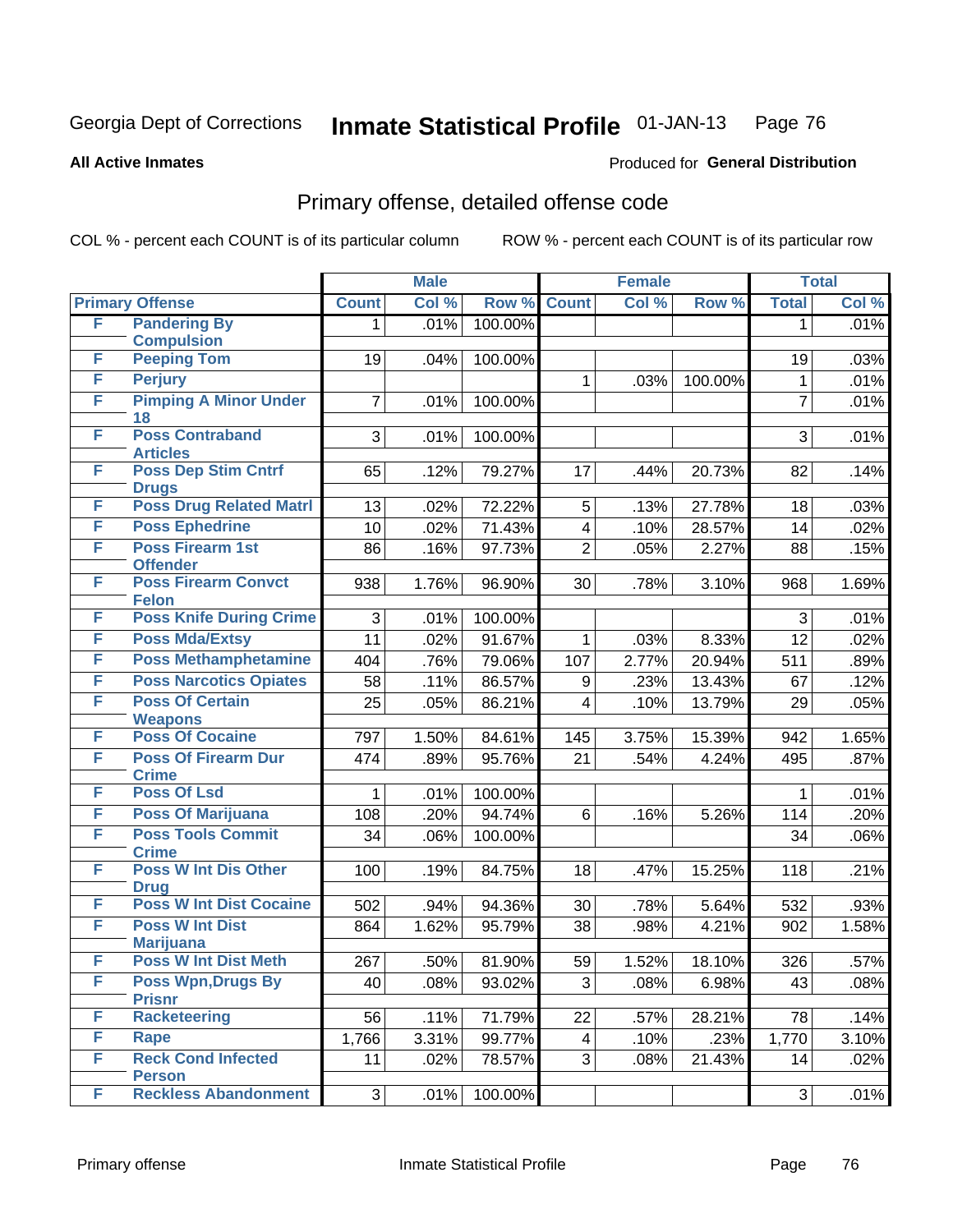Georgia Dept of Corrections **Inmate Statistical Profile** 01-JAN-13

**All Active Inmates**

Produced for **General Distribution**

## Primary offense, detailed offense code

COL % - percent each COUNT is of its particular column

ROW % - percent each COUNT is of its particular row

| Primary Offense | | Male | | | Female | | | Total | |
|---|---|---|---|---|---|---|---|---|---|
| | | Count | Col % | Row % | Count | Col % | Row % | Total | Col % |
| F | Pandering By Compulsion | 1 | .01% | 100.00% | | | | 1 | .01% |
| F | Peeping Tom | 19 | .04% | 100.00% | | | | 19 | .03% |
| F | Perjury | | | | 1 | .03% | 100.00% | 1 | .01% |
| F | Pimping A Minor Under 18 | 7 | .01% | 100.00% | | | | 7 | .01% |
| F | Poss Contraband Articles | 3 | .01% | 100.00% | | | | 3 | .01% |
| F | Poss Dep Stim Cntrf Drugs | 65 | .12% | 79.27% | 17 | .44% | 20.73% | 82 | .14% |
| F | Poss Drug Related Matrl | 13 | .02% | 72.22% | 5 | .13% | 27.78% | 18 | .03% |
| F | Poss Ephedrine | 10 | .02% | 71.43% | 4 | .10% | 28.57% | 14 | .02% |
| F | Poss Firearm 1st Offender | 86 | .16% | 97.73% | 2 | .05% | 2.27% | 88 | .15% |
| F | Poss Firearm Convct Felon | 938 | 1.76% | 96.90% | 30 | .78% | 3.10% | 968 | 1.69% |
| F | Poss Knife During Crime | 3 | .01% | 100.00% | | | | 3 | .01% |
| F | Poss Mda/Extsy | 11 | .02% | 91.67% | 1 | .03% | 8.33% | 12 | .02% |
| F | Poss Methamphetamine | 404 | .76% | 79.06% | 107 | 2.77% | 20.94% | 511 | .89% |
| F | Poss Narcotics Opiates | 58 | .11% | 86.57% | 9 | .23% | 13.43% | 67 | .12% |
| F | Poss Of Certain Weapons | 25 | .05% | 86.21% | 4 | .10% | 13.79% | 29 | .05% |
| F | Poss Of Cocaine | 797 | 1.50% | 84.61% | 145 | 3.75% | 15.39% | 942 | 1.65% |
| F | Poss Of Firearm Dur Crime | 474 | .89% | 95.76% | 21 | .54% | 4.24% | 495 | .87% |
| F | Poss Of Lsd | 1 | .01% | 100.00% | | | | 1 | .01% |
| F | Poss Of Marijuana | 108 | .20% | 94.74% | 6 | .16% | 5.26% | 114 | .20% |
| F | Poss Tools Commit Crime | 34 | .06% | 100.00% | | | | 34 | .06% |
| F | Poss W Int Dis Other Drug | 100 | .19% | 84.75% | 18 | .47% | 15.25% | 118 | .21% |
| F | Poss W Int Dist Cocaine | 502 | .94% | 94.36% | 30 | .78% | 5.64% | 532 | .93% |
| F | Poss W Int Dist Marijuana | 864 | 1.62% | 95.79% | 38 | .98% | 4.21% | 902 | 1.58% |
| F | Poss W Int Dist Meth | 267 | .50% | 81.90% | 59 | 1.52% | 18.10% | 326 | .57% |
| F | Poss Wpn,Drugs By Prisnr | 40 | .08% | 93.02% | 3 | .08% | 6.98% | 43 | .08% |
| F | Racketeering | 56 | .11% | 71.79% | 22 | .57% | 28.21% | 78 | .14% |
| F | Rape | 1,766 | 3.31% | 99.77% | 4 | .10% | .23% | 1,770 | 3.10% |
| F | Reck Cond Infected Person | 11 | .02% | 78.57% | 3 | .08% | 21.43% | 14 | .02% |
| F | Reckless Abandonment | 3 | .01% | 100.00% | | | | 3 | .01% |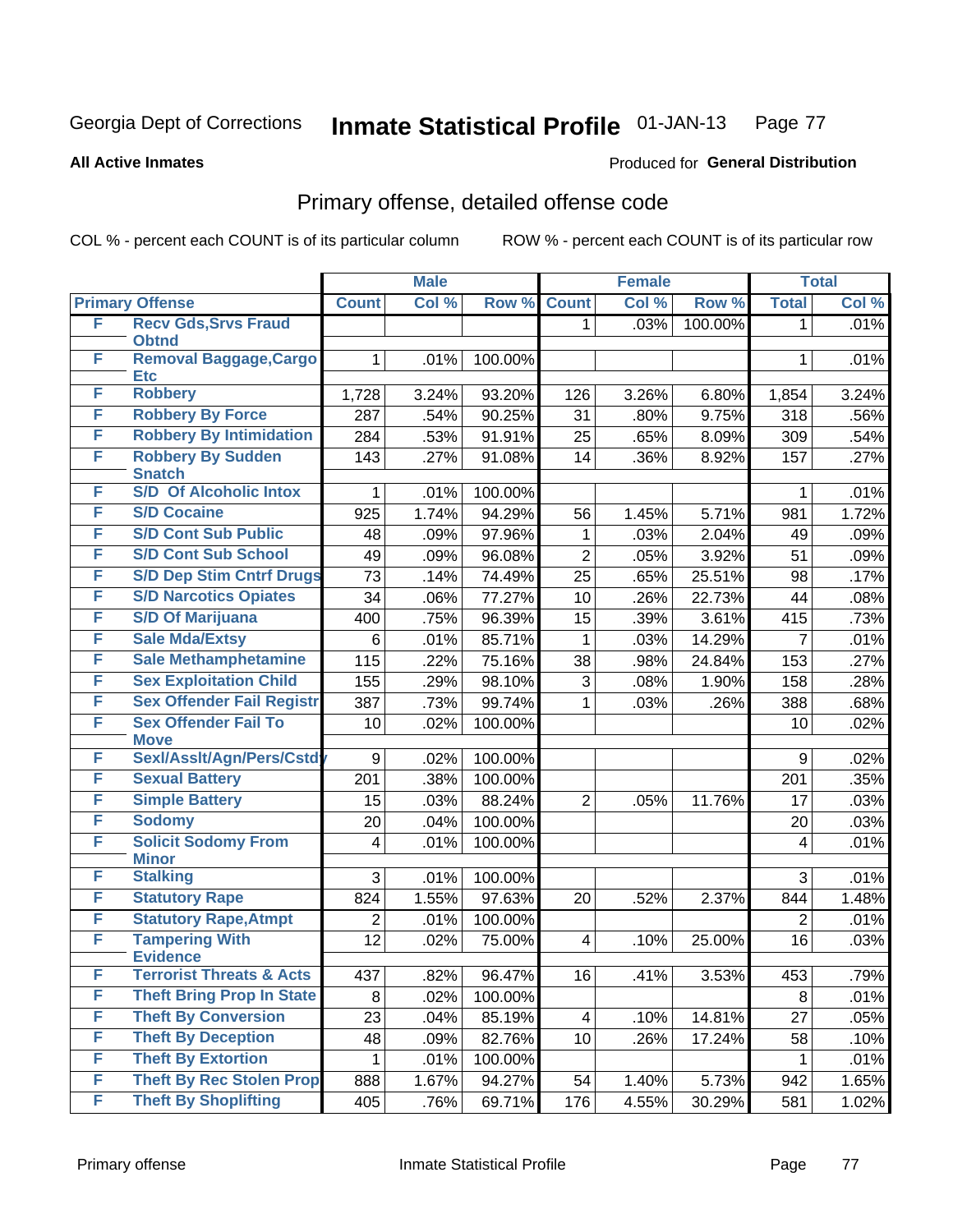Georgia Dept of Corrections **Inmate Statistical Profile** 01-JAN-13

**All Active Inmates** Produced for **General Distribution**

## Primary offense, detailed offense code

COL % - percent each COUNT is of its particular column ROW % - percent each COUNT is of its particular row

| Primary Offense | | Male | | | Female | | | Total | |
|---|---|---|---|---|---|---|---|---|---|
| | | Count | Col % | Row % | Count | Col % | Row % | Total | Col % |
| F | Recv Gds,Srvs Fraud Obtnd | | | | 1 | .03% | 100.00% | 1 | .01% |
| F | Removal Baggage,Cargo Etc | 1 | .01% | 100.00% | | | | 1 | .01% |
| F | Robbery | 1,728 | 3.24% | 93.20% | 126 | 3.26% | 6.80% | 1,854 | 3.24% |
| F | Robbery By Force | 287 | .54% | 90.25% | 31 | .80% | 9.75% | 318 | .56% |
| F | Robbery By Intimidation | 284 | .53% | 91.91% | 25 | .65% | 8.09% | 309 | .54% |
| F | Robbery By Sudden Snatch | 143 | .27% | 91.08% | 14 | .36% | 8.92% | 157 | .27% |
| F | S/D Of Alcoholic Intox | 1 | .01% | 100.00% | | | | 1 | .01% |
| F | S/D Cocaine | 925 | 1.74% | 94.29% | 56 | 1.45% | 5.71% | 981 | 1.72% |
| F | S/D Cont Sub Public | 48 | .09% | 97.96% | 1 | .03% | 2.04% | 49 | .09% |
| F | S/D Cont Sub School | 49 | .09% | 96.08% | 2 | .05% | 3.92% | 51 | .09% |
| F | S/D Dep Stim Cntrf Drugs | 73 | .14% | 74.49% | 25 | .65% | 25.51% | 98 | .17% |
| F | S/D Narcotics Opiates | 34 | .06% | 77.27% | 10 | .26% | 22.73% | 44 | .08% |
| F | S/D Of Marijuana | 400 | .75% | 96.39% | 15 | .39% | 3.61% | 415 | .73% |
| F | Sale Mda/Extsy | 6 | .01% | 85.71% | 1 | .03% | 14.29% | 7 | .01% |
| F | Sale Methamphetamine | 115 | .22% | 75.16% | 38 | .98% | 24.84% | 153 | .27% |
| F | Sex Exploitation Child | 155 | .29% | 98.10% | 3 | .08% | 1.90% | 158 | .28% |
| F | Sex Offender Fail Registr | 387 | .73% | 99.74% | 1 | .03% | .26% | 388 | .68% |
| F | Sex Offender Fail To Move | 10 | .02% | 100.00% | | | | 10 | .02% |
| F | Sexl/Asslt/Agn/Pers/Cstdy | 9 | .02% | 100.00% | | | | 9 | .02% |
| F | Sexual Battery | 201 | .38% | 100.00% | | | | 201 | .35% |
| F | Simple Battery | 15 | .03% | 88.24% | 2 | .05% | 11.76% | 17 | .03% |
| F | Sodomy | 20 | .04% | 100.00% | | | | 20 | .03% |
| F | Solicit Sodomy From Minor | 4 | .01% | 100.00% | | | | 4 | .01% |
| F | Stalking | 3 | .01% | 100.00% | | | | 3 | .01% |
| F | Statutory Rape | 824 | 1.55% | 97.63% | 20 | .52% | 2.37% | 844 | 1.48% |
| F | Statutory Rape,Atmpt | 2 | .01% | 100.00% | | | | 2 | .01% |
| F | Tampering With Evidence | 12 | .02% | 75.00% | 4 | .10% | 25.00% | 16 | .03% |
| F | Terrorist Threats & Acts | 437 | .82% | 96.47% | 16 | .41% | 3.53% | 453 | .79% |
| F | Theft Bring Prop In State | 8 | .02% | 100.00% | | | | 8 | .01% |
| F | Theft By Conversion | 23 | .04% | 85.19% | 4 | .10% | 14.81% | 27 | .05% |
| F | Theft By Deception | 48 | .09% | 82.76% | 10 | .26% | 17.24% | 58 | .10% |
| F | Theft By Extortion | 1 | .01% | 100.00% | | | | 1 | .01% |
| F | Theft By Rec Stolen Prop | 888 | 1.67% | 94.27% | 54 | 1.40% | 5.73% | 942 | 1.65% |
| F | Theft By Shoplifting | 405 | .76% | 69.71% | 176 | 4.55% | 30.29% | 581 | 1.02% |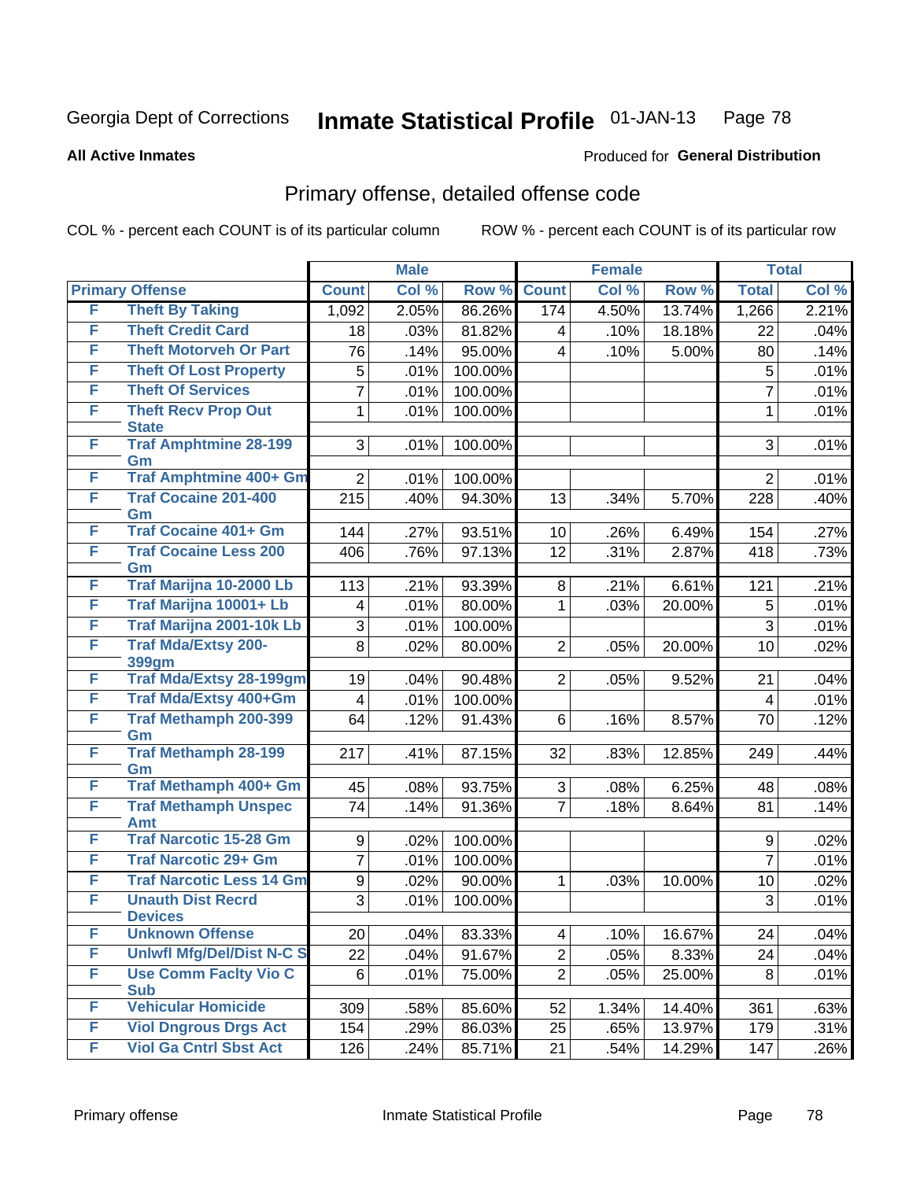Georgia Dept of Corrections **Inmate Statistical Profile** 01-JAN-13 Page 78

**All Active Inmates**

Produced for **General Distribution**

## Primary offense, detailed offense code

COL % - percent each COUNT is of its particular column ROW % - percent each COUNT is of its particular row

| Primary Offense | | Male | | | Female | | | Total | |
|---|---|---|---|---|---|---|---|---|---|
| | | Count | Col % | Row % | Count | Col % | Row % | Total | Col % |
| F | Theft By Taking | 1,092 | 2.05% | 86.26% | 174 | 4.50% | 13.74% | 1,266 | 2.21% |
| F | Theft Credit Card | 18 | .03% | 81.82% | 4 | .10% | 18.18% | 22 | .04% |
| F | Theft Motorveh Or Part | 76 | .14% | 95.00% | 4 | .10% | 5.00% | 80 | .14% |
| F | Theft Of Lost Property | 5 | .01% | 100.00% | | | | 5 | .01% |
| F | Theft Of Services | 7 | .01% | 100.00% | | | | 7 | .01% |
| F | Theft Recv Prop Out State | 1 | .01% | 100.00% | | | | 1 | .01% |
| F | Traf Amphtmine 28-199 Gm | 3 | .01% | 100.00% | | | | 3 | .01% |
| F | Traf Amphtmine 400+ Gm | 2 | .01% | 100.00% | | | | 2 | .01% |
| F | Traf Cocaine 201-400 Gm | 215 | .40% | 94.30% | 13 | .34% | 5.70% | 228 | .40% |
| F | Traf Cocaine 401+ Gm | 144 | .27% | 93.51% | 10 | .26% | 6.49% | 154 | .27% |
| F | Traf Cocaine Less 200 Gm | 406 | .76% | 97.13% | 12 | .31% | 2.87% | 418 | .73% |
| F | Traf Marijna 10-2000 Lb | 113 | .21% | 93.39% | 8 | .21% | 6.61% | 121 | .21% |
| F | Traf Marijna 10001+ Lb | 4 | .01% | 80.00% | 1 | .03% | 20.00% | 5 | .01% |
| F | Traf Marijna 2001-10k Lb | 3 | .01% | 100.00% | | | | 3 | .01% |
| F | Traf Mda/Extsy 200-399gm | 8 | .02% | 80.00% | 2 | .05% | 20.00% | 10 | .02% |
| F | Traf Mda/Extsy 28-199gm | 19 | .04% | 90.48% | 2 | .05% | 9.52% | 21 | .04% |
| F | Traf Mda/Extsy 400+Gm | 4 | .01% | 100.00% | | | | 4 | .01% |
| F | Traf Methamph 200-399 Gm | 64 | .12% | 91.43% | 6 | .16% | 8.57% | 70 | .12% |
| F | Traf Methamph 28-199 Gm | 217 | .41% | 87.15% | 32 | .83% | 12.85% | 249 | .44% |
| F | Traf Methamph 400+ Gm | 45 | .08% | 93.75% | 3 | .08% | 6.25% | 48 | .08% |
| F | Traf Methamph Unspec Amt | 74 | .14% | 91.36% | 7 | .18% | 8.64% | 81 | .14% |
| F | Traf Narcotic 15-28 Gm | 9 | .02% | 100.00% | | | | 9 | .02% |
| F | Traf Narcotic 29+ Gm | 7 | .01% | 100.00% | | | | 7 | .01% |
| F | Traf Narcotic Less 14 Gm | 9 | .02% | 90.00% | 1 | .03% | 10.00% | 10 | .02% |
| F | Unauth Dist Recrd Devices | 3 | .01% | 100.00% | | | | 3 | .01% |
| F | Unknown Offense | 20 | .04% | 83.33% | 4 | .10% | 16.67% | 24 | .04% |
| F | Unlwfl Mfg/Del/Dist N-C S | 22 | .04% | 91.67% | 2 | .05% | 8.33% | 24 | .04% |
| F | Use Comm Faclty Vio C Sub | 6 | .01% | 75.00% | 2 | .05% | 25.00% | 8 | .01% |
| F | Vehicular Homicide | 309 | .58% | 85.60% | 52 | 1.34% | 14.40% | 361 | .63% |
| F | Viol Dngrous Drgs Act | 154 | .29% | 86.03% | 25 | .65% | 13.97% | 179 | .31% |
| F | Viol Ga Cntrl Sbst Act | 126 | .24% | 85.71% | 21 | .54% | 14.29% | 147 | .26% |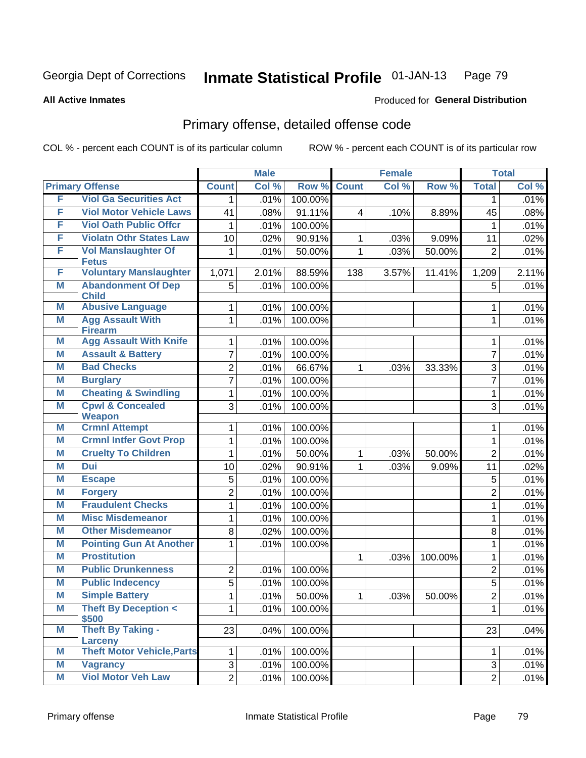Georgia Dept of Corrections **Inmate Statistical Profile** 01-JAN-13

**All Active Inmates**

Produced for **General Distribution**

## Primary offense, detailed offense code

COL % - percent each COUNT is of its particular column

ROW % - percent each COUNT is of its particular row

| Primary Offense | | Male | | | Female | | | Total | |
|---|---|---|---|---|---|---|---|---|---|
| | | Count | Col % | Row % | Count | Col % | Row % | Total | Col % |
| F | Viol Ga Securities Act | 1 | .01% | 100.00% | | | | 1 | .01% |
| F | Viol Motor Vehicle Laws | 41 | .08% | 91.11% | 4 | .10% | 8.89% | 45 | .08% |
| F | Viol Oath Public Offcr | 1 | .01% | 100.00% | | | | 1 | .01% |
| F | Violatn Othr States Law | 10 | .02% | 90.91% | 1 | .03% | 9.09% | 11 | .02% |
| F | Vol Manslaughter Of Fetus | 1 | .01% | 50.00% | 1 | .03% | 50.00% | 2 | .01% |
| F | Voluntary Manslaughter | 1,071 | 2.01% | 88.59% | 138 | 3.57% | 11.41% | 1,209 | 2.11% |
| M | Abandonment Of Dep Child | 5 | .01% | 100.00% | | | | 5 | .01% |
| M | Abusive Language | 1 | .01% | 100.00% | | | | 1 | .01% |
| M | Agg Assault With Firearm | 1 | .01% | 100.00% | | | | 1 | .01% |
| M | Agg Assault With Knife | 1 | .01% | 100.00% | | | | 1 | .01% |
| M | Assault & Battery | 7 | .01% | 100.00% | | | | 7 | .01% |
| M | Bad Checks | 2 | .01% | 66.67% | 1 | .03% | 33.33% | 3 | .01% |
| M | Burglary | 7 | .01% | 100.00% | | | | 7 | .01% |
| M | Cheating & Swindling | 1 | .01% | 100.00% | | | | 1 | .01% |
| M | Cpwl & Concealed Weapon | 3 | .01% | 100.00% | | | | 3 | .01% |
| M | Crmnl Attempt | 1 | .01% | 100.00% | | | | 1 | .01% |
| M | Crmnl Intfer Govt Prop | 1 | .01% | 100.00% | | | | 1 | .01% |
| M | Cruelty To Children | 1 | .01% | 50.00% | 1 | .03% | 50.00% | 2 | .01% |
| M | Dui | 10 | .02% | 90.91% | 1 | .03% | 9.09% | 11 | .02% |
| M | Escape | 5 | .01% | 100.00% | | | | 5 | .01% |
| M | Forgery | 2 | .01% | 100.00% | | | | 2 | .01% |
| M | Fraudulent Checks | 1 | .01% | 100.00% | | | | 1 | .01% |
| M | Misc Misdemeanor | 1 | .01% | 100.00% | | | | 1 | .01% |
| M | Other Misdemeanor | 8 | .02% | 100.00% | | | | 8 | .01% |
| M | Pointing Gun At Another | 1 | .01% | 100.00% | | | | 1 | .01% |
| M | Prostitution | | | | 1 | .03% | 100.00% | 1 | .01% |
| M | Public Drunkenness | 2 | .01% | 100.00% | | | | 2 | .01% |
| M | Public Indecency | 5 | .01% | 100.00% | | | | 5 | .01% |
| M | Simple Battery | 1 | .01% | 50.00% | 1 | .03% | 50.00% | 2 | .01% |
| M | Theft By Deception < $500 | 1 | .01% | 100.00% | | | | 1 | .01% |
| M | Theft By Taking - Larceny | 23 | .04% | 100.00% | | | | 23 | .04% |
| M | Theft Motor Vehicle,Parts | 1 | .01% | 100.00% | | | | 1 | .01% |
| M | Vagrancy | 3 | .01% | 100.00% | | | | 3 | .01% |
| M | Viol Motor Veh Law | 2 | .01% | 100.00% | | | | 2 | .01% |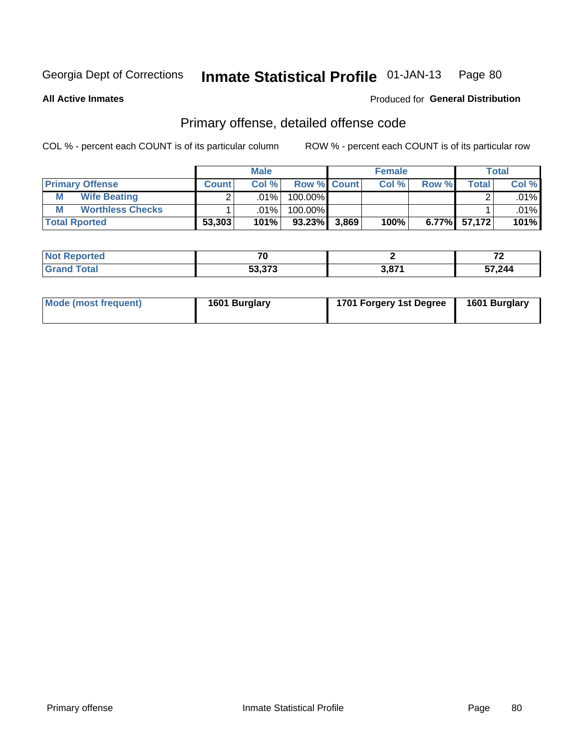Georgia Dept of Corrections **Inmate Statistical Profile** 01-JAN-13

**All Active Inmates**

Produced for **General Distribution**

## Primary offense, detailed offense code

COL % - percent each COUNT is of its particular column

ROW % - percent each COUNT is of its particular row

| | | Male | | | Female | | | Total | |
|---|---|---|---|---|---|---|---|---|---|
| **Primary Offense** | | **Count** | **Col %** | **Row %** | **Count** | **Col %** | **Row %** | **Total** | **Col %** |
| M | Wife Beating | 2 | .01% | 100.00% | | | | 2 | .01% |
| M | Worthless Checks | 1 | .01% | 100.00% | | | | 1 | .01% |
| **Total Rported** | | **53,303** | **101%** | **93.23%** | **3,869** | **100%** | **6.77%** | **57,172** | **101%** |

| | Male | Female | Total |
|---|---|---|---|
| **Not Reported** | **70** | **2** | **72** |
| **Grand Total** | **53,373** | **3,871** | **57,244** |

| | Male | Female | Total |
|---|---|---|---|
| **Mode (most frequent)** | **1601 Burglary** | **1701 Forgery 1st Degree** | **1601 Burglary** |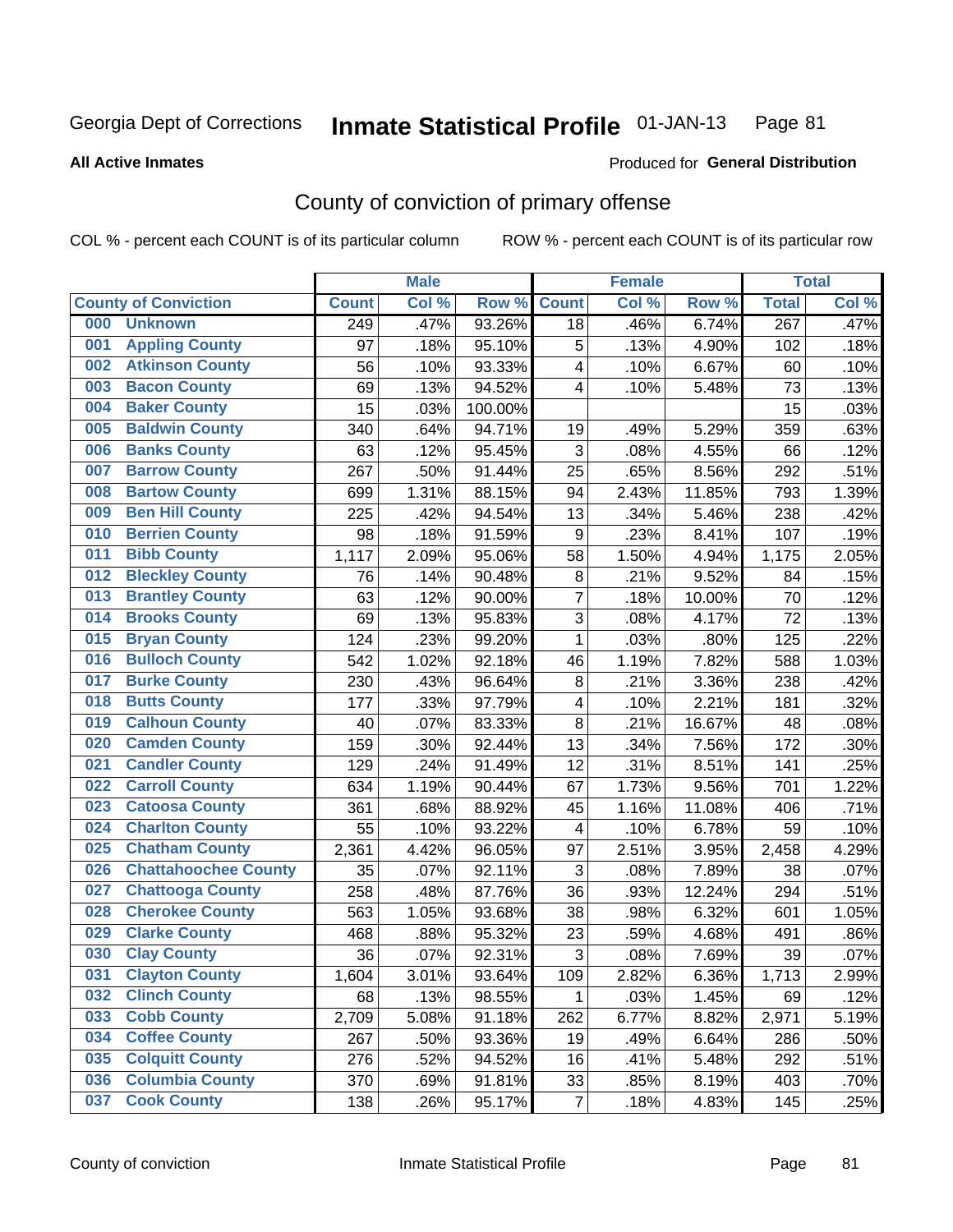Georgia Dept of Corrections **Inmate Statistical Profile** 01-JAN-13

**All Active Inmates**

Produced for **General Distribution**

## County of conviction of primary offense

COL % - percent each COUNT is of its particular column ROW % - percent each COUNT is of its particular row

| County of Conviction | Male | | | Female | | | Total | |
|---|---|---|---|---|---|---|---|---|
| | Count | Col % | Row % | Count | Col % | Row % | Total | Col % |
| 000 Unknown | 249 | .47% | 93.26% | 18 | .46% | 6.74% | 267 | .47% |
| 001 Appling County | 97 | .18% | 95.10% | 5 | .13% | 4.90% | 102 | .18% |
| 002 Atkinson County | 56 | .10% | 93.33% | 4 | .10% | 6.67% | 60 | .10% |
| 003 Bacon County | 69 | .13% | 94.52% | 4 | .10% | 5.48% | 73 | .13% |
| 004 Baker County | 15 | .03% | 100.00% | | | | 15 | .03% |
| 005 Baldwin County | 340 | .64% | 94.71% | 19 | .49% | 5.29% | 359 | .63% |
| 006 Banks County | 63 | .12% | 95.45% | 3 | .08% | 4.55% | 66 | .12% |
| 007 Barrow County | 267 | .50% | 91.44% | 25 | .65% | 8.56% | 292 | .51% |
| 008 Bartow County | 699 | 1.31% | 88.15% | 94 | 2.43% | 11.85% | 793 | 1.39% |
| 009 Ben Hill County | 225 | .42% | 94.54% | 13 | .34% | 5.46% | 238 | .42% |
| 010 Berrien County | 98 | .18% | 91.59% | 9 | .23% | 8.41% | 107 | .19% |
| 011 Bibb County | 1,117 | 2.09% | 95.06% | 58 | 1.50% | 4.94% | 1,175 | 2.05% |
| 012 Bleckley County | 76 | .14% | 90.48% | 8 | .21% | 9.52% | 84 | .15% |
| 013 Brantley County | 63 | .12% | 90.00% | 7 | .18% | 10.00% | 70 | .12% |
| 014 Brooks County | 69 | .13% | 95.83% | 3 | .08% | 4.17% | 72 | .13% |
| 015 Bryan County | 124 | .23% | 99.20% | 1 | .03% | .80% | 125 | .22% |
| 016 Bulloch County | 542 | 1.02% | 92.18% | 46 | 1.19% | 7.82% | 588 | 1.03% |
| 017 Burke County | 230 | .43% | 96.64% | 8 | .21% | 3.36% | 238 | .42% |
| 018 Butts County | 177 | .33% | 97.79% | 4 | .10% | 2.21% | 181 | .32% |
| 019 Calhoun County | 40 | .07% | 83.33% | 8 | .21% | 16.67% | 48 | .08% |
| 020 Camden County | 159 | .30% | 92.44% | 13 | .34% | 7.56% | 172 | .30% |
| 021 Candler County | 129 | .24% | 91.49% | 12 | .31% | 8.51% | 141 | .25% |
| 022 Carroll County | 634 | 1.19% | 90.44% | 67 | 1.73% | 9.56% | 701 | 1.22% |
| 023 Catoosa County | 361 | .68% | 88.92% | 45 | 1.16% | 11.08% | 406 | .71% |
| 024 Charlton County | 55 | .10% | 93.22% | 4 | .10% | 6.78% | 59 | .10% |
| 025 Chatham County | 2,361 | 4.42% | 96.05% | 97 | 2.51% | 3.95% | 2,458 | 4.29% |
| 026 Chattahoochee County | 35 | .07% | 92.11% | 3 | .08% | 7.89% | 38 | .07% |
| 027 Chattooga County | 258 | .48% | 87.76% | 36 | .93% | 12.24% | 294 | .51% |
| 028 Cherokee County | 563 | 1.05% | 93.68% | 38 | .98% | 6.32% | 601 | 1.05% |
| 029 Clarke County | 468 | .88% | 95.32% | 23 | .59% | 4.68% | 491 | .86% |
| 030 Clay County | 36 | .07% | 92.31% | 3 | .08% | 7.69% | 39 | .07% |
| 031 Clayton County | 1,604 | 3.01% | 93.64% | 109 | 2.82% | 6.36% | 1,713 | 2.99% |
| 032 Clinch County | 68 | .13% | 98.55% | 1 | .03% | 1.45% | 69 | .12% |
| 033 Cobb County | 2,709 | 5.08% | 91.18% | 262 | 6.77% | 8.82% | 2,971 | 5.19% |
| 034 Coffee County | 267 | .50% | 93.36% | 19 | .49% | 6.64% | 286 | .50% |
| 035 Colquitt County | 276 | .52% | 94.52% | 16 | .41% | 5.48% | 292 | .51% |
| 036 Columbia County | 370 | .69% | 91.81% | 33 | .85% | 8.19% | 403 | .70% |
| 037 Cook County | 138 | .26% | 95.17% | 7 | .18% | 4.83% | 145 | .25% |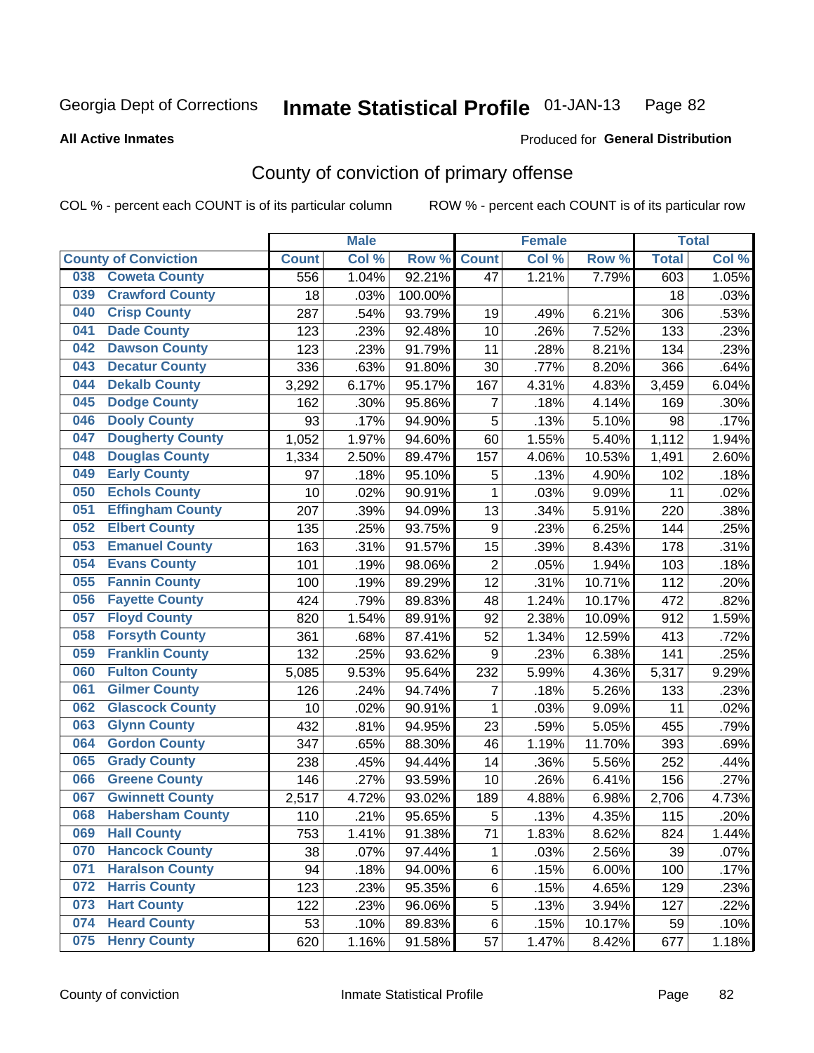Georgia Dept of Corrections **Inmate Statistical Profile** 01-JAN-13

**All Active Inmates**

Produced for **General Distribution**

## County of conviction of primary offense

COL % - percent each COUNT is of its particular column ROW % - percent each COUNT is of its particular row

| County of Conviction | Male | | | Female | | | Total | |
|---|---|---|---|---|---|---|---|---|
| | Count | Col % | Row % | Count | Col % | Row % | Total | Col % |
| 038 Coweta County | 556 | 1.04% | 92.21% | 47 | 1.21% | 7.79% | 603 | 1.05% |
| 039 Crawford County | 18 | .03% | 100.00% | | | | 18 | .03% |
| 040 Crisp County | 287 | .54% | 93.79% | 19 | .49% | 6.21% | 306 | .53% |
| 041 Dade County | 123 | .23% | 92.48% | 10 | .26% | 7.52% | 133 | .23% |
| 042 Dawson County | 123 | .23% | 91.79% | 11 | .28% | 8.21% | 134 | .23% |
| 043 Decatur County | 336 | .63% | 91.80% | 30 | .77% | 8.20% | 366 | .64% |
| 044 Dekalb County | 3,292 | 6.17% | 95.17% | 167 | 4.31% | 4.83% | 3,459 | 6.04% |
| 045 Dodge County | 162 | .30% | 95.86% | 7 | .18% | 4.14% | 169 | .30% |
| 046 Dooly County | 93 | .17% | 94.90% | 5 | .13% | 5.10% | 98 | .17% |
| 047 Dougherty County | 1,052 | 1.97% | 94.60% | 60 | 1.55% | 5.40% | 1,112 | 1.94% |
| 048 Douglas County | 1,334 | 2.50% | 89.47% | 157 | 4.06% | 10.53% | 1,491 | 2.60% |
| 049 Early County | 97 | .18% | 95.10% | 5 | .13% | 4.90% | 102 | .18% |
| 050 Echols County | 10 | .02% | 90.91% | 1 | .03% | 9.09% | 11 | .02% |
| 051 Effingham County | 207 | .39% | 94.09% | 13 | .34% | 5.91% | 220 | .38% |
| 052 Elbert County | 135 | .25% | 93.75% | 9 | .23% | 6.25% | 144 | .25% |
| 053 Emanuel County | 163 | .31% | 91.57% | 15 | .39% | 8.43% | 178 | .31% |
| 054 Evans County | 101 | .19% | 98.06% | 2 | .05% | 1.94% | 103 | .18% |
| 055 Fannin County | 100 | .19% | 89.29% | 12 | .31% | 10.71% | 112 | .20% |
| 056 Fayette County | 424 | .79% | 89.83% | 48 | 1.24% | 10.17% | 472 | .82% |
| 057 Floyd County | 820 | 1.54% | 89.91% | 92 | 2.38% | 10.09% | 912 | 1.59% |
| 058 Forsyth County | 361 | .68% | 87.41% | 52 | 1.34% | 12.59% | 413 | .72% |
| 059 Franklin County | 132 | .25% | 93.62% | 9 | .23% | 6.38% | 141 | .25% |
| 060 Fulton County | 5,085 | 9.53% | 95.64% | 232 | 5.99% | 4.36% | 5,317 | 9.29% |
| 061 Gilmer County | 126 | .24% | 94.74% | 7 | .18% | 5.26% | 133 | .23% |
| 062 Glascock County | 10 | .02% | 90.91% | 1 | .03% | 9.09% | 11 | .02% |
| 063 Glynn County | 432 | .81% | 94.95% | 23 | .59% | 5.05% | 455 | .79% |
| 064 Gordon County | 347 | .65% | 88.30% | 46 | 1.19% | 11.70% | 393 | .69% |
| 065 Grady County | 238 | .45% | 94.44% | 14 | .36% | 5.56% | 252 | .44% |
| 066 Greene County | 146 | .27% | 93.59% | 10 | .26% | 6.41% | 156 | .27% |
| 067 Gwinnett County | 2,517 | 4.72% | 93.02% | 189 | 4.88% | 6.98% | 2,706 | 4.73% |
| 068 Habersham County | 110 | .21% | 95.65% | 5 | .13% | 4.35% | 115 | .20% |
| 069 Hall County | 753 | 1.41% | 91.38% | 71 | 1.83% | 8.62% | 824 | 1.44% |
| 070 Hancock County | 38 | .07% | 97.44% | 1 | .03% | 2.56% | 39 | .07% |
| 071 Haralson County | 94 | .18% | 94.00% | 6 | .15% | 6.00% | 100 | .17% |
| 072 Harris County | 123 | .23% | 95.35% | 6 | .15% | 4.65% | 129 | .23% |
| 073 Hart County | 122 | .23% | 96.06% | 5 | .13% | 3.94% | 127 | .22% |
| 074 Heard County | 53 | .10% | 89.83% | 6 | .15% | 10.17% | 59 | .10% |
| 075 Henry County | 620 | 1.16% | 91.58% | 57 | 1.47% | 8.42% | 677 | 1.18% |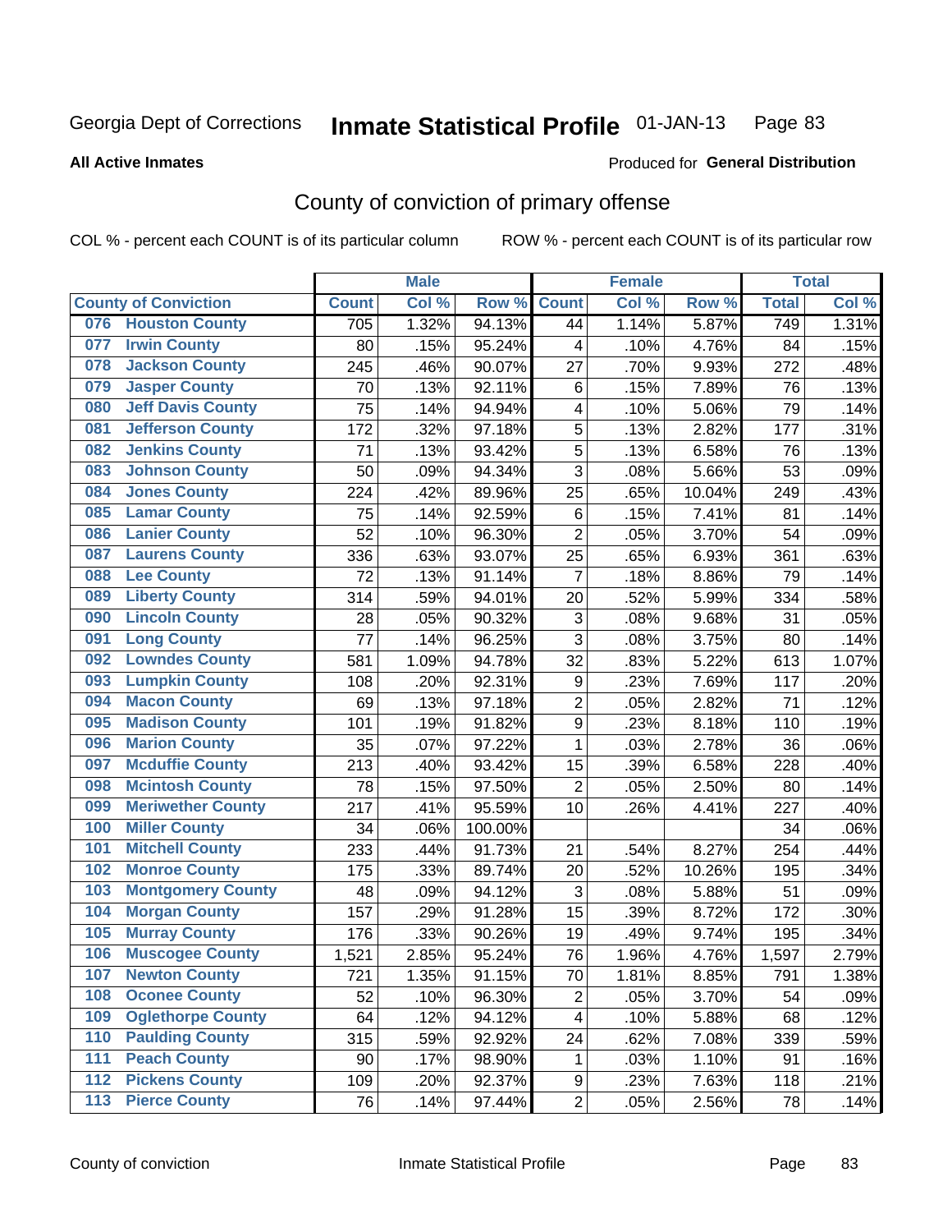Georgia Dept of Corrections **Inmate Statistical Profile** 01-JAN-13 Page 83

**All Active Inmates**

Produced for **General Distribution**

## County of conviction of primary offense

COL % - percent each COUNT is of its particular column ROW % - percent each COUNT is of its particular row

| County of Conviction | Male | | | Female | | | Total | |
|---|---|---|---|---|---|---|---|---|
| | Count | Col % | Row % | Count | Col % | Row % | Total | Col % |
| 076 Houston County | 705 | 1.32% | 94.13% | 44 | 1.14% | 5.87% | 749 | 1.31% |
| 077 Irwin County | 80 | .15% | 95.24% | 4 | .10% | 4.76% | 84 | .15% |
| 078 Jackson County | 245 | .46% | 90.07% | 27 | .70% | 9.93% | 272 | .48% |
| 079 Jasper County | 70 | .13% | 92.11% | 6 | .15% | 7.89% | 76 | .13% |
| 080 Jeff Davis County | 75 | .14% | 94.94% | 4 | .10% | 5.06% | 79 | .14% |
| 081 Jefferson County | 172 | .32% | 97.18% | 5 | .13% | 2.82% | 177 | .31% |
| 082 Jenkins County | 71 | .13% | 93.42% | 5 | .13% | 6.58% | 76 | .13% |
| 083 Johnson County | 50 | .09% | 94.34% | 3 | .08% | 5.66% | 53 | .09% |
| 084 Jones County | 224 | .42% | 89.96% | 25 | .65% | 10.04% | 249 | .43% |
| 085 Lamar County | 75 | .14% | 92.59% | 6 | .15% | 7.41% | 81 | .14% |
| 086 Lanier County | 52 | .10% | 96.30% | 2 | .05% | 3.70% | 54 | .09% |
| 087 Laurens County | 336 | .63% | 93.07% | 25 | .65% | 6.93% | 361 | .63% |
| 088 Lee County | 72 | .13% | 91.14% | 7 | .18% | 8.86% | 79 | .14% |
| 089 Liberty County | 314 | .59% | 94.01% | 20 | .52% | 5.99% | 334 | .58% |
| 090 Lincoln County | 28 | .05% | 90.32% | 3 | .08% | 9.68% | 31 | .05% |
| 091 Long County | 77 | .14% | 96.25% | 3 | .08% | 3.75% | 80 | .14% |
| 092 Lowndes County | 581 | 1.09% | 94.78% | 32 | .83% | 5.22% | 613 | 1.07% |
| 093 Lumpkin County | 108 | .20% | 92.31% | 9 | .23% | 7.69% | 117 | .20% |
| 094 Macon County | 69 | .13% | 97.18% | 2 | .05% | 2.82% | 71 | .12% |
| 095 Madison County | 101 | .19% | 91.82% | 9 | .23% | 8.18% | 110 | .19% |
| 096 Marion County | 35 | .07% | 97.22% | 1 | .03% | 2.78% | 36 | .06% |
| 097 Mcduffie County | 213 | .40% | 93.42% | 15 | .39% | 6.58% | 228 | .40% |
| 098 Mcintosh County | 78 | .15% | 97.50% | 2 | .05% | 2.50% | 80 | .14% |
| 099 Meriwether County | 217 | .41% | 95.59% | 10 | .26% | 4.41% | 227 | .40% |
| 100 Miller County | 34 | .06% | 100.00% | | | | 34 | .06% |
| 101 Mitchell County | 233 | .44% | 91.73% | 21 | .54% | 8.27% | 254 | .44% |
| 102 Monroe County | 175 | .33% | 89.74% | 20 | .52% | 10.26% | 195 | .34% |
| 103 Montgomery County | 48 | .09% | 94.12% | 3 | .08% | 5.88% | 51 | .09% |
| 104 Morgan County | 157 | .29% | 91.28% | 15 | .39% | 8.72% | 172 | .30% |
| 105 Murray County | 176 | .33% | 90.26% | 19 | .49% | 9.74% | 195 | .34% |
| 106 Muscogee County | 1,521 | 2.85% | 95.24% | 76 | 1.96% | 4.76% | 1,597 | 2.79% |
| 107 Newton County | 721 | 1.35% | 91.15% | 70 | 1.81% | 8.85% | 791 | 1.38% |
| 108 Oconee County | 52 | .10% | 96.30% | 2 | .05% | 3.70% | 54 | .09% |
| 109 Oglethorpe County | 64 | .12% | 94.12% | 4 | .10% | 5.88% | 68 | .12% |
| 110 Paulding County | 315 | .59% | 92.92% | 24 | .62% | 7.08% | 339 | .59% |
| 111 Peach County | 90 | .17% | 98.90% | 1 | .03% | 1.10% | 91 | .16% |
| 112 Pickens County | 109 | .20% | 92.37% | 9 | .23% | 7.63% | 118 | .21% |
| 113 Pierce County | 76 | .14% | 97.44% | 2 | .05% | 2.56% | 78 | .14% |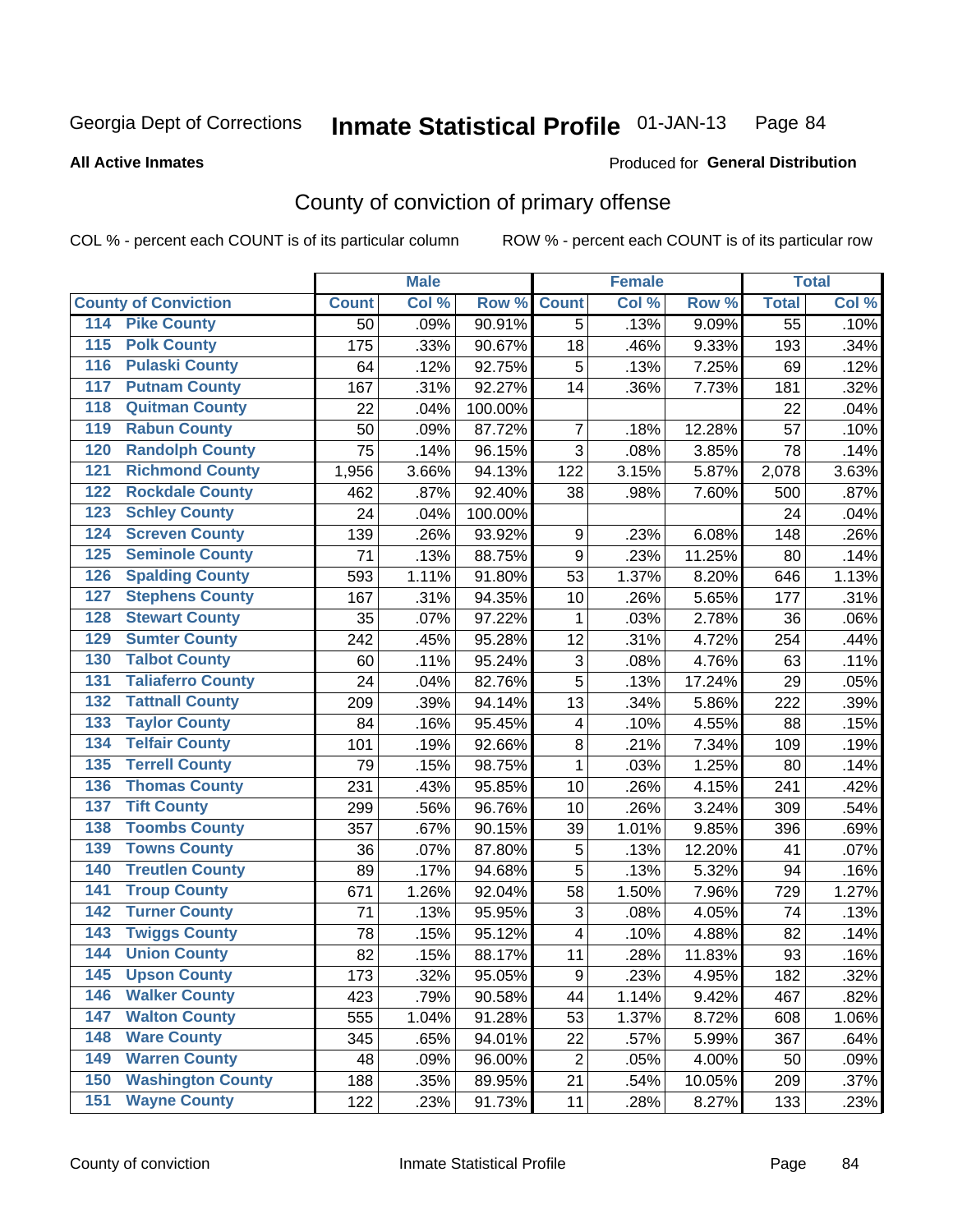Georgia Dept of Corrections **Inmate Statistical Profile** 01-JAN-13

**All Active Inmates** Produced for **General Distribution**

## County of conviction of primary offense

COL % - percent each COUNT is of its particular column ROW % - percent each COUNT is of its particular row

| County of Conviction | Male | | | Female | | | Total | |
|---|---|---|---|---|---|---|---|---|
| | Count | Col % | Row % | Count | Col % | Row % | Total | Col % |
| 114 Pike County | 50 | .09% | 90.91% | 5 | .13% | 9.09% | 55 | .10% |
| 115 Polk County | 175 | .33% | 90.67% | 18 | .46% | 9.33% | 193 | .34% |
| 116 Pulaski County | 64 | .12% | 92.75% | 5 | .13% | 7.25% | 69 | .12% |
| 117 Putnam County | 167 | .31% | 92.27% | 14 | .36% | 7.73% | 181 | .32% |
| 118 Quitman County | 22 | .04% | 100.00% | | | | 22 | .04% |
| 119 Rabun County | 50 | .09% | 87.72% | 7 | .18% | 12.28% | 57 | .10% |
| 120 Randolph County | 75 | .14% | 96.15% | 3 | .08% | 3.85% | 78 | .14% |
| 121 Richmond County | 1,956 | 3.66% | 94.13% | 122 | 3.15% | 5.87% | 2,078 | 3.63% |
| 122 Rockdale County | 462 | .87% | 92.40% | 38 | .98% | 7.60% | 500 | .87% |
| 123 Schley County | 24 | .04% | 100.00% | | | | 24 | .04% |
| 124 Screven County | 139 | .26% | 93.92% | 9 | .23% | 6.08% | 148 | .26% |
| 125 Seminole County | 71 | .13% | 88.75% | 9 | .23% | 11.25% | 80 | .14% |
| 126 Spalding County | 593 | 1.11% | 91.80% | 53 | 1.37% | 8.20% | 646 | 1.13% |
| 127 Stephens County | 167 | .31% | 94.35% | 10 | .26% | 5.65% | 177 | .31% |
| 128 Stewart County | 35 | .07% | 97.22% | 1 | .03% | 2.78% | 36 | .06% |
| 129 Sumter County | 242 | .45% | 95.28% | 12 | .31% | 4.72% | 254 | .44% |
| 130 Talbot County | 60 | .11% | 95.24% | 3 | .08% | 4.76% | 63 | .11% |
| 131 Taliaferro County | 24 | .04% | 82.76% | 5 | .13% | 17.24% | 29 | .05% |
| 132 Tattnall County | 209 | .39% | 94.14% | 13 | .34% | 5.86% | 222 | .39% |
| 133 Taylor County | 84 | .16% | 95.45% | 4 | .10% | 4.55% | 88 | .15% |
| 134 Telfair County | 101 | .19% | 92.66% | 8 | .21% | 7.34% | 109 | .19% |
| 135 Terrell County | 79 | .15% | 98.75% | 1 | .03% | 1.25% | 80 | .14% |
| 136 Thomas County | 231 | .43% | 95.85% | 10 | .26% | 4.15% | 241 | .42% |
| 137 Tift County | 299 | .56% | 96.76% | 10 | .26% | 3.24% | 309 | .54% |
| 138 Toombs County | 357 | .67% | 90.15% | 39 | 1.01% | 9.85% | 396 | .69% |
| 139 Towns County | 36 | .07% | 87.80% | 5 | .13% | 12.20% | 41 | .07% |
| 140 Treutlen County | 89 | .17% | 94.68% | 5 | .13% | 5.32% | 94 | .16% |
| 141 Troup County | 671 | 1.26% | 92.04% | 58 | 1.50% | 7.96% | 729 | 1.27% |
| 142 Turner County | 71 | .13% | 95.95% | 3 | .08% | 4.05% | 74 | .13% |
| 143 Twiggs County | 78 | .15% | 95.12% | 4 | .10% | 4.88% | 82 | .14% |
| 144 Union County | 82 | .15% | 88.17% | 11 | .28% | 11.83% | 93 | .16% |
| 145 Upson County | 173 | .32% | 95.05% | 9 | .23% | 4.95% | 182 | .32% |
| 146 Walker County | 423 | .79% | 90.58% | 44 | 1.14% | 9.42% | 467 | .82% |
| 147 Walton County | 555 | 1.04% | 91.28% | 53 | 1.37% | 8.72% | 608 | 1.06% |
| 148 Ware County | 345 | .65% | 94.01% | 22 | .57% | 5.99% | 367 | .64% |
| 149 Warren County | 48 | .09% | 96.00% | 2 | .05% | 4.00% | 50 | .09% |
| 150 Washington County | 188 | .35% | 89.95% | 21 | .54% | 10.05% | 209 | .37% |
| 151 Wayne County | 122 | .23% | 91.73% | 11 | .28% | 8.27% | 133 | .23% |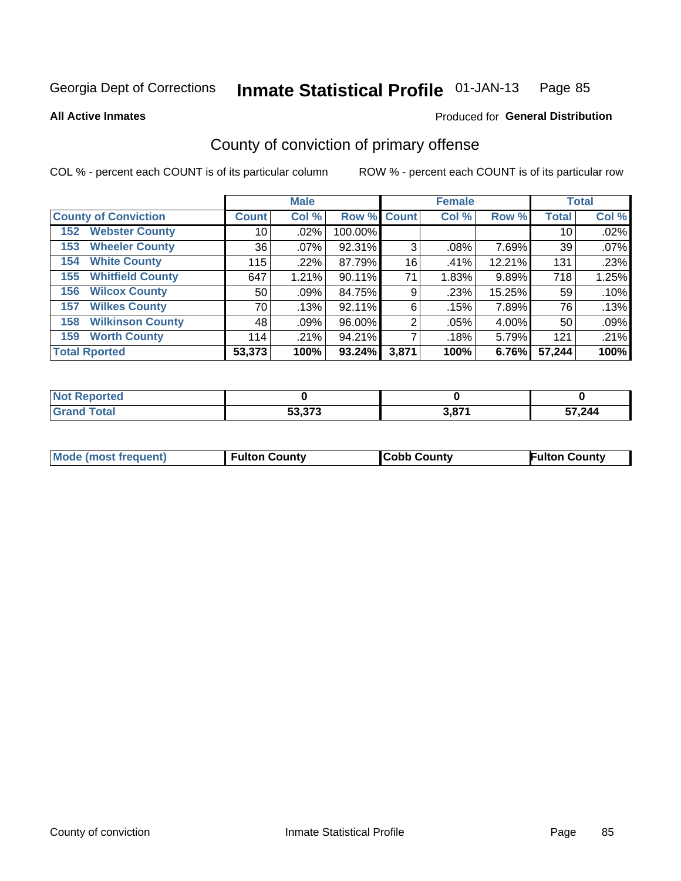Georgia Dept of Corrections **Inmate Statistical Profile** 01-JAN-13

**All Active Inmates**

Produced for **General Distribution**

## County of conviction of primary offense

COL % - percent each COUNT is of its particular column    ROW % - percent each COUNT is of its particular row

| | Male | | | Female | | | Total | |
|---|---|---|---|---|---|---|---|---|
| **County of Conviction** | **Count** | **Col %** | **Row %** | **Count** | **Col %** | **Row %** | **Total** | **Col %** |
| 152 Webster County | 10 | .02% | 100.00% | | | | 10 | .02% |
| 153 Wheeler County | 36 | .07% | 92.31% | 3 | .08% | 7.69% | 39 | .07% |
| 154 White County | 115 | .22% | 87.79% | 16 | .41% | 12.21% | 131 | .23% |
| 155 Whitfield County | 647 | 1.21% | 90.11% | 71 | 1.83% | 9.89% | 718 | 1.25% |
| 156 Wilcox County | 50 | .09% | 84.75% | 9 | .23% | 15.25% | 59 | .10% |
| 157 Wilkes County | 70 | .13% | 92.11% | 6 | .15% | 7.89% | 76 | .13% |
| 158 Wilkinson County | 48 | .09% | 96.00% | 2 | .05% | 4.00% | 50 | .09% |
| 159 Worth County | 114 | .21% | 94.21% | 7 | .18% | 5.79% | 121 | .21% |
| **Total Rported** | **53,373** | **100%** | **93.24%** | **3,871** | **100%** | **6.76%** | **57,244** | **100%** |

| | Male | Female | Total |
|---|---|---|---|
| Not Reported | **0** | **0** | **0** |
| Grand Total | **53,373** | **3,871** | **57,244** |

| | Male | Female | Total |
|---|---|---|---|
| Mode (most frequent) | **Fulton County** | **Cobb County** | **Fulton County** |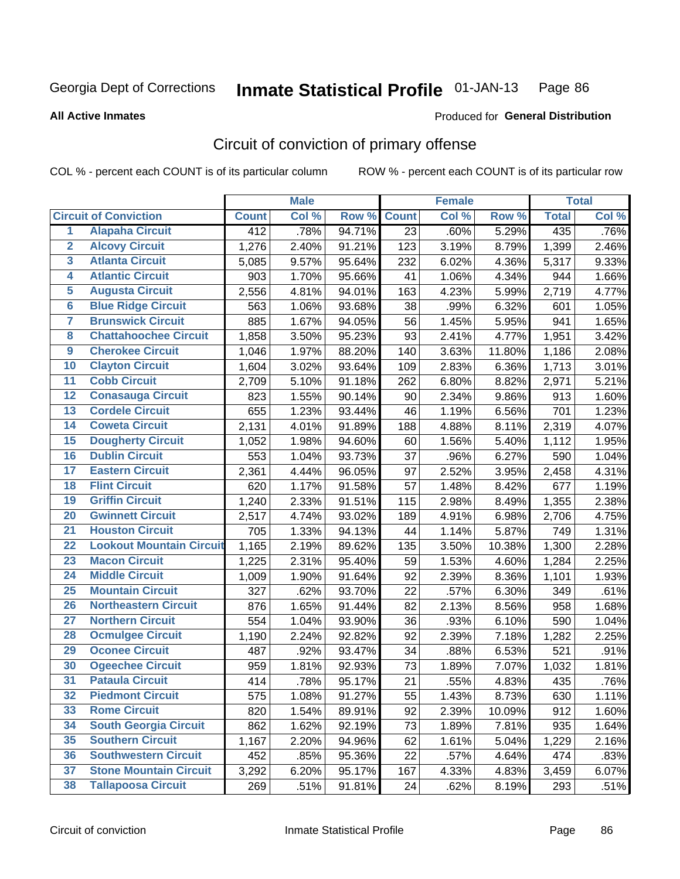Georgia Dept of Corrections **Inmate Statistical Profile** 01-JAN-13

**All Active Inmates**

Produced for **General Distribution**

## Circuit of conviction of primary offense

COL % - percent each COUNT is of its particular column  ROW % - percent each COUNT is of its particular row

| | Circuit of Conviction | Male | | | Female | | | Total | |
|---|---|---|---|---|---|---|---|---|---|
| | | Count | Col % | Row % | Count | Col % | Row % | Total | Col % |
| 1 | Alapaha Circuit | 412 | .78% | 94.71% | 23 | .60% | 5.29% | 435 | .76% |
| 2 | Alcovy Circuit | 1,276 | 2.40% | 91.21% | 123 | 3.19% | 8.79% | 1,399 | 2.46% |
| 3 | Atlanta Circuit | 5,085 | 9.57% | 95.64% | 232 | 6.02% | 4.36% | 5,317 | 9.33% |
| 4 | Atlantic Circuit | 903 | 1.70% | 95.66% | 41 | 1.06% | 4.34% | 944 | 1.66% |
| 5 | Augusta Circuit | 2,556 | 4.81% | 94.01% | 163 | 4.23% | 5.99% | 2,719 | 4.77% |
| 6 | Blue Ridge Circuit | 563 | 1.06% | 93.68% | 38 | .99% | 6.32% | 601 | 1.05% |
| 7 | Brunswick Circuit | 885 | 1.67% | 94.05% | 56 | 1.45% | 5.95% | 941 | 1.65% |
| 8 | Chattahoochee Circuit | 1,858 | 3.50% | 95.23% | 93 | 2.41% | 4.77% | 1,951 | 3.42% |
| 9 | Cherokee Circuit | 1,046 | 1.97% | 88.20% | 140 | 3.63% | 11.80% | 1,186 | 2.08% |
| 10 | Clayton Circuit | 1,604 | 3.02% | 93.64% | 109 | 2.83% | 6.36% | 1,713 | 3.01% |
| 11 | Cobb Circuit | 2,709 | 5.10% | 91.18% | 262 | 6.80% | 8.82% | 2,971 | 5.21% |
| 12 | Conasauga Circuit | 823 | 1.55% | 90.14% | 90 | 2.34% | 9.86% | 913 | 1.60% |
| 13 | Cordele Circuit | 655 | 1.23% | 93.44% | 46 | 1.19% | 6.56% | 701 | 1.23% |
| 14 | Coweta Circuit | 2,131 | 4.01% | 91.89% | 188 | 4.88% | 8.11% | 2,319 | 4.07% |
| 15 | Dougherty Circuit | 1,052 | 1.98% | 94.60% | 60 | 1.56% | 5.40% | 1,112 | 1.95% |
| 16 | Dublin Circuit | 553 | 1.04% | 93.73% | 37 | .96% | 6.27% | 590 | 1.04% |
| 17 | Eastern Circuit | 2,361 | 4.44% | 96.05% | 97 | 2.52% | 3.95% | 2,458 | 4.31% |
| 18 | Flint Circuit | 620 | 1.17% | 91.58% | 57 | 1.48% | 8.42% | 677 | 1.19% |
| 19 | Griffin Circuit | 1,240 | 2.33% | 91.51% | 115 | 2.98% | 8.49% | 1,355 | 2.38% |
| 20 | Gwinnett Circuit | 2,517 | 4.74% | 93.02% | 189 | 4.91% | 6.98% | 2,706 | 4.75% |
| 21 | Houston Circuit | 705 | 1.33% | 94.13% | 44 | 1.14% | 5.87% | 749 | 1.31% |
| 22 | Lookout Mountain Circuit | 1,165 | 2.19% | 89.62% | 135 | 3.50% | 10.38% | 1,300 | 2.28% |
| 23 | Macon Circuit | 1,225 | 2.31% | 95.40% | 59 | 1.53% | 4.60% | 1,284 | 2.25% |
| 24 | Middle Circuit | 1,009 | 1.90% | 91.64% | 92 | 2.39% | 8.36% | 1,101 | 1.93% |
| 25 | Mountain Circuit | 327 | .62% | 93.70% | 22 | .57% | 6.30% | 349 | .61% |
| 26 | Northeastern Circuit | 876 | 1.65% | 91.44% | 82 | 2.13% | 8.56% | 958 | 1.68% |
| 27 | Northern Circuit | 554 | 1.04% | 93.90% | 36 | .93% | 6.10% | 590 | 1.04% |
| 28 | Ocmulgee Circuit | 1,190 | 2.24% | 92.82% | 92 | 2.39% | 7.18% | 1,282 | 2.25% |
| 29 | Oconee Circuit | 487 | .92% | 93.47% | 34 | .88% | 6.53% | 521 | .91% |
| 30 | Ogeechee Circuit | 959 | 1.81% | 92.93% | 73 | 1.89% | 7.07% | 1,032 | 1.81% |
| 31 | Pataula Circuit | 414 | .78% | 95.17% | 21 | .55% | 4.83% | 435 | .76% |
| 32 | Piedmont Circuit | 575 | 1.08% | 91.27% | 55 | 1.43% | 8.73% | 630 | 1.11% |
| 33 | Rome Circuit | 820 | 1.54% | 89.91% | 92 | 2.39% | 10.09% | 912 | 1.60% |
| 34 | South Georgia Circuit | 862 | 1.62% | 92.19% | 73 | 1.89% | 7.81% | 935 | 1.64% |
| 35 | Southern Circuit | 1,167 | 2.20% | 94.96% | 62 | 1.61% | 5.04% | 1,229 | 2.16% |
| 36 | Southwestern Circuit | 452 | .85% | 95.36% | 22 | .57% | 4.64% | 474 | .83% |
| 37 | Stone Mountain Circuit | 3,292 | 6.20% | 95.17% | 167 | 4.33% | 4.83% | 3,459 | 6.07% |
| 38 | Tallapoosa Circuit | 269 | .51% | 91.81% | 24 | .62% | 8.19% | 293 | .51% |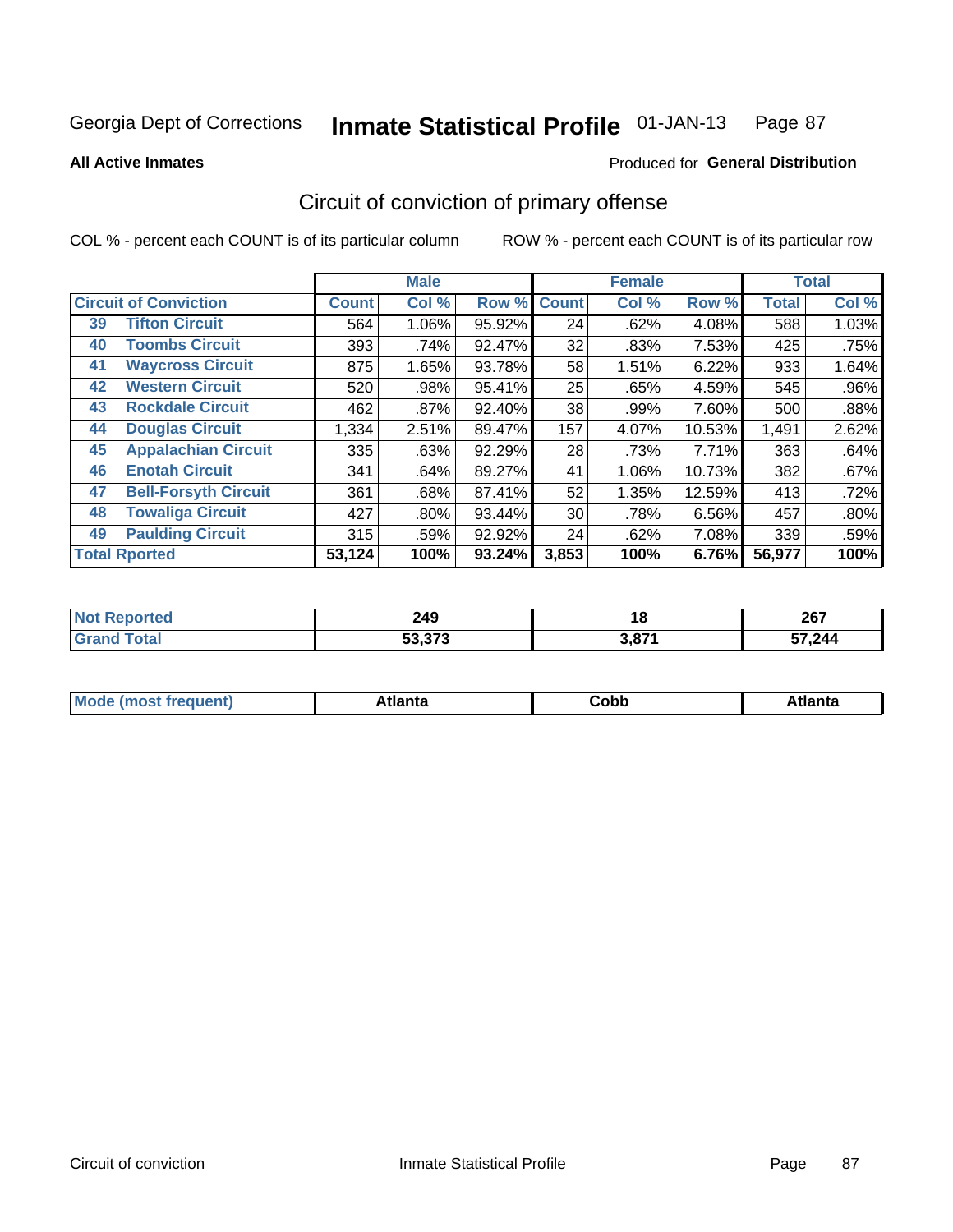Georgia Dept of Corrections **Inmate Statistical Profile** 01-JAN-13

**All Active Inmates**

Produced for **General Distribution**

## Circuit of conviction of primary offense

COL % - percent each COUNT is of its particular column

ROW % - percent each COUNT is of its particular row

| Circuit of Conviction | | Male | | | Female | | | Total | |
|---|---|---|---|---|---|---|---|---|---|
| | | Count | Col % | Row % | Count | Col % | Row % | Total | Col % |
| 39 | Tifton Circuit | 564 | 1.06% | 95.92% | 24 | .62% | 4.08% | 588 | 1.03% |
| 40 | Toombs Circuit | 393 | .74% | 92.47% | 32 | .83% | 7.53% | 425 | .75% |
| 41 | Waycross Circuit | 875 | 1.65% | 93.78% | 58 | 1.51% | 6.22% | 933 | 1.64% |
| 42 | Western Circuit | 520 | .98% | 95.41% | 25 | .65% | 4.59% | 545 | .96% |
| 43 | Rockdale Circuit | 462 | .87% | 92.40% | 38 | .99% | 7.60% | 500 | .88% |
| 44 | Douglas Circuit | 1,334 | 2.51% | 89.47% | 157 | 4.07% | 10.53% | 1,491 | 2.62% |
| 45 | Appalachian Circuit | 335 | .63% | 92.29% | 28 | .73% | 7.71% | 363 | .64% |
| 46 | Enotah Circuit | 341 | .64% | 89.27% | 41 | 1.06% | 10.73% | 382 | .67% |
| 47 | Bell-Forsyth Circuit | 361 | .68% | 87.41% | 52 | 1.35% | 12.59% | 413 | .72% |
| 48 | Towaliga Circuit | 427 | .80% | 93.44% | 30 | .78% | 6.56% | 457 | .80% |
| 49 | Paulding Circuit | 315 | .59% | 92.92% | 24 | .62% | 7.08% | 339 | .59% |
| **Total Rported** | | **53,124** | **100%** | **93.24%** | **3,853** | **100%** | **6.76%** | **56,977** | **100%** |

| | Male | Female | Total |
|---|---|---|---|
| Not Reported | 249 | 18 | 267 |
| Grand Total | 53,373 | 3,871 | 57,244 |

| | Male | Female | Total |
|---|---|---|---|
| Mode (most frequent) | Atlanta | Cobb | Atlanta |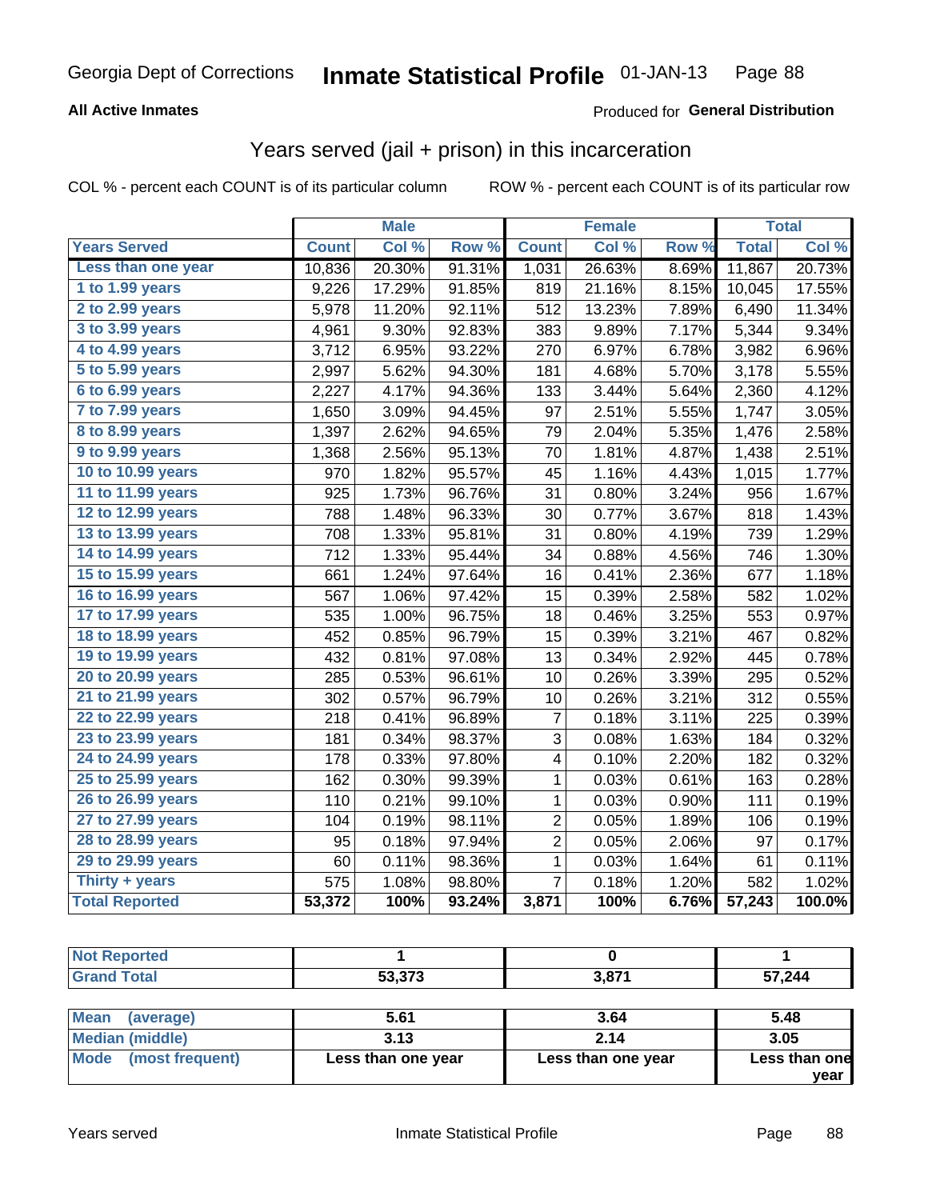Georgia Dept of Corrections **Inmate Statistical Profile** 01-JAN-13

**All Active Inmates**

Produced for **General Distribution**

## Years served (jail + prison) in this incarceration

COL % - percent each COUNT is of its particular column    ROW % - percent each COUNT is of its particular row

| | Male | | | Female | | | Total | |
|---|---|---|---|---|---|---|---|---|
| **Years Served** | **Count** | **Col %** | **Row %** | **Count** | **Col %** | **Row %** | **Total** | **Col %** |
| Less than one year | 10,836 | 20.30% | 91.31% | 1,031 | 26.63% | 8.69% | 11,867 | 20.73% |
| 1 to 1.99 years | 9,226 | 17.29% | 91.85% | 819 | 21.16% | 8.15% | 10,045 | 17.55% |
| 2 to 2.99 years | 5,978 | 11.20% | 92.11% | 512 | 13.23% | 7.89% | 6,490 | 11.34% |
| 3 to 3.99 years | 4,961 | 9.30% | 92.83% | 383 | 9.89% | 7.17% | 5,344 | 9.34% |
| 4 to 4.99 years | 3,712 | 6.95% | 93.22% | 270 | 6.97% | 6.78% | 3,982 | 6.96% |
| 5 to 5.99 years | 2,997 | 5.62% | 94.30% | 181 | 4.68% | 5.70% | 3,178 | 5.55% |
| 6 to 6.99 years | 2,227 | 4.17% | 94.36% | 133 | 3.44% | 5.64% | 2,360 | 4.12% |
| 7 to 7.99 years | 1,650 | 3.09% | 94.45% | 97 | 2.51% | 5.55% | 1,747 | 3.05% |
| 8 to 8.99 years | 1,397 | 2.62% | 94.65% | 79 | 2.04% | 5.35% | 1,476 | 2.58% |
| 9 to 9.99 years | 1,368 | 2.56% | 95.13% | 70 | 1.81% | 4.87% | 1,438 | 2.51% |
| 10 to 10.99 years | 970 | 1.82% | 95.57% | 45 | 1.16% | 4.43% | 1,015 | 1.77% |
| 11 to 11.99 years | 925 | 1.73% | 96.76% | 31 | 0.80% | 3.24% | 956 | 1.67% |
| 12 to 12.99 years | 788 | 1.48% | 96.33% | 30 | 0.77% | 3.67% | 818 | 1.43% |
| 13 to 13.99 years | 708 | 1.33% | 95.81% | 31 | 0.80% | 4.19% | 739 | 1.29% |
| 14 to 14.99 years | 712 | 1.33% | 95.44% | 34 | 0.88% | 4.56% | 746 | 1.30% |
| 15 to 15.99 years | 661 | 1.24% | 97.64% | 16 | 0.41% | 2.36% | 677 | 1.18% |
| 16 to 16.99 years | 567 | 1.06% | 97.42% | 15 | 0.39% | 2.58% | 582 | 1.02% |
| 17 to 17.99 years | 535 | 1.00% | 96.75% | 18 | 0.46% | 3.25% | 553 | 0.97% |
| 18 to 18.99 years | 452 | 0.85% | 96.79% | 15 | 0.39% | 3.21% | 467 | 0.82% |
| 19 to 19.99 years | 432 | 0.81% | 97.08% | 13 | 0.34% | 2.92% | 445 | 0.78% |
| 20 to 20.99 years | 285 | 0.53% | 96.61% | 10 | 0.26% | 3.39% | 295 | 0.52% |
| 21 to 21.99 years | 302 | 0.57% | 96.79% | 10 | 0.26% | 3.21% | 312 | 0.55% |
| 22 to 22.99 years | 218 | 0.41% | 96.89% | 7 | 0.18% | 3.11% | 225 | 0.39% |
| 23 to 23.99 years | 181 | 0.34% | 98.37% | 3 | 0.08% | 1.63% | 184 | 0.32% |
| 24 to 24.99 years | 178 | 0.33% | 97.80% | 4 | 0.10% | 2.20% | 182 | 0.32% |
| 25 to 25.99 years | 162 | 0.30% | 99.39% | 1 | 0.03% | 0.61% | 163 | 0.28% |
| 26 to 26.99 years | 110 | 0.21% | 99.10% | 1 | 0.03% | 0.90% | 111 | 0.19% |
| 27 to 27.99 years | 104 | 0.19% | 98.11% | 2 | 0.05% | 1.89% | 106 | 0.19% |
| 28 to 28.99 years | 95 | 0.18% | 97.94% | 2 | 0.05% | 2.06% | 97 | 0.17% |
| 29 to 29.99 years | 60 | 0.11% | 98.36% | 1 | 0.03% | 1.64% | 61 | 0.11% |
| Thirty + years | 575 | 1.08% | 98.80% | 7 | 0.18% | 1.20% | 582 | 1.02% |
| **Total Reported** | **53,372** | **100%** | **93.24%** | **3,871** | **100%** | **6.76%** | **57,243** | **100.0%** |

| | Male | Female | Total |
|---|---|---|---|
| Not Reported | 1 | 0 | 1 |
| Grand Total | 53,373 | 3,871 | 57,244 |

| | Male | Female | Total |
|---|---|---|---|
| Mean (average) | 5.61 | 3.64 | 5.48 |
| Median (middle) | 3.13 | 2.14 | 3.05 |
| Mode (most frequent) | Less than one year | Less than one year | Less than one year |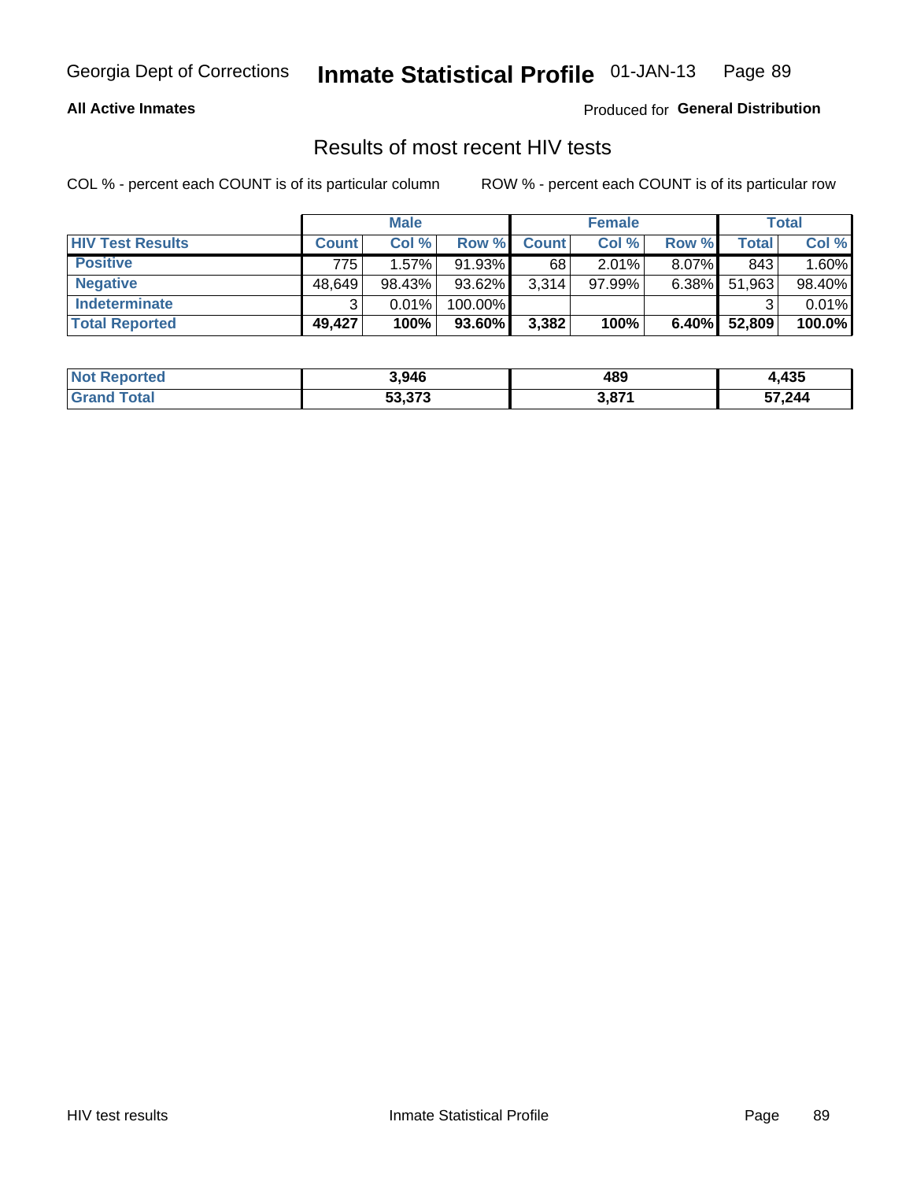Georgia Dept of Corrections **Inmate Statistical Profile** 01-JAN-13

**All Active Inmates** Produced for **General Distribution**

## Results of most recent HIV tests

COL % - percent each COUNT is of its particular column ROW % - percent each COUNT is of its particular row

| | Male | | | Female | | | Total | |
|---|---|---|---|---|---|---|---|---|
| **HIV Test Results** | **Count** | **Col %** | **Row %** | **Count** | **Col %** | **Row %** | **Total** | **Col %** |
| **Positive** | 775 | 1.57% | 91.93% | 68 | 2.01% | 8.07% | 843 | 1.60% |
| **Negative** | 48,649 | 98.43% | 93.62% | 3,314 | 97.99% | 6.38% | 51,963 | 98.40% |
| **Indeterminate** | 3 | 0.01% | 100.00% | | | | 3 | 0.01% |
| **Total Reported** | **49,427** | **100%** | **93.60%** | **3,382** | **100%** | **6.40%** | **52,809** | **100.0%** |

| | Male | Female | Total |
|---|---|---|---|
| **Not Reported** | **3,946** | **489** | **4,435** |
| **Grand Total** | **53,373** | **3,871** | **57,244** |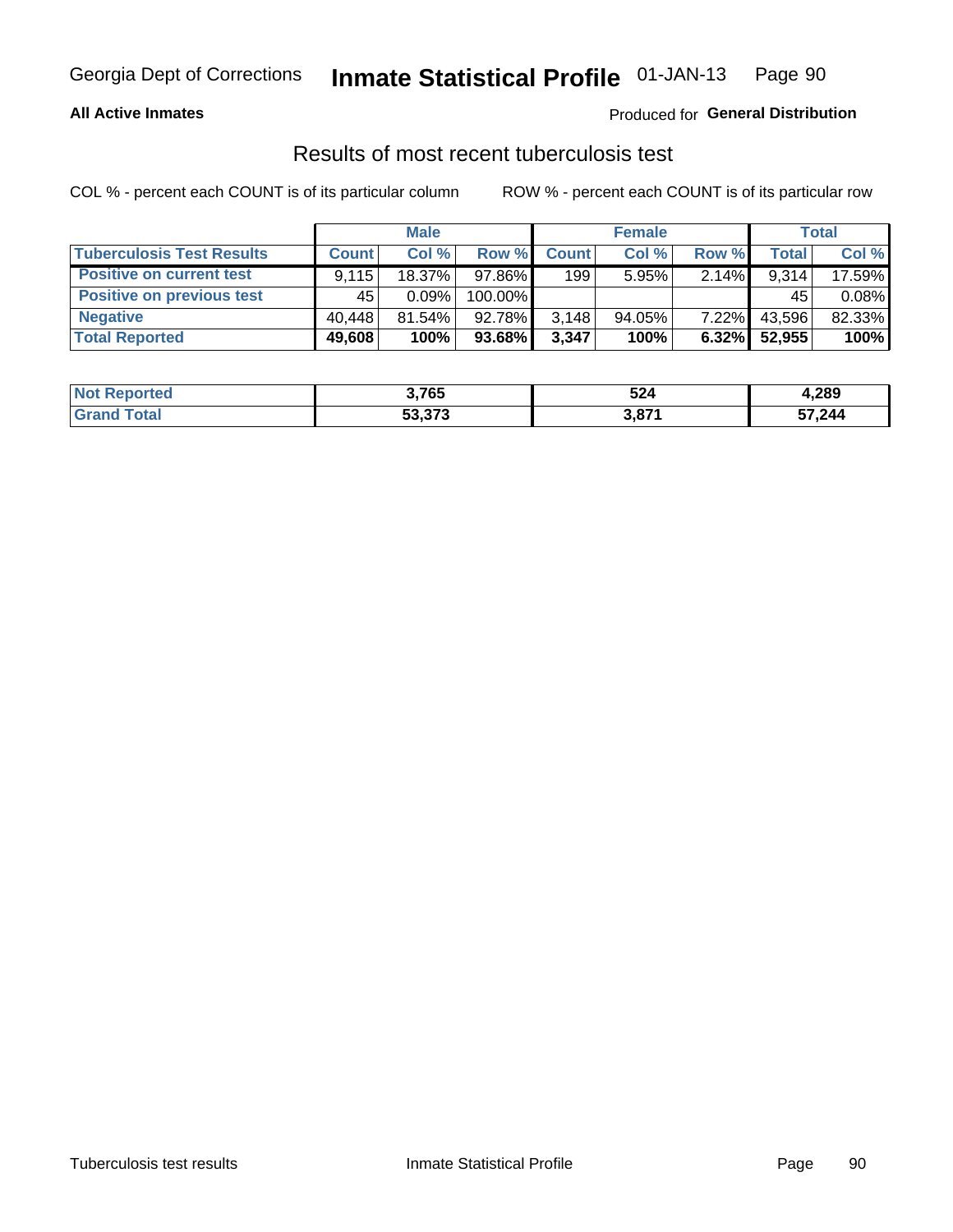Georgia Dept of Corrections **Inmate Statistical Profile** 01-JAN-13

**All Active Inmates**

Produced for **General Distribution**

## Results of most recent tuberculosis test

COL % - percent each COUNT is of its particular column

ROW % - percent each COUNT is of its particular row

| | Male | | | Female | | | Total | |
|---|---|---|---|---|---|---|---|---|
| **Tuberculosis Test Results** | **Count** | **Col %** | **Row %** | **Count** | **Col %** | **Row %** | **Total** | **Col %** |
| **Positive on current test** | 9,115 | 18.37% | 97.86% | 199 | 5.95% | 2.14% | 9,314 | 17.59% |
| **Positive on previous test** | 45 | 0.09% | 100.00% | | | | 45 | 0.08% |
| **Negative** | 40,448 | 81.54% | 92.78% | 3,148 | 94.05% | 7.22% | 43,596 | 82.33% |
| **Total Reported** | **49,608** | **100%** | **93.68%** | **3,347** | **100%** | **6.32%** | **52,955** | **100%** |

| | Male | Female | Total |
|---|---|---|---|
| **Not Reported** | **3,765** | **524** | **4,289** |
| **Grand Total** | **53,373** | **3,871** | **57,244** |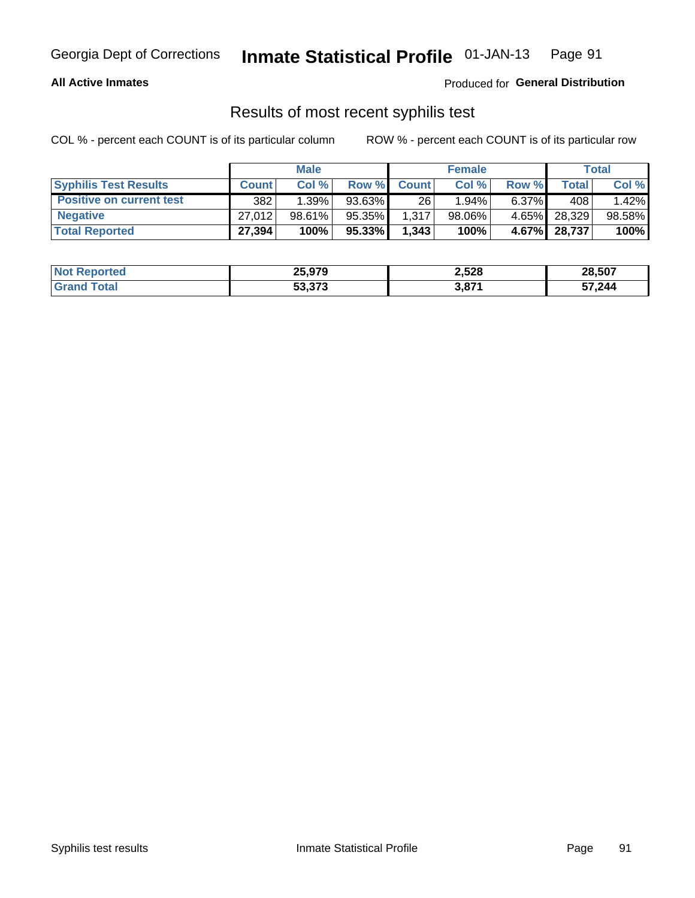Georgia Dept of Corrections **Inmate Statistical Profile** 01-JAN-13

**All Active Inmates**

Produced for **General Distribution**

## Results of most recent syphilis test

COL % - percent each COUNT is of its particular column    ROW % - percent each COUNT is of its particular row

| | Male | | | Female | | | Total | |
|---|---|---|---|---|---|---|---|---|
| **Syphilis Test Results** | **Count** | **Col %** | **Row %** | **Count** | **Col %** | **Row %** | **Total** | **Col %** |
| **Positive on current test** | 382 | 1.39% | 93.63% | 26 | 1.94% | 6.37% | 408 | 1.42% |
| **Negative** | 27,012 | 98.61% | 95.35% | 1,317 | 98.06% | 4.65% | 28,329 | 98.58% |
| **Total Reported** | **27,394** | **100%** | **95.33%** | **1,343** | **100%** | **4.67%** | **28,737** | **100%** |

| | Male | Female | Total |
|---|---|---|---|
| **Not Reported** | **25,979** | **2,528** | **28,507** |
| **Grand Total** | **53,373** | **3,871** | **57,244** |

Syphilis test results    Inmate Statistical Profile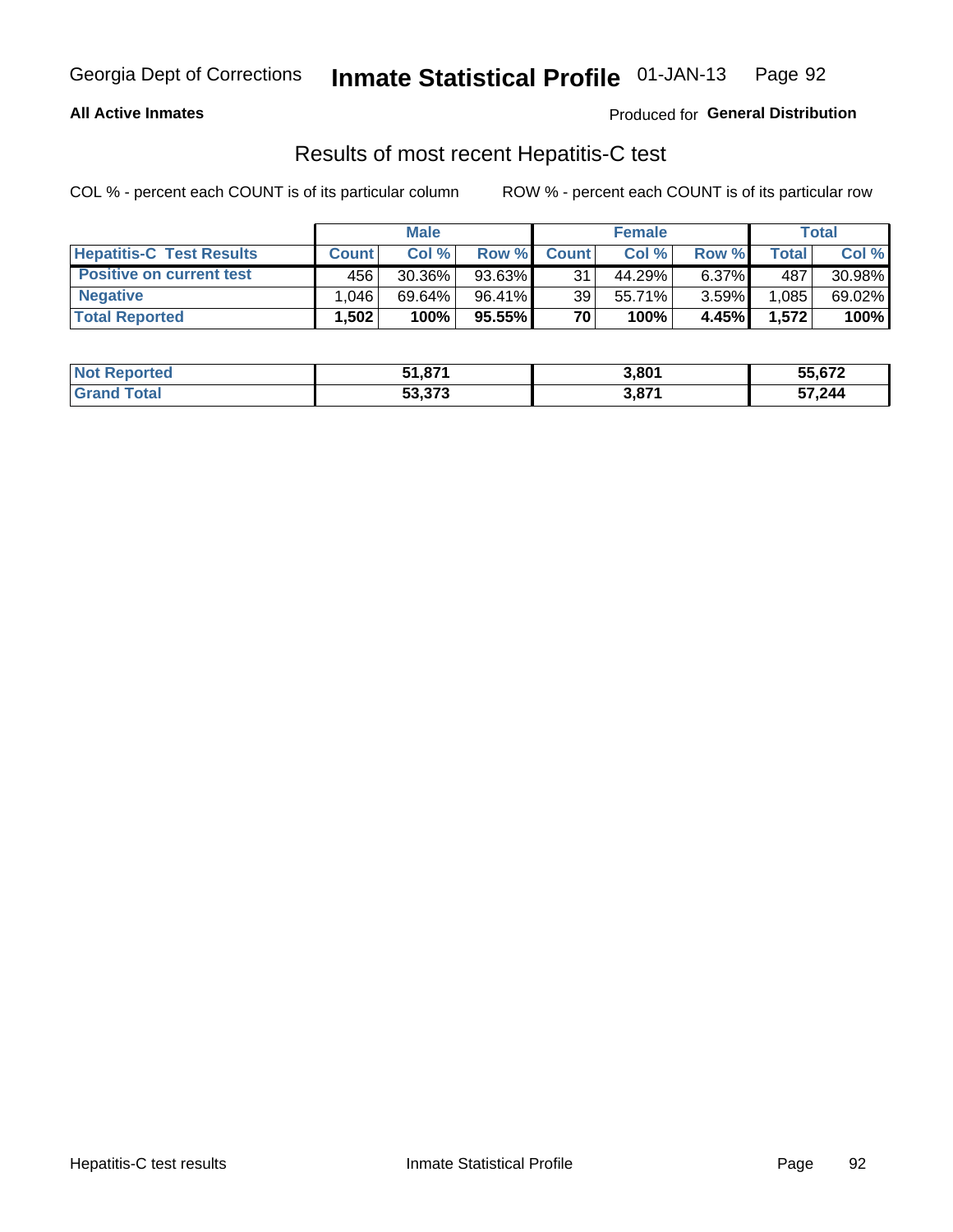Georgia Dept of Corrections **Inmate Statistical Profile** 01-JAN-13

**All Active Inmates**

Produced for **General Distribution**

## Results of most recent Hepatitis-C test

COL % - percent each COUNT is of its particular column        ROW % - percent each COUNT is of its particular row

| | Male | | | Female | | | Total | |
|---|---|---|---|---|---|---|---|---|
| **Hepatitis-C Test Results** | **Count** | **Col %** | **Row %** | **Count** | **Col %** | **Row %** | **Total** | **Col %** |
| **Positive on current test** | 456 | 30.36% | 93.63% | 31 | 44.29% | 6.37% | 487 | 30.98% |
| **Negative** | 1,046 | 69.64% | 96.41% | 39 | 55.71% | 3.59% | 1,085 | 69.02% |
| **Total Reported** | **1,502** | **100%** | **95.55%** | **70** | **100%** | **4.45%** | **1,572** | **100%** |

| | Male | Female | Total |
|---|---|---|---|
| **Not Reported** | **51,871** | **3,801** | **55,672** |
| **Grand Total** | **53,373** | **3,871** | **57,244** |